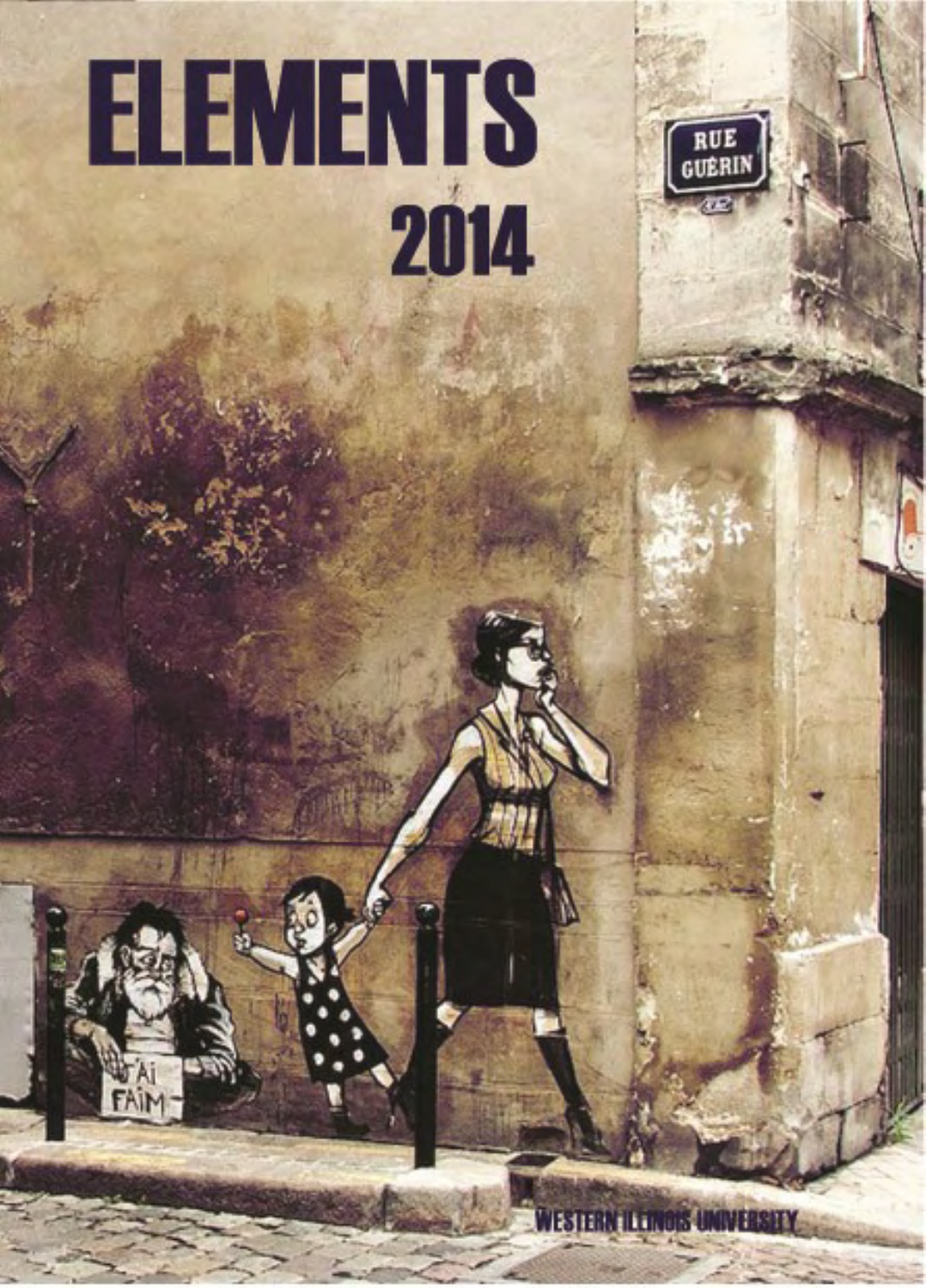# ELEMENTS

## 2014

WESTERN ILLINOIS UNIVERSITY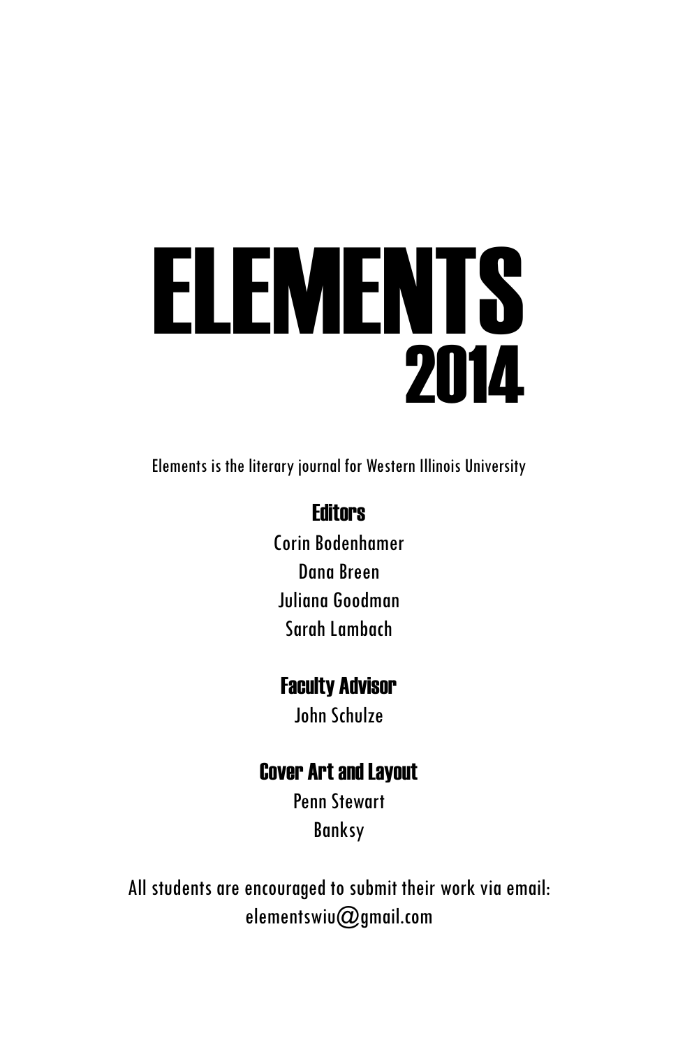# ELEMENTS
## 2014

Elements is the literary journal for Western Illinois University

### Editors

Corin Bodenhamer

Dana Breen

Juliana Goodman

Sarah Lambach

### Faculty Advisor

John Schulze

### Cover Art and Layout

Penn Stewart

Banksy

All students are encouraged to submit their work via email:
elementswiu@gmail.com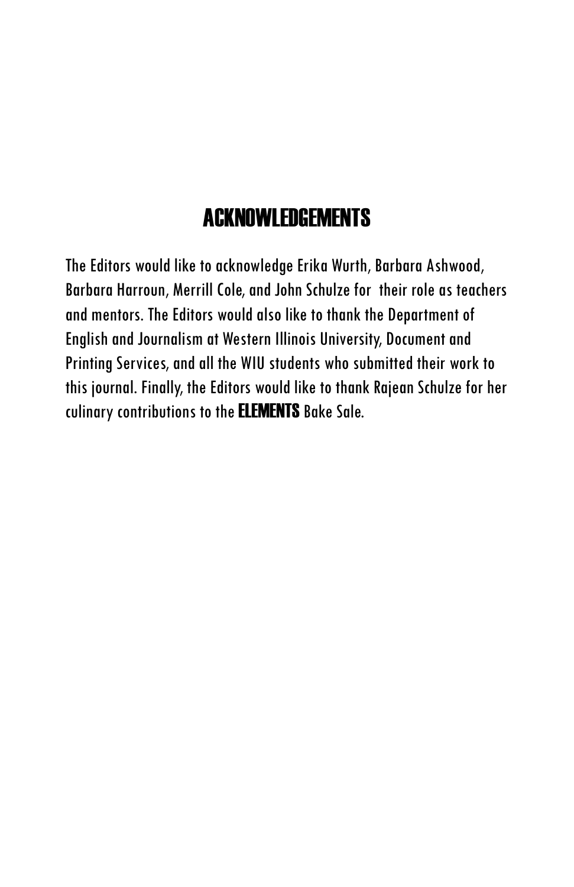# ACKNOWLEDGEMENTS

The Editors would like to acknowledge Erika Wurth, Barbara Ashwood, Barbara Harroun, Merrill Cole, and John Schulze for their role as teachers and mentors. The Editors would also like to thank the Department of English and Journalism at Western Illinois University, Document and Printing Services, and all the WIU students who submitted their work to this journal. Finally, the Editors would like to thank Rajean Schulze for her culinary contributions to the **ELEMENTS** Bake Sale.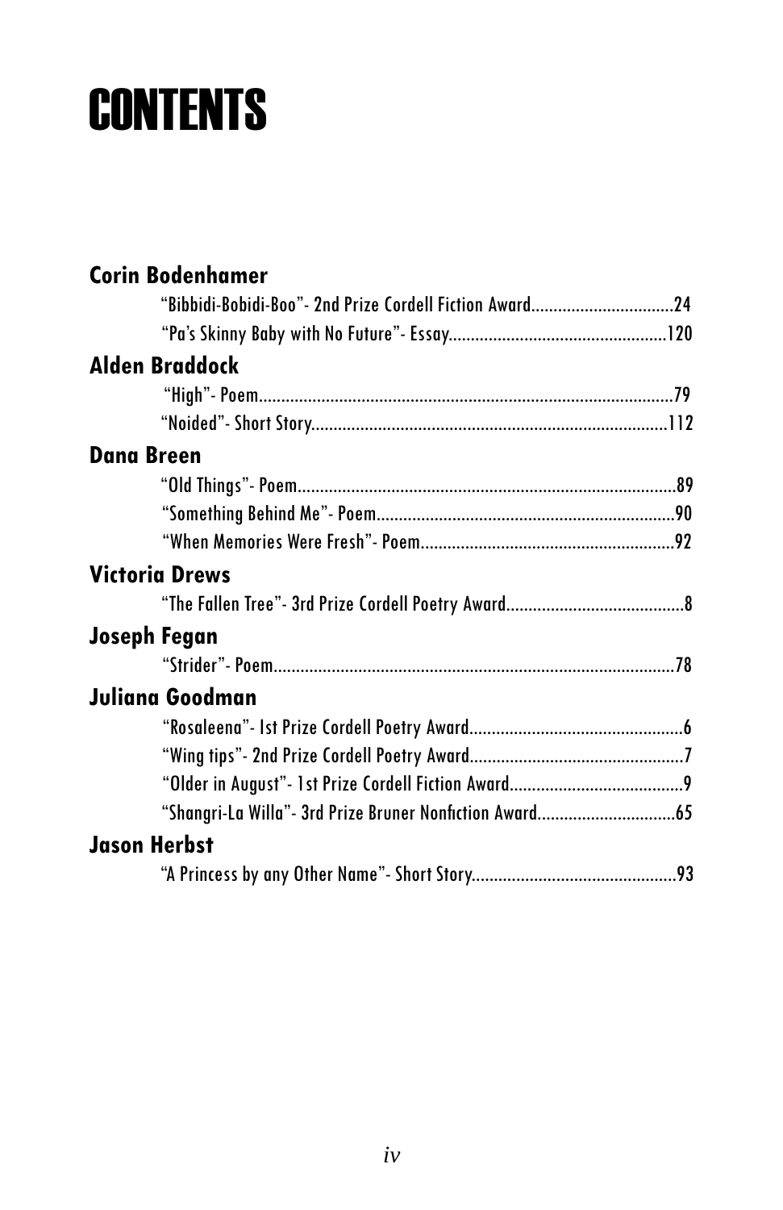# CONTENTS

**Corin Bodenhamer**

"Bibbidi-Bobidi-Boo"- 2nd Prize Cordell Fiction Award................................24

"Pa's Skinny Baby with No Future"- Essay................................................120

**Alden Braddock**

"High"- Poem............................................................................................79

"Noided"- Short Story...............................................................................112

**Dana Breen**

"Old Things"- Poem....................................................................................89

"Something Behind Me"- Poem...................................................................90

"When Memories Were Fresh"- Poem.........................................................92

**Victoria Drews**

"The Fallen Tree"- 3rd Prize Cordell Poetry Award........................................8

**Joseph Fegan**

"Strider"- Poem.........................................................................................78

**Juliana Goodman**

"Rosaleena"- 1st Prize Cordell Poetry Award................................................6

"Wing tips"- 2nd Prize Cordell Poetry Award................................................7

"Older in August"- 1st Prize Cordell Fiction Award.......................................9

"Shangri-La Willa"- 3rd Prize Bruner Nonfiction Award...............................65

**Jason Herbst**

"A Princess by any Other Name"- Short Story.............................................93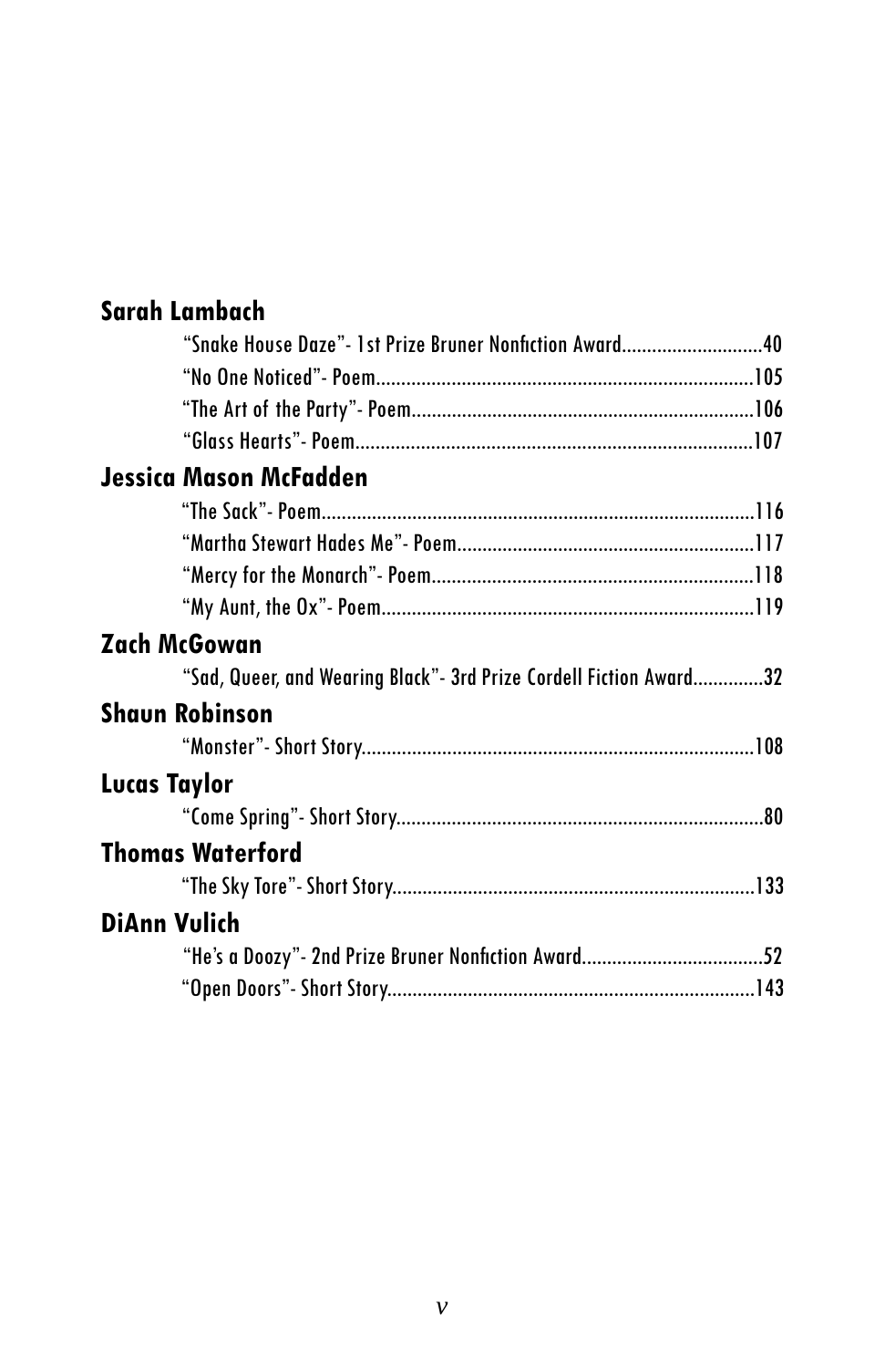**Sarah Lambach**

“Snake House Daze”- 1st Prize Bruner Nonfiction Award............................40
“No One Noticed”- Poem..........................................................................105
“The Art of the Party”- Poem...................................................................106
“Glass Hearts”- Poem..............................................................................107

**Jessica Mason McFadden**

“The Sack”- Poem.....................................................................................116
“Martha Stewart Hades Me”- Poem...........................................................117
“Mercy for the Monarch”- Poem...............................................................118
“My Aunt, the Ox”- Poem.........................................................................119

**Zach McGowan**

“Sad, Queer, and Wearing Black”- 3rd Prize Cordell Fiction Award..............32

**Shaun Robinson**

“Monster”- Short Story.............................................................................108

**Lucas Taylor**

“Come Spring”- Short Story........................................................................80

**Thomas Waterford**

“The Sky Tore”- Short Story.......................................................................133

**DiAnn Vulich**

“He’s a Doozy”- 2nd Prize Bruner Nonfiction Award....................................52
“Open Doors”- Short Story........................................................................143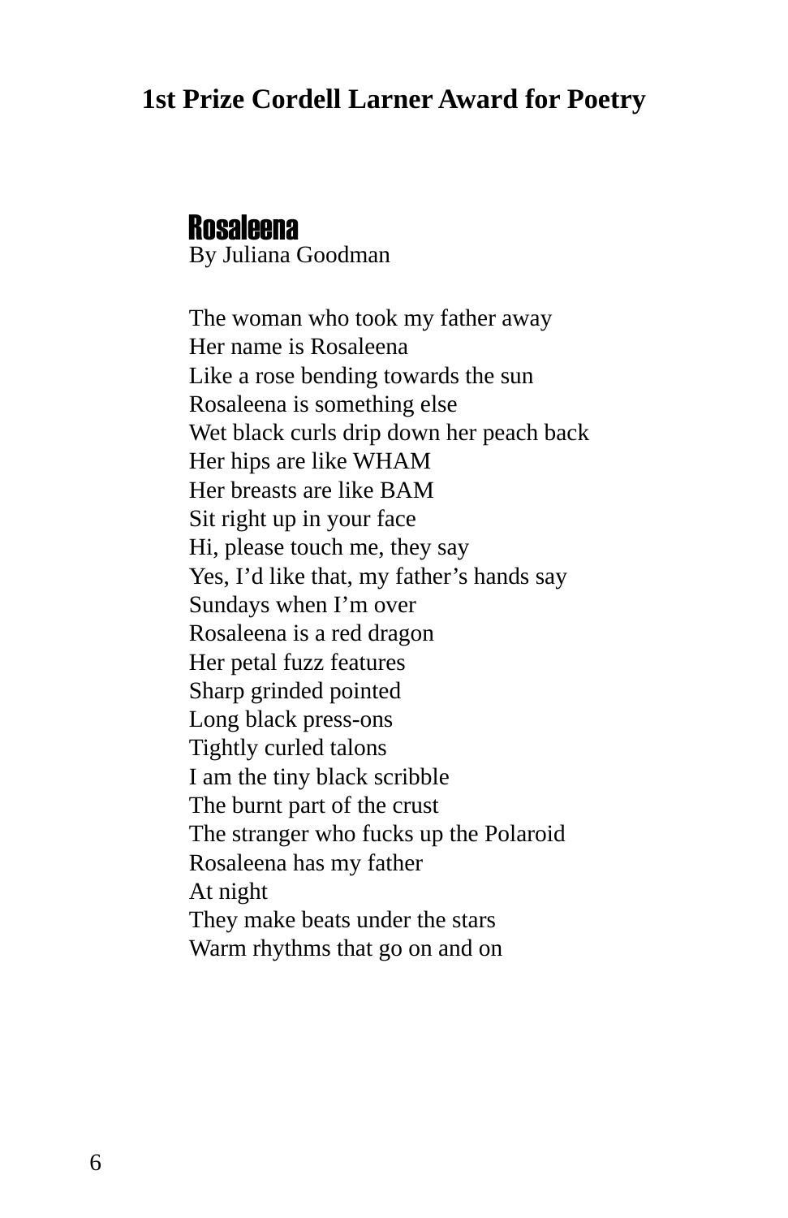**1st Prize Cordell Larner Award for Poetry**

## Rosaleena

By Juliana Goodman

The woman who took my father away  
Her name is Rosaleena  
Like a rose bending towards the sun  
Rosaleena is something else  
Wet black curls drip down her peach back  
Her hips are like WHAM  
Her breasts are like BAM  
Sit right up in your face  
Hi, please touch me, they say  
Yes, I'd like that, my father's hands say  
Sundays when I'm over  
Rosaleena is a red dragon  
Her petal fuzz features  
Sharp grinded pointed  
Long black press-ons  
Tightly curled talons  
I am the tiny black scribble  
The burnt part of the crust  
The stranger who fucks up the Polaroid  
Rosaleena has my father  
At night  
They make beats under the stars  
Warm rhythms that go on and on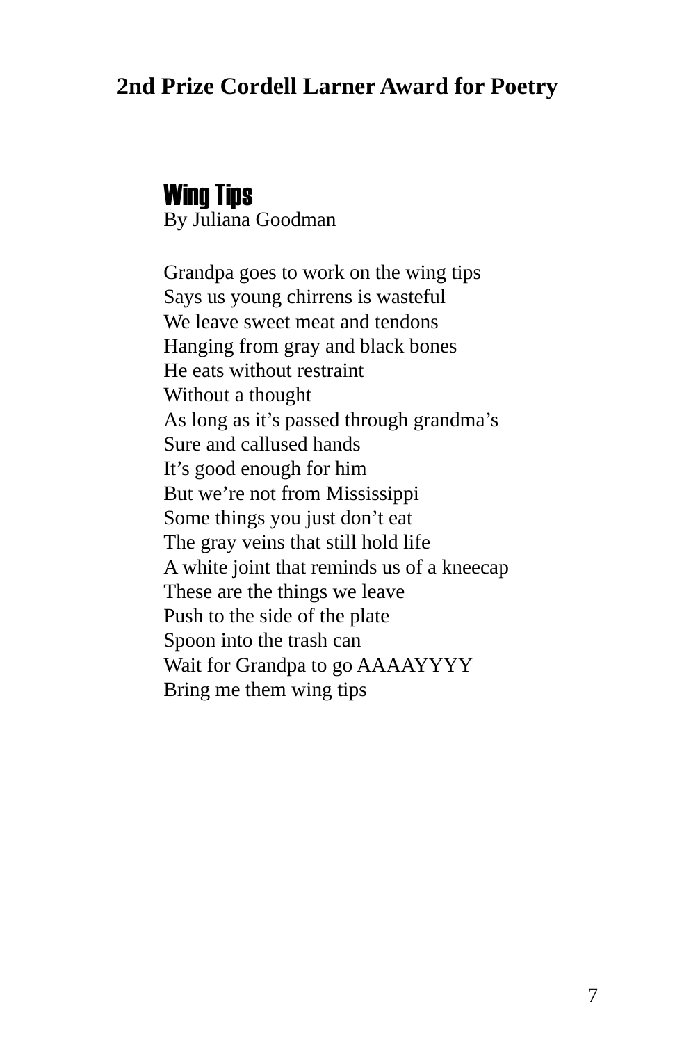## 2nd Prize Cordell Larner Award for Poetry

### Wing Tips

By Juliana Goodman

Grandpa goes to work on the wing tips  
Says us young chirrens is wasteful  
We leave sweet meat and tendons  
Hanging from gray and black bones  
He eats without restraint  
Without a thought  
As long as it's passed through grandma's  
Sure and callused hands  
It's good enough for him  
But we're not from Mississippi  
Some things you just don't eat  
The gray veins that still hold life  
A white joint that reminds us of a kneecap  
These are the things we leave  
Push to the side of the plate  
Spoon into the trash can  
Wait for Grandpa to go AAAAYYYY  
Bring me them wing tips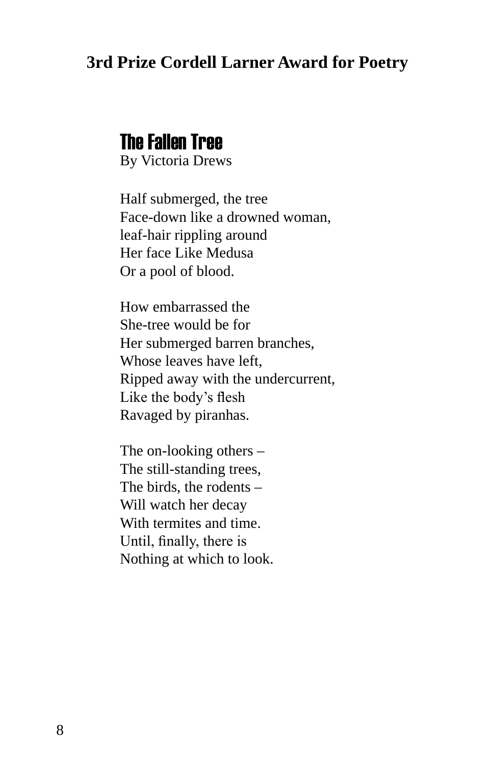**3rd Prize Cordell Larner Award for Poetry**

## The Fallen Tree

By Victoria Drews

Half submerged, the tree  
Face-down like a drowned woman,  
leaf-hair rippling around  
Her face Like Medusa  
Or a pool of blood.

How embarrassed the  
She-tree would be for  
Her submerged barren branches,  
Whose leaves have left,  
Ripped away with the undercurrent,  
Like the body's flesh  
Ravaged by piranhas.

The on-looking others –  
The still-standing trees,  
The birds, the rodents –  
Will watch her decay  
With termites and time.  
Until, finally, there is  
Nothing at which to look.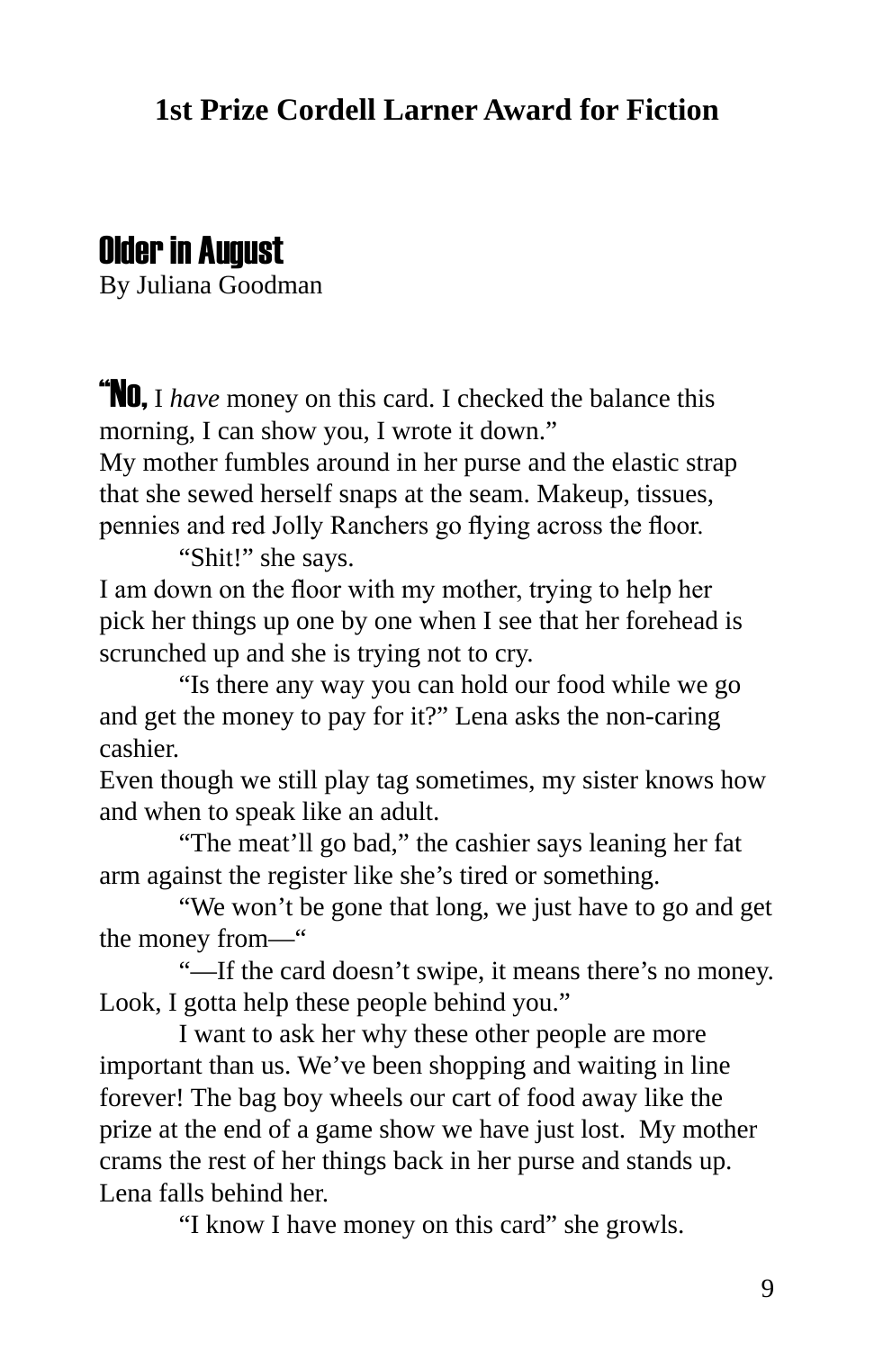**1st Prize Cordell Larner Award for Fiction**

# Older in August

By Juliana Goodman

**"No,** I *have* money on this card. I checked the balance this morning, I can show you, I wrote it down."

My mother fumbles around in her purse and the elastic strap that she sewed herself snaps at the seam. Makeup, tissues, pennies and red Jolly Ranchers go flying across the floor.

"Shit!" she says.

I am down on the floor with my mother, trying to help her pick her things up one by one when I see that her forehead is scrunched up and she is trying not to cry.

"Is there any way you can hold our food while we go and get the money to pay for it?" Lena asks the non-caring cashier.

Even though we still play tag sometimes, my sister knows how and when to speak like an adult.

"The meat'll go bad," the cashier says leaning her fat arm against the register like she's tired or something.

"We won't be gone that long, we just have to go and get the money from—"

"—If the card doesn't swipe, it means there's no money. Look, I gotta help these people behind you."

I want to ask her why these other people are more important than us. We've been shopping and waiting in line forever! The bag boy wheels our cart of food away like the prize at the end of a game show we have just lost. My mother crams the rest of her things back in her purse and stands up. Lena falls behind her.

"I know I have money on this card" she growls.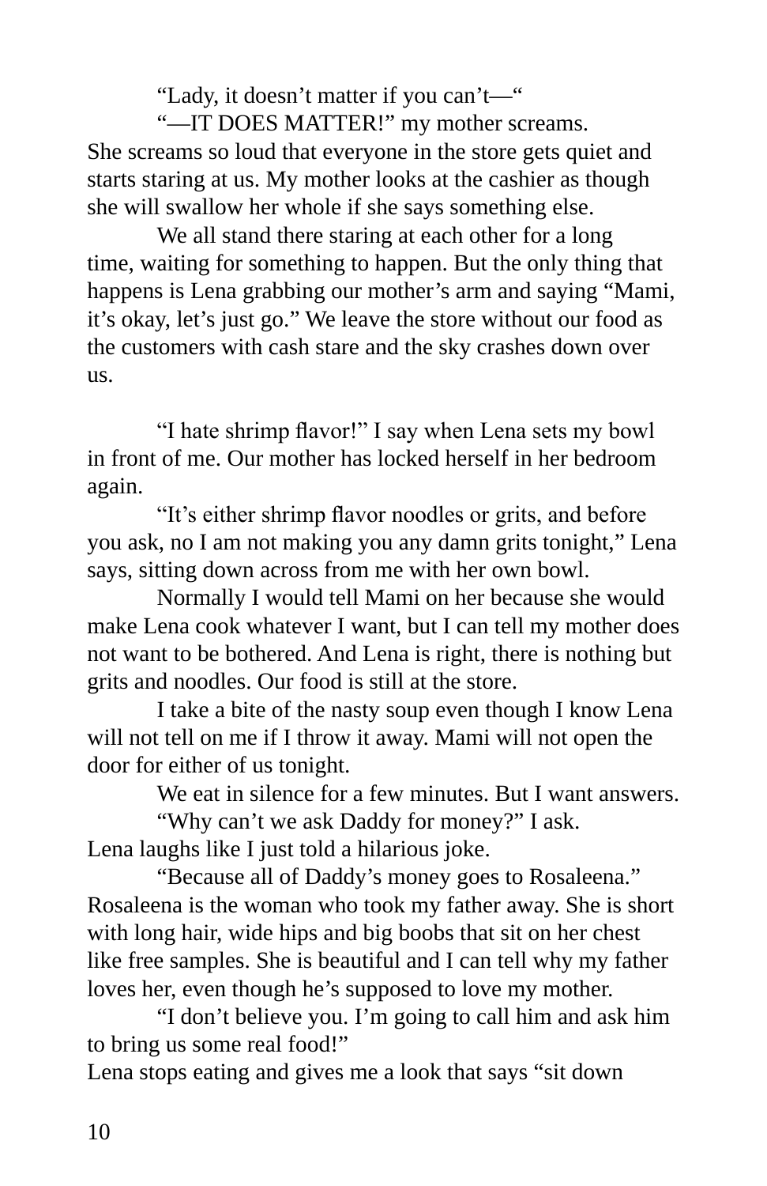"Lady, it doesn't matter if you can't—"

"—IT DOES MATTER!" my mother screams. She screams so loud that everyone in the store gets quiet and starts staring at us. My mother looks at the cashier as though she will swallow her whole if she says something else.

We all stand there staring at each other for a long time, waiting for something to happen. But the only thing that happens is Lena grabbing our mother's arm and saying "Mami, it's okay, let's just go." We leave the store without our food as the customers with cash stare and the sky crashes down over us.

"I hate shrimp flavor!" I say when Lena sets my bowl in front of me. Our mother has locked herself in her bedroom again.

"It's either shrimp flavor noodles or grits, and before you ask, no I am not making you any damn grits tonight," Lena says, sitting down across from me with her own bowl.

Normally I would tell Mami on her because she would make Lena cook whatever I want, but I can tell my mother does not want to be bothered. And Lena is right, there is nothing but grits and noodles. Our food is still at the store.

I take a bite of the nasty soup even though I know Lena will not tell on me if I throw it away. Mami will not open the door for either of us tonight.

We eat in silence for a few minutes. But I want answers.

"Why can't we ask Daddy for money?" I ask. Lena laughs like I just told a hilarious joke.

"Because all of Daddy's money goes to Rosaleena." Rosaleena is the woman who took my father away. She is short with long hair, wide hips and big boobs that sit on her chest like free samples. She is beautiful and I can tell why my father loves her, even though he's supposed to love my mother.

"I don't believe you. I'm going to call him and ask him to bring us some real food!"

Lena stops eating and gives me a look that says "sit down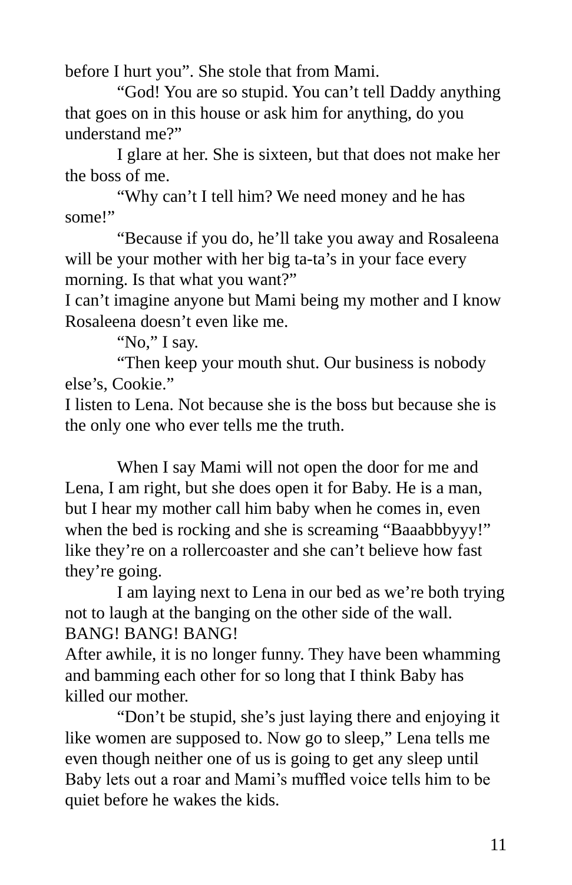before I hurt you". She stole that from Mami.

"God! You are so stupid. You can't tell Daddy anything that goes on in this house or ask him for anything, do you understand me?"

I glare at her. She is sixteen, but that does not make her the boss of me.

"Why can't I tell him? We need money and he has some!"

"Because if you do, he'll take you away and Rosaleena will be your mother with her big ta-ta's in your face every morning. Is that what you want?"

I can't imagine anyone but Mami being my mother and I know Rosaleena doesn't even like me.

"No," I say.

"Then keep your mouth shut. Our business is nobody else's, Cookie."

I listen to Lena. Not because she is the boss but because she is the only one who ever tells me the truth.

When I say Mami will not open the door for me and Lena, I am right, but she does open it for Baby. He is a man, but I hear my mother call him baby when he comes in, even when the bed is rocking and she is screaming "Baaabbbyyy!" like they're on a rollercoaster and she can't believe how fast they're going.

I am laying next to Lena in our bed as we're both trying not to laugh at the banging on the other side of the wall. BANG! BANG! BANG!

After awhile, it is no longer funny. They have been whamming and bamming each other for so long that I think Baby has killed our mother.

"Don't be stupid, she's just laying there and enjoying it like women are supposed to. Now go to sleep," Lena tells me even though neither one of us is going to get any sleep until Baby lets out a roar and Mami's muffled voice tells him to be quiet before he wakes the kids.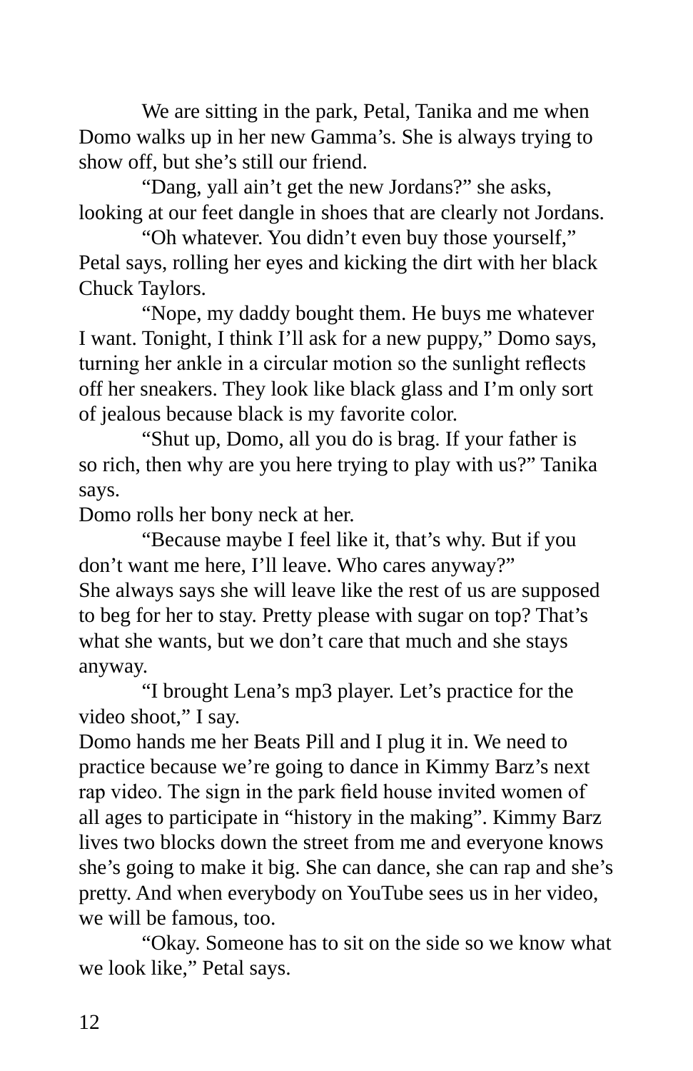We are sitting in the park, Petal, Tanika and me when Domo walks up in her new Gamma's. She is always trying to show off, but she's still our friend.

"Dang, yall ain't get the new Jordans?" she asks, looking at our feet dangle in shoes that are clearly not Jordans.

"Oh whatever. You didn't even buy those yourself," Petal says, rolling her eyes and kicking the dirt with her black Chuck Taylors.

"Nope, my daddy bought them. He buys me whatever I want. Tonight, I think I'll ask for a new puppy," Domo says, turning her ankle in a circular motion so the sunlight reflects off her sneakers. They look like black glass and I'm only sort of jealous because black is my favorite color.

"Shut up, Domo, all you do is brag. If your father is so rich, then why are you here trying to play with us?" Tanika says.

Domo rolls her bony neck at her.

"Because maybe I feel like it, that's why. But if you don't want me here, I'll leave. Who cares anyway?"

She always says she will leave like the rest of us are supposed to beg for her to stay. Pretty please with sugar on top? That's what she wants, but we don't care that much and she stays anyway.

"I brought Lena's mp3 player. Let's practice for the video shoot," I say.

Domo hands me her Beats Pill and I plug it in. We need to practice because we're going to dance in Kimmy Barz's next rap video. The sign in the park field house invited women of all ages to participate in "history in the making". Kimmy Barz lives two blocks down the street from me and everyone knows she's going to make it big. She can dance, she can rap and she's pretty. And when everybody on YouTube sees us in her video, we will be famous, too.

"Okay. Someone has to sit on the side so we know what we look like," Petal says.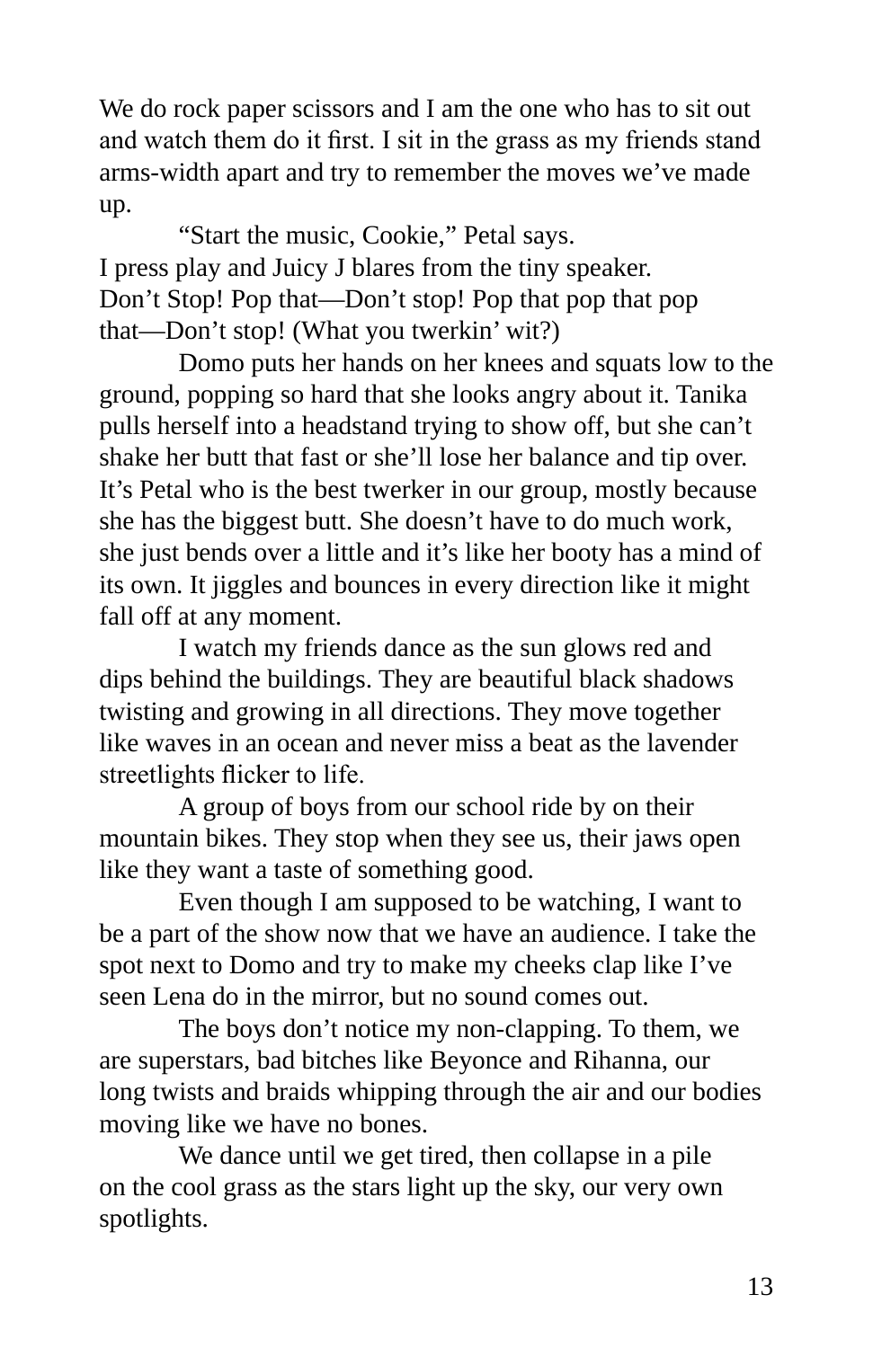We do rock paper scissors and I am the one who has to sit out and watch them do it first. I sit in the grass as my friends stand arms-width apart and try to remember the moves we've made up.

"Start the music, Cookie," Petal says.

I press play and Juicy J blares from the tiny speaker.

Don't Stop! Pop that—Don't stop! Pop that pop that pop that—Don't stop! (What you twerkin' wit?)

Domo puts her hands on her knees and squats low to the ground, popping so hard that she looks angry about it. Tanika pulls herself into a headstand trying to show off, but she can't shake her butt that fast or she'll lose her balance and tip over. It's Petal who is the best twerker in our group, mostly because she has the biggest butt. She doesn't have to do much work, she just bends over a little and it's like her booty has a mind of its own. It jiggles and bounces in every direction like it might fall off at any moment.

I watch my friends dance as the sun glows red and dips behind the buildings. They are beautiful black shadows twisting and growing in all directions. They move together like waves in an ocean and never miss a beat as the lavender streetlights flicker to life.

A group of boys from our school ride by on their mountain bikes. They stop when they see us, their jaws open like they want a taste of something good.

Even though I am supposed to be watching, I want to be a part of the show now that we have an audience. I take the spot next to Domo and try to make my cheeks clap like I've seen Lena do in the mirror, but no sound comes out.

The boys don't notice my non-clapping. To them, we are superstars, bad bitches like Beyonce and Rihanna, our long twists and braids whipping through the air and our bodies moving like we have no bones.

We dance until we get tired, then collapse in a pile on the cool grass as the stars light up the sky, our very own spotlights.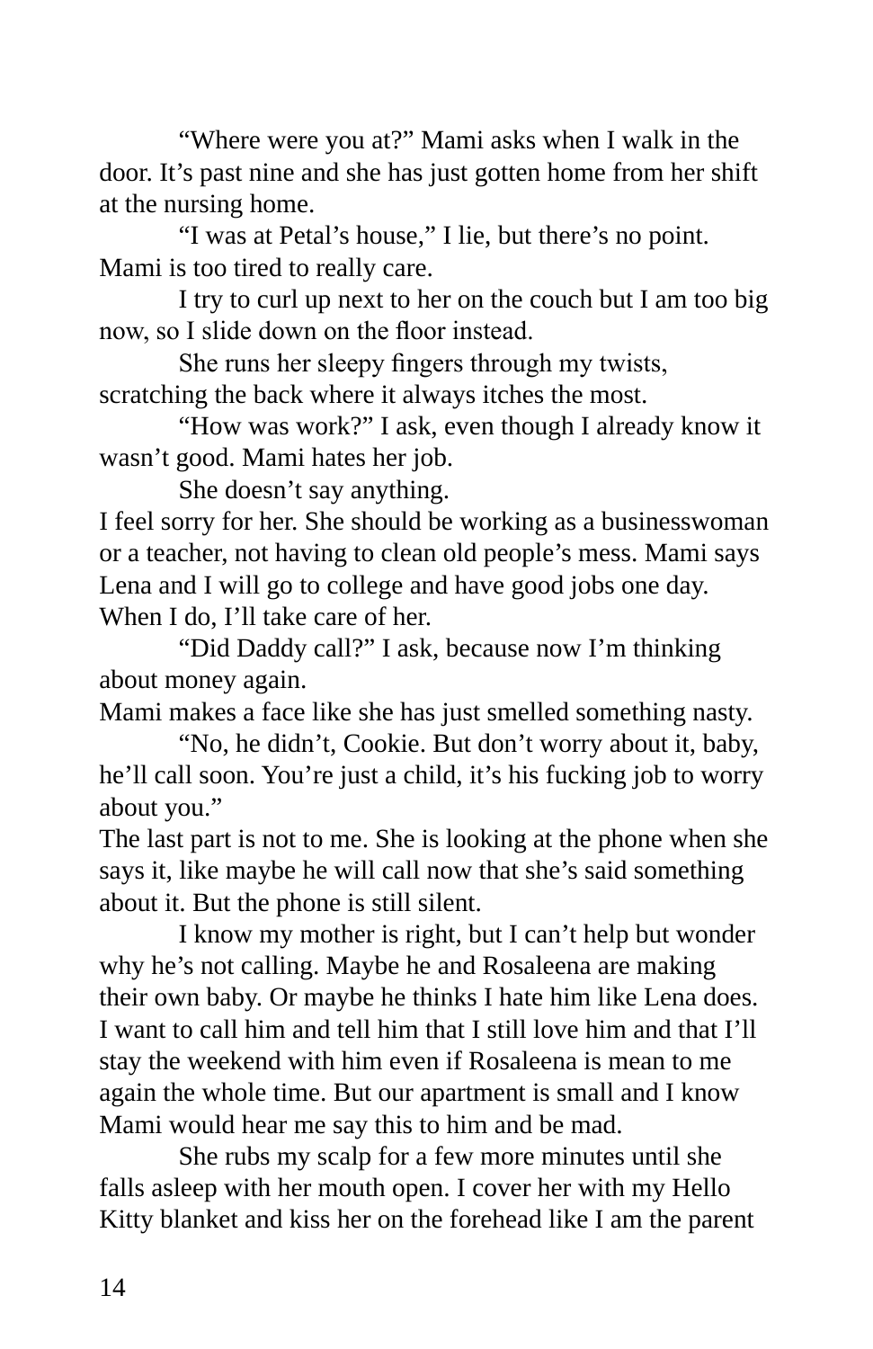"Where were you at?" Mami asks when I walk in the door. It's past nine and she has just gotten home from her shift at the nursing home.

"I was at Petal's house," I lie, but there's no point. Mami is too tired to really care.

I try to curl up next to her on the couch but I am too big now, so I slide down on the floor instead.

She runs her sleepy fingers through my twists, scratching the back where it always itches the most.

"How was work?" I ask, even though I already know it wasn't good. Mami hates her job.

She doesn't say anything.

I feel sorry for her. She should be working as a businesswoman or a teacher, not having to clean old people's mess. Mami says Lena and I will go to college and have good jobs one day. When I do, I'll take care of her.

"Did Daddy call?" I ask, because now I'm thinking about money again.

Mami makes a face like she has just smelled something nasty.

"No, he didn't, Cookie. But don't worry about it, baby, he'll call soon. You're just a child, it's his fucking job to worry about you."

The last part is not to me. She is looking at the phone when she says it, like maybe he will call now that she's said something about it. But the phone is still silent.

I know my mother is right, but I can't help but wonder why he's not calling. Maybe he and Rosaleena are making their own baby. Or maybe he thinks I hate him like Lena does. I want to call him and tell him that I still love him and that I'll stay the weekend with him even if Rosaleena is mean to me again the whole time. But our apartment is small and I know Mami would hear me say this to him and be mad.

She rubs my scalp for a few more minutes until she falls asleep with her mouth open. I cover her with my Hello Kitty blanket and kiss her on the forehead like I am the parent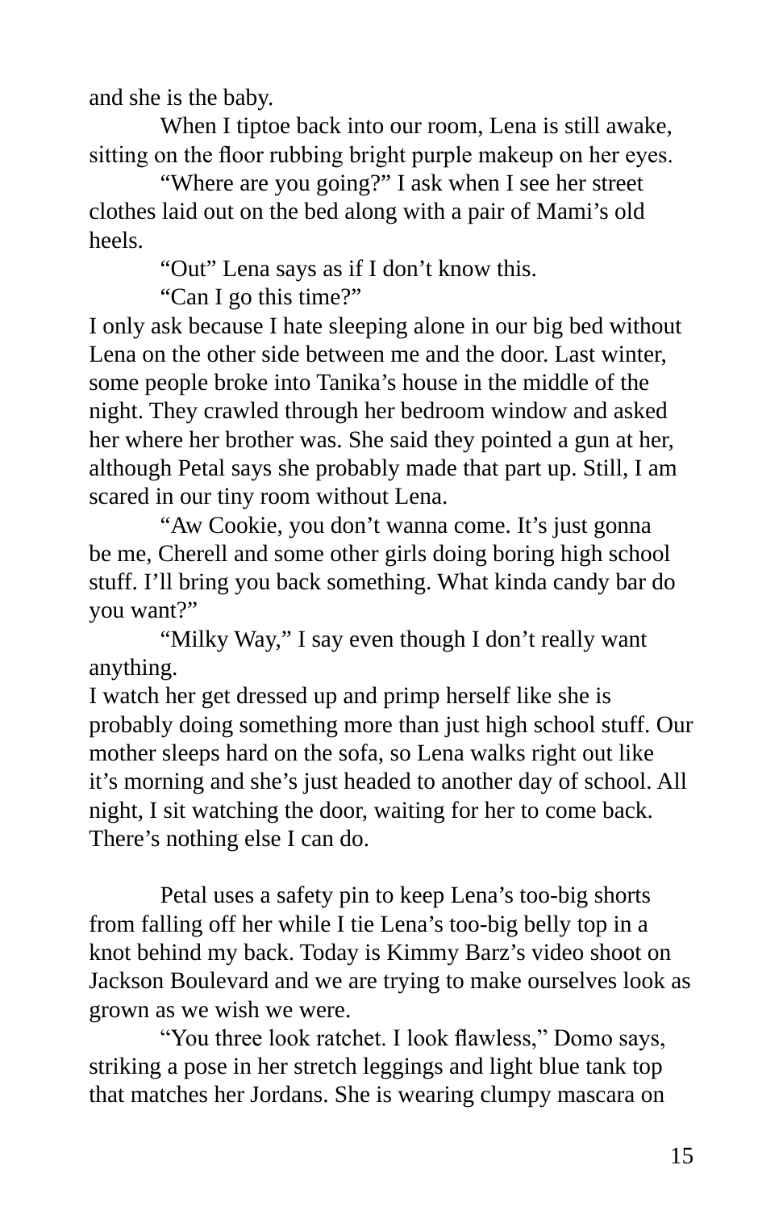and she is the baby.

When I tiptoe back into our room, Lena is still awake, sitting on the floor rubbing bright purple makeup on her eyes.

"Where are you going?" I ask when I see her street clothes laid out on the bed along with a pair of Mami's old heels.

"Out" Lena says as if I don't know this.

"Can I go this time?"

I only ask because I hate sleeping alone in our big bed without Lena on the other side between me and the door. Last winter, some people broke into Tanika's house in the middle of the night. They crawled through her bedroom window and asked her where her brother was. She said they pointed a gun at her, although Petal says she probably made that part up. Still, I am scared in our tiny room without Lena.

"Aw Cookie, you don't wanna come. It's just gonna be me, Cherell and some other girls doing boring high school stuff. I'll bring you back something. What kinda candy bar do you want?"

"Milky Way," I say even though I don't really want anything.

I watch her get dressed up and primp herself like she is probably doing something more than just high school stuff. Our mother sleeps hard on the sofa, so Lena walks right out like it's morning and she's just headed to another day of school. All night, I sit watching the door, waiting for her to come back. There's nothing else I can do.

Petal uses a safety pin to keep Lena's too-big shorts from falling off her while I tie Lena's too-big belly top in a knot behind my back. Today is Kimmy Barz's video shoot on Jackson Boulevard and we are trying to make ourselves look as grown as we wish we were.

"You three look ratchet. I look flawless," Domo says, striking a pose in her stretch leggings and light blue tank top that matches her Jordans. She is wearing clumpy mascara on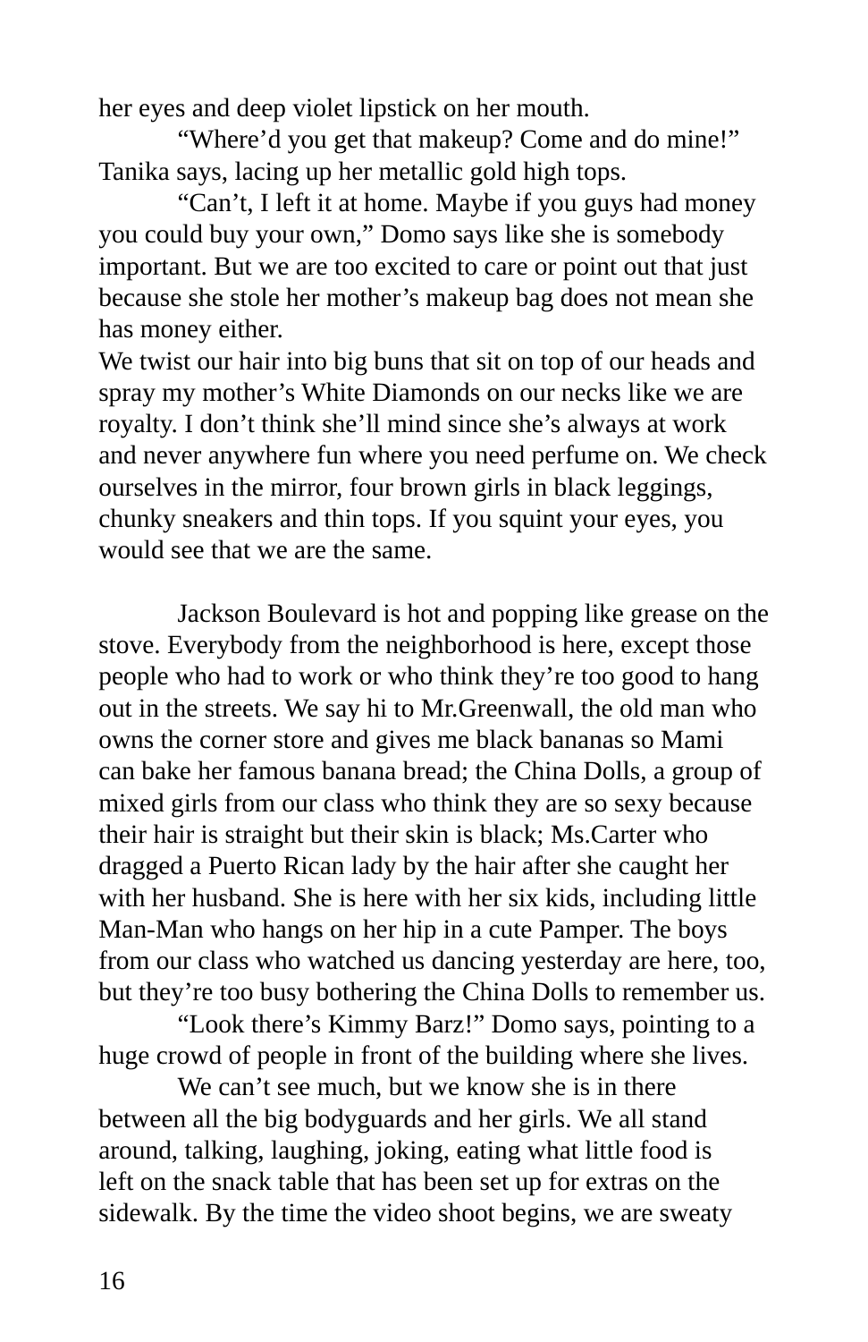her eyes and deep violet lipstick on her mouth.

"Where'd you get that makeup? Come and do mine!" Tanika says, lacing up her metallic gold high tops.

"Can't, I left it at home. Maybe if you guys had money you could buy your own," Domo says like she is somebody important. But we are too excited to care or point out that just because she stole her mother's makeup bag does not mean she has money either.

We twist our hair into big buns that sit on top of our heads and spray my mother's White Diamonds on our necks like we are royalty. I don't think she'll mind since she's always at work and never anywhere fun where you need perfume on. We check ourselves in the mirror, four brown girls in black leggings, chunky sneakers and thin tops. If you squint your eyes, you would see that we are the same.

Jackson Boulevard is hot and popping like grease on the stove. Everybody from the neighborhood is here, except those people who had to work or who think they're too good to hang out in the streets. We say hi to Mr.Greenwall, the old man who owns the corner store and gives me black bananas so Mami can bake her famous banana bread; the China Dolls, a group of mixed girls from our class who think they are so sexy because their hair is straight but their skin is black; Ms.Carter who dragged a Puerto Rican lady by the hair after she caught her with her husband. She is here with her six kids, including little Man-Man who hangs on her hip in a cute Pamper. The boys from our class who watched us dancing yesterday are here, too, but they're too busy bothering the China Dolls to remember us.

"Look there's Kimmy Barz!" Domo says, pointing to a huge crowd of people in front of the building where she lives.

We can't see much, but we know she is in there between all the big bodyguards and her girls. We all stand around, talking, laughing, joking, eating what little food is left on the snack table that has been set up for extras on the sidewalk. By the time the video shoot begins, we are sweaty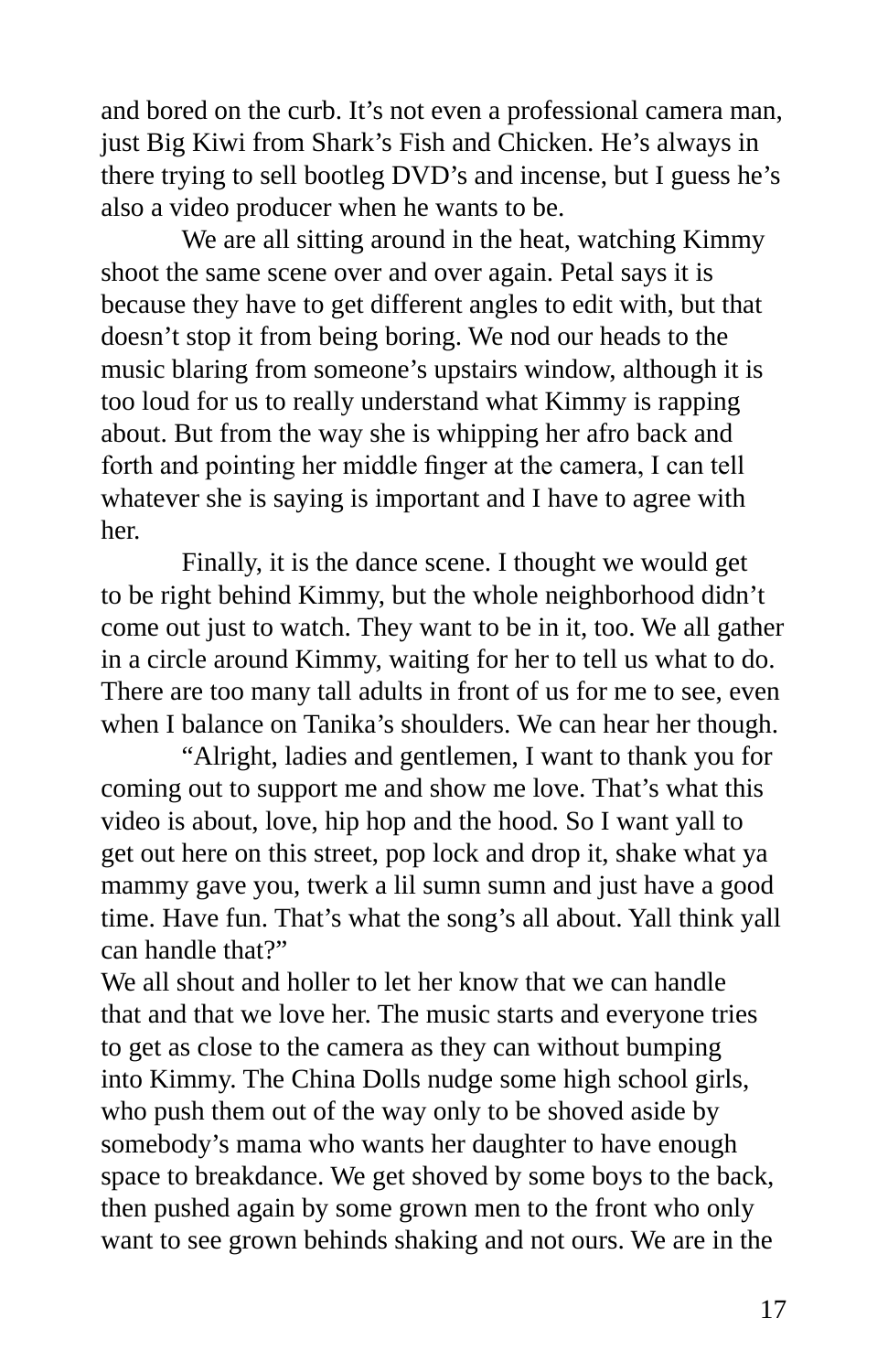and bored on the curb. It's not even a professional camera man, just Big Kiwi from Shark's Fish and Chicken. He's always in there trying to sell bootleg DVD's and incense, but I guess he's also a video producer when he wants to be.

We are all sitting around in the heat, watching Kimmy shoot the same scene over and over again. Petal says it is because they have to get different angles to edit with, but that doesn't stop it from being boring. We nod our heads to the music blaring from someone's upstairs window, although it is too loud for us to really understand what Kimmy is rapping about. But from the way she is whipping her afro back and forth and pointing her middle finger at the camera, I can tell whatever she is saying is important and I have to agree with her.

Finally, it is the dance scene. I thought we would get to be right behind Kimmy, but the whole neighborhood didn't come out just to watch. They want to be in it, too. We all gather in a circle around Kimmy, waiting for her to tell us what to do. There are too many tall adults in front of us for me to see, even when I balance on Tanika's shoulders. We can hear her though.

"Alright, ladies and gentlemen, I want to thank you for coming out to support me and show me love. That's what this video is about, love, hip hop and the hood. So I want yall to get out here on this street, pop lock and drop it, shake what ya mammy gave you, twerk a lil sumn sumn and just have a good time. Have fun. That's what the song's all about. Yall think yall can handle that?"

We all shout and holler to let her know that we can handle that and that we love her. The music starts and everyone tries to get as close to the camera as they can without bumping into Kimmy. The China Dolls nudge some high school girls, who push them out of the way only to be shoved aside by somebody's mama who wants her daughter to have enough space to breakdance. We get shoved by some boys to the back, then pushed again by some grown men to the front who only want to see grown behinds shaking and not ours. We are in the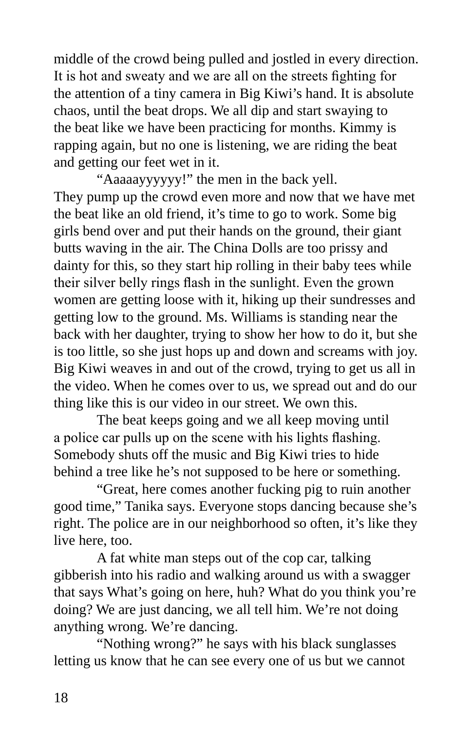middle of the crowd being pulled and jostled in every direction. It is hot and sweaty and we are all on the streets fighting for the attention of a tiny camera in Big Kiwi's hand. It is absolute chaos, until the beat drops. We all dip and start swaying to the beat like we have been practicing for months. Kimmy is rapping again, but no one is listening, we are riding the beat and getting our feet wet in it.

"Aaaaayyyyyy!" the men in the back yell.

They pump up the crowd even more and now that we have met the beat like an old friend, it's time to go to work. Some big girls bend over and put their hands on the ground, their giant butts waving in the air. The China Dolls are too prissy and dainty for this, so they start hip rolling in their baby tees while their silver belly rings flash in the sunlight. Even the grown women are getting loose with it, hiking up their sundresses and getting low to the ground. Ms. Williams is standing near the back with her daughter, trying to show her how to do it, but she is too little, so she just hops up and down and screams with joy. Big Kiwi weaves in and out of the crowd, trying to get us all in the video. When he comes over to us, we spread out and do our thing like this is our video in our street. We own this.

The beat keeps going and we all keep moving until a police car pulls up on the scene with his lights flashing. Somebody shuts off the music and Big Kiwi tries to hide behind a tree like he's not supposed to be here or something.

"Great, here comes another fucking pig to ruin another good time," Tanika says. Everyone stops dancing because she's right. The police are in our neighborhood so often, it's like they live here, too.

A fat white man steps out of the cop car, talking gibberish into his radio and walking around us with a swagger that says What's going on here, huh? What do you think you're doing? We are just dancing, we all tell him. We're not doing anything wrong. We're dancing.

"Nothing wrong?" he says with his black sunglasses letting us know that he can see every one of us but we cannot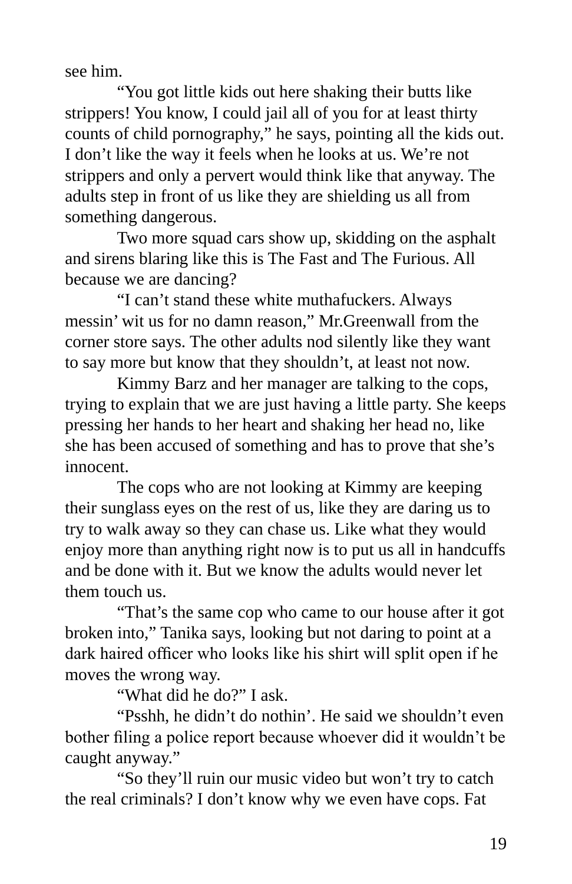see him.

"You got little kids out here shaking their butts like strippers! You know, I could jail all of you for at least thirty counts of child pornography," he says, pointing all the kids out. I don't like the way it feels when he looks at us. We're not strippers and only a pervert would think like that anyway. The adults step in front of us like they are shielding us all from something dangerous.

Two more squad cars show up, skidding on the asphalt and sirens blaring like this is The Fast and The Furious. All because we are dancing?

"I can't stand these white muthafuckers. Always messin' wit us for no damn reason," Mr.Greenwall from the corner store says. The other adults nod silently like they want to say more but know that they shouldn't, at least not now.

Kimmy Barz and her manager are talking to the cops, trying to explain that we are just having a little party. She keeps pressing her hands to her heart and shaking her head no, like she has been accused of something and has to prove that she's innocent.

The cops who are not looking at Kimmy are keeping their sunglass eyes on the rest of us, like they are daring us to try to walk away so they can chase us. Like what they would enjoy more than anything right now is to put us all in handcuffs and be done with it. But we know the adults would never let them touch us.

"That's the same cop who came to our house after it got broken into," Tanika says, looking but not daring to point at a dark haired officer who looks like his shirt will split open if he moves the wrong way.

"What did he do?" I ask.

"Psshh, he didn't do nothin'. He said we shouldn't even bother filing a police report because whoever did it wouldn't be caught anyway."

"So they'll ruin our music video but won't try to catch the real criminals? I don't know why we even have cops. Fat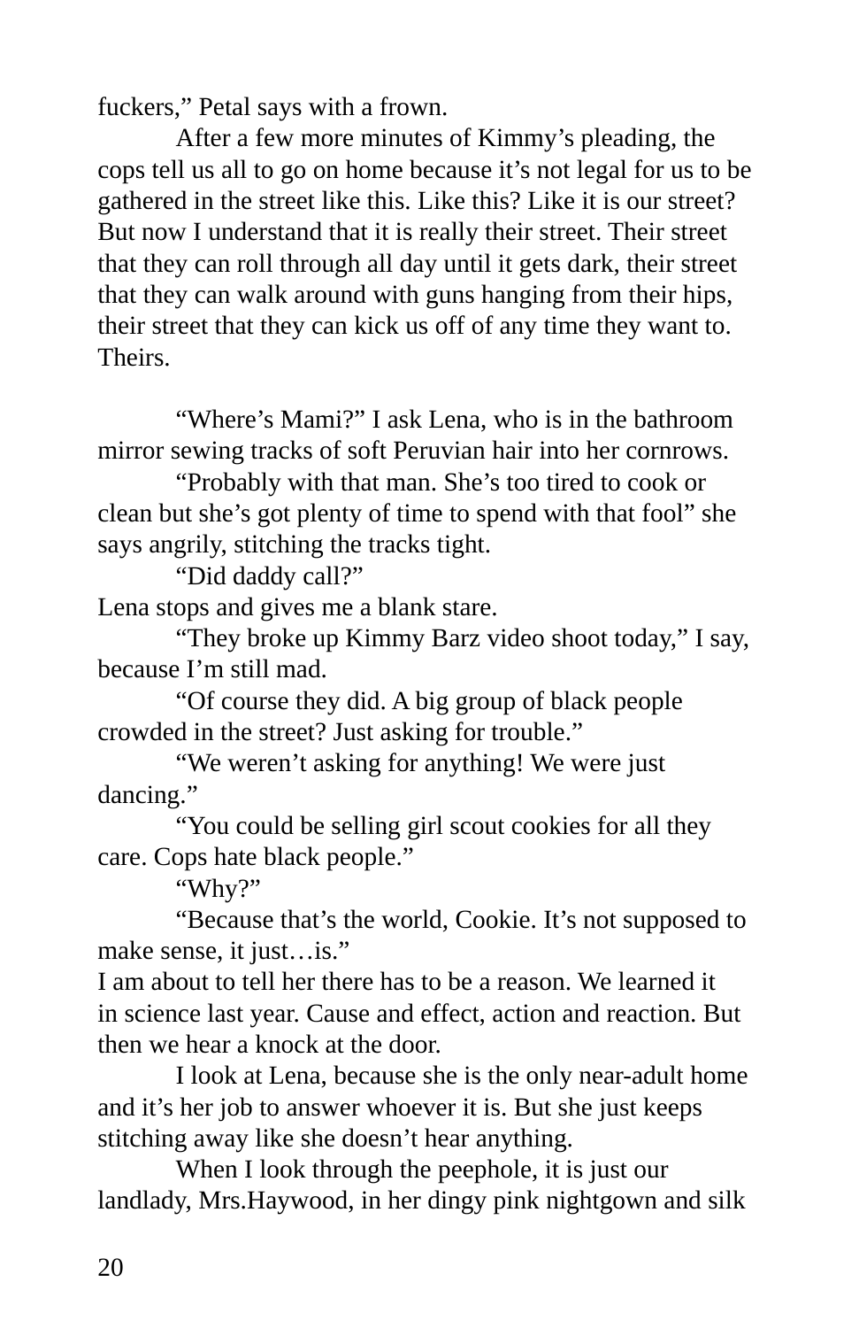fuckers," Petal says with a frown.

After a few more minutes of Kimmy's pleading, the cops tell us all to go on home because it's not legal for us to be gathered in the street like this. Like this? Like it is our street? But now I understand that it is really their street. Their street that they can roll through all day until it gets dark, their street that they can walk around with guns hanging from their hips, their street that they can kick us off of any time they want to. Theirs.

"Where's Mami?" I ask Lena, who is in the bathroom mirror sewing tracks of soft Peruvian hair into her cornrows.

"Probably with that man. She's too tired to cook or clean but she's got plenty of time to spend with that fool" she says angrily, stitching the tracks tight.

"Did daddy call?"

Lena stops and gives me a blank stare.

"They broke up Kimmy Barz video shoot today," I say, because I'm still mad.

"Of course they did. A big group of black people crowded in the street? Just asking for trouble."

"We weren't asking for anything! We were just dancing."

"You could be selling girl scout cookies for all they care. Cops hate black people."

"Why?"

"Because that's the world, Cookie. It's not supposed to make sense, it just…is."

I am about to tell her there has to be a reason. We learned it in science last year. Cause and effect, action and reaction. But then we hear a knock at the door.

I look at Lena, because she is the only near-adult home and it's her job to answer whoever it is. But she just keeps stitching away like she doesn't hear anything.

When I look through the peephole, it is just our landlady, Mrs.Haywood, in her dingy pink nightgown and silk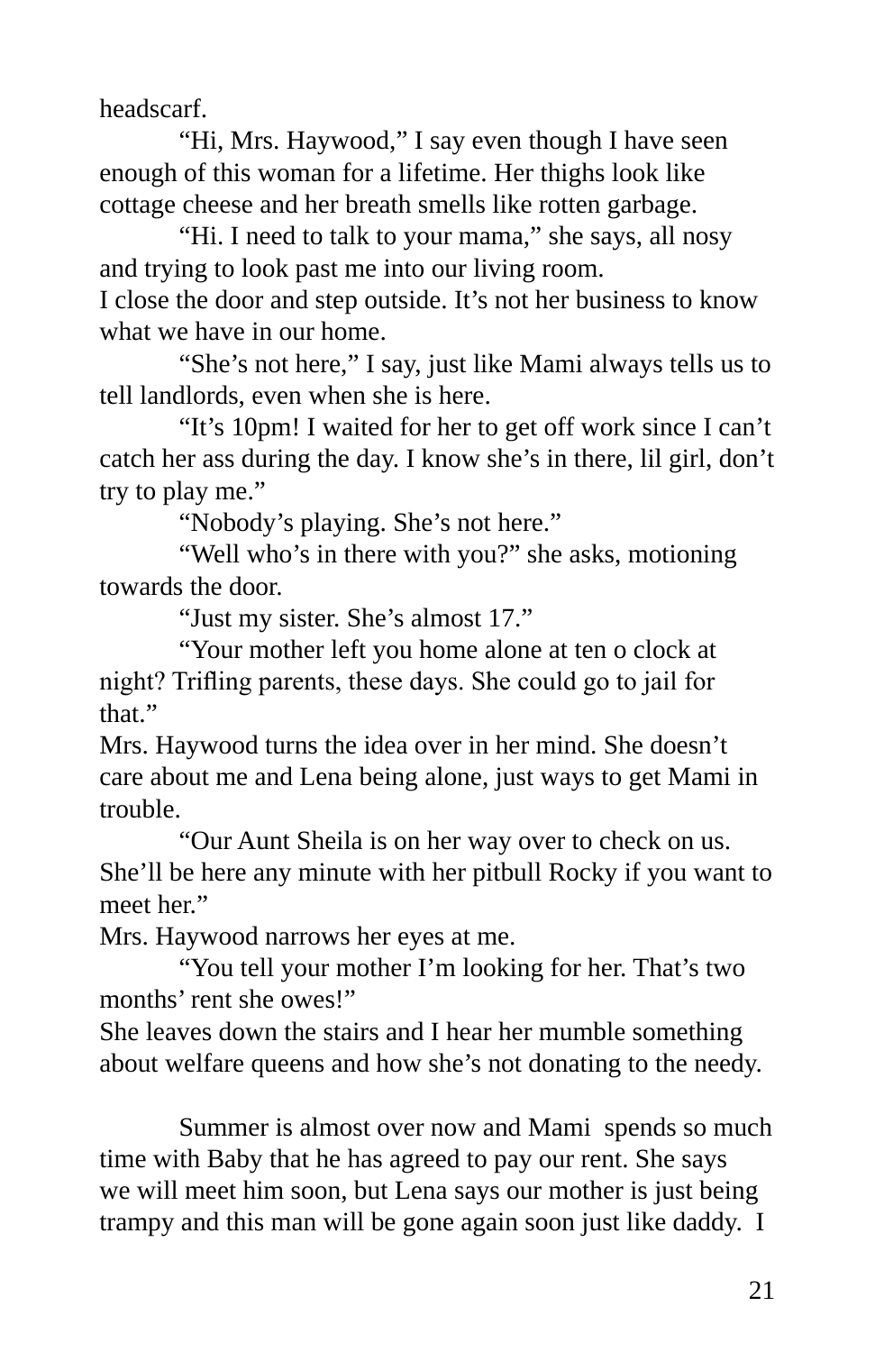headscarf.

"Hi, Mrs. Haywood," I say even though I have seen enough of this woman for a lifetime. Her thighs look like cottage cheese and her breath smells like rotten garbage.

"Hi. I need to talk to your mama," she says, all nosy and trying to look past me into our living room.

I close the door and step outside. It's not her business to know what we have in our home.

"She's not here," I say, just like Mami always tells us to tell landlords, even when she is here.

"It's 10pm! I waited for her to get off work since I can't catch her ass during the day. I know she's in there, lil girl, don't try to play me."

"Nobody's playing. She's not here."

"Well who's in there with you?" she asks, motioning towards the door.

"Just my sister. She's almost 17."

"Your mother left you home alone at ten o clock at night? Trifling parents, these days. She could go to jail for that."

Mrs. Haywood turns the idea over in her mind. She doesn't care about me and Lena being alone, just ways to get Mami in trouble.

"Our Aunt Sheila is on her way over to check on us. She'll be here any minute with her pitbull Rocky if you want to meet her."

Mrs. Haywood narrows her eyes at me.

"You tell your mother I'm looking for her. That's two months' rent she owes!"

She leaves down the stairs and I hear her mumble something about welfare queens and how she's not donating to the needy.

Summer is almost over now and Mami spends so much time with Baby that he has agreed to pay our rent. She says we will meet him soon, but Lena says our mother is just being trampy and this man will be gone again soon just like daddy. I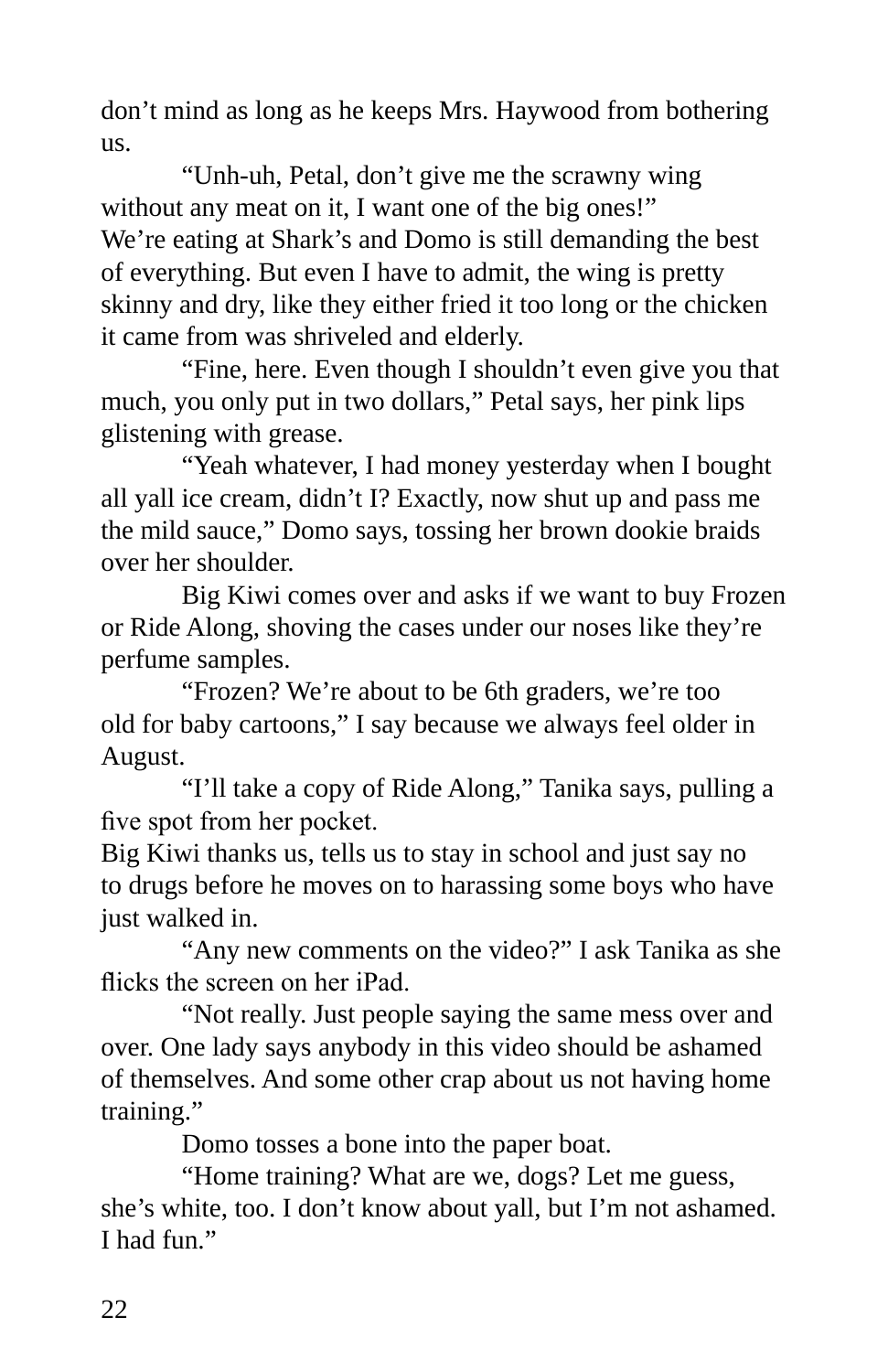don't mind as long as he keeps Mrs. Haywood from bothering us.

"Unh-uh, Petal, don't give me the scrawny wing without any meat on it, I want one of the big ones!"

We're eating at Shark's and Domo is still demanding the best of everything. But even I have to admit, the wing is pretty skinny and dry, like they either fried it too long or the chicken it came from was shriveled and elderly.

"Fine, here. Even though I shouldn't even give you that much, you only put in two dollars," Petal says, her pink lips glistening with grease.

"Yeah whatever, I had money yesterday when I bought all yall ice cream, didn't I? Exactly, now shut up and pass me the mild sauce," Domo says, tossing her brown dookie braids over her shoulder.

Big Kiwi comes over and asks if we want to buy Frozen or Ride Along, shoving the cases under our noses like they're perfume samples.

"Frozen? We're about to be 6th graders, we're too old for baby cartoons," I say because we always feel older in August.

"I'll take a copy of Ride Along," Tanika says, pulling a five spot from her pocket.

Big Kiwi thanks us, tells us to stay in school and just say no to drugs before he moves on to harassing some boys who have just walked in.

"Any new comments on the video?" I ask Tanika as she flicks the screen on her iPad.

"Not really. Just people saying the same mess over and over. One lady says anybody in this video should be ashamed of themselves. And some other crap about us not having home training."

Domo tosses a bone into the paper boat.

"Home training? What are we, dogs? Let me guess, she's white, too. I don't know about yall, but I'm not ashamed. I had fun."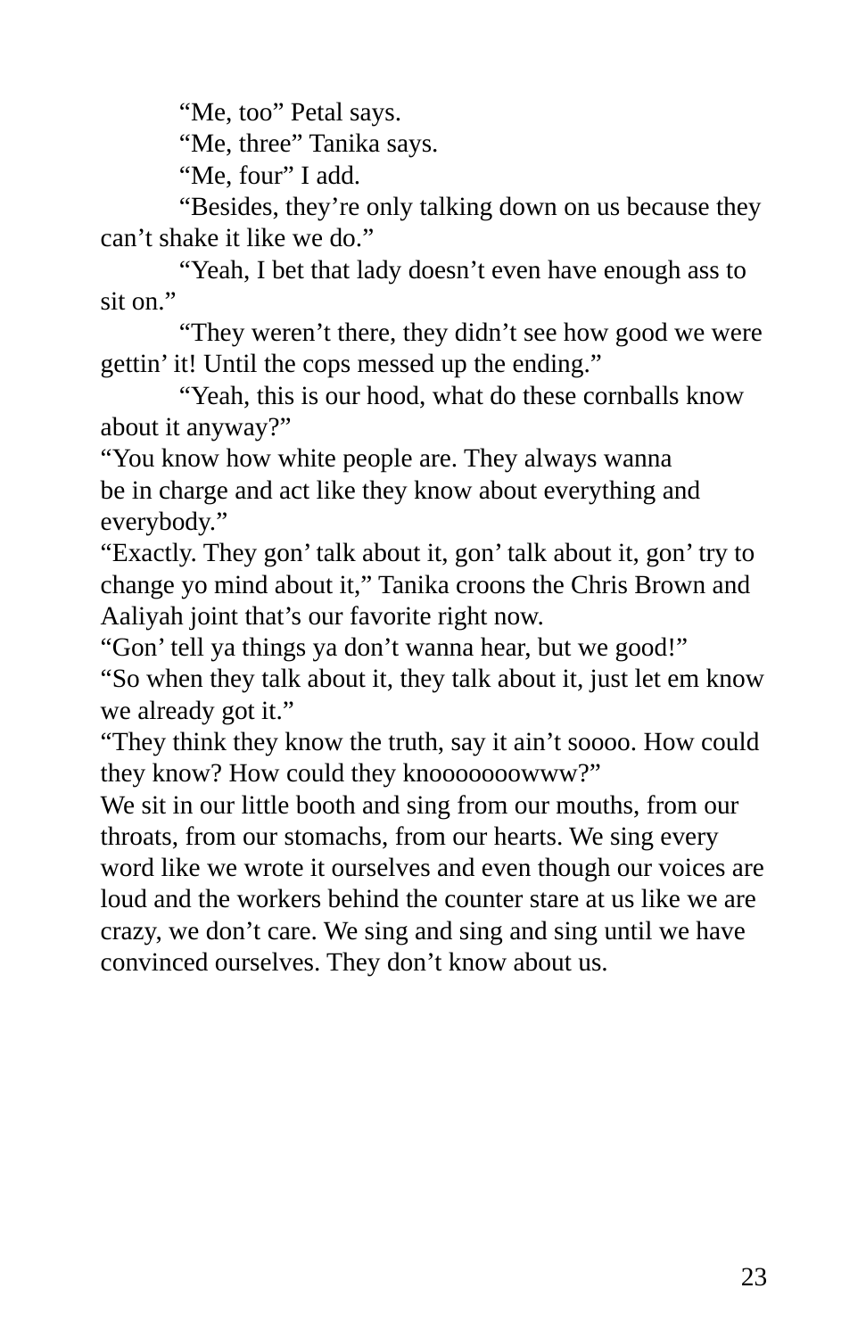"Me, too" Petal says.

"Me, three" Tanika says.

"Me, four" I add.

"Besides, they're only talking down on us because they can't shake it like we do."

"Yeah, I bet that lady doesn't even have enough ass to sit on."

"They weren't there, they didn't see how good we were gettin' it! Until the cops messed up the ending."

"Yeah, this is our hood, what do these cornballs know about it anyway?"

"You know how white people are. They always wanna be in charge and act like they know about everything and everybody."

"Exactly. They gon' talk about it, gon' talk about it, gon' try to change yo mind about it," Tanika croons the Chris Brown and Aaliyah joint that's our favorite right now.

"Gon' tell ya things ya don't wanna hear, but we good!"

"So when they talk about it, they talk about it, just let em know we already got it."

"They think they know the truth, say it ain't soooo. How could they know? How could they knooooooowww?"

We sit in our little booth and sing from our mouths, from our throats, from our stomachs, from our hearts. We sing every word like we wrote it ourselves and even though our voices are loud and the workers behind the counter stare at us like we are crazy, we don't care. We sing and sing and sing until we have convinced ourselves. They don't know about us.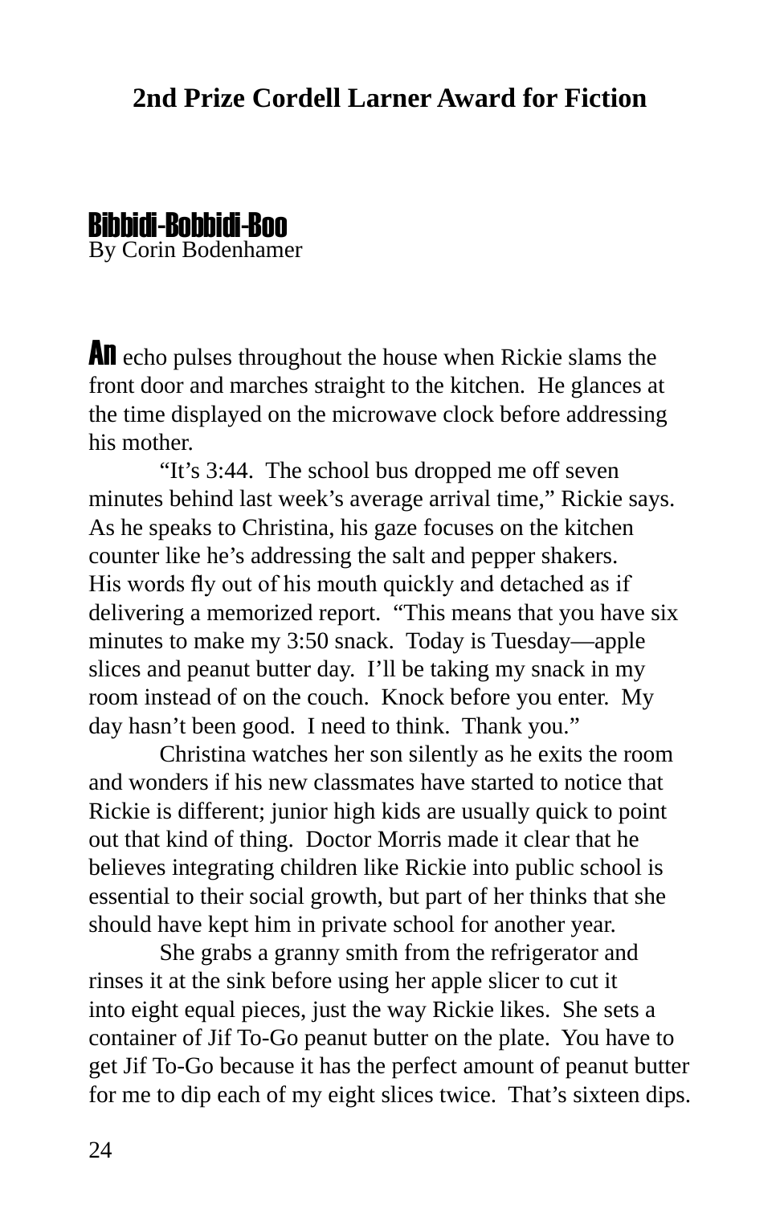## 2nd Prize Cordell Larner Award for Fiction

### Bibbidi-Bobbidi-Boo

By Corin Bodenhamer

**An** echo pulses throughout the house when Rickie slams the front door and marches straight to the kitchen. He glances at the time displayed on the microwave clock before addressing his mother.

"It's 3:44. The school bus dropped me off seven minutes behind last week's average arrival time," Rickie says. As he speaks to Christina, his gaze focuses on the kitchen counter like he's addressing the salt and pepper shakers. His words fly out of his mouth quickly and detached as if delivering a memorized report. "This means that you have six minutes to make my 3:50 snack. Today is Tuesday—apple slices and peanut butter day. I'll be taking my snack in my room instead of on the couch. Knock before you enter. My day hasn't been good. I need to think. Thank you."

Christina watches her son silently as he exits the room and wonders if his new classmates have started to notice that Rickie is different; junior high kids are usually quick to point out that kind of thing. Doctor Morris made it clear that he believes integrating children like Rickie into public school is essential to their social growth, but part of her thinks that she should have kept him in private school for another year.

She grabs a granny smith from the refrigerator and rinses it at the sink before using her apple slicer to cut it into eight equal pieces, just the way Rickie likes. She sets a container of Jif To-Go peanut butter on the plate. You have to get Jif To-Go because it has the perfect amount of peanut butter for me to dip each of my eight slices twice. That's sixteen dips.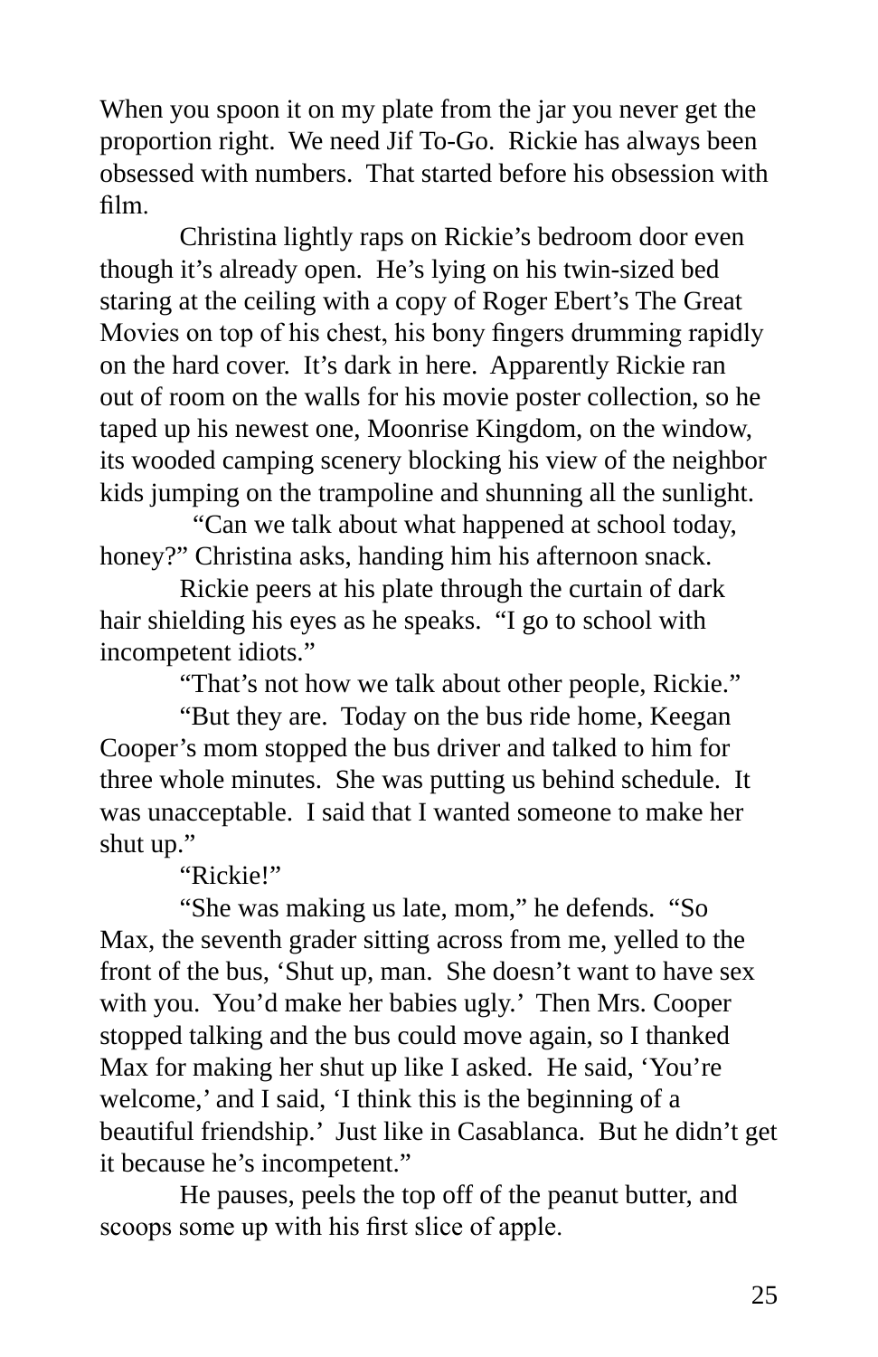When you spoon it on my plate from the jar you never get the proportion right. We need Jif To-Go. Rickie has always been obsessed with numbers. That started before his obsession with film.

Christina lightly raps on Rickie's bedroom door even though it's already open. He's lying on his twin-sized bed staring at the ceiling with a copy of Roger Ebert's The Great Movies on top of his chest, his bony fingers drumming rapidly on the hard cover. It's dark in here. Apparently Rickie ran out of room on the walls for his movie poster collection, so he taped up his newest one, Moonrise Kingdom, on the window, its wooded camping scenery blocking his view of the neighbor kids jumping on the trampoline and shunning all the sunlight.

"Can we talk about what happened at school today, honey?" Christina asks, handing him his afternoon snack.

Rickie peers at his plate through the curtain of dark hair shielding his eyes as he speaks. "I go to school with incompetent idiots."

"That's not how we talk about other people, Rickie."

"But they are. Today on the bus ride home, Keegan Cooper's mom stopped the bus driver and talked to him for three whole minutes. She was putting us behind schedule. It was unacceptable. I said that I wanted someone to make her shut up."

"Rickie!"

"She was making us late, mom," he defends. "So Max, the seventh grader sitting across from me, yelled to the front of the bus, 'Shut up, man. She doesn't want to have sex with you. You'd make her babies ugly.' Then Mrs. Cooper stopped talking and the bus could move again, so I thanked Max for making her shut up like I asked. He said, 'You're welcome,' and I said, 'I think this is the beginning of a beautiful friendship.' Just like in Casablanca. But he didn't get it because he's incompetent."

He pauses, peels the top off of the peanut butter, and scoops some up with his first slice of apple.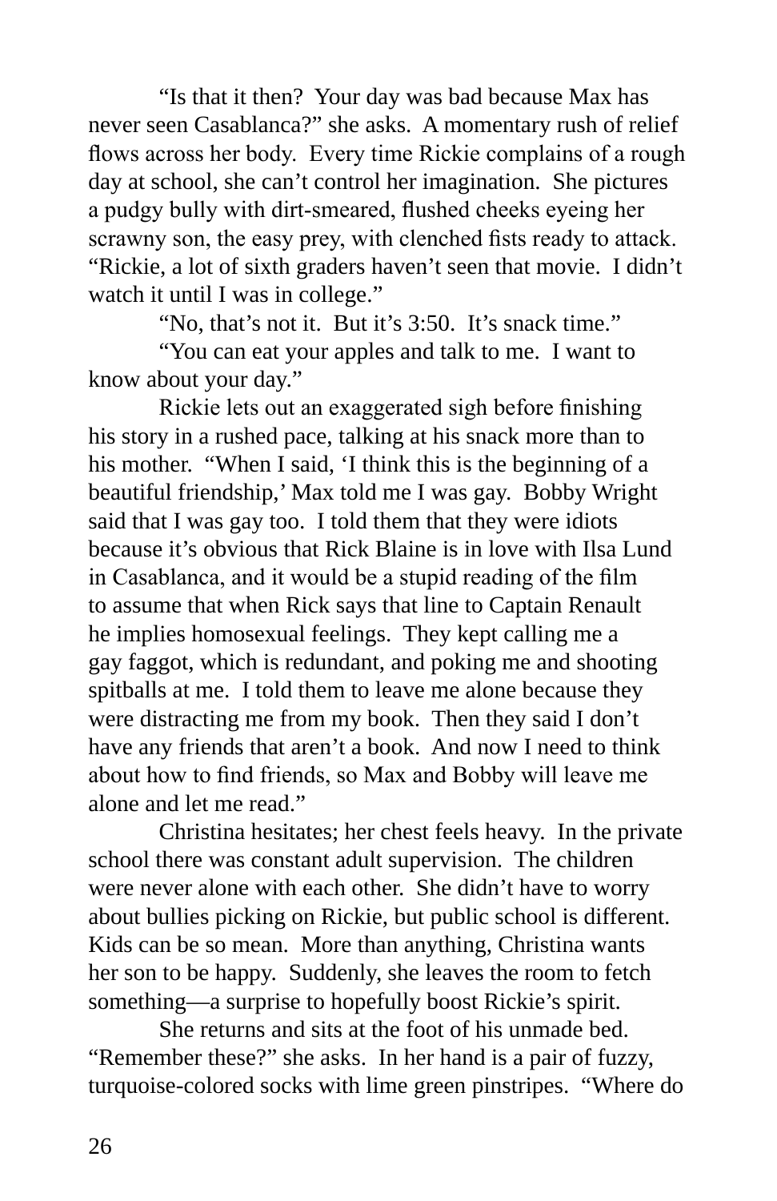"Is that it then? Your day was bad because Max has never seen Casablanca?" she asks. A momentary rush of relief flows across her body. Every time Rickie complains of a rough day at school, she can't control her imagination. She pictures a pudgy bully with dirt-smeared, flushed cheeks eyeing her scrawny son, the easy prey, with clenched fists ready to attack. "Rickie, a lot of sixth graders haven't seen that movie. I didn't watch it until I was in college."

"No, that's not it. But it's 3:50. It's snack time."

"You can eat your apples and talk to me. I want to know about your day."

Rickie lets out an exaggerated sigh before finishing his story in a rushed pace, talking at his snack more than to his mother. "When I said, 'I think this is the beginning of a beautiful friendship,' Max told me I was gay. Bobby Wright said that I was gay too. I told them that they were idiots because it's obvious that Rick Blaine is in love with Ilsa Lund in Casablanca, and it would be a stupid reading of the film to assume that when Rick says that line to Captain Renault he implies homosexual feelings. They kept calling me a gay faggot, which is redundant, and poking me and shooting spitballs at me. I told them to leave me alone because they were distracting me from my book. Then they said I don't have any friends that aren't a book. And now I need to think about how to find friends, so Max and Bobby will leave me alone and let me read."

Christina hesitates; her chest feels heavy. In the private school there was constant adult supervision. The children were never alone with each other. She didn't have to worry about bullies picking on Rickie, but public school is different. Kids can be so mean. More than anything, Christina wants her son to be happy. Suddenly, she leaves the room to fetch something—a surprise to hopefully boost Rickie's spirit.

She returns and sits at the foot of his unmade bed. "Remember these?" she asks. In her hand is a pair of fuzzy, turquoise-colored socks with lime green pinstripes. "Where do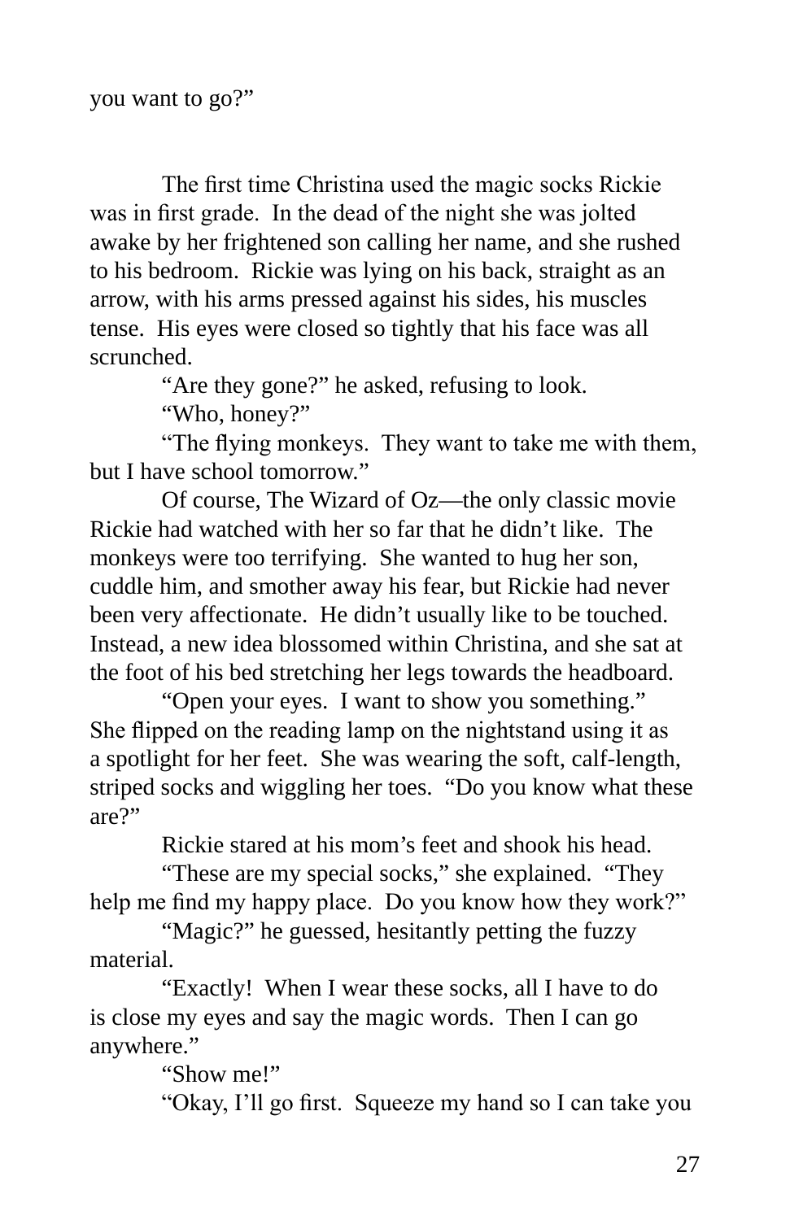you want to go?"

The first time Christina used the magic socks Rickie was in first grade. In the dead of the night she was jolted awake by her frightened son calling her name, and she rushed to his bedroom. Rickie was lying on his back, straight as an arrow, with his arms pressed against his sides, his muscles tense. His eyes were closed so tightly that his face was all scrunched.

"Are they gone?" he asked, refusing to look.

"Who, honey?"

"The flying monkeys. They want to take me with them, but I have school tomorrow."

Of course, The Wizard of Oz—the only classic movie Rickie had watched with her so far that he didn't like. The monkeys were too terrifying. She wanted to hug her son, cuddle him, and smother away his fear, but Rickie had never been very affectionate. He didn't usually like to be touched. Instead, a new idea blossomed within Christina, and she sat at the foot of his bed stretching her legs towards the headboard.

"Open your eyes. I want to show you something." She flipped on the reading lamp on the nightstand using it as a spotlight for her feet. She was wearing the soft, calf-length, striped socks and wiggling her toes. "Do you know what these are?"

Rickie stared at his mom's feet and shook his head.

"These are my special socks," she explained. "They help me find my happy place. Do you know how they work?"

"Magic?" he guessed, hesitantly petting the fuzzy material.

"Exactly! When I wear these socks, all I have to do is close my eyes and say the magic words. Then I can go anywhere."

"Show me!"

"Okay, I'll go first. Squeeze my hand so I can take you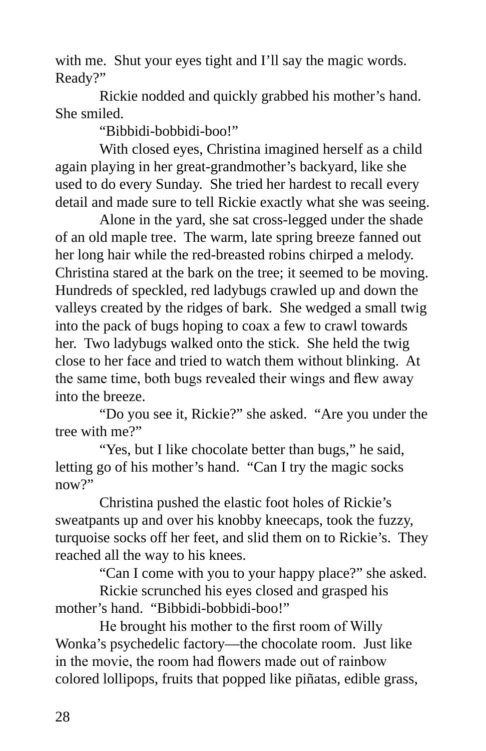with me. Shut your eyes tight and I'll say the magic words. Ready?"

Rickie nodded and quickly grabbed his mother's hand. She smiled.

"Bibbidi-bobbidi-boo!"

With closed eyes, Christina imagined herself as a child again playing in her great-grandmother's backyard, like she used to do every Sunday. She tried her hardest to recall every detail and made sure to tell Rickie exactly what she was seeing.

Alone in the yard, she sat cross-legged under the shade of an old maple tree. The warm, late spring breeze fanned out her long hair while the red-breasted robins chirped a melody. Christina stared at the bark on the tree; it seemed to be moving. Hundreds of speckled, red ladybugs crawled up and down the valleys created by the ridges of bark. She wedged a small twig into the pack of bugs hoping to coax a few to crawl towards her. Two ladybugs walked onto the stick. She held the twig close to her face and tried to watch them without blinking. At the same time, both bugs revealed their wings and flew away into the breeze.

"Do you see it, Rickie?" she asked. "Are you under the tree with me?"

"Yes, but I like chocolate better than bugs," he said, letting go of his mother's hand. "Can I try the magic socks now?"

Christina pushed the elastic foot holes of Rickie's sweatpants up and over his knobby kneecaps, took the fuzzy, turquoise socks off her feet, and slid them on to Rickie's. They reached all the way to his knees.

"Can I come with you to your happy place?" she asked.

Rickie scrunched his eyes closed and grasped his mother's hand. "Bibbidi-bobbidi-boo!"

He brought his mother to the first room of Willy Wonka's psychedelic factory—the chocolate room. Just like in the movie, the room had flowers made out of rainbow colored lollipops, fruits that popped like piñatas, edible grass,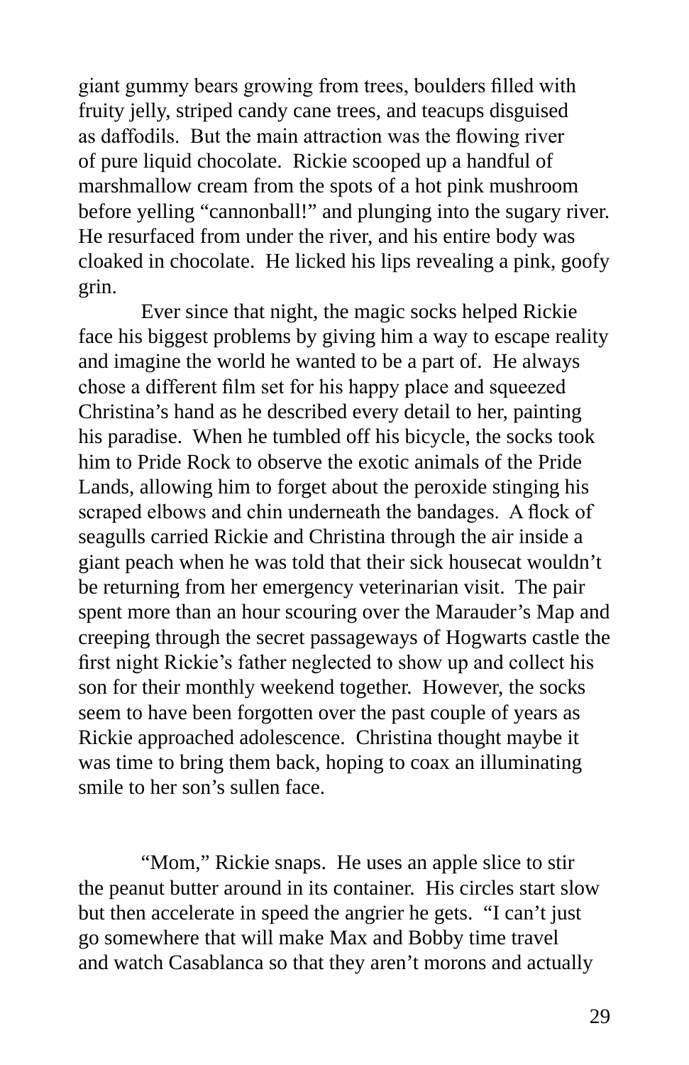giant gummy bears growing from trees, boulders filled with fruity jelly, striped candy cane trees, and teacups disguised as daffodils. But the main attraction was the flowing river of pure liquid chocolate. Rickie scooped up a handful of marshmallow cream from the spots of a hot pink mushroom before yelling "cannonball!" and plunging into the sugary river. He resurfaced from under the river, and his entire body was cloaked in chocolate. He licked his lips revealing a pink, goofy grin.

Ever since that night, the magic socks helped Rickie face his biggest problems by giving him a way to escape reality and imagine the world he wanted to be a part of. He always chose a different film set for his happy place and squeezed Christina's hand as he described every detail to her, painting his paradise. When he tumbled off his bicycle, the socks took him to Pride Rock to observe the exotic animals of the Pride Lands, allowing him to forget about the peroxide stinging his scraped elbows and chin underneath the bandages. A flock of seagulls carried Rickie and Christina through the air inside a giant peach when he was told that their sick housecat wouldn't be returning from her emergency veterinarian visit. The pair spent more than an hour scouring over the Marauder's Map and creeping through the secret passageways of Hogwarts castle the first night Rickie's father neglected to show up and collect his son for their monthly weekend together. However, the socks seem to have been forgotten over the past couple of years as Rickie approached adolescence. Christina thought maybe it was time to bring them back, hoping to coax an illuminating smile to her son's sullen face.

"Mom," Rickie snaps. He uses an apple slice to stir the peanut butter around in its container. His circles start slow but then accelerate in speed the angrier he gets. "I can't just go somewhere that will make Max and Bobby time travel and watch Casablanca so that they aren't morons and actually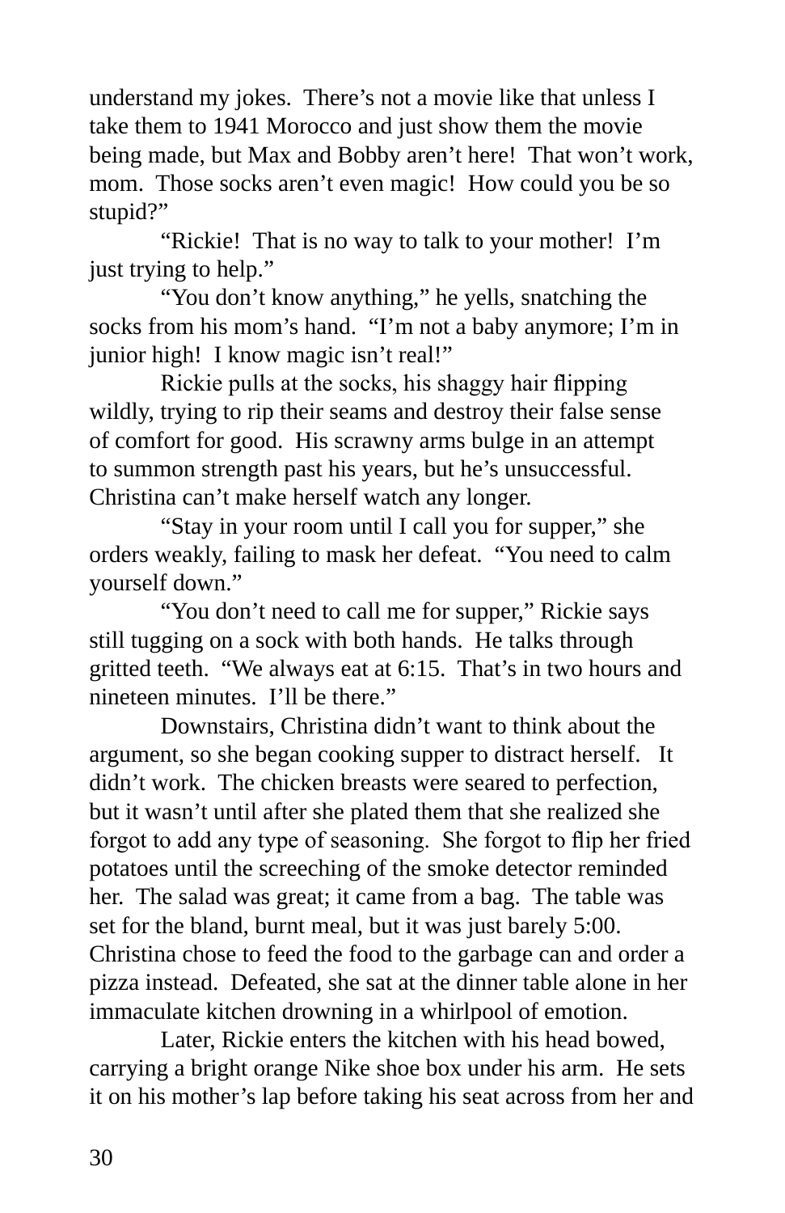understand my jokes. There's not a movie like that unless I take them to 1941 Morocco and just show them the movie being made, but Max and Bobby aren't here! That won't work, mom. Those socks aren't even magic! How could you be so stupid?"

"Rickie! That is no way to talk to your mother! I'm just trying to help."

"You don't know anything," he yells, snatching the socks from his mom's hand. "I'm not a baby anymore; I'm in junior high! I know magic isn't real!"

Rickie pulls at the socks, his shaggy hair flipping wildly, trying to rip their seams and destroy their false sense of comfort for good. His scrawny arms bulge in an attempt to summon strength past his years, but he's unsuccessful. Christina can't make herself watch any longer.

"Stay in your room until I call you for supper," she orders weakly, failing to mask her defeat. "You need to calm yourself down."

"You don't need to call me for supper," Rickie says still tugging on a sock with both hands. He talks through gritted teeth. "We always eat at 6:15. That's in two hours and nineteen minutes. I'll be there."

Downstairs, Christina didn't want to think about the argument, so she began cooking supper to distract herself. It didn't work. The chicken breasts were seared to perfection, but it wasn't until after she plated them that she realized she forgot to add any type of seasoning. She forgot to flip her fried potatoes until the screeching of the smoke detector reminded her. The salad was great; it came from a bag. The table was set for the bland, burnt meal, but it was just barely 5:00. Christina chose to feed the food to the garbage can and order a pizza instead. Defeated, she sat at the dinner table alone in her immaculate kitchen drowning in a whirlpool of emotion.

Later, Rickie enters the kitchen with his head bowed, carrying a bright orange Nike shoe box under his arm. He sets it on his mother's lap before taking his seat across from her and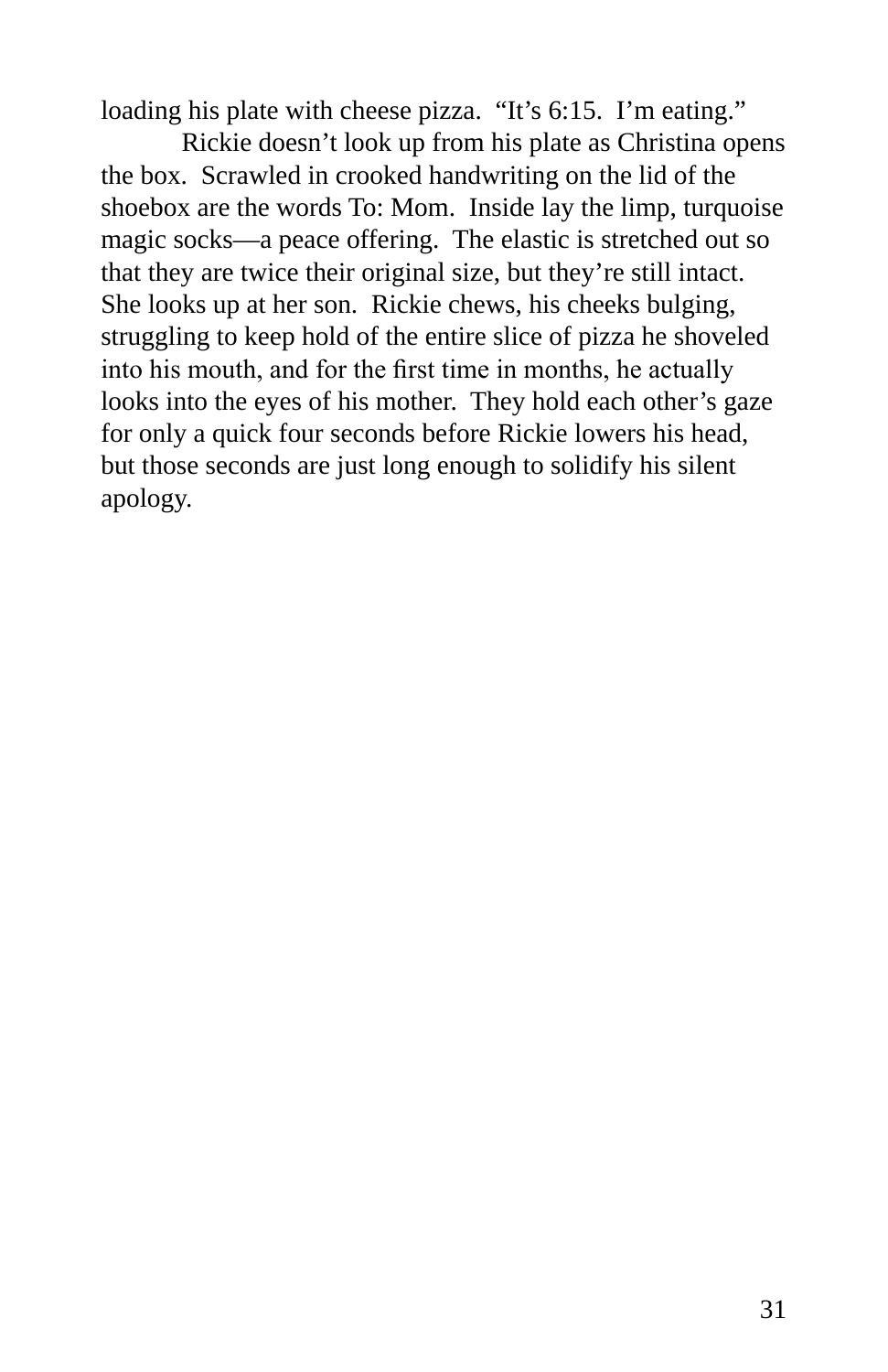loading his plate with cheese pizza. "It's 6:15. I'm eating."

Rickie doesn't look up from his plate as Christina opens the box. Scrawled in crooked handwriting on the lid of the shoebox are the words To: Mom. Inside lay the limp, turquoise magic socks—a peace offering. The elastic is stretched out so that they are twice their original size, but they're still intact. She looks up at her son. Rickie chews, his cheeks bulging, struggling to keep hold of the entire slice of pizza he shoveled into his mouth, and for the first time in months, he actually looks into the eyes of his mother. They hold each other's gaze for only a quick four seconds before Rickie lowers his head, but those seconds are just long enough to solidify his silent apology.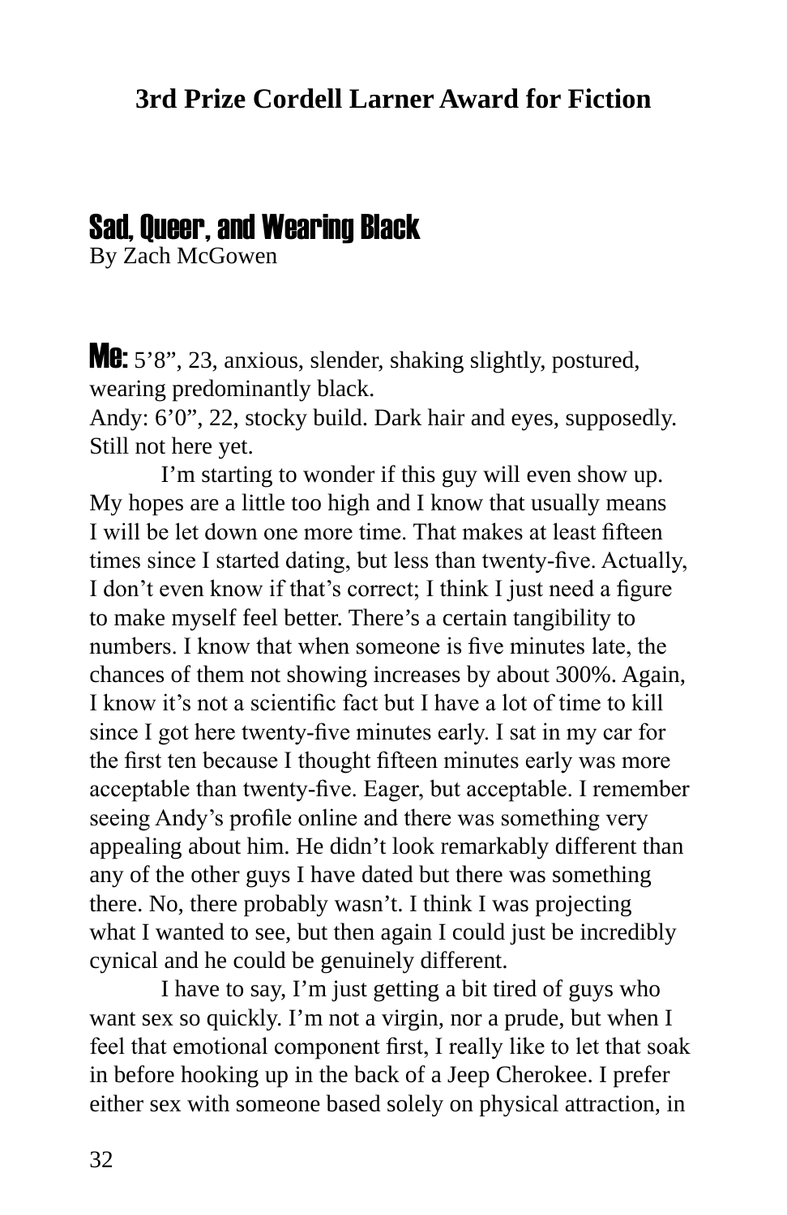**3rd Prize Cordell Larner Award for Fiction**

## Sad, Queer, and Wearing Black

By Zach McGowen

**Me:** 5'8", 23, anxious, slender, shaking slightly, postured, wearing predominantly black.
Andy: 6'0", 22, stocky build. Dark hair and eyes, supposedly. Still not here yet.

I'm starting to wonder if this guy will even show up. My hopes are a little too high and I know that usually means I will be let down one more time. That makes at least fifteen times since I started dating, but less than twenty-five. Actually, I don't even know if that's correct; I think I just need a figure to make myself feel better. There's a certain tangibility to numbers. I know that when someone is five minutes late, the chances of them not showing increases by about 300%. Again, I know it's not a scientific fact but I have a lot of time to kill since I got here twenty-five minutes early. I sat in my car for the first ten because I thought fifteen minutes early was more acceptable than twenty-five. Eager, but acceptable. I remember seeing Andy's profile online and there was something very appealing about him. He didn't look remarkably different than any of the other guys I have dated but there was something there. No, there probably wasn't. I think I was projecting what I wanted to see, but then again I could just be incredibly cynical and he could be genuinely different.

I have to say, I'm just getting a bit tired of guys who want sex so quickly. I'm not a virgin, nor a prude, but when I feel that emotional component first, I really like to let that soak in before hooking up in the back of a Jeep Cherokee. I prefer either sex with someone based solely on physical attraction, in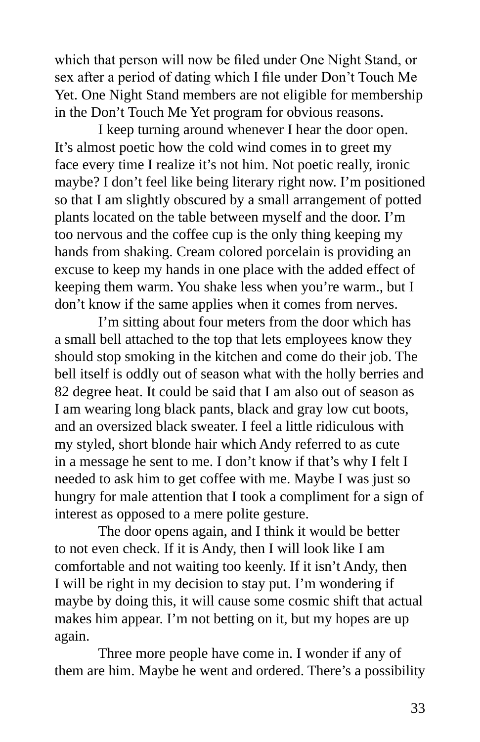which that person will now be filed under One Night Stand, or sex after a period of dating which I file under Don't Touch Me Yet. One Night Stand members are not eligible for membership in the Don't Touch Me Yet program for obvious reasons.

I keep turning around whenever I hear the door open. It's almost poetic how the cold wind comes in to greet my face every time I realize it's not him. Not poetic really, ironic maybe? I don't feel like being literary right now. I'm positioned so that I am slightly obscured by a small arrangement of potted plants located on the table between myself and the door. I'm too nervous and the coffee cup is the only thing keeping my hands from shaking. Cream colored porcelain is providing an excuse to keep my hands in one place with the added effect of keeping them warm. You shake less when you're warm., but I don't know if the same applies when it comes from nerves.

I'm sitting about four meters from the door which has a small bell attached to the top that lets employees know they should stop smoking in the kitchen and come do their job. The bell itself is oddly out of season what with the holly berries and 82 degree heat. It could be said that I am also out of season as I am wearing long black pants, black and gray low cut boots, and an oversized black sweater. I feel a little ridiculous with my styled, short blonde hair which Andy referred to as cute in a message he sent to me. I don't know if that's why I felt I needed to ask him to get coffee with me. Maybe I was just so hungry for male attention that I took a compliment for a sign of interest as opposed to a mere polite gesture.

The door opens again, and I think it would be better to not even check. If it is Andy, then I will look like I am comfortable and not waiting too keenly. If it isn't Andy, then I will be right in my decision to stay put. I'm wondering if maybe by doing this, it will cause some cosmic shift that actual makes him appear. I'm not betting on it, but my hopes are up again.

Three more people have come in. I wonder if any of them are him. Maybe he went and ordered. There's a possibility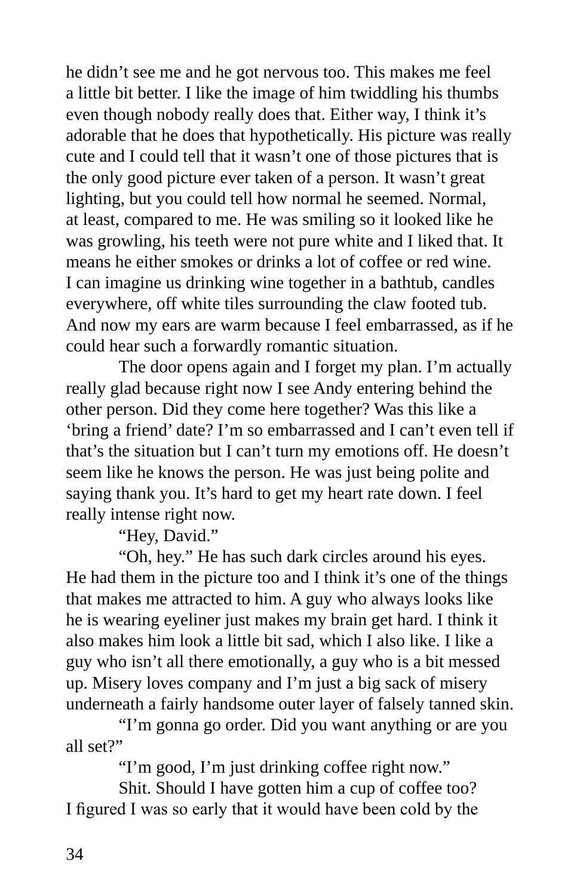he didn't see me and he got nervous too. This makes me feel a little bit better. I like the image of him twiddling his thumbs even though nobody really does that. Either way, I think it's adorable that he does that hypothetically. His picture was really cute and I could tell that it wasn't one of those pictures that is the only good picture ever taken of a person. It wasn't great lighting, but you could tell how normal he seemed. Normal, at least, compared to me. He was smiling so it looked like he was growling, his teeth were not pure white and I liked that. It means he either smokes or drinks a lot of coffee or red wine. I can imagine us drinking wine together in a bathtub, candles everywhere, off white tiles surrounding the claw footed tub. And now my ears are warm because I feel embarrassed, as if he could hear such a forwardly romantic situation.

The door opens again and I forget my plan. I'm actually really glad because right now I see Andy entering behind the other person. Did they come here together? Was this like a 'bring a friend' date? I'm so embarrassed and I can't even tell if that's the situation but I can't turn my emotions off. He doesn't seem like he knows the person. He was just being polite and saying thank you. It's hard to get my heart rate down. I feel really intense right now.

"Hey, David."

"Oh, hey." He has such dark circles around his eyes. He had them in the picture too and I think it's one of the things that makes me attracted to him. A guy who always looks like he is wearing eyeliner just makes my brain get hard. I think it also makes him look a little bit sad, which I also like. I like a guy who isn't all there emotionally, a guy who is a bit messed up. Misery loves company and I'm just a big sack of misery underneath a fairly handsome outer layer of falsely tanned skin.

"I'm gonna go order. Did you want anything or are you all set?"

"I'm good, I'm just drinking coffee right now."

Shit. Should I have gotten him a cup of coffee too? I figured I was so early that it would have been cold by the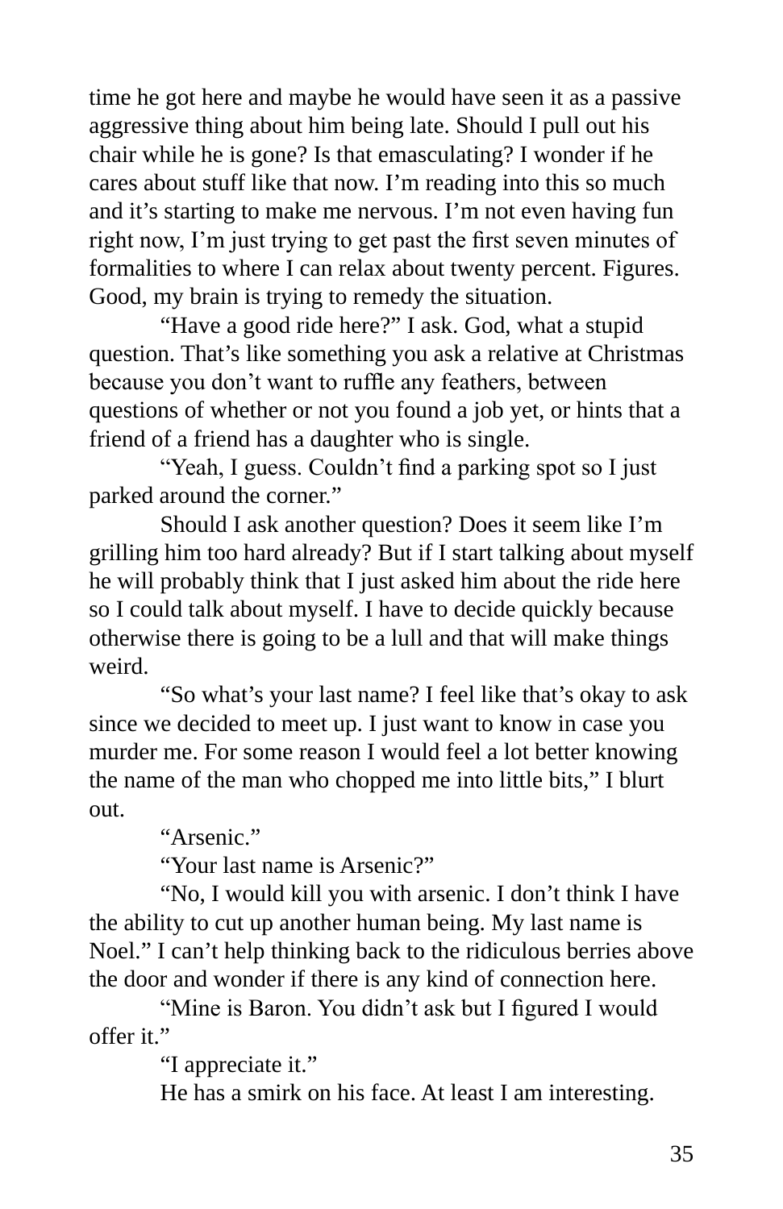time he got here and maybe he would have seen it as a passive aggressive thing about him being late. Should I pull out his chair while he is gone? Is that emasculating? I wonder if he cares about stuff like that now. I'm reading into this so much and it's starting to make me nervous. I'm not even having fun right now, I'm just trying to get past the first seven minutes of formalities to where I can relax about twenty percent. Figures. Good, my brain is trying to remedy the situation.

"Have a good ride here?" I ask. God, what a stupid question. That's like something you ask a relative at Christmas because you don't want to ruffle any feathers, between questions of whether or not you found a job yet, or hints that a friend of a friend has a daughter who is single.

"Yeah, I guess. Couldn't find a parking spot so I just parked around the corner."

Should I ask another question? Does it seem like I'm grilling him too hard already? But if I start talking about myself he will probably think that I just asked him about the ride here so I could talk about myself. I have to decide quickly because otherwise there is going to be a lull and that will make things weird.

"So what's your last name? I feel like that's okay to ask since we decided to meet up. I just want to know in case you murder me. For some reason I would feel a lot better knowing the name of the man who chopped me into little bits," I blurt out.

"Arsenic."

"Your last name is Arsenic?"

"No, I would kill you with arsenic. I don't think I have the ability to cut up another human being. My last name is Noel." I can't help thinking back to the ridiculous berries above the door and wonder if there is any kind of connection here.

"Mine is Baron. You didn't ask but I figured I would offer it."

"I appreciate it."

He has a smirk on his face. At least I am interesting.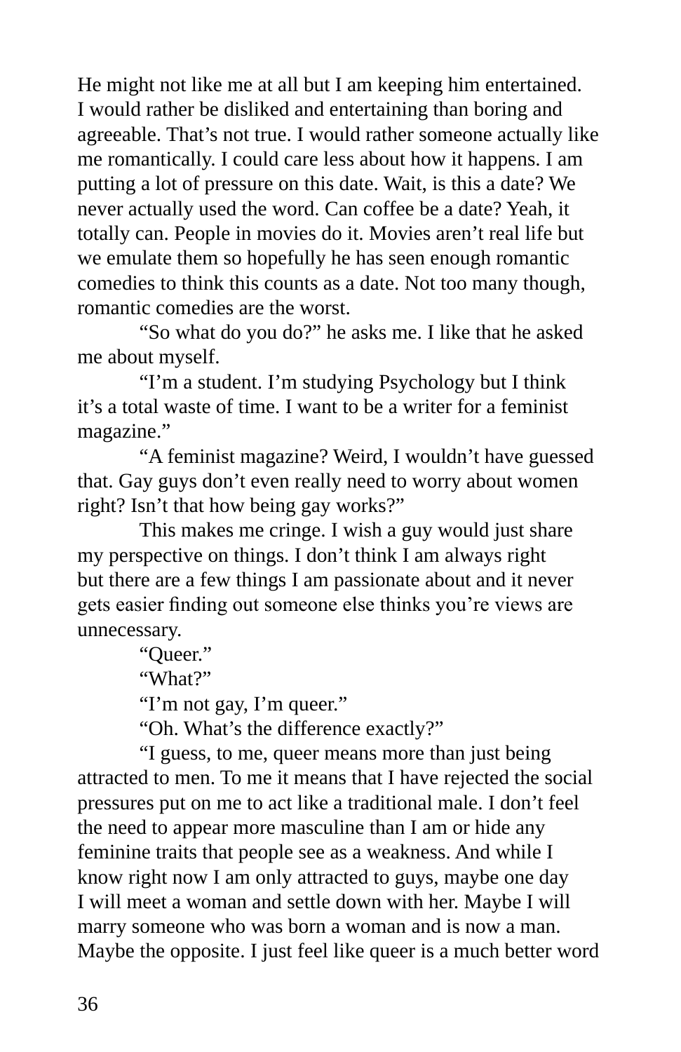He might not like me at all but I am keeping him entertained. I would rather be disliked and entertaining than boring and agreeable. That's not true. I would rather someone actually like me romantically. I could care less about how it happens. I am putting a lot of pressure on this date. Wait, is this a date? We never actually used the word. Can coffee be a date? Yeah, it totally can. People in movies do it. Movies aren't real life but we emulate them so hopefully he has seen enough romantic comedies to think this counts as a date. Not too many though, romantic comedies are the worst.

"So what do you do?" he asks me. I like that he asked me about myself.

"I'm a student. I'm studying Psychology but I think it's a total waste of time. I want to be a writer for a feminist magazine."

"A feminist magazine? Weird, I wouldn't have guessed that. Gay guys don't even really need to worry about women right? Isn't that how being gay works?"

This makes me cringe. I wish a guy would just share my perspective on things. I don't think I am always right but there are a few things I am passionate about and it never gets easier finding out someone else thinks you're views are unnecessary.

"Queer."

"What?"

"I'm not gay, I'm queer."

"Oh. What's the difference exactly?"

"I guess, to me, queer means more than just being attracted to men. To me it means that I have rejected the social pressures put on me to act like a traditional male. I don't feel the need to appear more masculine than I am or hide any feminine traits that people see as a weakness. And while I know right now I am only attracted to guys, maybe one day I will meet a woman and settle down with her. Maybe I will marry someone who was born a woman and is now a man. Maybe the opposite. I just feel like queer is a much better word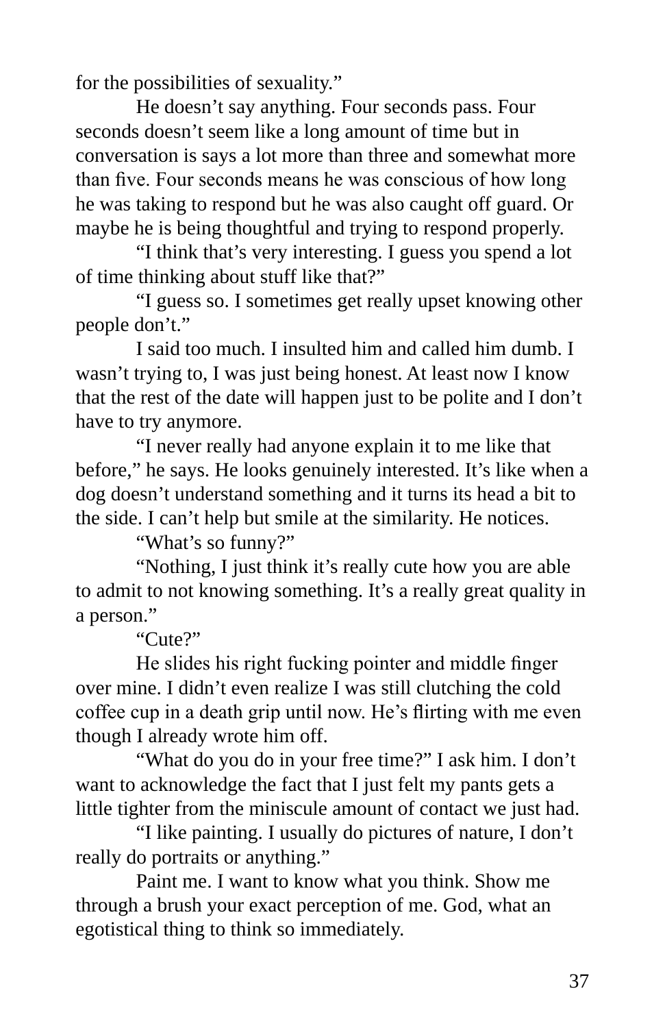for the possibilities of sexuality."

He doesn't say anything. Four seconds pass. Four seconds doesn't seem like a long amount of time but in conversation is says a lot more than three and somewhat more than five. Four seconds means he was conscious of how long he was taking to respond but he was also caught off guard. Or maybe he is being thoughtful and trying to respond properly.

"I think that's very interesting. I guess you spend a lot of time thinking about stuff like that?"

"I guess so. I sometimes get really upset knowing other people don't."

I said too much. I insulted him and called him dumb. I wasn't trying to, I was just being honest. At least now I know that the rest of the date will happen just to be polite and I don't have to try anymore.

"I never really had anyone explain it to me like that before," he says. He looks genuinely interested. It's like when a dog doesn't understand something and it turns its head a bit to the side. I can't help but smile at the similarity. He notices.

"What's so funny?"

"Nothing, I just think it's really cute how you are able to admit to not knowing something. It's a really great quality in a person."

"Cute?"

He slides his right fucking pointer and middle finger over mine. I didn't even realize I was still clutching the cold coffee cup in a death grip until now. He's flirting with me even though I already wrote him off.

"What do you do in your free time?" I ask him. I don't want to acknowledge the fact that I just felt my pants gets a little tighter from the miniscule amount of contact we just had.

"I like painting. I usually do pictures of nature, I don't really do portraits or anything."

Paint me. I want to know what you think. Show me through a brush your exact perception of me. God, what an egotistical thing to think so immediately.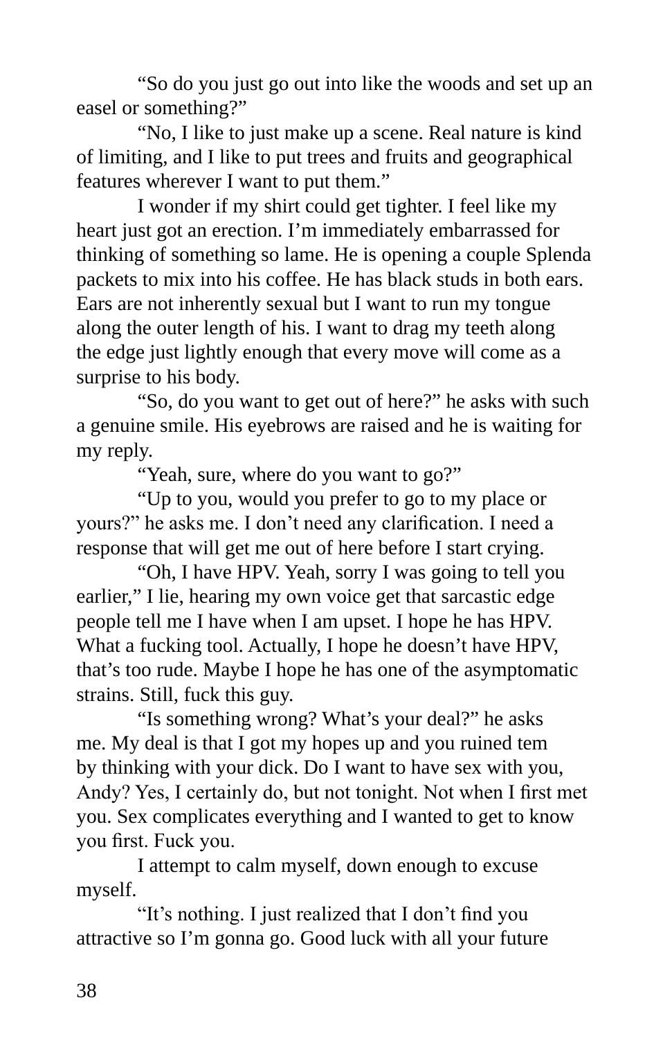"So do you just go out into like the woods and set up an easel or something?"

"No, I like to just make up a scene. Real nature is kind of limiting, and I like to put trees and fruits and geographical features wherever I want to put them."

I wonder if my shirt could get tighter. I feel like my heart just got an erection. I'm immediately embarrassed for thinking of something so lame. He is opening a couple Splenda packets to mix into his coffee. He has black studs in both ears. Ears are not inherently sexual but I want to run my tongue along the outer length of his. I want to drag my teeth along the edge just lightly enough that every move will come as a surprise to his body.

"So, do you want to get out of here?" he asks with such a genuine smile. His eyebrows are raised and he is waiting for my reply.

"Yeah, sure, where do you want to go?"

"Up to you, would you prefer to go to my place or yours?" he asks me. I don't need any clarification. I need a response that will get me out of here before I start crying.

"Oh, I have HPV. Yeah, sorry I was going to tell you earlier," I lie, hearing my own voice get that sarcastic edge people tell me I have when I am upset. I hope he has HPV. What a fucking tool. Actually, I hope he doesn't have HPV, that's too rude. Maybe I hope he has one of the asymptomatic strains. Still, fuck this guy.

"Is something wrong? What's your deal?" he asks me. My deal is that I got my hopes up and you ruined tem by thinking with your dick. Do I want to have sex with you, Andy? Yes, I certainly do, but not tonight. Not when I first met you. Sex complicates everything and I wanted to get to know you first. Fuck you.

I attempt to calm myself, down enough to excuse myself.

"It's nothing. I just realized that I don't find you attractive so I'm gonna go. Good luck with all your future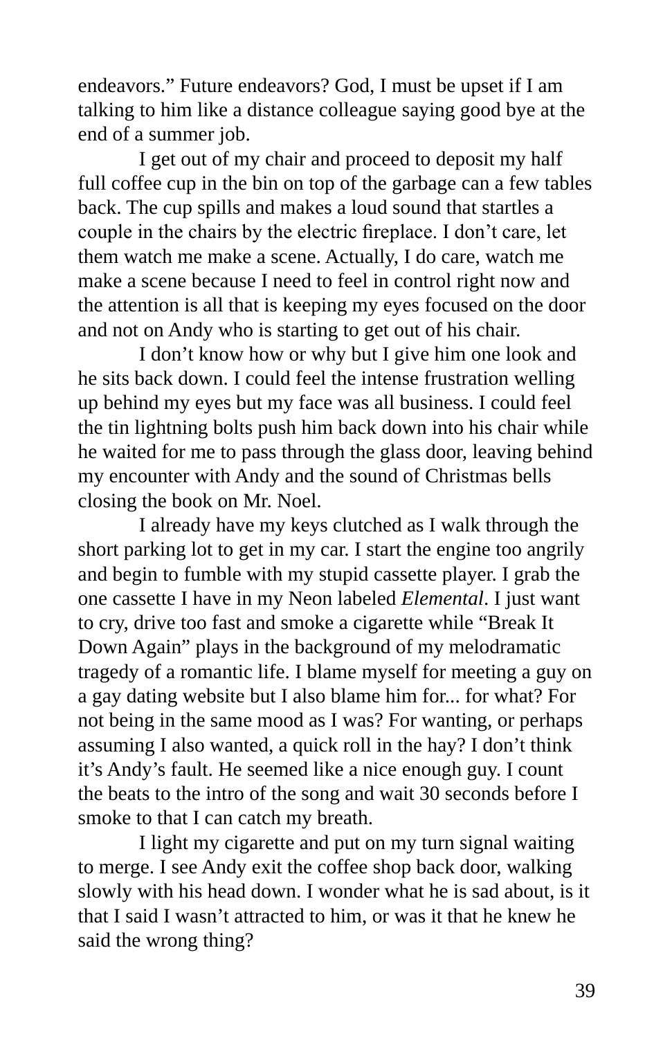endeavors." Future endeavors? God, I must be upset if I am talking to him like a distance colleague saying good bye at the end of a summer job.

I get out of my chair and proceed to deposit my half full coffee cup in the bin on top of the garbage can a few tables back. The cup spills and makes a loud sound that startles a couple in the chairs by the electric fireplace. I don't care, let them watch me make a scene. Actually, I do care, watch me make a scene because I need to feel in control right now and the attention is all that is keeping my eyes focused on the door and not on Andy who is starting to get out of his chair.

I don't know how or why but I give him one look and he sits back down. I could feel the intense frustration welling up behind my eyes but my face was all business. I could feel the tin lightning bolts push him back down into his chair while he waited for me to pass through the glass door, leaving behind my encounter with Andy and the sound of Christmas bells closing the book on Mr. Noel.

I already have my keys clutched as I walk through the short parking lot to get in my car. I start the engine too angrily and begin to fumble with my stupid cassette player. I grab the one cassette I have in my Neon labeled *Elemental*. I just want to cry, drive too fast and smoke a cigarette while "Break It Down Again" plays in the background of my melodramatic tragedy of a romantic life. I blame myself for meeting a guy on a gay dating website but I also blame him for... for what? For not being in the same mood as I was? For wanting, or perhaps assuming I also wanted, a quick roll in the hay? I don't think it's Andy's fault. He seemed like a nice enough guy. I count the beats to the intro of the song and wait 30 seconds before I smoke to that I can catch my breath.

I light my cigarette and put on my turn signal waiting to merge. I see Andy exit the coffee shop back door, walking slowly with his head down. I wonder what he is sad about, is it that I said I wasn't attracted to him, or was it that he knew he said the wrong thing?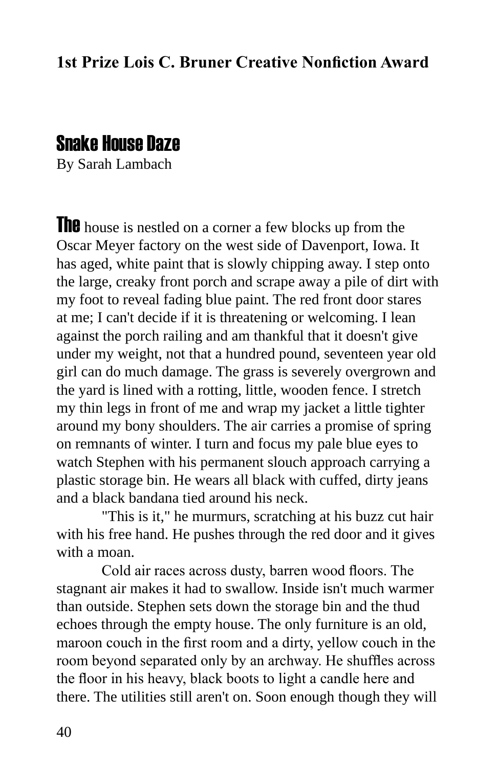**1st Prize Lois C. Bruner Creative Nonfiction Award**

## Snake House Daze

By Sarah Lambach

**The** house is nestled on a corner a few blocks up from the Oscar Meyer factory on the west side of Davenport, Iowa. It has aged, white paint that is slowly chipping away. I step onto the large, creaky front porch and scrape away a pile of dirt with my foot to reveal fading blue paint. The red front door stares at me; I can't decide if it is threatening or welcoming. I lean against the porch railing and am thankful that it doesn't give under my weight, not that a hundred pound, seventeen year old girl can do much damage. The grass is severely overgrown and the yard is lined with a rotting, little, wooden fence. I stretch my thin legs in front of me and wrap my jacket a little tighter around my bony shoulders. The air carries a promise of spring on remnants of winter. I turn and focus my pale blue eyes to watch Stephen with his permanent slouch approach carrying a plastic storage bin. He wears all black with cuffed, dirty jeans and a black bandana tied around his neck.

"This is it," he murmurs, scratching at his buzz cut hair with his free hand. He pushes through the red door and it gives with a moan.

Cold air races across dusty, barren wood floors. The stagnant air makes it had to swallow. Inside isn't much warmer than outside. Stephen sets down the storage bin and the thud echoes through the empty house. The only furniture is an old, maroon couch in the first room and a dirty, yellow couch in the room beyond separated only by an archway. He shuffles across the floor in his heavy, black boots to light a candle here and there. The utilities still aren't on. Soon enough though they will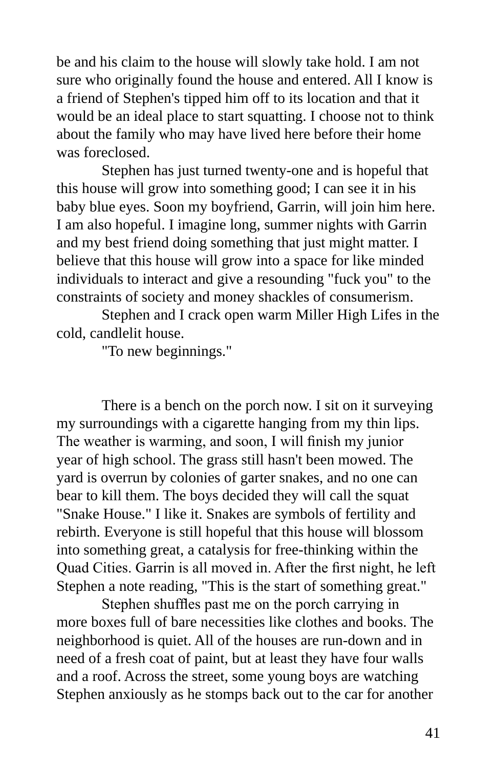be and his claim to the house will slowly take hold. I am not sure who originally found the house and entered. All I know is a friend of Stephen's tipped him off to its location and that it would be an ideal place to start squatting. I choose not to think about the family who may have lived here before their home was foreclosed.

Stephen has just turned twenty-one and is hopeful that this house will grow into something good; I can see it in his baby blue eyes. Soon my boyfriend, Garrin, will join him here. I am also hopeful. I imagine long, summer nights with Garrin and my best friend doing something that just might matter. I believe that this house will grow into a space for like minded individuals to interact and give a resounding "fuck you" to the constraints of society and money shackles of consumerism.

Stephen and I crack open warm Miller High Lifes in the cold, candlelit house.

"To new beginnings."

There is a bench on the porch now. I sit on it surveying my surroundings with a cigarette hanging from my thin lips. The weather is warming, and soon, I will finish my junior year of high school. The grass still hasn't been mowed. The yard is overrun by colonies of garter snakes, and no one can bear to kill them. The boys decided they will call the squat "Snake House." I like it. Snakes are symbols of fertility and rebirth. Everyone is still hopeful that this house will blossom into something great, a catalysis for free-thinking within the Quad Cities. Garrin is all moved in. After the first night, he left Stephen a note reading, "This is the start of something great."

Stephen shuffles past me on the porch carrying in more boxes full of bare necessities like clothes and books. The neighborhood is quiet. All of the houses are run-down and in need of a fresh coat of paint, but at least they have four walls and a roof. Across the street, some young boys are watching Stephen anxiously as he stomps back out to the car for another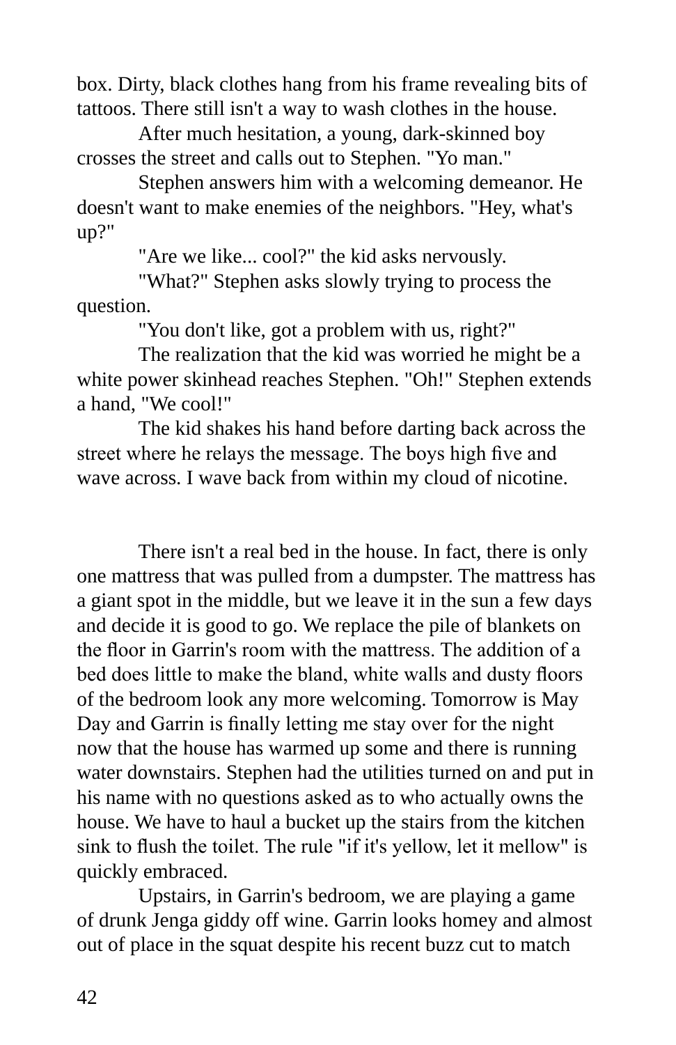box. Dirty, black clothes hang from his frame revealing bits of tattoos. There still isn't a way to wash clothes in the house.

After much hesitation, a young, dark-skinned boy crosses the street and calls out to Stephen. "Yo man."

Stephen answers him with a welcoming demeanor. He doesn't want to make enemies of the neighbors. "Hey, what's up?"

"Are we like... cool?" the kid asks nervously.

"What?" Stephen asks slowly trying to process the question.

"You don't like, got a problem with us, right?"

The realization that the kid was worried he might be a white power skinhead reaches Stephen. "Oh!" Stephen extends a hand, "We cool!"

The kid shakes his hand before darting back across the street where he relays the message. The boys high five and wave across. I wave back from within my cloud of nicotine.

There isn't a real bed in the house. In fact, there is only one mattress that was pulled from a dumpster. The mattress has a giant spot in the middle, but we leave it in the sun a few days and decide it is good to go. We replace the pile of blankets on the floor in Garrin's room with the mattress. The addition of a bed does little to make the bland, white walls and dusty floors of the bedroom look any more welcoming. Tomorrow is May Day and Garrin is finally letting me stay over for the night now that the house has warmed up some and there is running water downstairs. Stephen had the utilities turned on and put in his name with no questions asked as to who actually owns the house. We have to haul a bucket up the stairs from the kitchen sink to flush the toilet. The rule "if it's yellow, let it mellow" is quickly embraced.

Upstairs, in Garrin's bedroom, we are playing a game of drunk Jenga giddy off wine. Garrin looks homey and almost out of place in the squat despite his recent buzz cut to match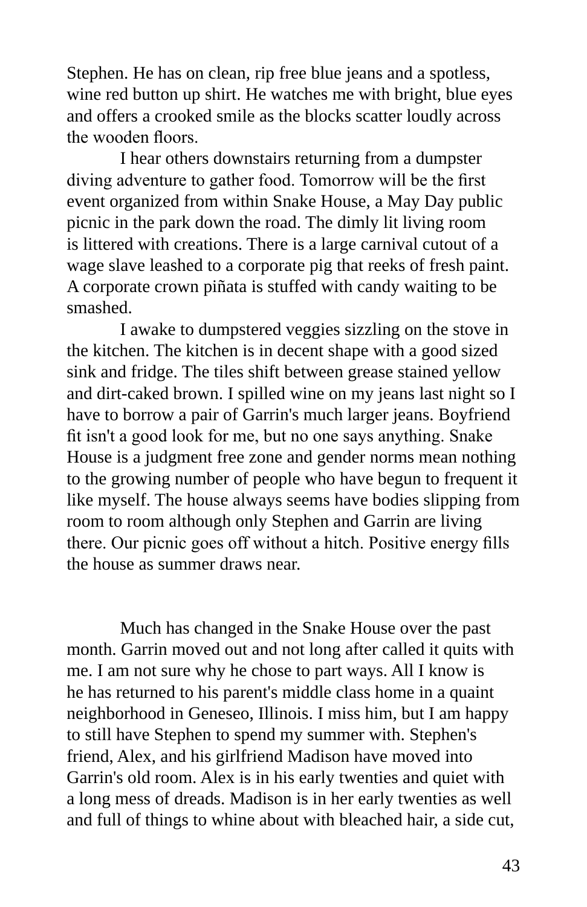Stephen. He has on clean, rip free blue jeans and a spotless, wine red button up shirt. He watches me with bright, blue eyes and offers a crooked smile as the blocks scatter loudly across the wooden floors.

I hear others downstairs returning from a dumpster diving adventure to gather food. Tomorrow will be the first event organized from within Snake House, a May Day public picnic in the park down the road. The dimly lit living room is littered with creations. There is a large carnival cutout of a wage slave leashed to a corporate pig that reeks of fresh paint. A corporate crown piñata is stuffed with candy waiting to be smashed.

I awake to dumpstered veggies sizzling on the stove in the kitchen. The kitchen is in decent shape with a good sized sink and fridge. The tiles shift between grease stained yellow and dirt-caked brown. I spilled wine on my jeans last night so I have to borrow a pair of Garrin's much larger jeans. Boyfriend fit isn't a good look for me, but no one says anything. Snake House is a judgment free zone and gender norms mean nothing to the growing number of people who have begun to frequent it like myself. The house always seems have bodies slipping from room to room although only Stephen and Garrin are living there. Our picnic goes off without a hitch. Positive energy fills the house as summer draws near.

Much has changed in the Snake House over the past month. Garrin moved out and not long after called it quits with me. I am not sure why he chose to part ways. All I know is he has returned to his parent's middle class home in a quaint neighborhood in Geneseo, Illinois. I miss him, but I am happy to still have Stephen to spend my summer with. Stephen's friend, Alex, and his girlfriend Madison have moved into Garrin's old room. Alex is in his early twenties and quiet with a long mess of dreads. Madison is in her early twenties as well and full of things to whine about with bleached hair, a side cut,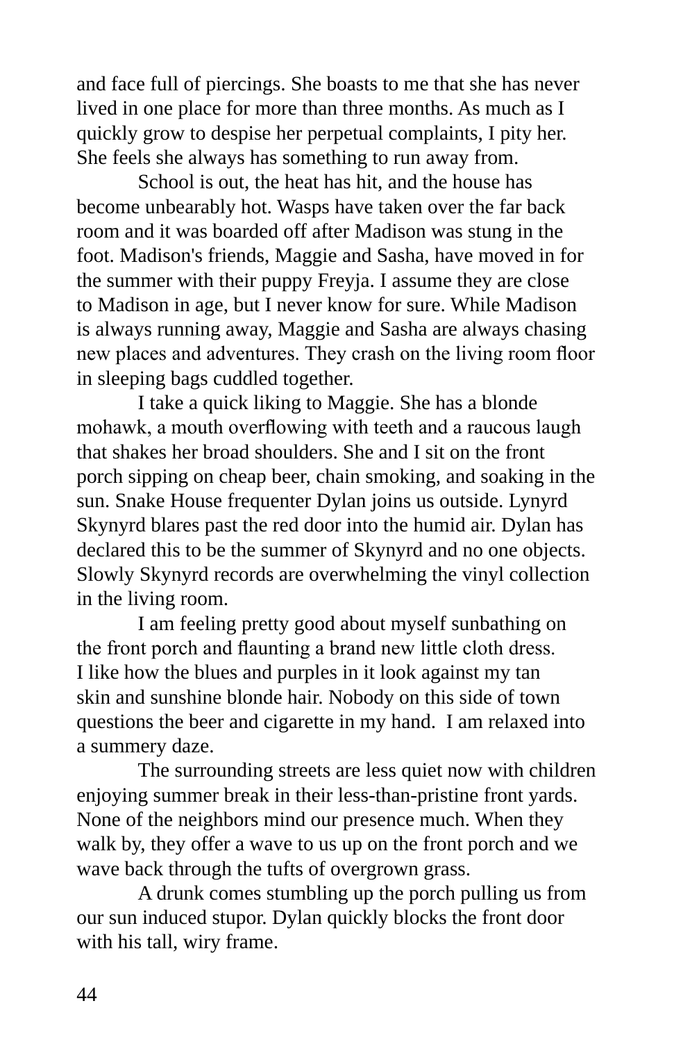and face full of piercings. She boasts to me that she has never lived in one place for more than three months. As much as I quickly grow to despise her perpetual complaints, I pity her. She feels she always has something to run away from.

School is out, the heat has hit, and the house has become unbearably hot. Wasps have taken over the far back room and it was boarded off after Madison was stung in the foot. Madison's friends, Maggie and Sasha, have moved in for the summer with their puppy Freyja. I assume they are close to Madison in age, but I never know for sure. While Madison is always running away, Maggie and Sasha are always chasing new places and adventures. They crash on the living room floor in sleeping bags cuddled together.

I take a quick liking to Maggie. She has a blonde mohawk, a mouth overflowing with teeth and a raucous laugh that shakes her broad shoulders. She and I sit on the front porch sipping on cheap beer, chain smoking, and soaking in the sun. Snake House frequenter Dylan joins us outside. Lynyrd Skynyrd blares past the red door into the humid air. Dylan has declared this to be the summer of Skynyrd and no one objects. Slowly Skynyrd records are overwhelming the vinyl collection in the living room.

I am feeling pretty good about myself sunbathing on the front porch and flaunting a brand new little cloth dress. I like how the blues and purples in it look against my tan skin and sunshine blonde hair. Nobody on this side of town questions the beer and cigarette in my hand.  I am relaxed into a summery daze.

The surrounding streets are less quiet now with children enjoying summer break in their less-than-pristine front yards. None of the neighbors mind our presence much. When they walk by, they offer a wave to us up on the front porch and we wave back through the tufts of overgrown grass.

A drunk comes stumbling up the porch pulling us from our sun induced stupor. Dylan quickly blocks the front door with his tall, wiry frame.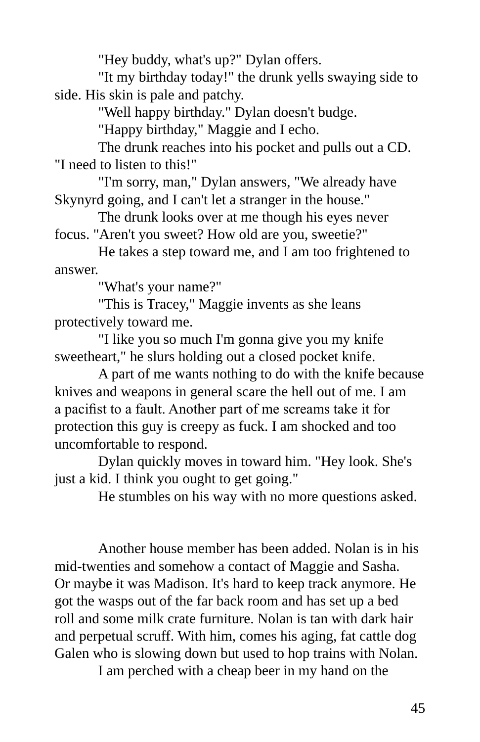"Hey buddy, what's up?" Dylan offers.

"It my birthday today!" the drunk yells swaying side to side. His skin is pale and patchy.

"Well happy birthday." Dylan doesn't budge.

"Happy birthday," Maggie and I echo.

The drunk reaches into his pocket and pulls out a CD. "I need to listen to this!"

"I'm sorry, man," Dylan answers, "We already have Skynyrd going, and I can't let a stranger in the house."

The drunk looks over at me though his eyes never focus. "Aren't you sweet? How old are you, sweetie?"

He takes a step toward me, and I am too frightened to answer.

"What's your name?"

"This is Tracey," Maggie invents as she leans protectively toward me.

"I like you so much I'm gonna give you my knife sweetheart," he slurs holding out a closed pocket knife.

A part of me wants nothing to do with the knife because knives and weapons in general scare the hell out of me. I am a pacifist to a fault. Another part of me screams take it for protection this guy is creepy as fuck. I am shocked and too uncomfortable to respond.

Dylan quickly moves in toward him. "Hey look. She's just a kid. I think you ought to get going."

He stumbles on his way with no more questions asked.

Another house member has been added. Nolan is in his mid-twenties and somehow a contact of Maggie and Sasha. Or maybe it was Madison. It's hard to keep track anymore. He got the wasps out of the far back room and has set up a bed roll and some milk crate furniture. Nolan is tan with dark hair and perpetual scruff. With him, comes his aging, fat cattle dog Galen who is slowing down but used to hop trains with Nolan.

I am perched with a cheap beer in my hand on the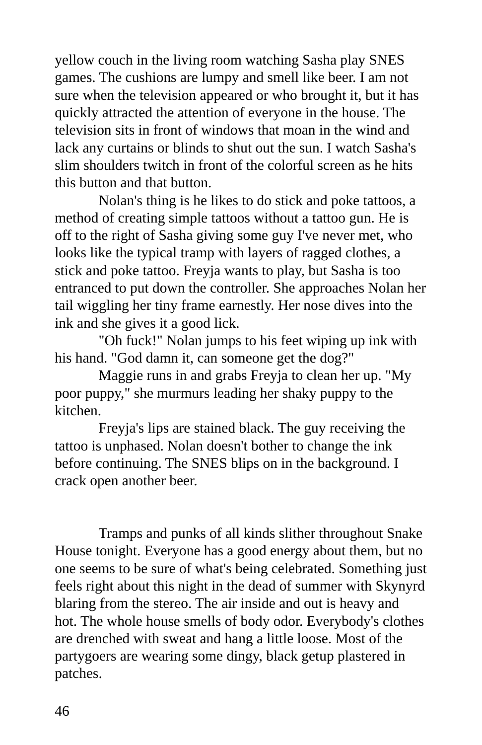yellow couch in the living room watching Sasha play SNES games. The cushions are lumpy and smell like beer. I am not sure when the television appeared or who brought it, but it has quickly attracted the attention of everyone in the house. The television sits in front of windows that moan in the wind and lack any curtains or blinds to shut out the sun. I watch Sasha's slim shoulders twitch in front of the colorful screen as he hits this button and that button.

Nolan's thing is he likes to do stick and poke tattoos, a method of creating simple tattoos without a tattoo gun. He is off to the right of Sasha giving some guy I've never met, who looks like the typical tramp with layers of ragged clothes, a stick and poke tattoo. Freyja wants to play, but Sasha is too entranced to put down the controller. She approaches Nolan her tail wiggling her tiny frame earnestly. Her nose dives into the ink and she gives it a good lick.

"Oh fuck!" Nolan jumps to his feet wiping up ink with his hand. "God damn it, can someone get the dog?"

Maggie runs in and grabs Freyja to clean her up. "My poor puppy," she murmurs leading her shaky puppy to the kitchen.

Freyja's lips are stained black. The guy receiving the tattoo is unphased. Nolan doesn't bother to change the ink before continuing. The SNES blips on in the background. I crack open another beer.

Tramps and punks of all kinds slither throughout Snake House tonight. Everyone has a good energy about them, but no one seems to be sure of what's being celebrated. Something just feels right about this night in the dead of summer with Skynyrd blaring from the stereo. The air inside and out is heavy and hot. The whole house smells of body odor. Everybody's clothes are drenched with sweat and hang a little loose. Most of the partygoers are wearing some dingy, black getup plastered in patches.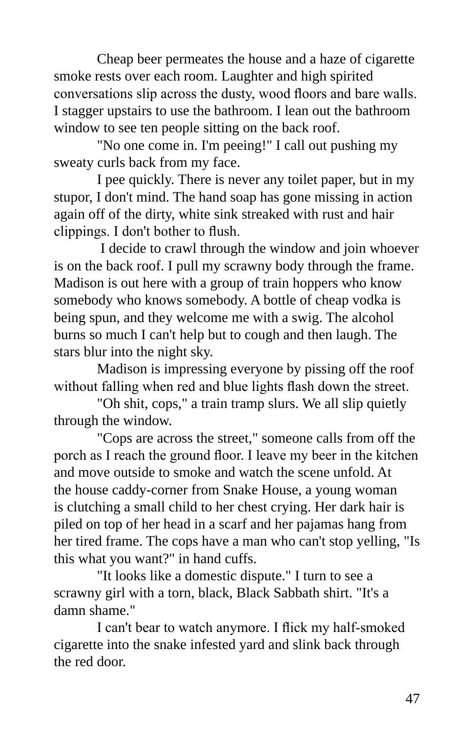Cheap beer permeates the house and a haze of cigarette smoke rests over each room. Laughter and high spirited conversations slip across the dusty, wood floors and bare walls. I stagger upstairs to use the bathroom. I lean out the bathroom window to see ten people sitting on the back roof.

"No one come in. I'm peeing!" I call out pushing my sweaty curls back from my face.

I pee quickly. There is never any toilet paper, but in my stupor, I don't mind. The hand soap has gone missing in action again off of the dirty, white sink streaked with rust and hair clippings. I don't bother to flush.

I decide to crawl through the window and join whoever is on the back roof. I pull my scrawny body through the frame. Madison is out here with a group of train hoppers who know somebody who knows somebody. A bottle of cheap vodka is being spun, and they welcome me with a swig. The alcohol burns so much I can't help but to cough and then laugh. The stars blur into the night sky.

Madison is impressing everyone by pissing off the roof without falling when red and blue lights flash down the street.

"Oh shit, cops," a train tramp slurs. We all slip quietly through the window.

"Cops are across the street," someone calls from off the porch as I reach the ground floor. I leave my beer in the kitchen and move outside to smoke and watch the scene unfold. At the house caddy-corner from Snake House, a young woman is clutching a small child to her chest crying. Her dark hair is piled on top of her head in a scarf and her pajamas hang from her tired frame. The cops have a man who can't stop yelling, "Is this what you want?" in hand cuffs.

"It looks like a domestic dispute." I turn to see a scrawny girl with a torn, black, Black Sabbath shirt. "It's a damn shame."

I can't bear to watch anymore. I flick my half-smoked cigarette into the snake infested yard and slink back through the red door.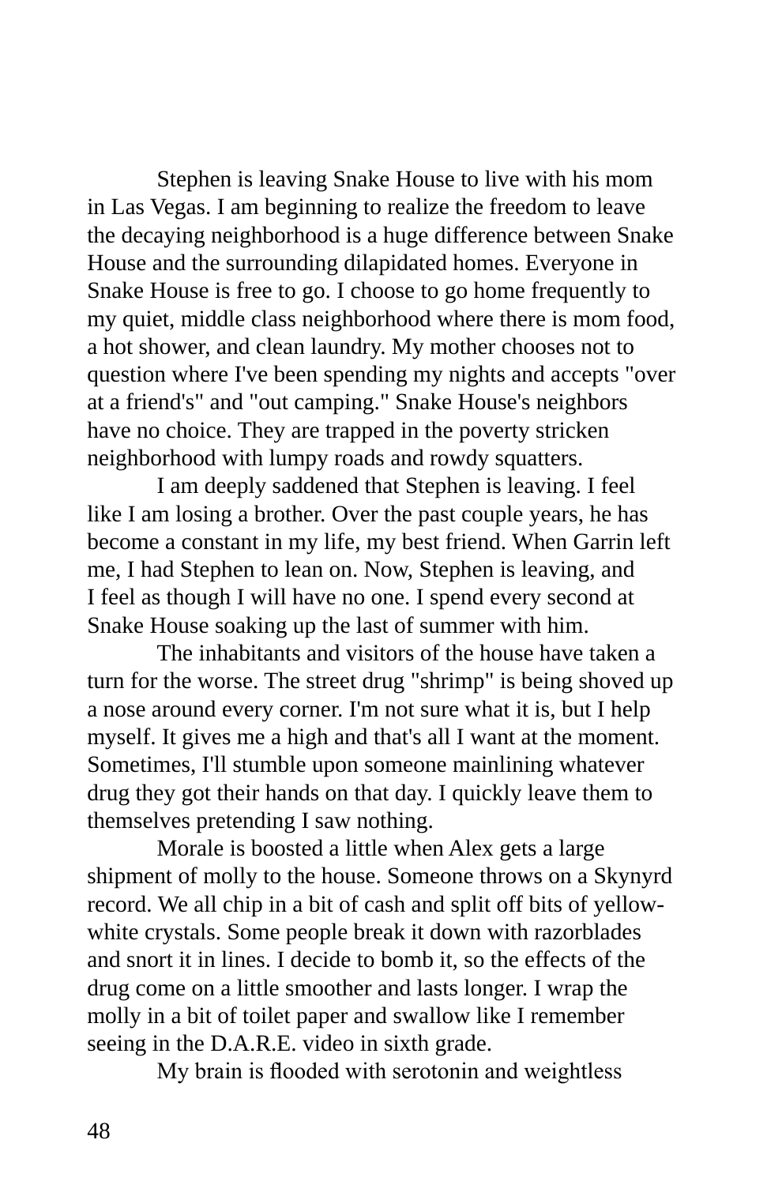Stephen is leaving Snake House to live with his mom in Las Vegas. I am beginning to realize the freedom to leave the decaying neighborhood is a huge difference between Snake House and the surrounding dilapidated homes. Everyone in Snake House is free to go. I choose to go home frequently to my quiet, middle class neighborhood where there is mom food, a hot shower, and clean laundry. My mother chooses not to question where I've been spending my nights and accepts "over at a friend's" and "out camping." Snake House's neighbors have no choice. They are trapped in the poverty stricken neighborhood with lumpy roads and rowdy squatters.

I am deeply saddened that Stephen is leaving. I feel like I am losing a brother. Over the past couple years, he has become a constant in my life, my best friend. When Garrin left me, I had Stephen to lean on. Now, Stephen is leaving, and I feel as though I will have no one. I spend every second at Snake House soaking up the last of summer with him.

The inhabitants and visitors of the house have taken a turn for the worse. The street drug "shrimp" is being shoved up a nose around every corner. I'm not sure what it is, but I help myself. It gives me a high and that's all I want at the moment. Sometimes, I'll stumble upon someone mainlining whatever drug they got their hands on that day. I quickly leave them to themselves pretending I saw nothing.

Morale is boosted a little when Alex gets a large shipment of molly to the house. Someone throws on a Skynyrd record. We all chip in a bit of cash and split off bits of yellow-white crystals. Some people break it down with razorblades and snort it in lines. I decide to bomb it, so the effects of the drug come on a little smoother and lasts longer. I wrap the molly in a bit of toilet paper and swallow like I remember seeing in the D.A.R.E. video in sixth grade.

My brain is flooded with serotonin and weightless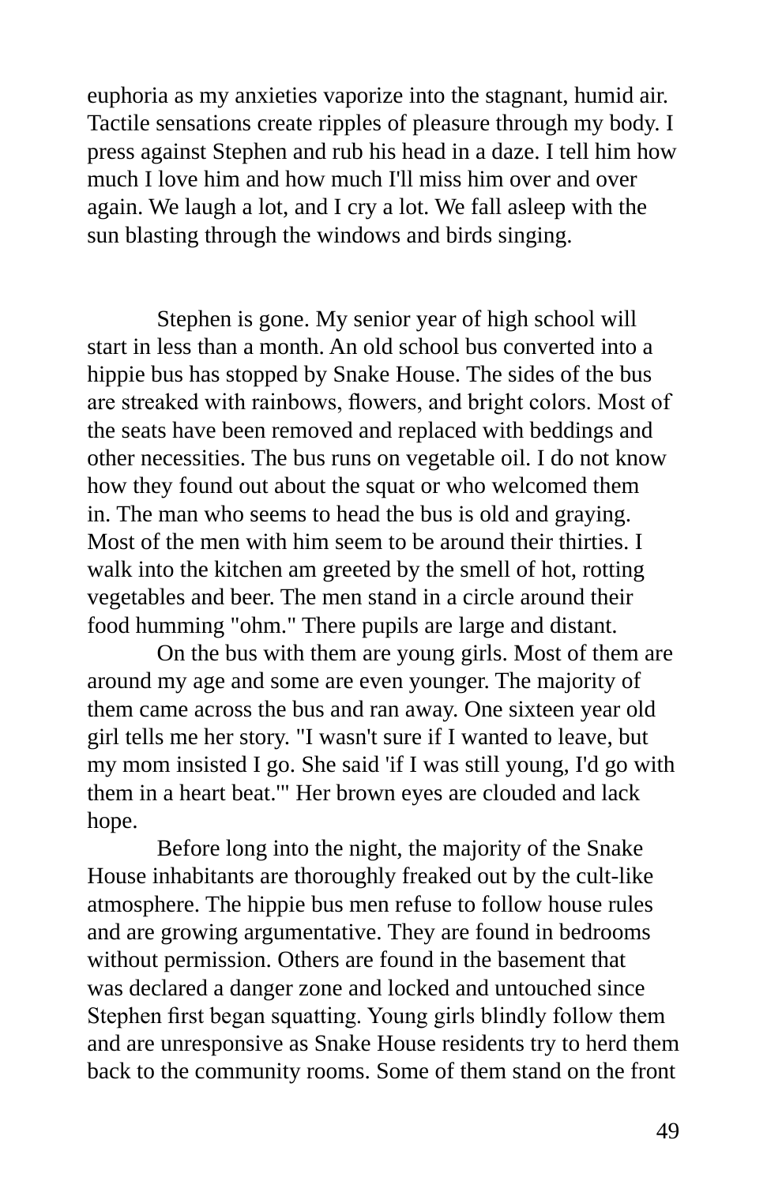euphoria as my anxieties vaporize into the stagnant, humid air. Tactile sensations create ripples of pleasure through my body. I press against Stephen and rub his head in a daze. I tell him how much I love him and how much I'll miss him over and over again. We laugh a lot, and I cry a lot. We fall asleep with the sun blasting through the windows and birds singing.

Stephen is gone. My senior year of high school will start in less than a month. An old school bus converted into a hippie bus has stopped by Snake House. The sides of the bus are streaked with rainbows, flowers, and bright colors. Most of the seats have been removed and replaced with beddings and other necessities. The bus runs on vegetable oil. I do not know how they found out about the squat or who welcomed them in. The man who seems to head the bus is old and graying. Most of the men with him seem to be around their thirties. I walk into the kitchen am greeted by the smell of hot, rotting vegetables and beer. The men stand in a circle around their food humming "ohm." There pupils are large and distant.

On the bus with them are young girls. Most of them are around my age and some are even younger. The majority of them came across the bus and ran away. One sixteen year old girl tells me her story. "I wasn't sure if I wanted to leave, but my mom insisted I go. She said 'if I was still young, I'd go with them in a heart beat.'" Her brown eyes are clouded and lack hope.

Before long into the night, the majority of the Snake House inhabitants are thoroughly freaked out by the cult-like atmosphere. The hippie bus men refuse to follow house rules and are growing argumentative. They are found in bedrooms without permission. Others are found in the basement that was declared a danger zone and locked and untouched since Stephen first began squatting. Young girls blindly follow them and are unresponsive as Snake House residents try to herd them back to the community rooms. Some of them stand on the front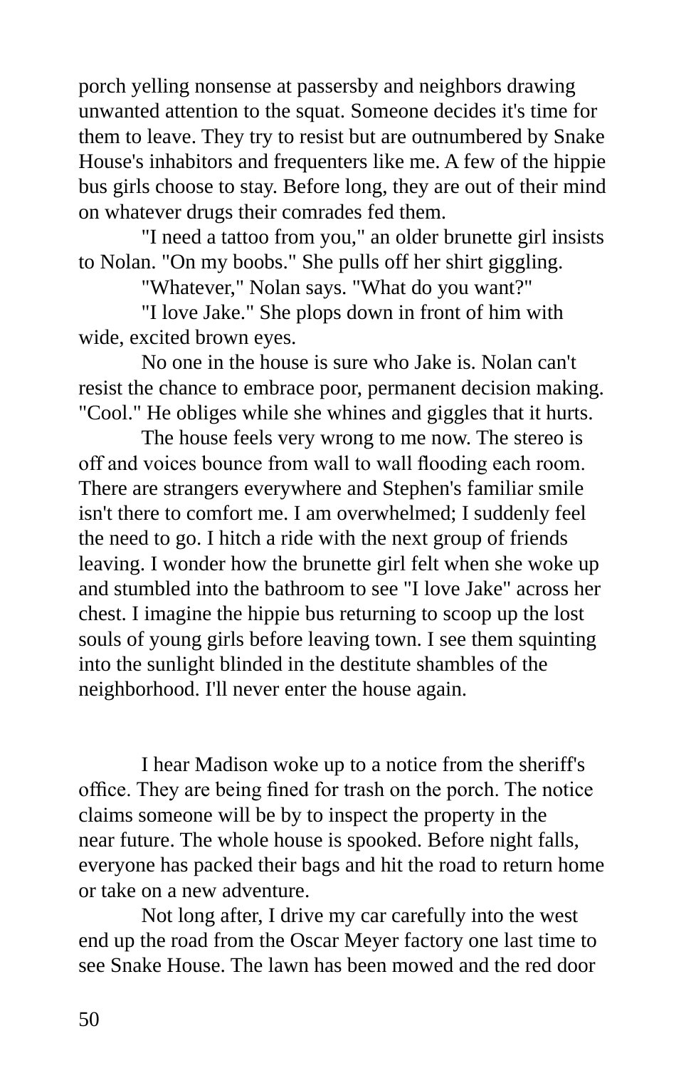porch yelling nonsense at passersby and neighbors drawing unwanted attention to the squat. Someone decides it's time for them to leave. They try to resist but are outnumbered by Snake House's inhabitors and frequenters like me. A few of the hippie bus girls choose to stay. Before long, they are out of their mind on whatever drugs their comrades fed them.

"I need a tattoo from you," an older brunette girl insists to Nolan. "On my boobs." She pulls off her shirt giggling.

"Whatever," Nolan says. "What do you want?"

"I love Jake." She plops down in front of him with wide, excited brown eyes.

No one in the house is sure who Jake is. Nolan can't resist the chance to embrace poor, permanent decision making. "Cool." He obliges while she whines and giggles that it hurts.

The house feels very wrong to me now. The stereo is off and voices bounce from wall to wall flooding each room. There are strangers everywhere and Stephen's familiar smile isn't there to comfort me. I am overwhelmed; I suddenly feel the need to go. I hitch a ride with the next group of friends leaving. I wonder how the brunette girl felt when she woke up and stumbled into the bathroom to see "I love Jake" across her chest. I imagine the hippie bus returning to scoop up the lost souls of young girls before leaving town. I see them squinting into the sunlight blinded in the destitute shambles of the neighborhood. I'll never enter the house again.

I hear Madison woke up to a notice from the sheriff's office. They are being fined for trash on the porch. The notice claims someone will be by to inspect the property in the near future. The whole house is spooked. Before night falls, everyone has packed their bags and hit the road to return home or take on a new adventure.

Not long after, I drive my car carefully into the west end up the road from the Oscar Meyer factory one last time to see Snake House. The lawn has been mowed and the red door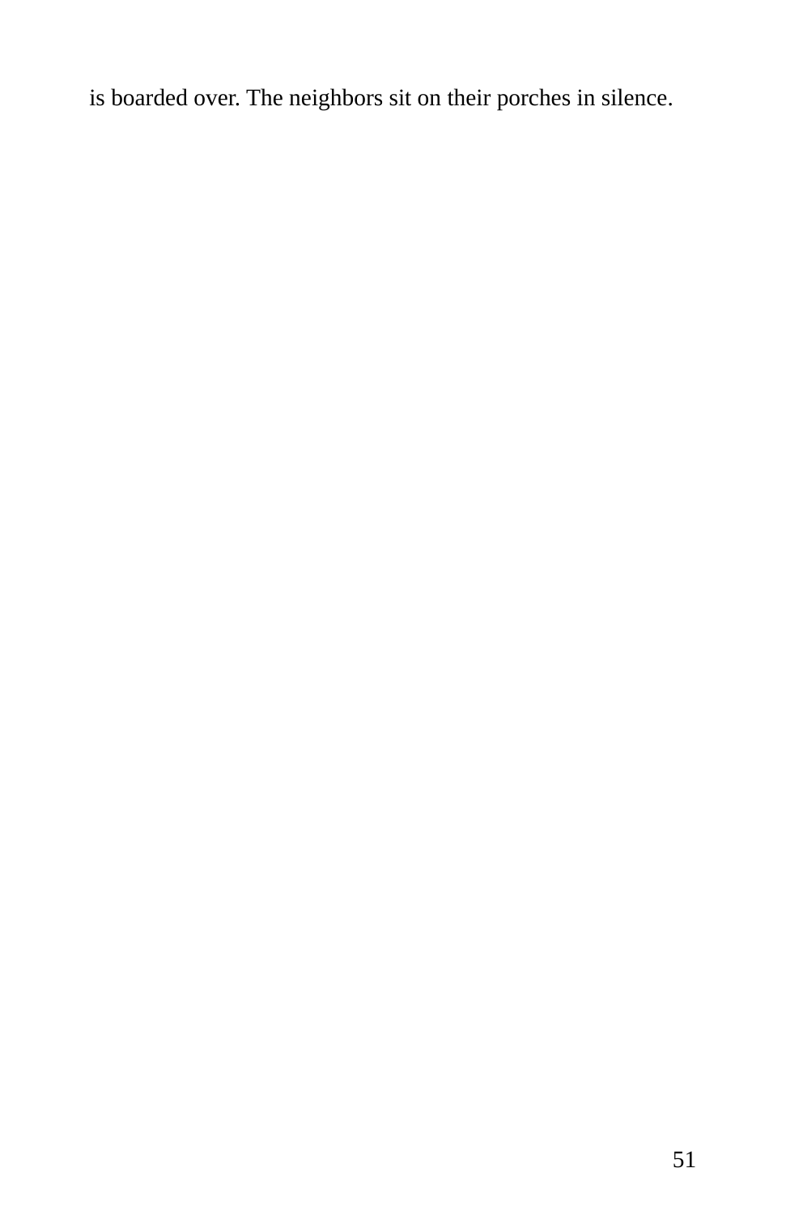is boarded over. The neighbors sit on their porches in silence.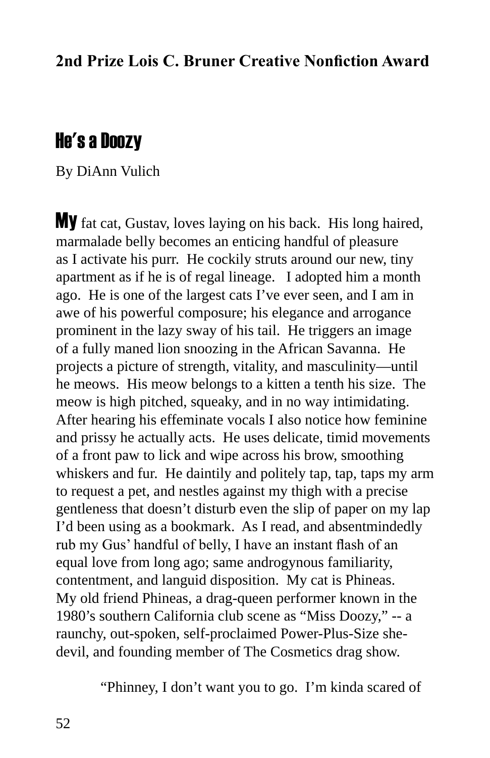**2nd Prize Lois C. Bruner Creative Nonfiction Award**

# He's a Doozy

By DiAnn Vulich

**My** fat cat, Gustav, loves laying on his back. His long haired, marmalade belly becomes an enticing handful of pleasure as I activate his purr. He cockily struts around our new, tiny apartment as if he is of regal lineage. I adopted him a month ago. He is one of the largest cats I've ever seen, and I am in awe of his powerful composure; his elegance and arrogance prominent in the lazy sway of his tail. He triggers an image of a fully maned lion snoozing in the African Savanna. He projects a picture of strength, vitality, and masculinity—until he meows. His meow belongs to a kitten a tenth his size. The meow is high pitched, squeaky, and in no way intimidating. After hearing his effeminate vocals I also notice how feminine and prissy he actually acts. He uses delicate, timid movements of a front paw to lick and wipe across his brow, smoothing whiskers and fur. He daintily and politely tap, tap, taps my arm to request a pet, and nestles against my thigh with a precise gentleness that doesn't disturb even the slip of paper on my lap I'd been using as a bookmark. As I read, and absentmindedly rub my Gus' handful of belly, I have an instant flash of an equal love from long ago; same androgynous familiarity, contentment, and languid disposition. My cat is Phineas. My old friend Phineas, a drag-queen performer known in the 1980's southern California club scene as "Miss Doozy," -- a raunchy, out-spoken, self-proclaimed Power-Plus-Size she-devil, and founding member of The Cosmetics drag show.

"Phinney, I don't want you to go. I'm kinda scared of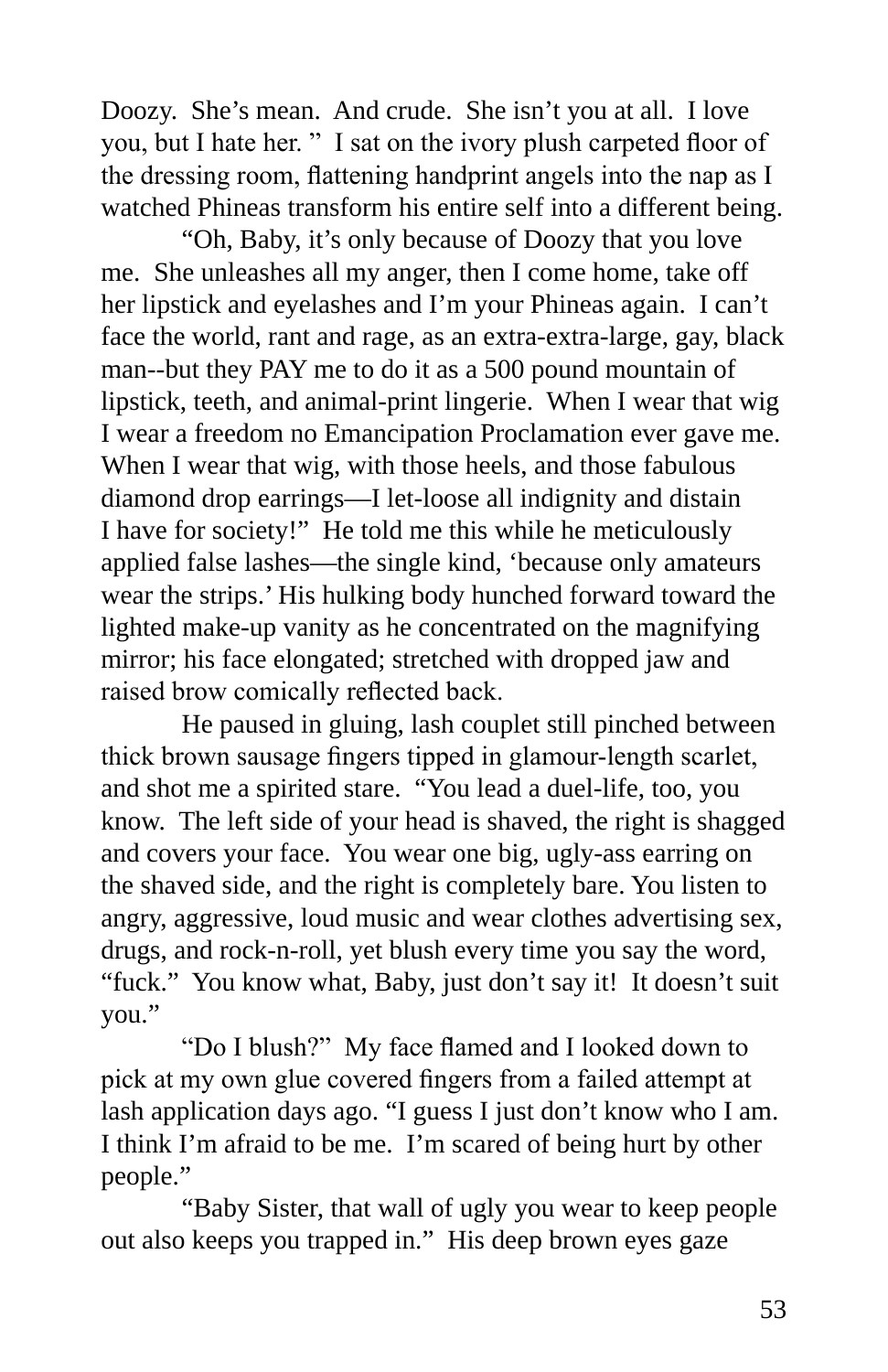Doozy. She's mean. And crude. She isn't you at all. I love you, but I hate her. " I sat on the ivory plush carpeted floor of the dressing room, flattening handprint angels into the nap as I watched Phineas transform his entire self into a different being.

"Oh, Baby, it's only because of Doozy that you love me. She unleashes all my anger, then I come home, take off her lipstick and eyelashes and I'm your Phineas again. I can't face the world, rant and rage, as an extra-extra-large, gay, black man--but they PAY me to do it as a 500 pound mountain of lipstick, teeth, and animal-print lingerie. When I wear that wig I wear a freedom no Emancipation Proclamation ever gave me. When I wear that wig, with those heels, and those fabulous diamond drop earrings—I let-loose all indignity and distain I have for society!" He told me this while he meticulously applied false lashes—the single kind, 'because only amateurs wear the strips.' His hulking body hunched forward toward the lighted make-up vanity as he concentrated on the magnifying mirror; his face elongated; stretched with dropped jaw and raised brow comically reflected back.

He paused in gluing, lash couplet still pinched between thick brown sausage fingers tipped in glamour-length scarlet, and shot me a spirited stare. "You lead a duel-life, too, you know. The left side of your head is shaved, the right is shagged and covers your face. You wear one big, ugly-ass earring on the shaved side, and the right is completely bare. You listen to angry, aggressive, loud music and wear clothes advertising sex, drugs, and rock-n-roll, yet blush every time you say the word, "fuck." You know what, Baby, just don't say it! It doesn't suit you."

"Do I blush?" My face flamed and I looked down to pick at my own glue covered fingers from a failed attempt at lash application days ago. "I guess I just don't know who I am. I think I'm afraid to be me. I'm scared of being hurt by other people."

"Baby Sister, that wall of ugly you wear to keep people out also keeps you trapped in." His deep brown eyes gaze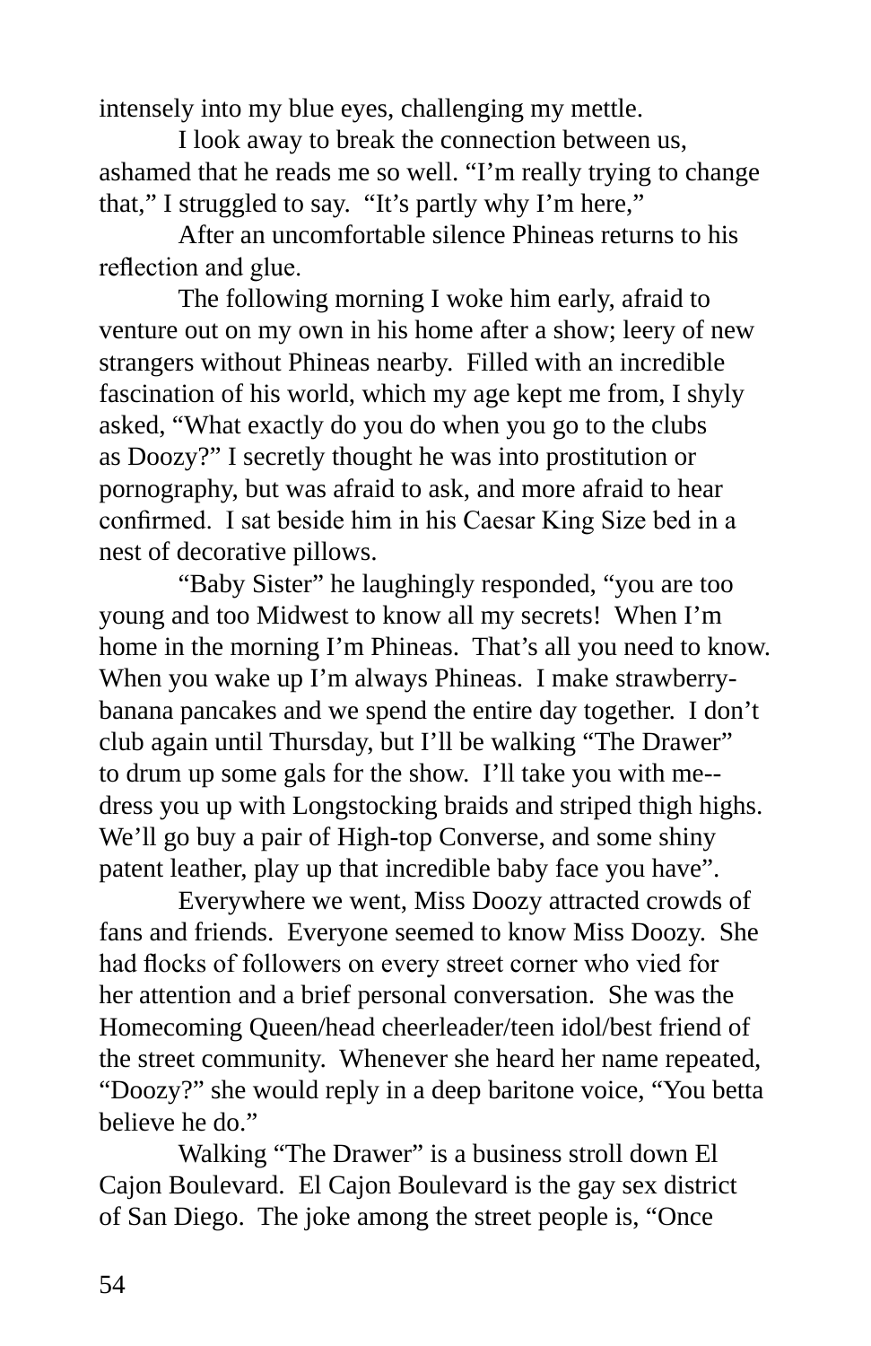intensely into my blue eyes, challenging my mettle.

I look away to break the connection between us, ashamed that he reads me so well. "I'm really trying to change that," I struggled to say. "It's partly why I'm here,"

After an uncomfortable silence Phineas returns to his reflection and glue.

The following morning I woke him early, afraid to venture out on my own in his home after a show; leery of new strangers without Phineas nearby. Filled with an incredible fascination of his world, which my age kept me from, I shyly asked, "What exactly do you do when you go to the clubs as Doozy?" I secretly thought he was into prostitution or pornography, but was afraid to ask, and more afraid to hear confirmed. I sat beside him in his Caesar King Size bed in a nest of decorative pillows.

"Baby Sister" he laughingly responded, "you are too young and too Midwest to know all my secrets! When I'm home in the morning I'm Phineas. That's all you need to know. When you wake up I'm always Phineas. I make strawberry-banana pancakes and we spend the entire day together. I don't club again until Thursday, but I'll be walking "The Drawer" to drum up some gals for the show. I'll take you with me--dress you up with Longstocking braids and striped thigh highs. We'll go buy a pair of High-top Converse, and some shiny patent leather, play up that incredible baby face you have".

Everywhere we went, Miss Doozy attracted crowds of fans and friends. Everyone seemed to know Miss Doozy. She had flocks of followers on every street corner who vied for her attention and a brief personal conversation. She was the Homecoming Queen/head cheerleader/teen idol/best friend of the street community. Whenever she heard her name repeated, "Doozy?" she would reply in a deep baritone voice, "You betta believe he do."

Walking "The Drawer" is a business stroll down El Cajon Boulevard. El Cajon Boulevard is the gay sex district of San Diego. The joke among the street people is, "Once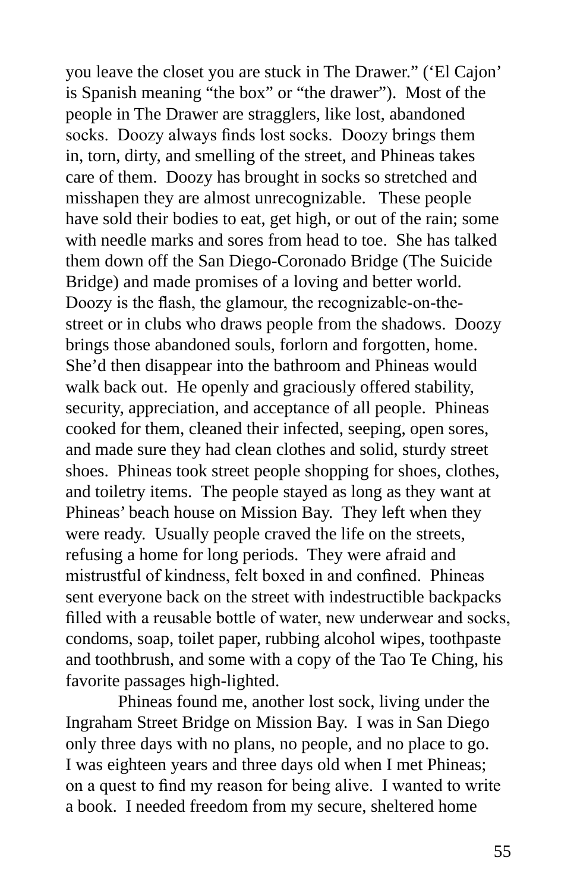you leave the closet you are stuck in The Drawer." ('El Cajon' is Spanish meaning "the box" or "the drawer"). Most of the people in The Drawer are stragglers, like lost, abandoned socks. Doozy always finds lost socks. Doozy brings them in, torn, dirty, and smelling of the street, and Phineas takes care of them. Doozy has brought in socks so stretched and misshapen they are almost unrecognizable. These people have sold their bodies to eat, get high, or out of the rain; some with needle marks and sores from head to toe. She has talked them down off the San Diego-Coronado Bridge (The Suicide Bridge) and made promises of a loving and better world. Doozy is the flash, the glamour, the recognizable-on-the-street or in clubs who draws people from the shadows. Doozy brings those abandoned souls, forlorn and forgotten, home. She'd then disappear into the bathroom and Phineas would walk back out. He openly and graciously offered stability, security, appreciation, and acceptance of all people. Phineas cooked for them, cleaned their infected, seeping, open sores, and made sure they had clean clothes and solid, sturdy street shoes. Phineas took street people shopping for shoes, clothes, and toiletry items. The people stayed as long as they want at Phineas' beach house on Mission Bay. They left when they were ready. Usually people craved the life on the streets, refusing a home for long periods. They were afraid and mistrustful of kindness, felt boxed in and confined. Phineas sent everyone back on the street with indestructible backpacks filled with a reusable bottle of water, new underwear and socks, condoms, soap, toilet paper, rubbing alcohol wipes, toothpaste and toothbrush, and some with a copy of the Tao Te Ching, his favorite passages high-lighted.

Phineas found me, another lost sock, living under the Ingraham Street Bridge on Mission Bay. I was in San Diego only three days with no plans, no people, and no place to go. I was eighteen years and three days old when I met Phineas; on a quest to find my reason for being alive. I wanted to write a book. I needed freedom from my secure, sheltered home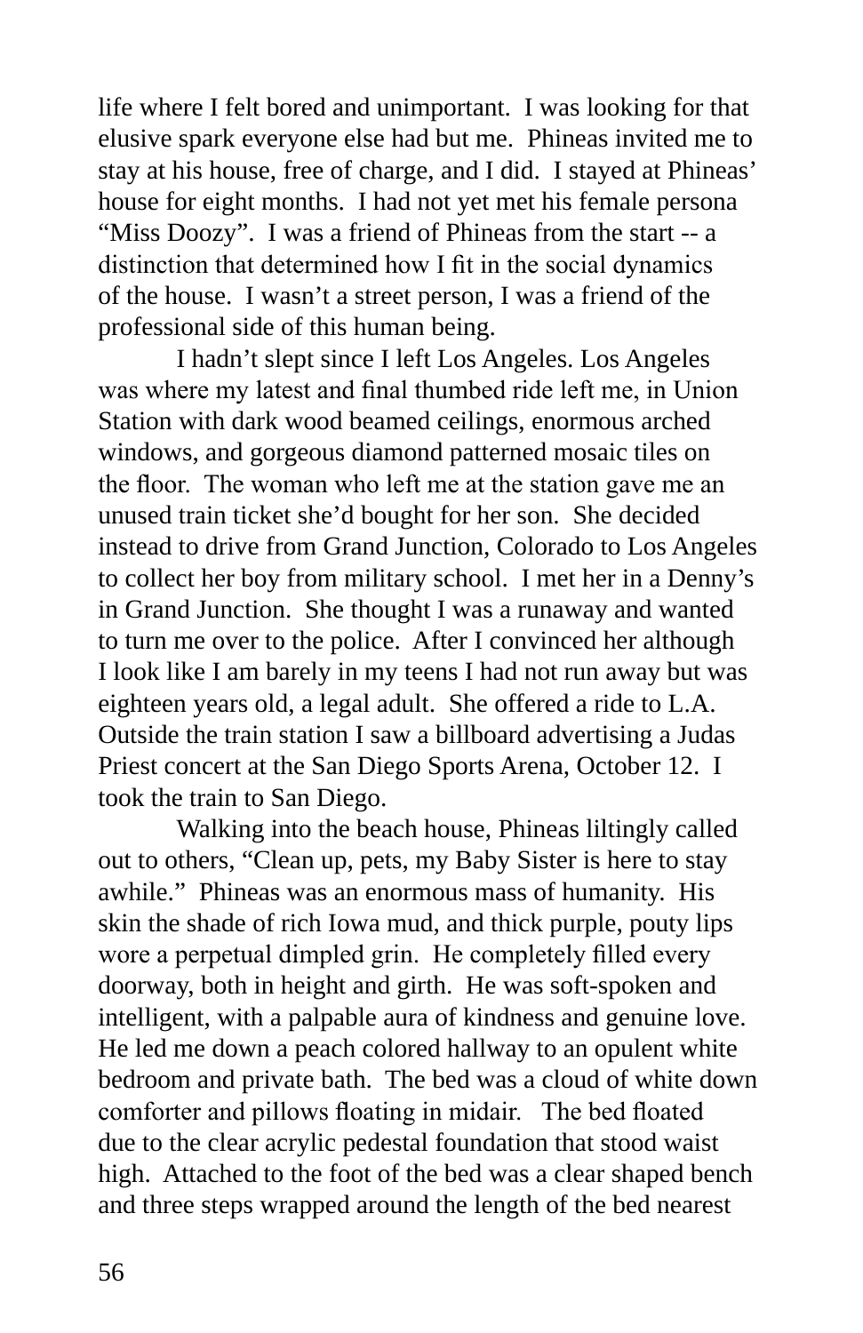life where I felt bored and unimportant. I was looking for that elusive spark everyone else had but me. Phineas invited me to stay at his house, free of charge, and I did. I stayed at Phineas' house for eight months. I had not yet met his female persona "Miss Doozy". I was a friend of Phineas from the start -- a distinction that determined how I fit in the social dynamics of the house. I wasn't a street person, I was a friend of the professional side of this human being.

I hadn't slept since I left Los Angeles. Los Angeles was where my latest and final thumbed ride left me, in Union Station with dark wood beamed ceilings, enormous arched windows, and gorgeous diamond patterned mosaic tiles on the floor. The woman who left me at the station gave me an unused train ticket she'd bought for her son. She decided instead to drive from Grand Junction, Colorado to Los Angeles to collect her boy from military school. I met her in a Denny's in Grand Junction. She thought I was a runaway and wanted to turn me over to the police. After I convinced her although I look like I am barely in my teens I had not run away but was eighteen years old, a legal adult. She offered a ride to L.A. Outside the train station I saw a billboard advertising a Judas Priest concert at the San Diego Sports Arena, October 12. I took the train to San Diego.

Walking into the beach house, Phineas liltingly called out to others, "Clean up, pets, my Baby Sister is here to stay awhile." Phineas was an enormous mass of humanity. His skin the shade of rich Iowa mud, and thick purple, pouty lips wore a perpetual dimpled grin. He completely filled every doorway, both in height and girth. He was soft-spoken and intelligent, with a palpable aura of kindness and genuine love. He led me down a peach colored hallway to an opulent white bedroom and private bath. The bed was a cloud of white down comforter and pillows floating in midair. The bed floated due to the clear acrylic pedestal foundation that stood waist high. Attached to the foot of the bed was a clear shaped bench and three steps wrapped around the length of the bed nearest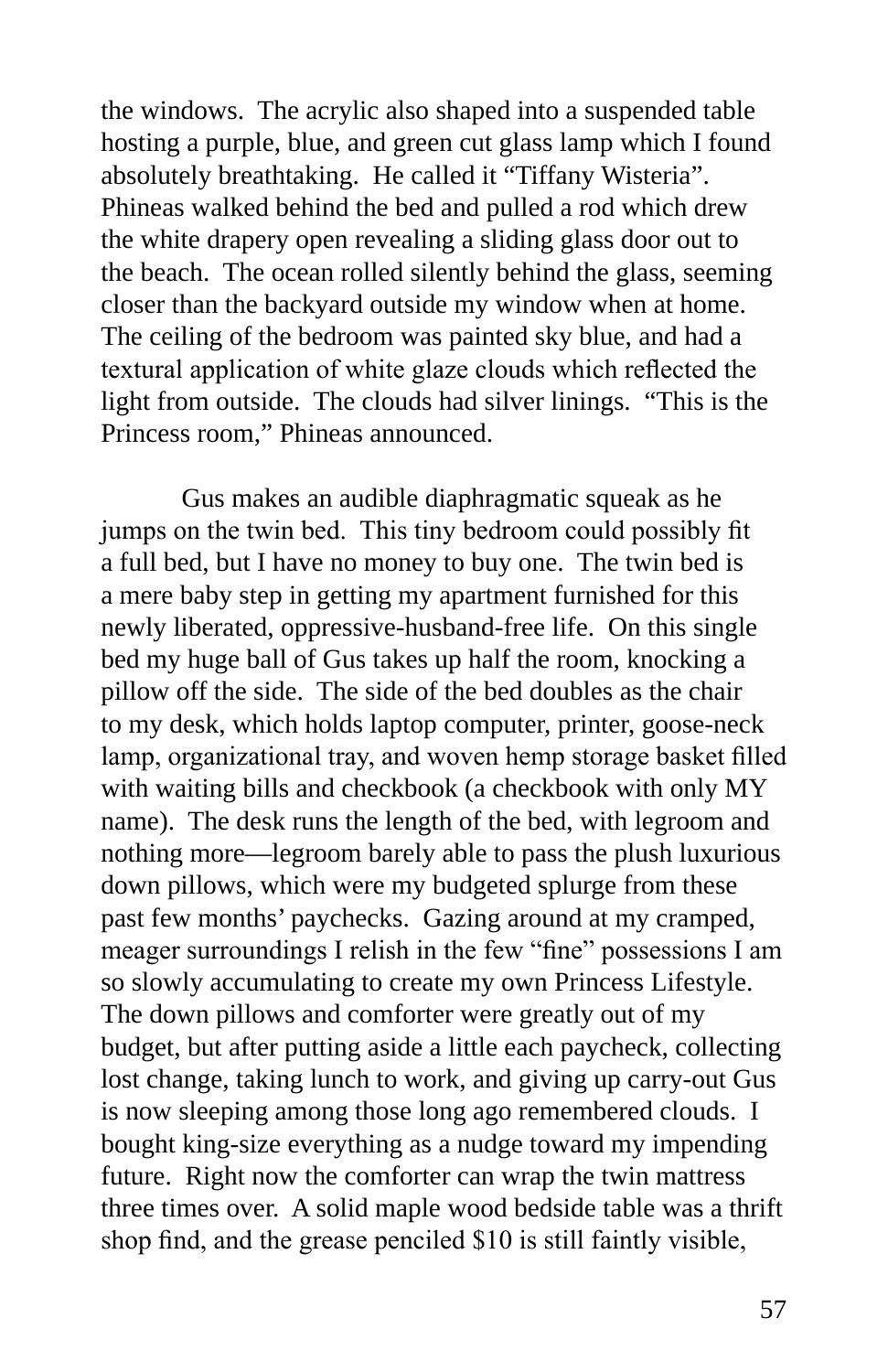the windows. The acrylic also shaped into a suspended table hosting a purple, blue, and green cut glass lamp which I found absolutely breathtaking. He called it "Tiffany Wisteria". Phineas walked behind the bed and pulled a rod which drew the white drapery open revealing a sliding glass door out to the beach. The ocean rolled silently behind the glass, seeming closer than the backyard outside my window when at home. The ceiling of the bedroom was painted sky blue, and had a textural application of white glaze clouds which reflected the light from outside. The clouds had silver linings. "This is the Princess room," Phineas announced.

Gus makes an audible diaphragmatic squeak as he jumps on the twin bed. This tiny bedroom could possibly fit a full bed, but I have no money to buy one. The twin bed is a mere baby step in getting my apartment furnished for this newly liberated, oppressive-husband-free life. On this single bed my huge ball of Gus takes up half the room, knocking a pillow off the side. The side of the bed doubles as the chair to my desk, which holds laptop computer, printer, goose-neck lamp, organizational tray, and woven hemp storage basket filled with waiting bills and checkbook (a checkbook with only MY name). The desk runs the length of the bed, with legroom and nothing more—legroom barely able to pass the plush luxurious down pillows, which were my budgeted splurge from these past few months' paychecks. Gazing around at my cramped, meager surroundings I relish in the few "fine" possessions I am so slowly accumulating to create my own Princess Lifestyle. The down pillows and comforter were greatly out of my budget, but after putting aside a little each paycheck, collecting lost change, taking lunch to work, and giving up carry-out Gus is now sleeping among those long ago remembered clouds. I bought king-size everything as a nudge toward my impending future. Right now the comforter can wrap the twin mattress three times over. A solid maple wood bedside table was a thrift shop find, and the grease penciled $10 is still faintly visible,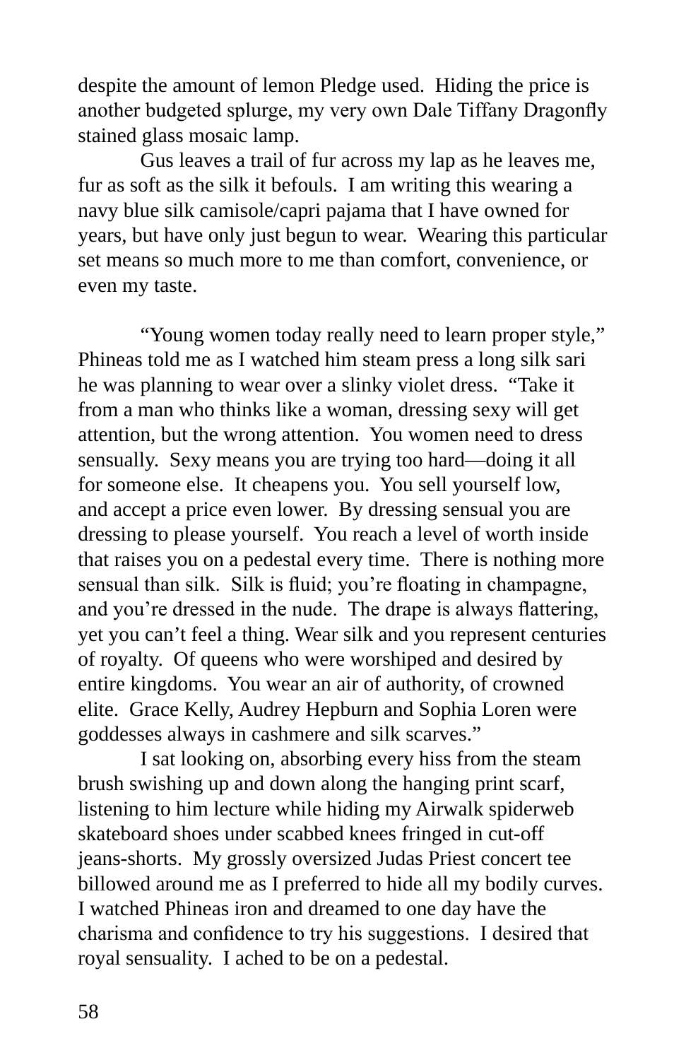despite the amount of lemon Pledge used. Hiding the price is another budgeted splurge, my very own Dale Tiffany Dragonfly stained glass mosaic lamp.

Gus leaves a trail of fur across my lap as he leaves me, fur as soft as the silk it befouls. I am writing this wearing a navy blue silk camisole/capri pajama that I have owned for years, but have only just begun to wear. Wearing this particular set means so much more to me than comfort, convenience, or even my taste.

"Young women today really need to learn proper style," Phineas told me as I watched him steam press a long silk sari he was planning to wear over a slinky violet dress. "Take it from a man who thinks like a woman, dressing sexy will get attention, but the wrong attention. You women need to dress sensually. Sexy means you are trying too hard—doing it all for someone else. It cheapens you. You sell yourself low, and accept a price even lower. By dressing sensual you are dressing to please yourself. You reach a level of worth inside that raises you on a pedestal every time. There is nothing more sensual than silk. Silk is fluid; you're floating in champagne, and you're dressed in the nude. The drape is always flattering, yet you can't feel a thing. Wear silk and you represent centuries of royalty. Of queens who were worshiped and desired by entire kingdoms. You wear an air of authority, of crowned elite. Grace Kelly, Audrey Hepburn and Sophia Loren were goddesses always in cashmere and silk scarves."

I sat looking on, absorbing every hiss from the steam brush swishing up and down along the hanging print scarf, listening to him lecture while hiding my Airwalk spiderweb skateboard shoes under scabbed knees fringed in cut-off jeans-shorts. My grossly oversized Judas Priest concert tee billowed around me as I preferred to hide all my bodily curves. I watched Phineas iron and dreamed to one day have the charisma and confidence to try his suggestions. I desired that royal sensuality. I ached to be on a pedestal.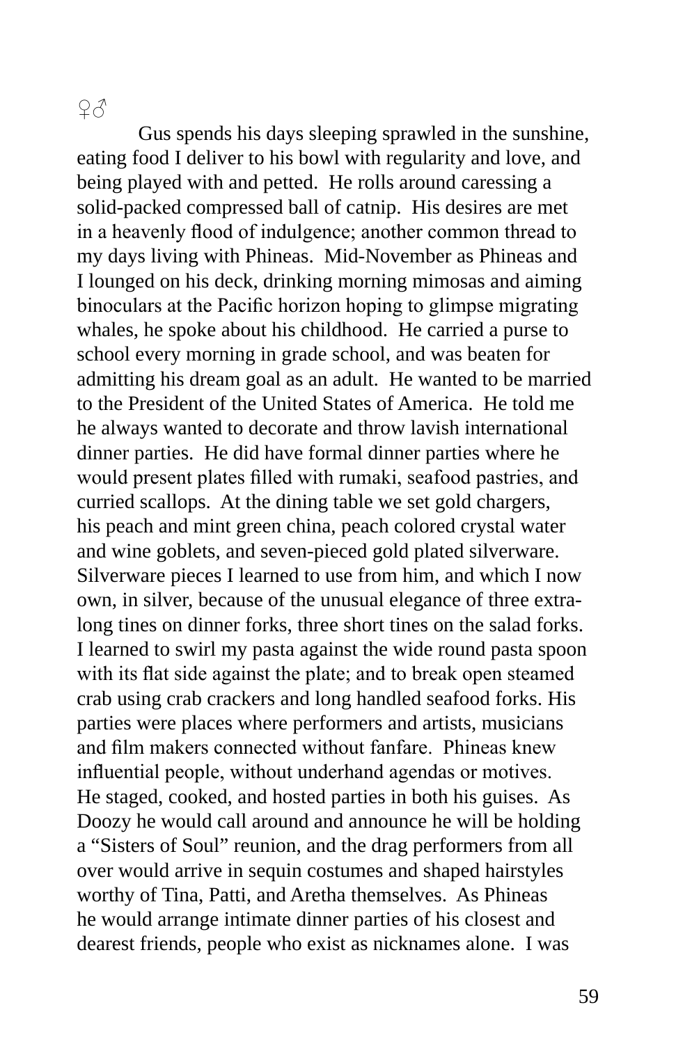♀♂

Gus spends his days sleeping sprawled in the sunshine, eating food I deliver to his bowl with regularity and love, and being played with and petted. He rolls around caressing a solid-packed compressed ball of catnip. His desires are met in a heavenly flood of indulgence; another common thread to my days living with Phineas. Mid-November as Phineas and I lounged on his deck, drinking morning mimosas and aiming binoculars at the Pacific horizon hoping to glimpse migrating whales, he spoke about his childhood. He carried a purse to school every morning in grade school, and was beaten for admitting his dream goal as an adult. He wanted to be married to the President of the United States of America. He told me he always wanted to decorate and throw lavish international dinner parties. He did have formal dinner parties where he would present plates filled with rumaki, seafood pastries, and curried scallops. At the dining table we set gold chargers, his peach and mint green china, peach colored crystal water and wine goblets, and seven-pieced gold plated silverware. Silverware pieces I learned to use from him, and which I now own, in silver, because of the unusual elegance of three extra-long tines on dinner forks, three short tines on the salad forks. I learned to swirl my pasta against the wide round pasta spoon with its flat side against the plate; and to break open steamed crab using crab crackers and long handled seafood forks. His parties were places where performers and artists, musicians and film makers connected without fanfare. Phineas knew influential people, without underhand agendas or motives. He staged, cooked, and hosted parties in both his guises. As Doozy he would call around and announce he will be holding a "Sisters of Soul" reunion, and the drag performers from all over would arrive in sequin costumes and shaped hairstyles worthy of Tina, Patti, and Aretha themselves. As Phineas he would arrange intimate dinner parties of his closest and dearest friends, people who exist as nicknames alone. I was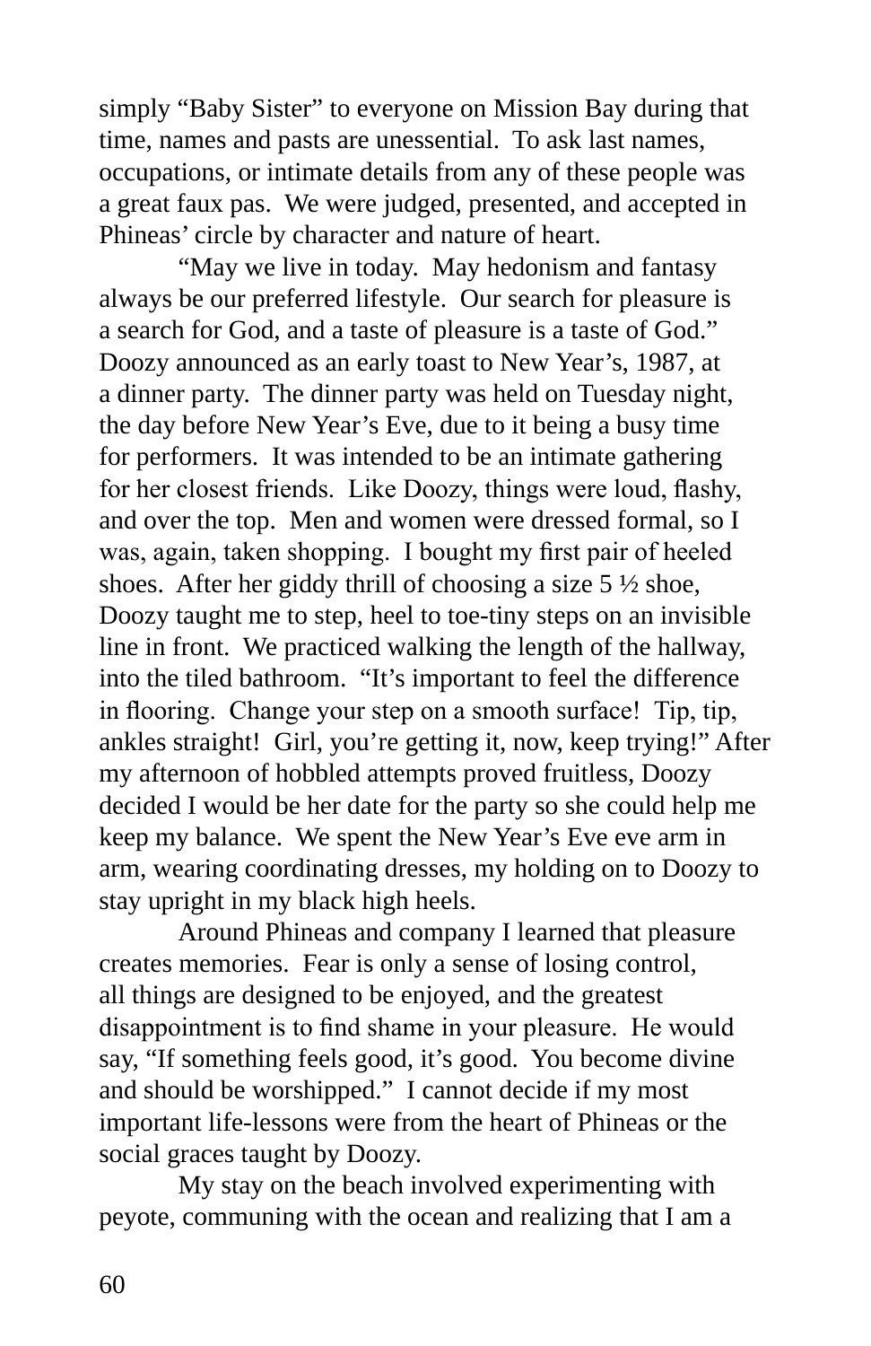simply "Baby Sister" to everyone on Mission Bay during that time, names and pasts are unessential. To ask last names, occupations, or intimate details from any of these people was a great faux pas. We were judged, presented, and accepted in Phineas' circle by character and nature of heart.

"May we live in today. May hedonism and fantasy always be our preferred lifestyle. Our search for pleasure is a search for God, and a taste of pleasure is a taste of God." Doozy announced as an early toast to New Year's, 1987, at a dinner party. The dinner party was held on Tuesday night, the day before New Year's Eve, due to it being a busy time for performers. It was intended to be an intimate gathering for her closest friends. Like Doozy, things were loud, flashy, and over the top. Men and women were dressed formal, so I was, again, taken shopping. I bought my first pair of heeled shoes. After her giddy thrill of choosing a size 5 ½ shoe, Doozy taught me to step, heel to toe-tiny steps on an invisible line in front. We practiced walking the length of the hallway, into the tiled bathroom. "It's important to feel the difference in flooring. Change your step on a smooth surface! Tip, tip, ankles straight! Girl, you're getting it, now, keep trying!" After my afternoon of hobbled attempts proved fruitless, Doozy decided I would be her date for the party so she could help me keep my balance. We spent the New Year's Eve eve arm in arm, wearing coordinating dresses, my holding on to Doozy to stay upright in my black high heels.

Around Phineas and company I learned that pleasure creates memories. Fear is only a sense of losing control, all things are designed to be enjoyed, and the greatest disappointment is to find shame in your pleasure. He would say, "If something feels good, it's good. You become divine and should be worshipped." I cannot decide if my most important life-lessons were from the heart of Phineas or the social graces taught by Doozy.

My stay on the beach involved experimenting with peyote, communing with the ocean and realizing that I am a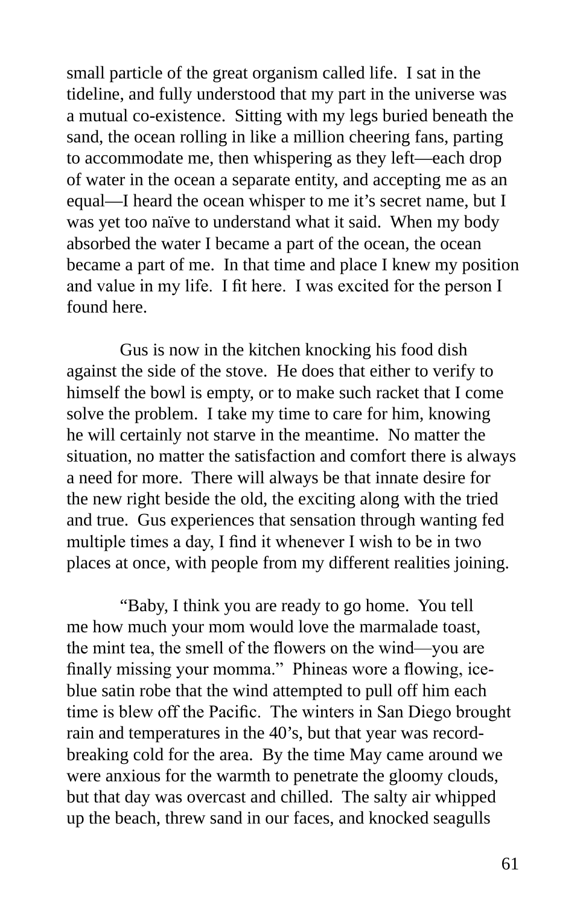small particle of the great organism called life. I sat in the tideline, and fully understood that my part in the universe was a mutual co-existence. Sitting with my legs buried beneath the sand, the ocean rolling in like a million cheering fans, parting to accommodate me, then whispering as they left—each drop of water in the ocean a separate entity, and accepting me as an equal—I heard the ocean whisper to me it's secret name, but I was yet too naïve to understand what it said. When my body absorbed the water I became a part of the ocean, the ocean became a part of me. In that time and place I knew my position and value in my life. I fit here. I was excited for the person I found here.

Gus is now in the kitchen knocking his food dish against the side of the stove. He does that either to verify to himself the bowl is empty, or to make such racket that I come solve the problem. I take my time to care for him, knowing he will certainly not starve in the meantime. No matter the situation, no matter the satisfaction and comfort there is always a need for more. There will always be that innate desire for the new right beside the old, the exciting along with the tried and true. Gus experiences that sensation through wanting fed multiple times a day, I find it whenever I wish to be in two places at once, with people from my different realities joining.

"Baby, I think you are ready to go home. You tell me how much your mom would love the marmalade toast, the mint tea, the smell of the flowers on the wind—you are finally missing your momma." Phineas wore a flowing, ice-blue satin robe that the wind attempted to pull off him each time is blew off the Pacific. The winters in San Diego brought rain and temperatures in the 40's, but that year was record-breaking cold for the area. By the time May came around we were anxious for the warmth to penetrate the gloomy clouds, but that day was overcast and chilled. The salty air whipped up the beach, threw sand in our faces, and knocked seagulls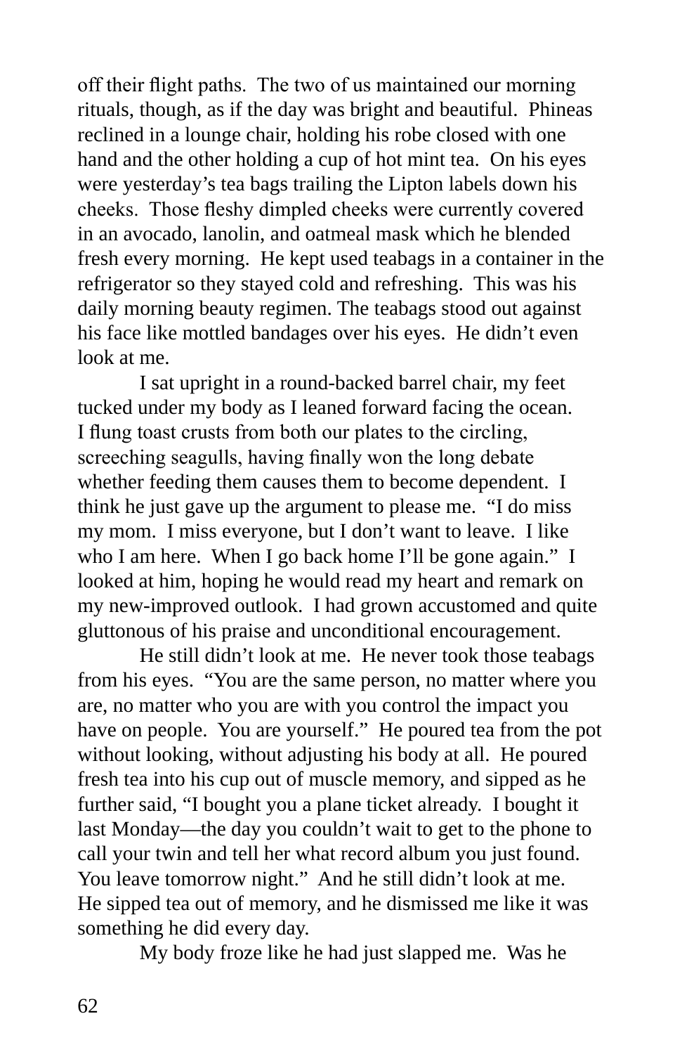off their flight paths. The two of us maintained our morning rituals, though, as if the day was bright and beautiful. Phineas reclined in a lounge chair, holding his robe closed with one hand and the other holding a cup of hot mint tea. On his eyes were yesterday's tea bags trailing the Lipton labels down his cheeks. Those fleshy dimpled cheeks were currently covered in an avocado, lanolin, and oatmeal mask which he blended fresh every morning. He kept used teabags in a container in the refrigerator so they stayed cold and refreshing. This was his daily morning beauty regimen. The teabags stood out against his face like mottled bandages over his eyes. He didn't even look at me.

I sat upright in a round-backed barrel chair, my feet tucked under my body as I leaned forward facing the ocean. I flung toast crusts from both our plates to the circling, screeching seagulls, having finally won the long debate whether feeding them causes them to become dependent. I think he just gave up the argument to please me. "I do miss my mom. I miss everyone, but I don't want to leave. I like who I am here. When I go back home I'll be gone again." I looked at him, hoping he would read my heart and remark on my new-improved outlook. I had grown accustomed and quite gluttonous of his praise and unconditional encouragement.

He still didn't look at me. He never took those teabags from his eyes. "You are the same person, no matter where you are, no matter who you are with you control the impact you have on people. You are yourself." He poured tea from the pot without looking, without adjusting his body at all. He poured fresh tea into his cup out of muscle memory, and sipped as he further said, "I bought you a plane ticket already. I bought it last Monday—the day you couldn't wait to get to the phone to call your twin and tell her what record album you just found. You leave tomorrow night." And he still didn't look at me. He sipped tea out of memory, and he dismissed me like it was something he did every day.

My body froze like he had just slapped me. Was he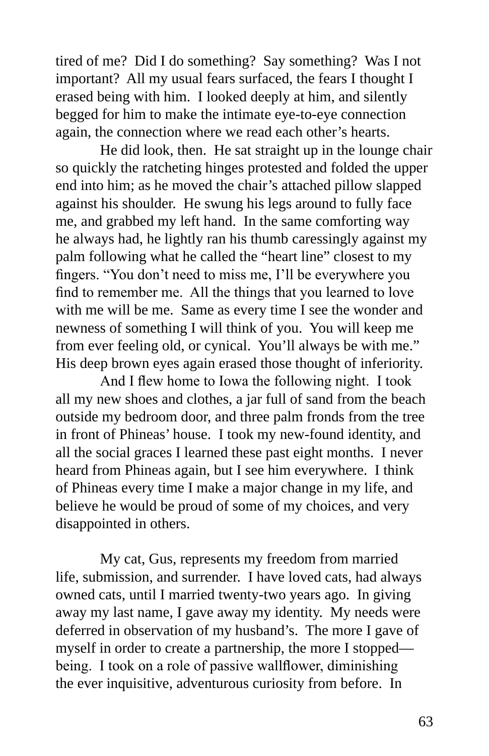tired of me? Did I do something? Say something? Was I not important? All my usual fears surfaced, the fears I thought I erased being with him. I looked deeply at him, and silently begged for him to make the intimate eye-to-eye connection again, the connection where we read each other's hearts.

He did look, then. He sat straight up in the lounge chair so quickly the ratcheting hinges protested and folded the upper end into him; as he moved the chair's attached pillow slapped against his shoulder. He swung his legs around to fully face me, and grabbed my left hand. In the same comforting way he always had, he lightly ran his thumb caressingly against my palm following what he called the "heart line" closest to my fingers. "You don't need to miss me, I'll be everywhere you find to remember me. All the things that you learned to love with me will be me. Same as every time I see the wonder and newness of something I will think of you. You will keep me from ever feeling old, or cynical. You'll always be with me." His deep brown eyes again erased those thought of inferiority.

And I flew home to Iowa the following night. I took all my new shoes and clothes, a jar full of sand from the beach outside my bedroom door, and three palm fronds from the tree in front of Phineas' house. I took my new-found identity, and all the social graces I learned these past eight months. I never heard from Phineas again, but I see him everywhere. I think of Phineas every time I make a major change in my life, and believe he would be proud of some of my choices, and very disappointed in others.

My cat, Gus, represents my freedom from married life, submission, and surrender. I have loved cats, had always owned cats, until I married twenty-two years ago. In giving away my last name, I gave away my identity. My needs were deferred in observation of my husband's. The more I gave of myself in order to create a partnership, the more I stopped—being. I took on a role of passive wallflower, diminishing the ever inquisitive, adventurous curiosity from before. In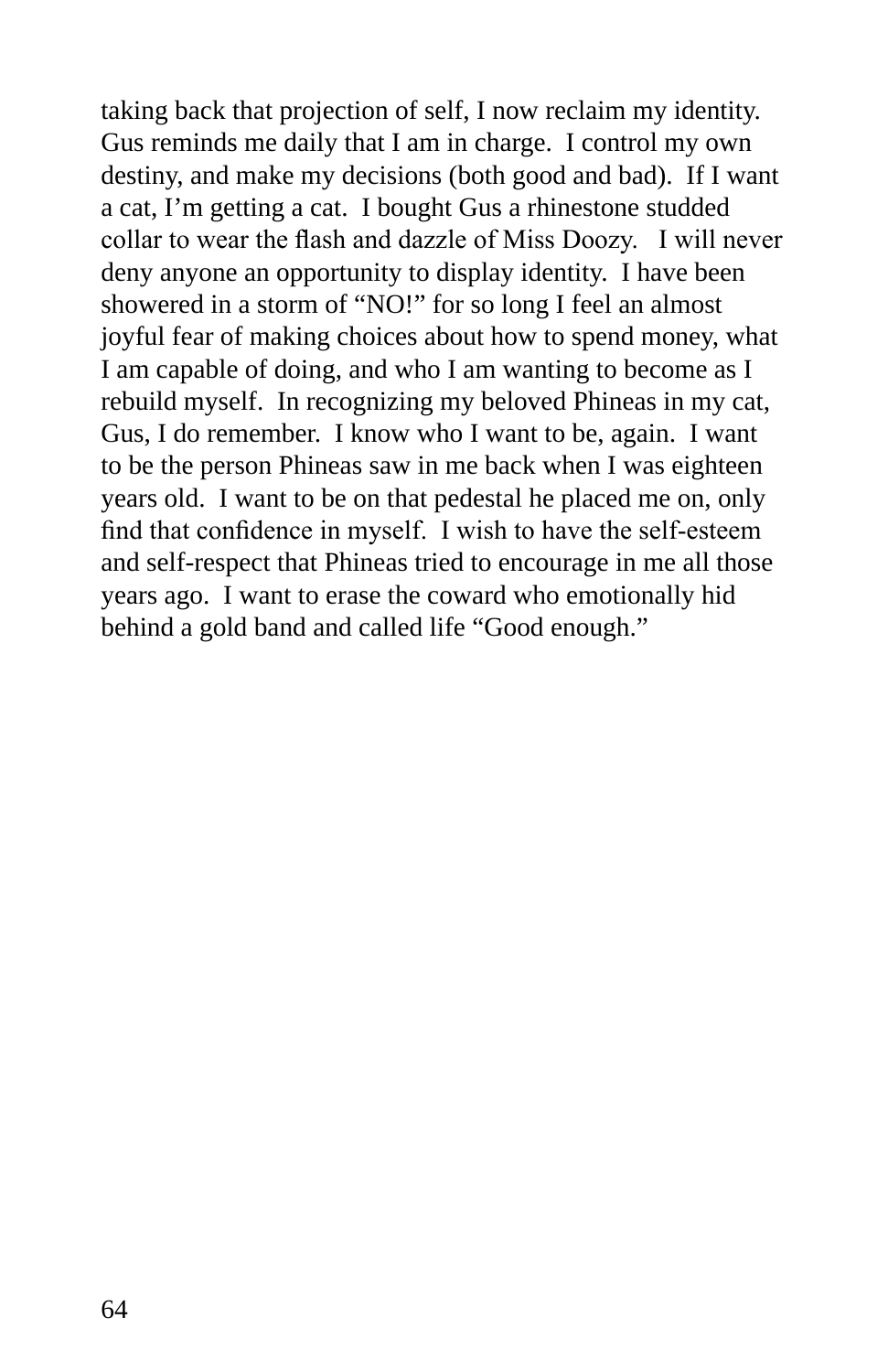taking back that projection of self, I now reclaim my identity. Gus reminds me daily that I am in charge. I control my own destiny, and make my decisions (both good and bad). If I want a cat, I'm getting a cat. I bought Gus a rhinestone studded collar to wear the flash and dazzle of Miss Doozy. I will never deny anyone an opportunity to display identity. I have been showered in a storm of "NO!" for so long I feel an almost joyful fear of making choices about how to spend money, what I am capable of doing, and who I am wanting to become as I rebuild myself. In recognizing my beloved Phineas in my cat, Gus, I do remember. I know who I want to be, again. I want to be the person Phineas saw in me back when I was eighteen years old. I want to be on that pedestal he placed me on, only find that confidence in myself. I wish to have the self-esteem and self-respect that Phineas tried to encourage in me all those years ago. I want to erase the coward who emotionally hid behind a gold band and called life "Good enough."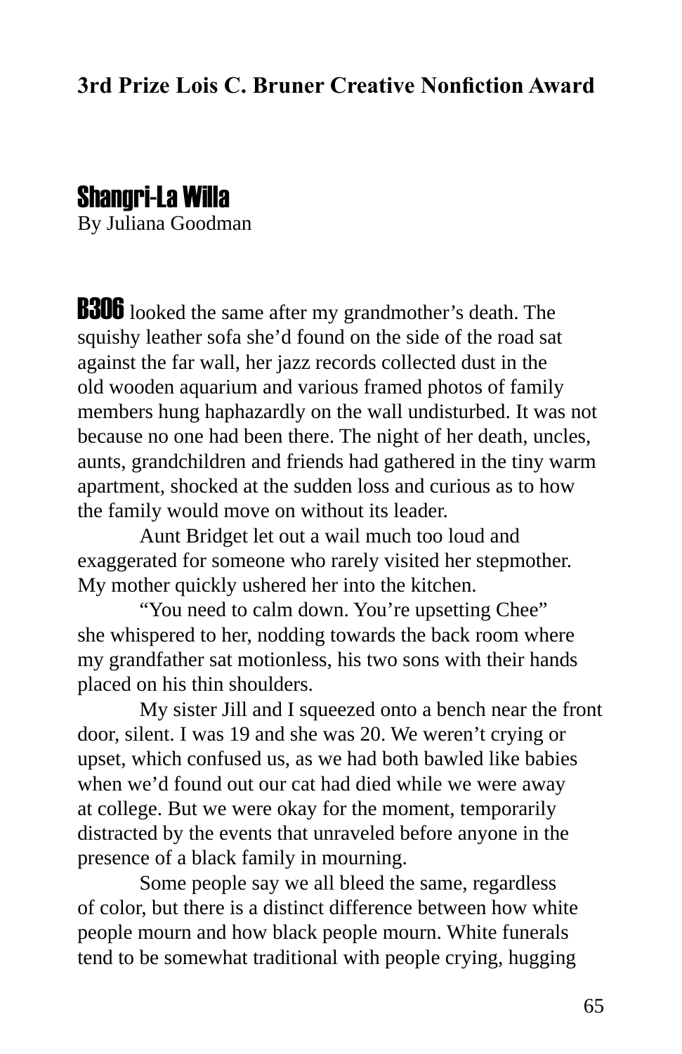**3rd Prize Lois C. Bruner Creative Nonfiction Award**

## Shangri-La Willa

By Juliana Goodman

**B306** looked the same after my grandmother's death. The squishy leather sofa she'd found on the side of the road sat against the far wall, her jazz records collected dust in the old wooden aquarium and various framed photos of family members hung haphazardly on the wall undisturbed. It was not because no one had been there. The night of her death, uncles, aunts, grandchildren and friends had gathered in the tiny warm apartment, shocked at the sudden loss and curious as to how the family would move on without its leader.

Aunt Bridget let out a wail much too loud and exaggerated for someone who rarely visited her stepmother. My mother quickly ushered her into the kitchen.

"You need to calm down. You're upsetting Chee" she whispered to her, nodding towards the back room where my grandfather sat motionless, his two sons with their hands placed on his thin shoulders.

My sister Jill and I squeezed onto a bench near the front door, silent. I was 19 and she was 20. We weren't crying or upset, which confused us, as we had both bawled like babies when we'd found out our cat had died while we were away at college. But we were okay for the moment, temporarily distracted by the events that unraveled before anyone in the presence of a black family in mourning.

Some people say we all bleed the same, regardless of color, but there is a distinct difference between how white people mourn and how black people mourn. White funerals tend to be somewhat traditional with people crying, hugging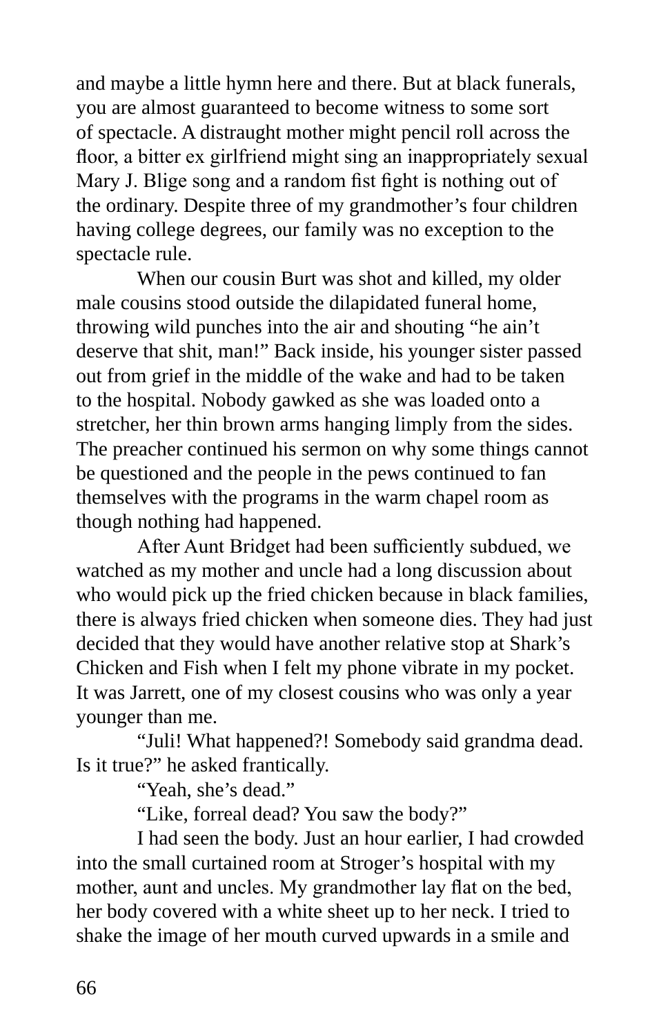and maybe a little hymn here and there. But at black funerals, you are almost guaranteed to become witness to some sort of spectacle. A distraught mother might pencil roll across the floor, a bitter ex girlfriend might sing an inappropriately sexual Mary J. Blige song and a random fist fight is nothing out of the ordinary. Despite three of my grandmother's four children having college degrees, our family was no exception to the spectacle rule.

When our cousin Burt was shot and killed, my older male cousins stood outside the dilapidated funeral home, throwing wild punches into the air and shouting "he ain't deserve that shit, man!" Back inside, his younger sister passed out from grief in the middle of the wake and had to be taken to the hospital. Nobody gawked as she was loaded onto a stretcher, her thin brown arms hanging limply from the sides. The preacher continued his sermon on why some things cannot be questioned and the people in the pews continued to fan themselves with the programs in the warm chapel room as though nothing had happened.

After Aunt Bridget had been sufficiently subdued, we watched as my mother and uncle had a long discussion about who would pick up the fried chicken because in black families, there is always fried chicken when someone dies. They had just decided that they would have another relative stop at Shark's Chicken and Fish when I felt my phone vibrate in my pocket. It was Jarrett, one of my closest cousins who was only a year younger than me.

"Juli! What happened?! Somebody said grandma dead. Is it true?" he asked frantically.

"Yeah, she's dead."

"Like, forreal dead? You saw the body?"

I had seen the body. Just an hour earlier, I had crowded into the small curtained room at Stroger's hospital with my mother, aunt and uncles. My grandmother lay flat on the bed, her body covered with a white sheet up to her neck. I tried to shake the image of her mouth curved upwards in a smile and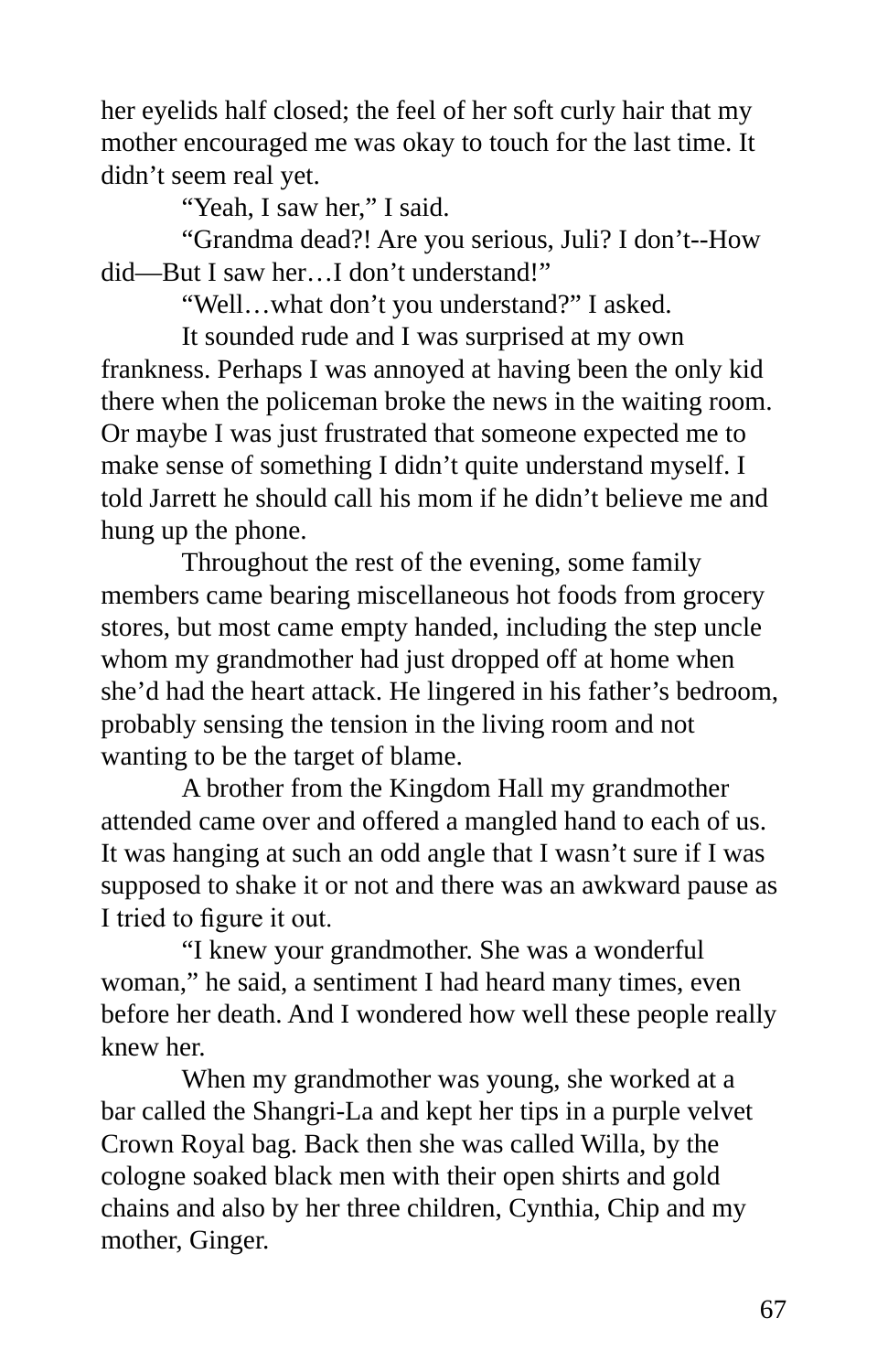her eyelids half closed; the feel of her soft curly hair that my mother encouraged me was okay to touch for the last time. It didn't seem real yet.

"Yeah, I saw her," I said.

"Grandma dead?! Are you serious, Juli? I don't--How did—But I saw her…I don't understand!"

"Well…what don't you understand?" I asked.

It sounded rude and I was surprised at my own frankness. Perhaps I was annoyed at having been the only kid there when the policeman broke the news in the waiting room. Or maybe I was just frustrated that someone expected me to make sense of something I didn't quite understand myself. I told Jarrett he should call his mom if he didn't believe me and hung up the phone.

Throughout the rest of the evening, some family members came bearing miscellaneous hot foods from grocery stores, but most came empty handed, including the step uncle whom my grandmother had just dropped off at home when she'd had the heart attack. He lingered in his father's bedroom, probably sensing the tension in the living room and not wanting to be the target of blame.

A brother from the Kingdom Hall my grandmother attended came over and offered a mangled hand to each of us. It was hanging at such an odd angle that I wasn't sure if I was supposed to shake it or not and there was an awkward pause as I tried to figure it out.

"I knew your grandmother. She was a wonderful woman," he said, a sentiment I had heard many times, even before her death. And I wondered how well these people really knew her.

When my grandmother was young, she worked at a bar called the Shangri-La and kept her tips in a purple velvet Crown Royal bag. Back then she was called Willa, by the cologne soaked black men with their open shirts and gold chains and also by her three children, Cynthia, Chip and my mother, Ginger.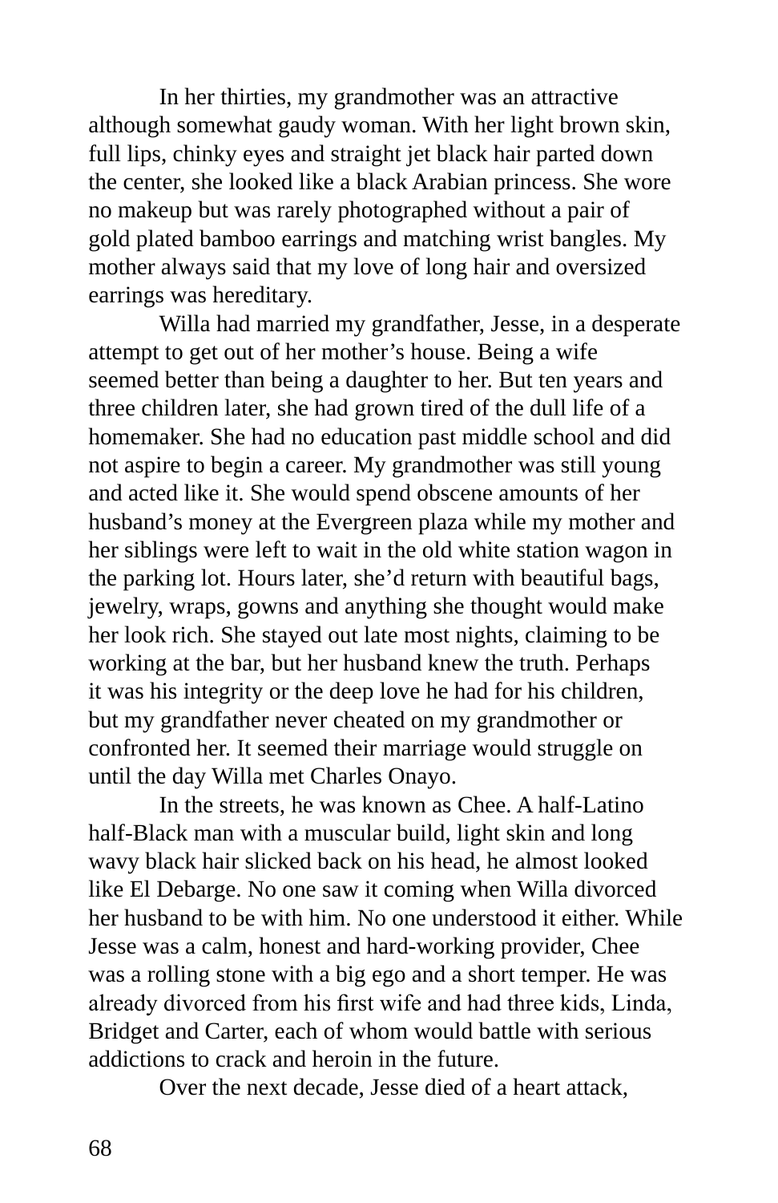In her thirties, my grandmother was an attractive although somewhat gaudy woman. With her light brown skin, full lips, chinky eyes and straight jet black hair parted down the center, she looked like a black Arabian princess. She wore no makeup but was rarely photographed without a pair of gold plated bamboo earrings and matching wrist bangles. My mother always said that my love of long hair and oversized earrings was hereditary.

Willa had married my grandfather, Jesse, in a desperate attempt to get out of her mother's house. Being a wife seemed better than being a daughter to her. But ten years and three children later, she had grown tired of the dull life of a homemaker. She had no education past middle school and did not aspire to begin a career. My grandmother was still young and acted like it. She would spend obscene amounts of her husband's money at the Evergreen plaza while my mother and her siblings were left to wait in the old white station wagon in the parking lot. Hours later, she'd return with beautiful bags, jewelry, wraps, gowns and anything she thought would make her look rich. She stayed out late most nights, claiming to be working at the bar, but her husband knew the truth. Perhaps it was his integrity or the deep love he had for his children, but my grandfather never cheated on my grandmother or confronted her. It seemed their marriage would struggle on until the day Willa met Charles Onayo.

In the streets, he was known as Chee. A half-Latino half-Black man with a muscular build, light skin and long wavy black hair slicked back on his head, he almost looked like El Debarge. No one saw it coming when Willa divorced her husband to be with him. No one understood it either. While Jesse was a calm, honest and hard-working provider, Chee was a rolling stone with a big ego and a short temper. He was already divorced from his first wife and had three kids, Linda, Bridget and Carter, each of whom would battle with serious addictions to crack and heroin in the future.

Over the next decade, Jesse died of a heart attack,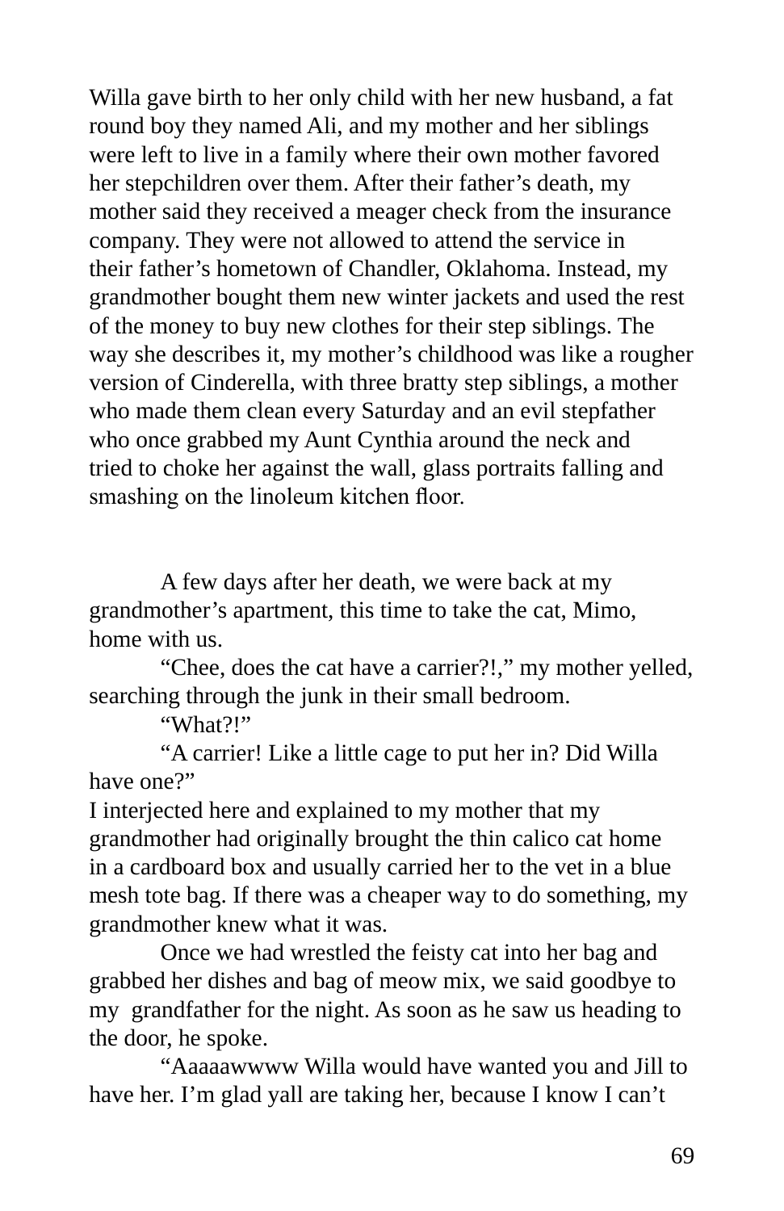Willa gave birth to her only child with her new husband, a fat round boy they named Ali, and my mother and her siblings were left to live in a family where their own mother favored her stepchildren over them. After their father's death, my mother said they received a meager check from the insurance company. They were not allowed to attend the service in their father's hometown of Chandler, Oklahoma. Instead, my grandmother bought them new winter jackets and used the rest of the money to buy new clothes for their step siblings. The way she describes it, my mother's childhood was like a rougher version of Cinderella, with three bratty step siblings, a mother who made them clean every Saturday and an evil stepfather who once grabbed my Aunt Cynthia around the neck and tried to choke her against the wall, glass portraits falling and smashing on the linoleum kitchen floor.

A few days after her death, we were back at my grandmother's apartment, this time to take the cat, Mimo, home with us.

"Chee, does the cat have a carrier?!," my mother yelled, searching through the junk in their small bedroom.

"What?!"

"A carrier! Like a little cage to put her in? Did Willa have one?"

I interjected here and explained to my mother that my grandmother had originally brought the thin calico cat home in a cardboard box and usually carried her to the vet in a blue mesh tote bag. If there was a cheaper way to do something, my grandmother knew what it was.

Once we had wrestled the feisty cat into her bag and grabbed her dishes and bag of meow mix, we said goodbye to my grandfather for the night. As soon as he saw us heading to the door, he spoke.

"Aaaaawwww Willa would have wanted you and Jill to have her. I'm glad yall are taking her, because I know I can't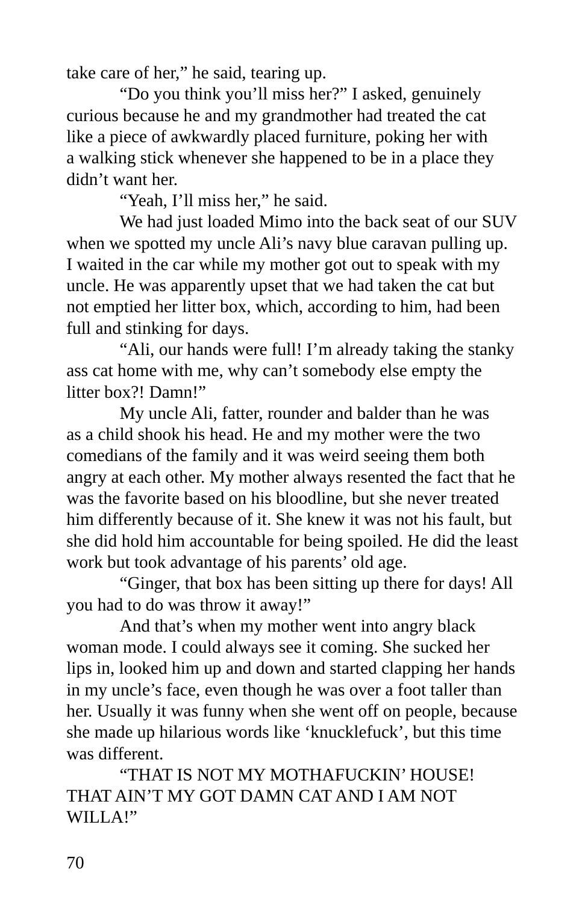take care of her," he said, tearing up.

"Do you think you'll miss her?" I asked, genuinely curious because he and my grandmother had treated the cat like a piece of awkwardly placed furniture, poking her with a walking stick whenever she happened to be in a place they didn't want her.

"Yeah, I'll miss her," he said.

We had just loaded Mimo into the back seat of our SUV when we spotted my uncle Ali's navy blue caravan pulling up. I waited in the car while my mother got out to speak with my uncle. He was apparently upset that we had taken the cat but not emptied her litter box, which, according to him, had been full and stinking for days.

"Ali, our hands were full! I'm already taking the stanky ass cat home with me, why can't somebody else empty the litter box?! Damn!"

My uncle Ali, fatter, rounder and balder than he was as a child shook his head. He and my mother were the two comedians of the family and it was weird seeing them both angry at each other. My mother always resented the fact that he was the favorite based on his bloodline, but she never treated him differently because of it. She knew it was not his fault, but she did hold him accountable for being spoiled. He did the least work but took advantage of his parents' old age.

"Ginger, that box has been sitting up there for days! All you had to do was throw it away!"

And that's when my mother went into angry black woman mode. I could always see it coming. She sucked her lips in, looked him up and down and started clapping her hands in my uncle's face, even though he was over a foot taller than her. Usually it was funny when she went off on people, because she made up hilarious words like 'knucklefuck', but this time was different.

"THAT IS NOT MY MOTHAFUCKIN' HOUSE! THAT AIN'T MY GOT DAMN CAT AND I AM NOT WILLA!"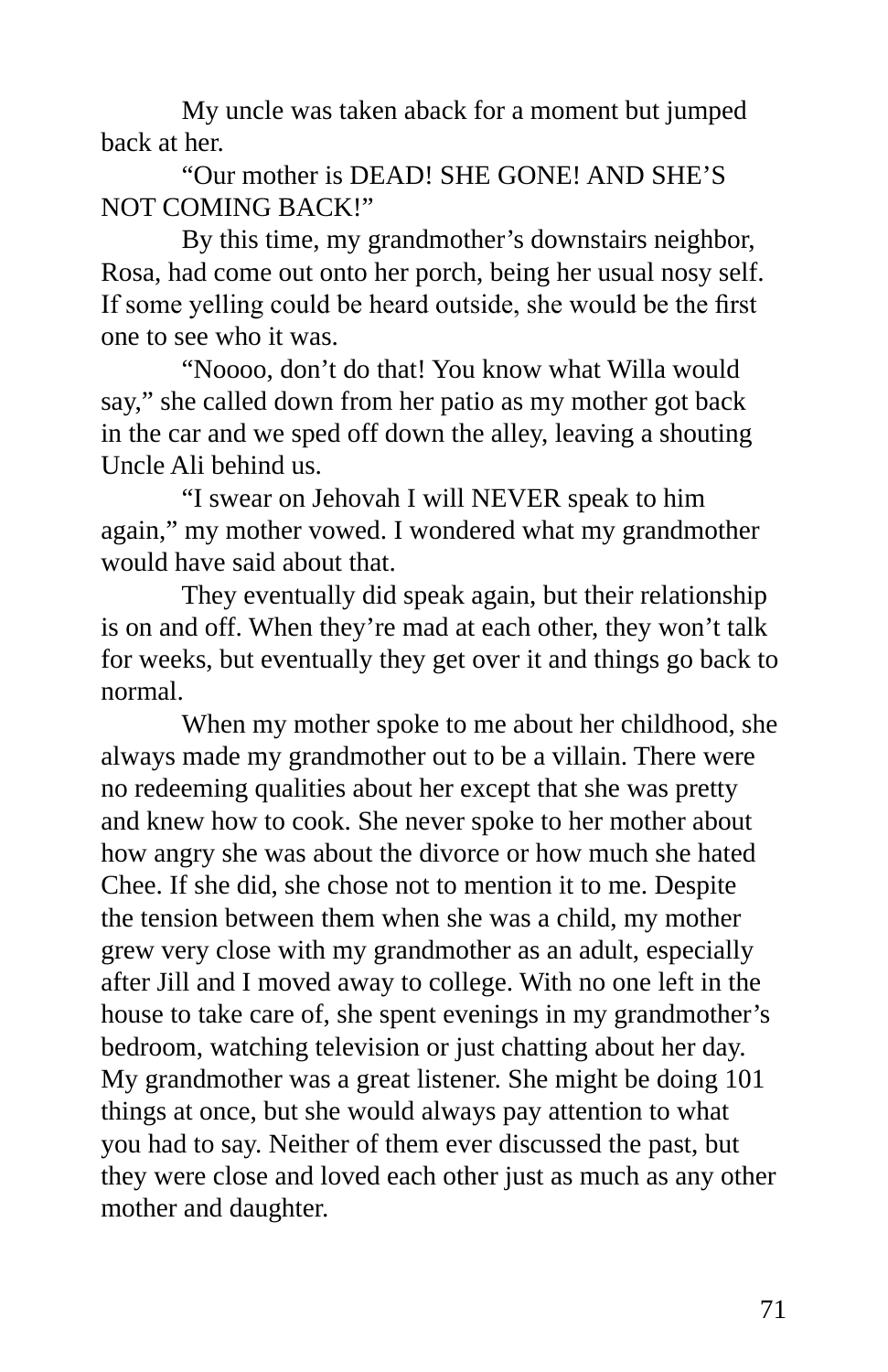My uncle was taken aback for a moment but jumped back at her.

"Our mother is DEAD! SHE GONE! AND SHE'S NOT COMING BACK!"

By this time, my grandmother's downstairs neighbor, Rosa, had come out onto her porch, being her usual nosy self. If some yelling could be heard outside, she would be the first one to see who it was.

"Noooo, don't do that! You know what Willa would say," she called down from her patio as my mother got back in the car and we sped off down the alley, leaving a shouting Uncle Ali behind us.

"I swear on Jehovah I will NEVER speak to him again," my mother vowed. I wondered what my grandmother would have said about that.

They eventually did speak again, but their relationship is on and off. When they're mad at each other, they won't talk for weeks, but eventually they get over it and things go back to normal.

When my mother spoke to me about her childhood, she always made my grandmother out to be a villain. There were no redeeming qualities about her except that she was pretty and knew how to cook. She never spoke to her mother about how angry she was about the divorce or how much she hated Chee. If she did, she chose not to mention it to me. Despite the tension between them when she was a child, my mother grew very close with my grandmother as an adult, especially after Jill and I moved away to college. With no one left in the house to take care of, she spent evenings in my grandmother's bedroom, watching television or just chatting about her day. My grandmother was a great listener. She might be doing 101 things at once, but she would always pay attention to what you had to say. Neither of them ever discussed the past, but they were close and loved each other just as much as any other mother and daughter.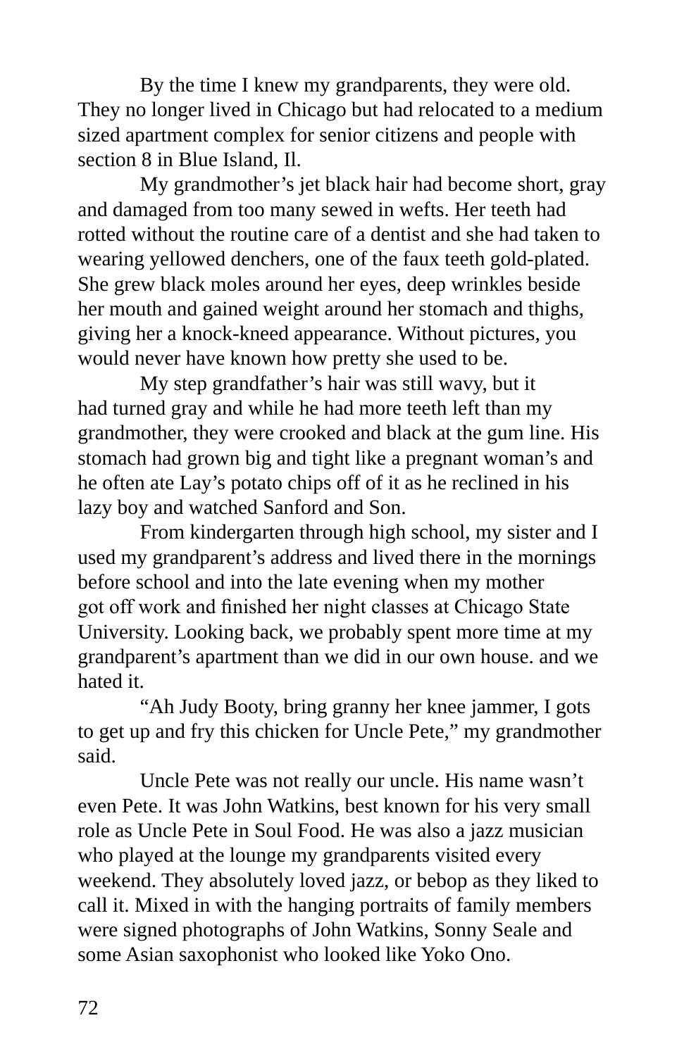By the time I knew my grandparents, they were old. They no longer lived in Chicago but had relocated to a medium sized apartment complex for senior citizens and people with section 8 in Blue Island, Il.

My grandmother's jet black hair had become short, gray and damaged from too many sewed in wefts. Her teeth had rotted without the routine care of a dentist and she had taken to wearing yellowed denchers, one of the faux teeth gold-plated. She grew black moles around her eyes, deep wrinkles beside her mouth and gained weight around her stomach and thighs, giving her a knock-kneed appearance. Without pictures, you would never have known how pretty she used to be.

My step grandfather's hair was still wavy, but it had turned gray and while he had more teeth left than my grandmother, they were crooked and black at the gum line. His stomach had grown big and tight like a pregnant woman's and he often ate Lay's potato chips off of it as he reclined in his lazy boy and watched Sanford and Son.

From kindergarten through high school, my sister and I used my grandparent's address and lived there in the mornings before school and into the late evening when my mother got off work and finished her night classes at Chicago State University. Looking back, we probably spent more time at my grandparent's apartment than we did in our own house. and we hated it.

"Ah Judy Booty, bring granny her knee jammer, I gots to get up and fry this chicken for Uncle Pete," my grandmother said.

Uncle Pete was not really our uncle. His name wasn't even Pete. It was John Watkins, best known for his very small role as Uncle Pete in Soul Food. He was also a jazz musician who played at the lounge my grandparents visited every weekend. They absolutely loved jazz, or bebop as they liked to call it. Mixed in with the hanging portraits of family members were signed photographs of John Watkins, Sonny Seale and some Asian saxophonist who looked like Yoko Ono.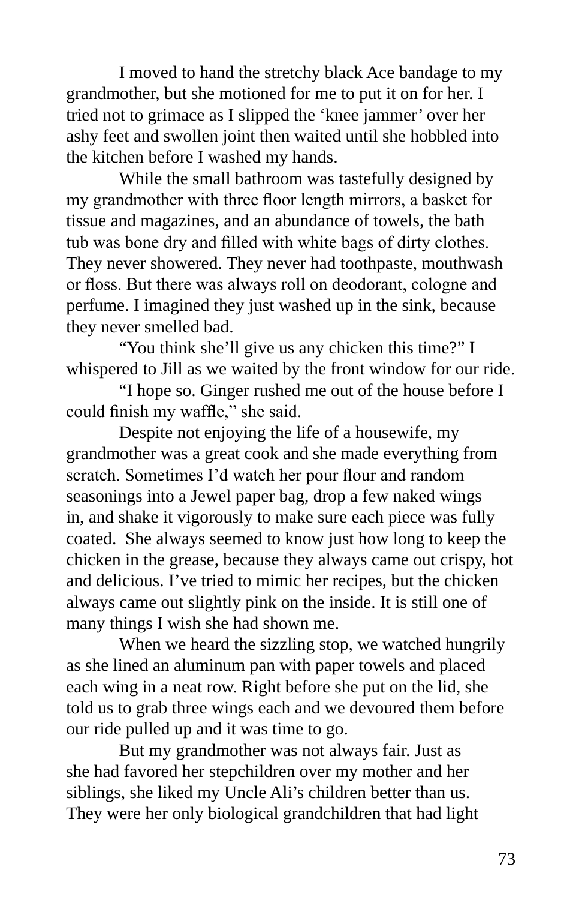I moved to hand the stretchy black Ace bandage to my grandmother, but she motioned for me to put it on for her. I tried not to grimace as I slipped the 'knee jammer' over her ashy feet and swollen joint then waited until she hobbled into the kitchen before I washed my hands.

While the small bathroom was tastefully designed by my grandmother with three floor length mirrors, a basket for tissue and magazines, and an abundance of towels, the bath tub was bone dry and filled with white bags of dirty clothes. They never showered. They never had toothpaste, mouthwash or floss. But there was always roll on deodorant, cologne and perfume. I imagined they just washed up in the sink, because they never smelled bad.

"You think she'll give us any chicken this time?" I whispered to Jill as we waited by the front window for our ride.

"I hope so. Ginger rushed me out of the house before I could finish my waffle," she said.

Despite not enjoying the life of a housewife, my grandmother was a great cook and she made everything from scratch. Sometimes I'd watch her pour flour and random seasonings into a Jewel paper bag, drop a few naked wings in, and shake it vigorously to make sure each piece was fully coated. She always seemed to know just how long to keep the chicken in the grease, because they always came out crispy, hot and delicious. I've tried to mimic her recipes, but the chicken always came out slightly pink on the inside. It is still one of many things I wish she had shown me.

When we heard the sizzling stop, we watched hungrily as she lined an aluminum pan with paper towels and placed each wing in a neat row. Right before she put on the lid, she told us to grab three wings each and we devoured them before our ride pulled up and it was time to go.

But my grandmother was not always fair. Just as she had favored her stepchildren over my mother and her siblings, she liked my Uncle Ali's children better than us. They were her only biological grandchildren that had light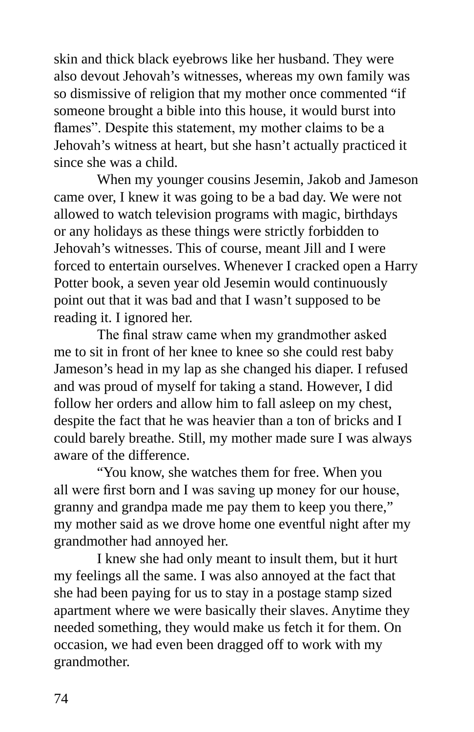skin and thick black eyebrows like her husband. They were also devout Jehovah's witnesses, whereas my own family was so dismissive of religion that my mother once commented "if someone brought a bible into this house, it would burst into flames". Despite this statement, my mother claims to be a Jehovah's witness at heart, but she hasn't actually practiced it since she was a child.

When my younger cousins Jesemin, Jakob and Jameson came over, I knew it was going to be a bad day. We were not allowed to watch television programs with magic, birthdays or any holidays as these things were strictly forbidden to Jehovah's witnesses. This of course, meant Jill and I were forced to entertain ourselves. Whenever I cracked open a Harry Potter book, a seven year old Jesemin would continuously point out that it was bad and that I wasn't supposed to be reading it. I ignored her.

The final straw came when my grandmother asked me to sit in front of her knee to knee so she could rest baby Jameson's head in my lap as she changed his diaper. I refused and was proud of myself for taking a stand. However, I did follow her orders and allow him to fall asleep on my chest, despite the fact that he was heavier than a ton of bricks and I could barely breathe. Still, my mother made sure I was always aware of the difference.

"You know, she watches them for free. When you all were first born and I was saving up money for our house, granny and grandpa made me pay them to keep you there," my mother said as we drove home one eventful night after my grandmother had annoyed her.

I knew she had only meant to insult them, but it hurt my feelings all the same. I was also annoyed at the fact that she had been paying for us to stay in a postage stamp sized apartment where we were basically their slaves. Anytime they needed something, they would make us fetch it for them. On occasion, we had even been dragged off to work with my grandmother.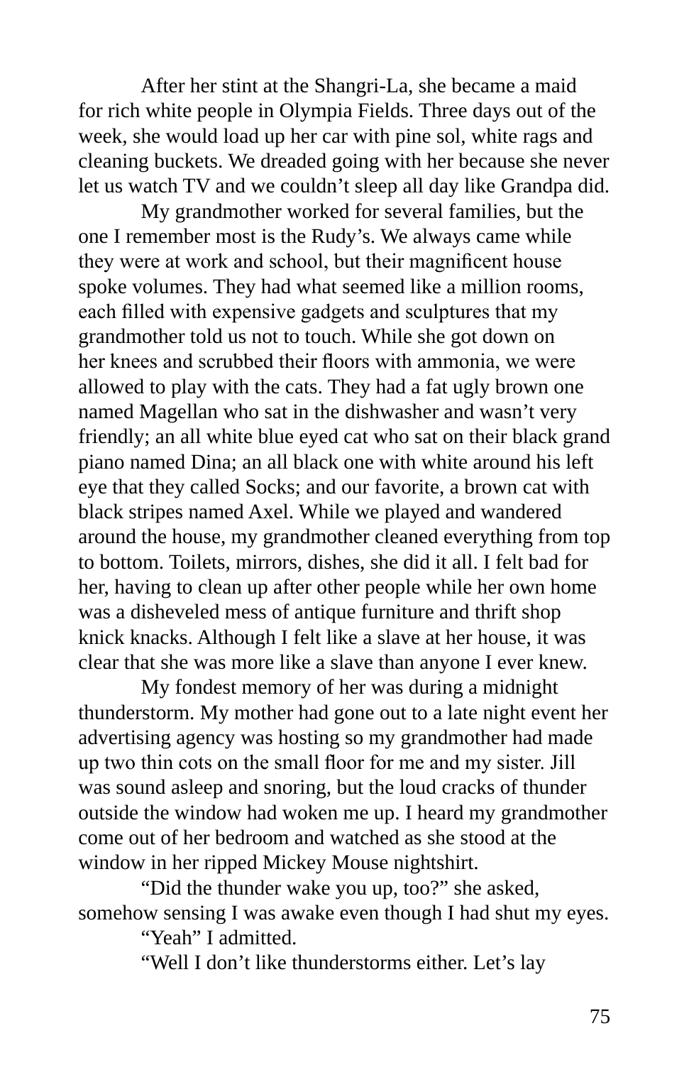After her stint at the Shangri-La, she became a maid for rich white people in Olympia Fields. Three days out of the week, she would load up her car with pine sol, white rags and cleaning buckets. We dreaded going with her because she never let us watch TV and we couldn't sleep all day like Grandpa did.

My grandmother worked for several families, but the one I remember most is the Rudy's. We always came while they were at work and school, but their magnificent house spoke volumes. They had what seemed like a million rooms, each filled with expensive gadgets and sculptures that my grandmother told us not to touch. While she got down on her knees and scrubbed their floors with ammonia, we were allowed to play with the cats. They had a fat ugly brown one named Magellan who sat in the dishwasher and wasn't very friendly; an all white blue eyed cat who sat on their black grand piano named Dina; an all black one with white around his left eye that they called Socks; and our favorite, a brown cat with black stripes named Axel. While we played and wandered around the house, my grandmother cleaned everything from top to bottom. Toilets, mirrors, dishes, she did it all. I felt bad for her, having to clean up after other people while her own home was a disheveled mess of antique furniture and thrift shop knick knacks. Although I felt like a slave at her house, it was clear that she was more like a slave than anyone I ever knew.

My fondest memory of her was during a midnight thunderstorm. My mother had gone out to a late night event her advertising agency was hosting so my grandmother had made up two thin cots on the small floor for me and my sister. Jill was sound asleep and snoring, but the loud cracks of thunder outside the window had woken me up. I heard my grandmother come out of her bedroom and watched as she stood at the window in her ripped Mickey Mouse nightshirt.

"Did the thunder wake you up, too?" she asked, somehow sensing I was awake even though I had shut my eyes.

"Yeah" I admitted.

"Well I don't like thunderstorms either. Let's lay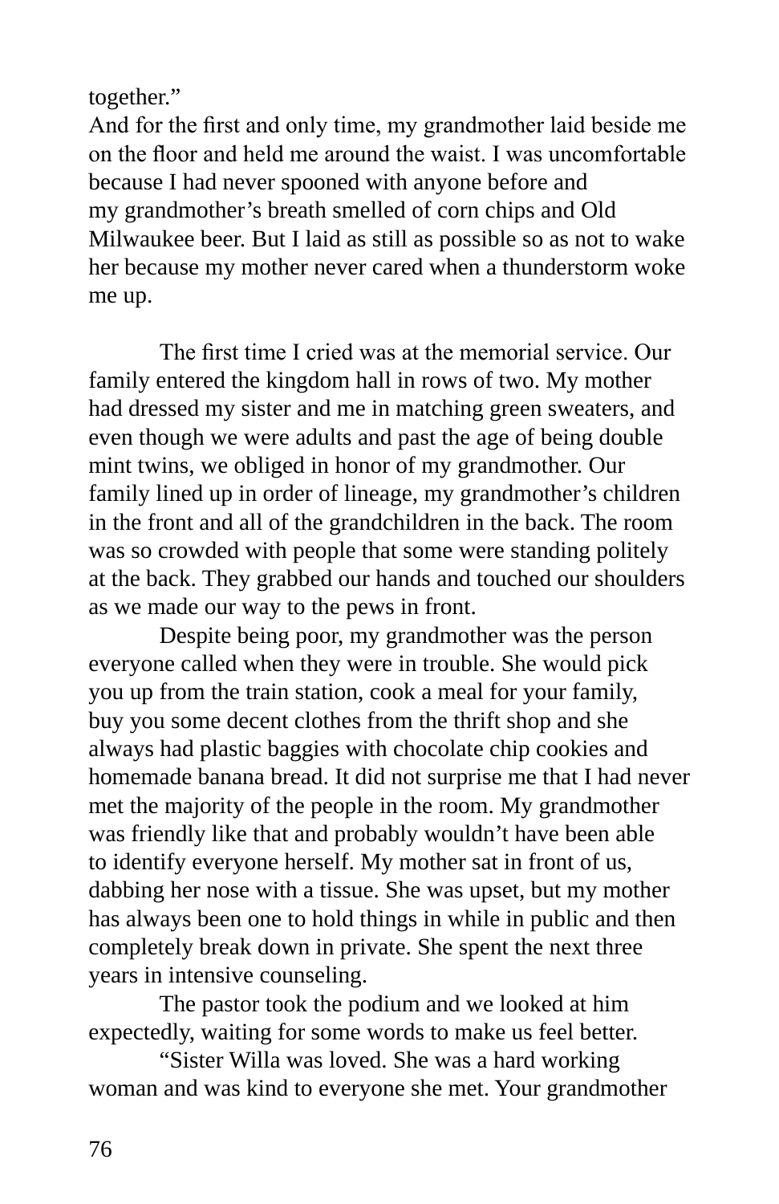together."

And for the first and only time, my grandmother laid beside me on the floor and held me around the waist. I was uncomfortable because I had never spooned with anyone before and my grandmother's breath smelled of corn chips and Old Milwaukee beer. But I laid as still as possible so as not to wake her because my mother never cared when a thunderstorm woke me up.

The first time I cried was at the memorial service. Our family entered the kingdom hall in rows of two. My mother had dressed my sister and me in matching green sweaters, and even though we were adults and past the age of being double mint twins, we obliged in honor of my grandmother. Our family lined up in order of lineage, my grandmother's children in the front and all of the grandchildren in the back. The room was so crowded with people that some were standing politely at the back. They grabbed our hands and touched our shoulders as we made our way to the pews in front.

Despite being poor, my grandmother was the person everyone called when they were in trouble. She would pick you up from the train station, cook a meal for your family, buy you some decent clothes from the thrift shop and she always had plastic baggies with chocolate chip cookies and homemade banana bread. It did not surprise me that I had never met the majority of the people in the room. My grandmother was friendly like that and probably wouldn't have been able to identify everyone herself. My mother sat in front of us, dabbing her nose with a tissue. She was upset, but my mother has always been one to hold things in while in public and then completely break down in private. She spent the next three years in intensive counseling.

The pastor took the podium and we looked at him expectedly, waiting for some words to make us feel better.

"Sister Willa was loved. She was a hard working woman and was kind to everyone she met. Your grandmother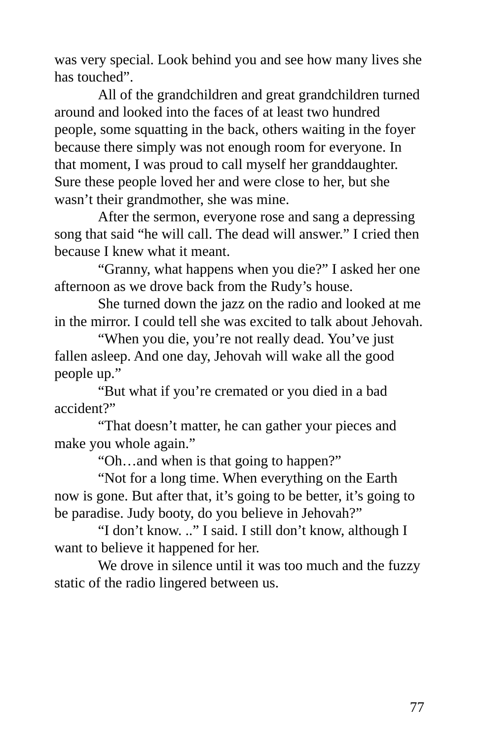was very special. Look behind you and see how many lives she has touched".

All of the grandchildren and great grandchildren turned around and looked into the faces of at least two hundred people, some squatting in the back, others waiting in the foyer because there simply was not enough room for everyone. In that moment, I was proud to call myself her granddaughter. Sure these people loved her and were close to her, but she wasn't their grandmother, she was mine.

After the sermon, everyone rose and sang a depressing song that said "he will call. The dead will answer." I cried then because I knew what it meant.

"Granny, what happens when you die?" I asked her one afternoon as we drove back from the Rudy's house.

She turned down the jazz on the radio and looked at me in the mirror. I could tell she was excited to talk about Jehovah.

"When you die, you're not really dead. You've just fallen asleep. And one day, Jehovah will wake all the good people up."

"But what if you're cremated or you died in a bad accident?"

"That doesn't matter, he can gather your pieces and make you whole again."

"Oh…and when is that going to happen?"

"Not for a long time. When everything on the Earth now is gone. But after that, it's going to be better, it's going to be paradise. Judy booty, do you believe in Jehovah?"

"I don't know. .." I said. I still don't know, although I want to believe it happened for her.

We drove in silence until it was too much and the fuzzy static of the radio lingered between us.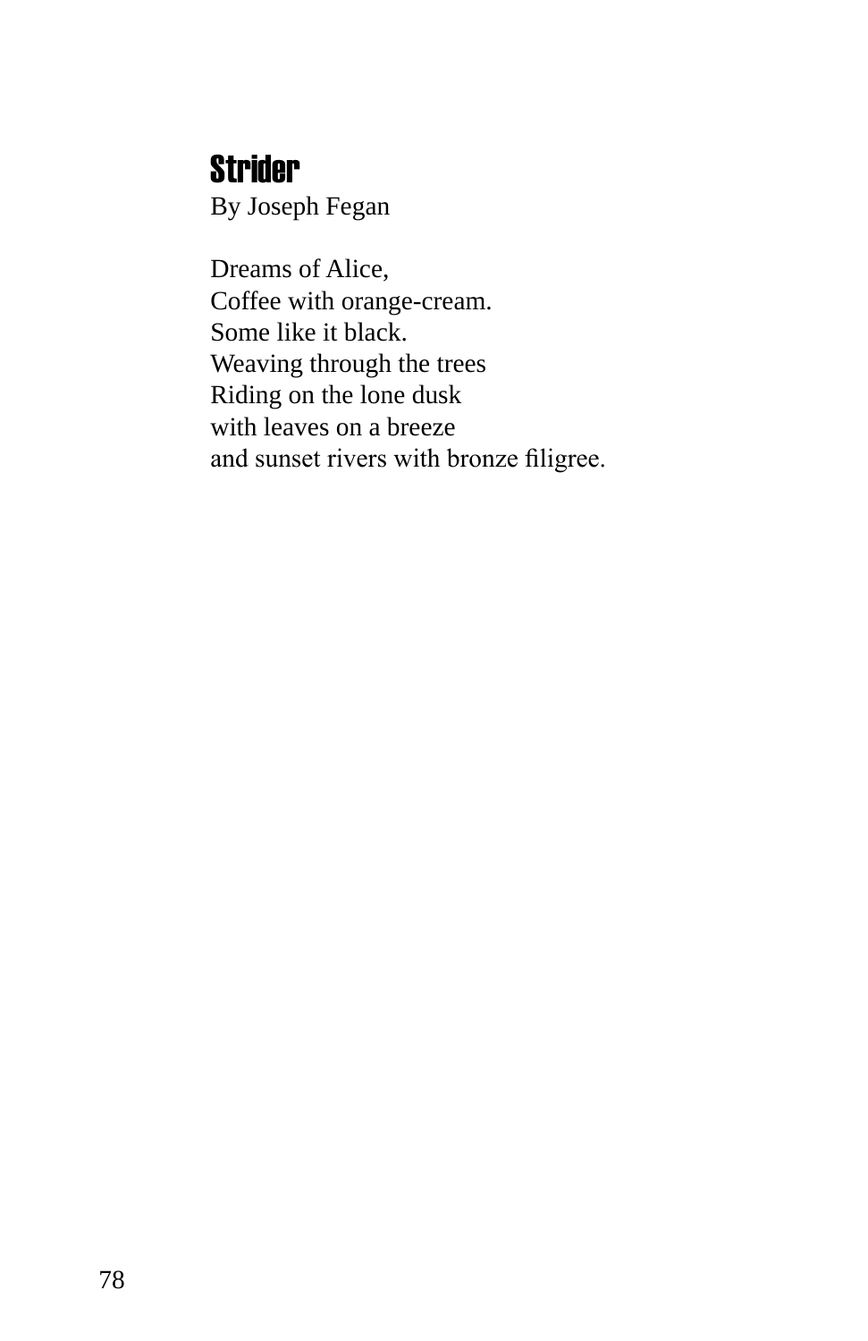## Strider

By Joseph Fegan

Dreams of Alice,
Coffee with orange-cream.
Some like it black.
Weaving through the trees
Riding on the lone dusk
with leaves on a breeze
and sunset rivers with bronze filigree.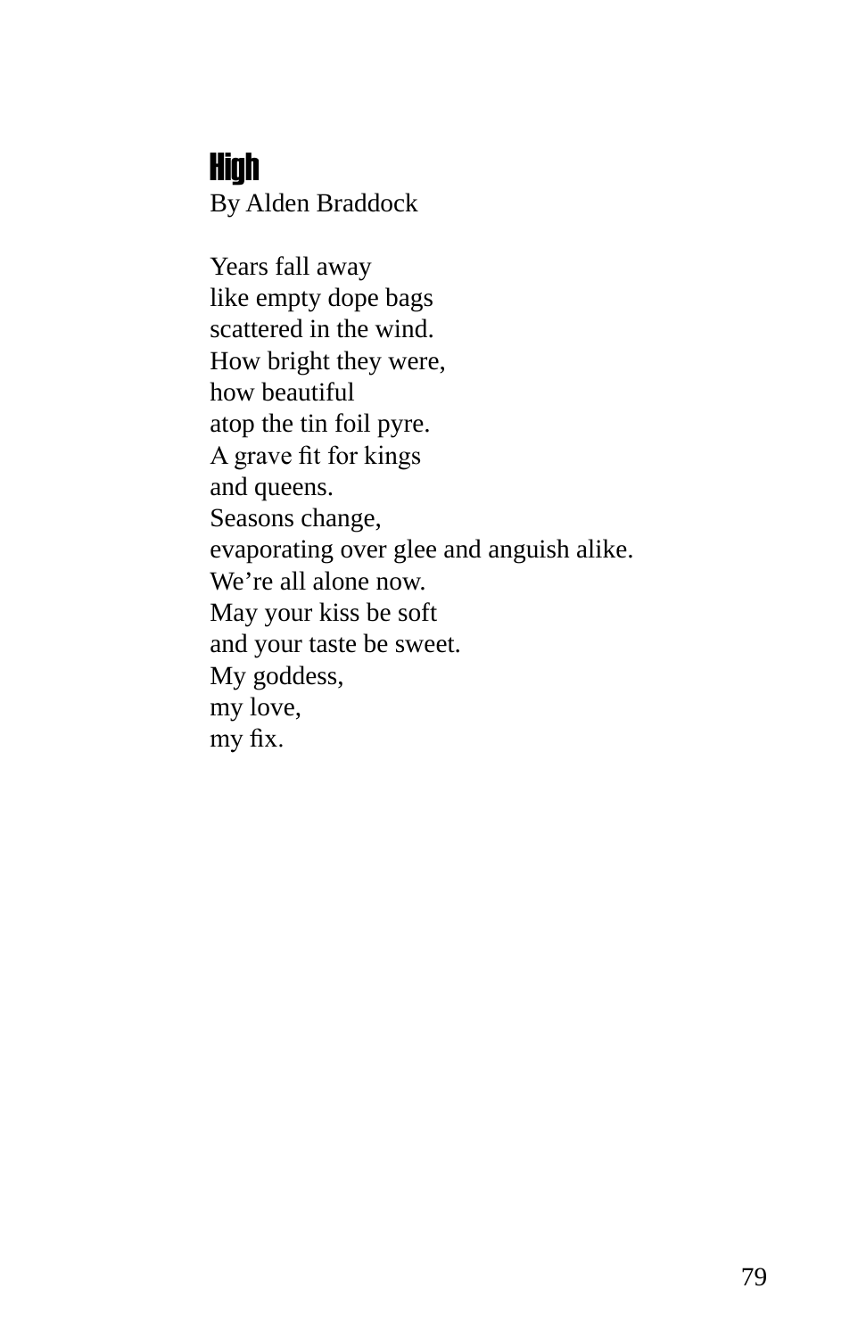# High

By Alden Braddock

Years fall away  
like empty dope bags  
scattered in the wind.  
How bright they were,  
how beautiful  
atop the tin foil pyre.  
A grave fit for kings  
and queens.  
Seasons change,  
evaporating over glee and anguish alike.  
We’re all alone now.  
May your kiss be soft  
and your taste be sweet.  
My goddess,  
my love,  
my fix.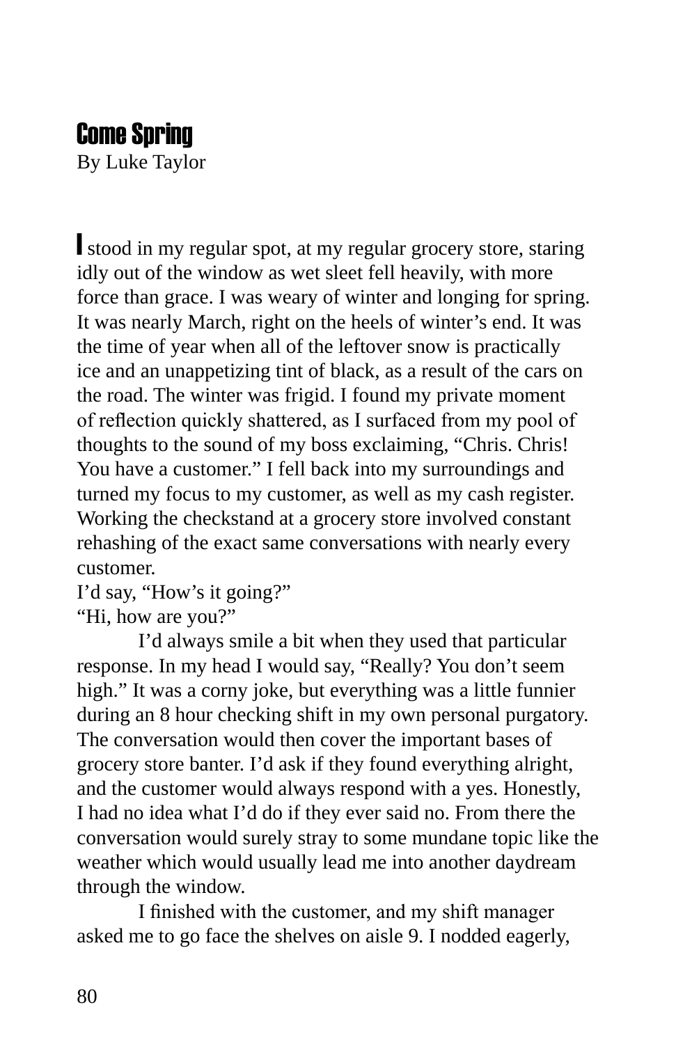## Come Spring

By Luke Taylor

I stood in my regular spot, at my regular grocery store, staring idly out of the window as wet sleet fell heavily, with more force than grace. I was weary of winter and longing for spring. It was nearly March, right on the heels of winter's end. It was the time of year when all of the leftover snow is practically ice and an unappetizing tint of black, as a result of the cars on the road. The winter was frigid. I found my private moment of reflection quickly shattered, as I surfaced from my pool of thoughts to the sound of my boss exclaiming, "Chris. Chris! You have a customer." I fell back into my surroundings and turned my focus to my customer, as well as my cash register. Working the checkstand at a grocery store involved constant rehashing of the exact same conversations with nearly every customer.

I'd say, "How's it going?"

"Hi, how are you?"

I'd always smile a bit when they used that particular response. In my head I would say, "Really? You don't seem high." It was a corny joke, but everything was a little funnier during an 8 hour checking shift in my own personal purgatory. The conversation would then cover the important bases of grocery store banter. I'd ask if they found everything alright, and the customer would always respond with a yes. Honestly, I had no idea what I'd do if they ever said no. From there the conversation would surely stray to some mundane topic like the weather which would usually lead me into another daydream through the window.

I finished with the customer, and my shift manager asked me to go face the shelves on aisle 9. I nodded eagerly,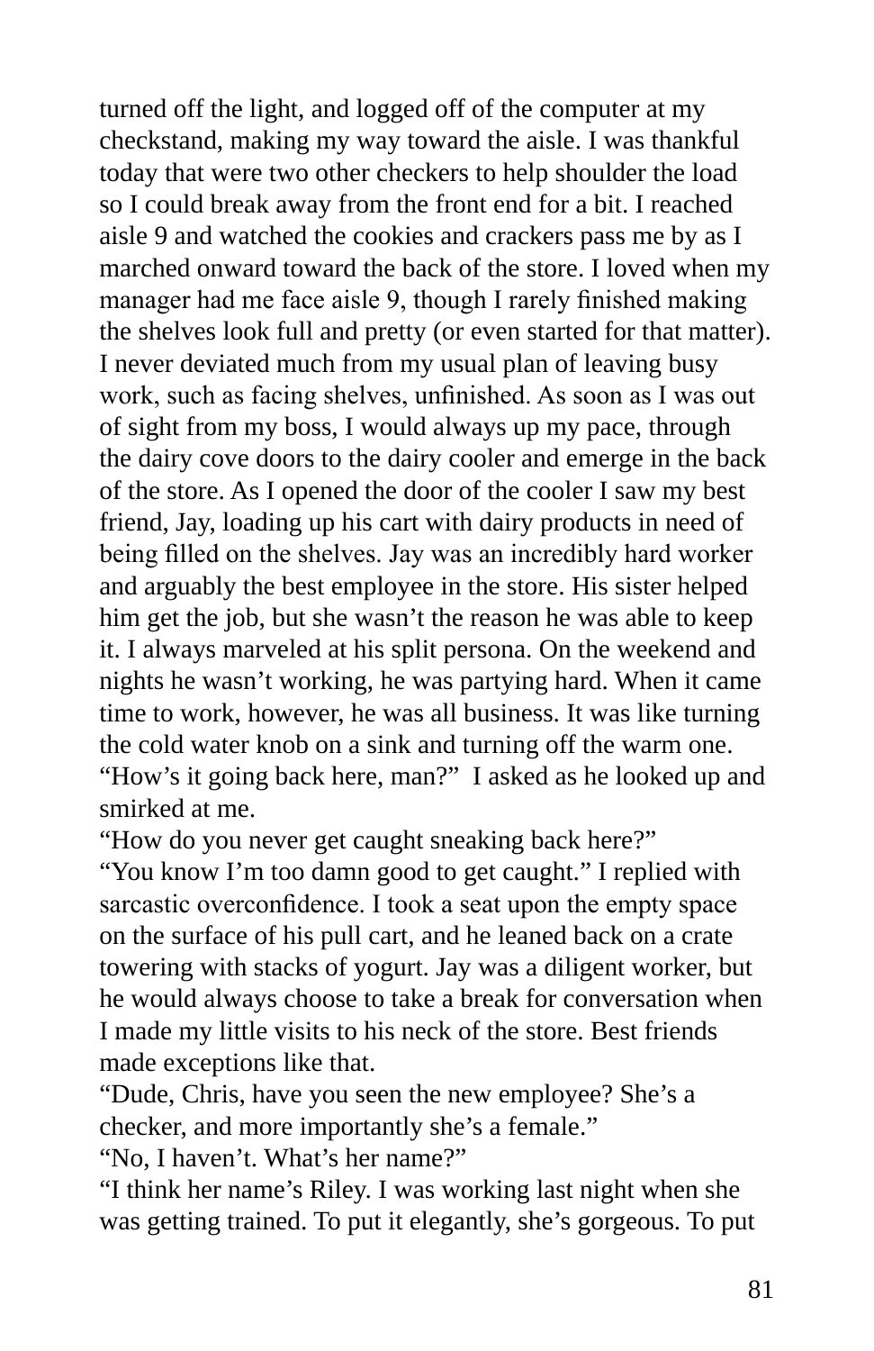turned off the light, and logged off of the computer at my checkstand, making my way toward the aisle. I was thankful today that were two other checkers to help shoulder the load so I could break away from the front end for a bit. I reached aisle 9 and watched the cookies and crackers pass me by as I marched onward toward the back of the store. I loved when my manager had me face aisle 9, though I rarely finished making the shelves look full and pretty (or even started for that matter). I never deviated much from my usual plan of leaving busy work, such as facing shelves, unfinished. As soon as I was out of sight from my boss, I would always up my pace, through the dairy cove doors to the dairy cooler and emerge in the back of the store. As I opened the door of the cooler I saw my best friend, Jay, loading up his cart with dairy products in need of being filled on the shelves. Jay was an incredibly hard worker and arguably the best employee in the store. His sister helped him get the job, but she wasn't the reason he was able to keep it. I always marveled at his split persona. On the weekend and nights he wasn't working, he was partying hard. When it came time to work, however, he was all business. It was like turning the cold water knob on a sink and turning off the warm one.

"How's it going back here, man?" I asked as he looked up and smirked at me.

"How do you never get caught sneaking back here?"

"You know I'm too damn good to get caught." I replied with sarcastic overconfidence. I took a seat upon the empty space on the surface of his pull cart, and he leaned back on a crate towering with stacks of yogurt. Jay was a diligent worker, but he would always choose to take a break for conversation when I made my little visits to his neck of the store. Best friends made exceptions like that.

"Dude, Chris, have you seen the new employee? She's a checker, and more importantly she's a female."

"No, I haven't. What's her name?"

"I think her name's Riley. I was working last night when she was getting trained. To put it elegantly, she's gorgeous. To put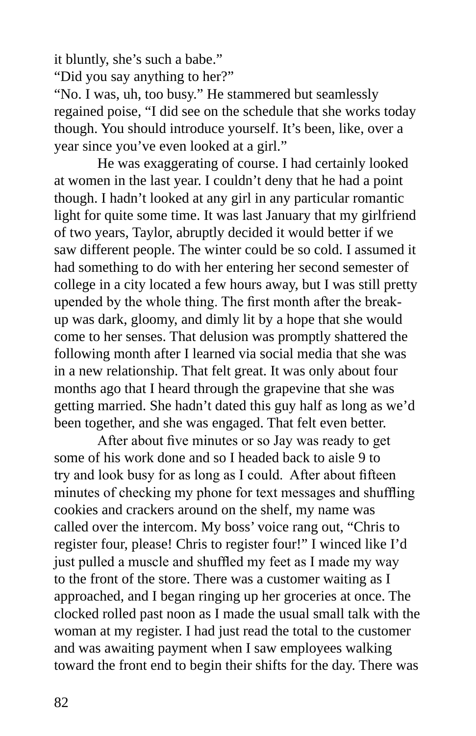it bluntly, she's such a babe."

"Did you say anything to her?"

"No. I was, uh, too busy." He stammered but seamlessly regained poise, "I did see on the schedule that she works today though. You should introduce yourself. It's been, like, over a year since you've even looked at a girl."

He was exaggerating of course. I had certainly looked at women in the last year. I couldn't deny that he had a point though. I hadn't looked at any girl in any particular romantic light for quite some time. It was last January that my girlfriend of two years, Taylor, abruptly decided it would better if we saw different people. The winter could be so cold. I assumed it had something to do with her entering her second semester of college in a city located a few hours away, but I was still pretty upended by the whole thing. The first month after the break-up was dark, gloomy, and dimly lit by a hope that she would come to her senses. That delusion was promptly shattered the following month after I learned via social media that she was in a new relationship. That felt great. It was only about four months ago that I heard through the grapevine that she was getting married. She hadn't dated this guy half as long as we'd been together, and she was engaged. That felt even better.

After about five minutes or so Jay was ready to get some of his work done and so I headed back to aisle 9 to try and look busy for as long as I could. After about fifteen minutes of checking my phone for text messages and shuffling cookies and crackers around on the shelf, my name was called over the intercom. My boss' voice rang out, "Chris to register four, please! Chris to register four!" I winced like I'd just pulled a muscle and shuffled my feet as I made my way to the front of the store. There was a customer waiting as I approached, and I began ringing up her groceries at once. The clocked rolled past noon as I made the usual small talk with the woman at my register. I had just read the total to the customer and was awaiting payment when I saw employees walking toward the front end to begin their shifts for the day. There was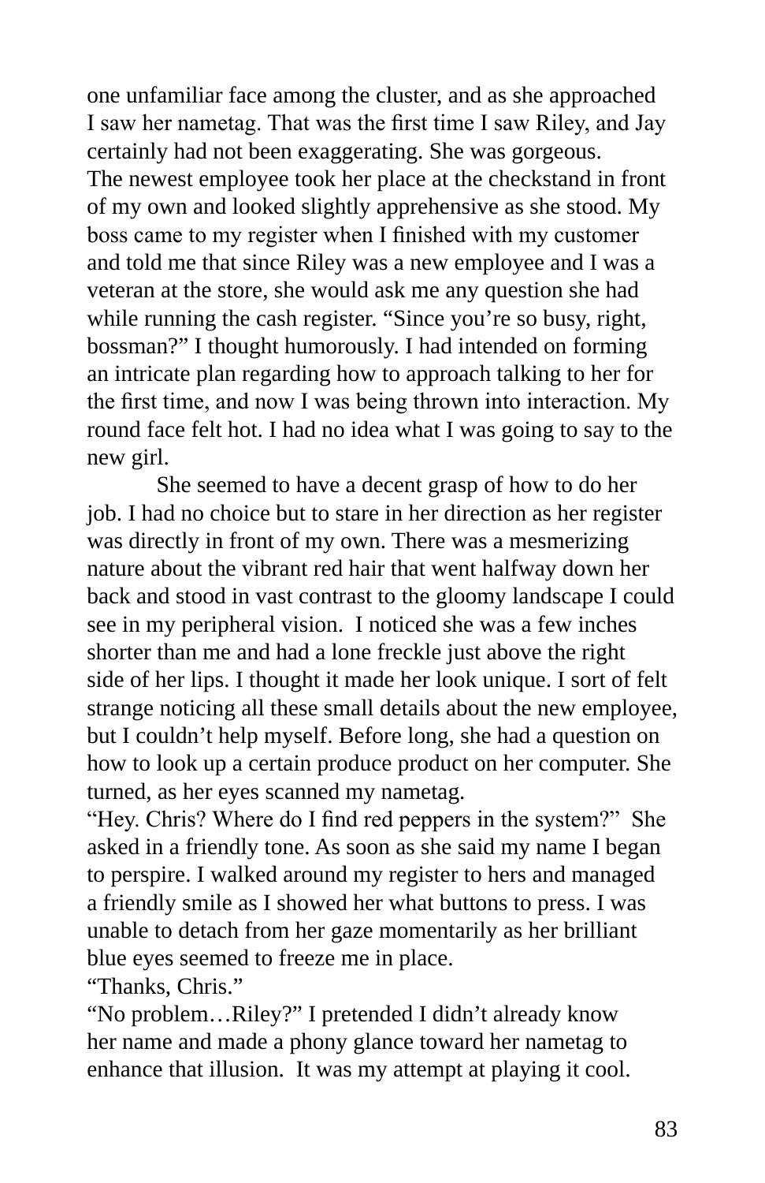one unfamiliar face among the cluster, and as she approached I saw her nametag. That was the first time I saw Riley, and Jay certainly had not been exaggerating. She was gorgeous.
The newest employee took her place at the checkstand in front of my own and looked slightly apprehensive as she stood. My boss came to my register when I finished with my customer and told me that since Riley was a new employee and I was a veteran at the store, she would ask me any question she had while running the cash register. "Since you're so busy, right, bossman?" I thought humorously. I had intended on forming an intricate plan regarding how to approach talking to her for the first time, and now I was being thrown into interaction. My round face felt hot. I had no idea what I was going to say to the new girl.

She seemed to have a decent grasp of how to do her job. I had no choice but to stare in her direction as her register was directly in front of my own. There was a mesmerizing nature about the vibrant red hair that went halfway down her back and stood in vast contrast to the gloomy landscape I could see in my peripheral vision. I noticed she was a few inches shorter than me and had a lone freckle just above the right side of her lips. I thought it made her look unique. I sort of felt strange noticing all these small details about the new employee, but I couldn't help myself. Before long, she had a question on how to look up a certain produce product on her computer. She turned, as her eyes scanned my nametag.
"Hey. Chris? Where do I find red peppers in the system?" She asked in a friendly tone. As soon as she said my name I began to perspire. I walked around my register to hers and managed a friendly smile as I showed her what buttons to press. I was unable to detach from her gaze momentarily as her brilliant blue eyes seemed to freeze me in place.
"Thanks, Chris."
"No problem…Riley?" I pretended I didn't already know her name and made a phony glance toward her nametag to enhance that illusion. It was my attempt at playing it cool.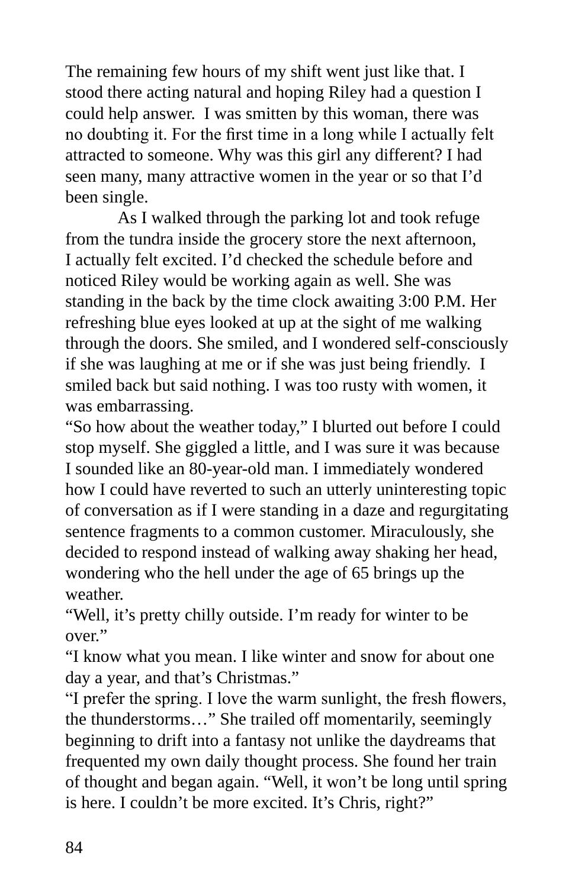The remaining few hours of my shift went just like that. I stood there acting natural and hoping Riley had a question I could help answer.  I was smitten by this woman, there was no doubting it. For the first time in a long while I actually felt attracted to someone. Why was this girl any different? I had seen many, many attractive women in the year or so that I'd been single.

As I walked through the parking lot and took refuge from the tundra inside the grocery store the next afternoon, I actually felt excited. I'd checked the schedule before and noticed Riley would be working again as well. She was standing in the back by the time clock awaiting 3:00 P.M. Her refreshing blue eyes looked at up at the sight of me walking through the doors. She smiled, and I wondered self-consciously if she was laughing at me or if she was just being friendly.  I smiled back but said nothing. I was too rusty with women, it was embarrassing.

"So how about the weather today," I blurted out before I could stop myself. She giggled a little, and I was sure it was because I sounded like an 80-year-old man. I immediately wondered how I could have reverted to such an utterly uninteresting topic of conversation as if I were standing in a daze and regurgitating sentence fragments to a common customer. Miraculously, she decided to respond instead of walking away shaking her head, wondering who the hell under the age of 65 brings up the weather.

"Well, it's pretty chilly outside. I'm ready for winter to be over."

"I know what you mean. I like winter and snow for about one day a year, and that's Christmas."

"I prefer the spring. I love the warm sunlight, the fresh flowers, the thunderstorms…" She trailed off momentarily, seemingly beginning to drift into a fantasy not unlike the daydreams that frequented my own daily thought process. She found her train of thought and began again. "Well, it won't be long until spring is here. I couldn't be more excited. It's Chris, right?"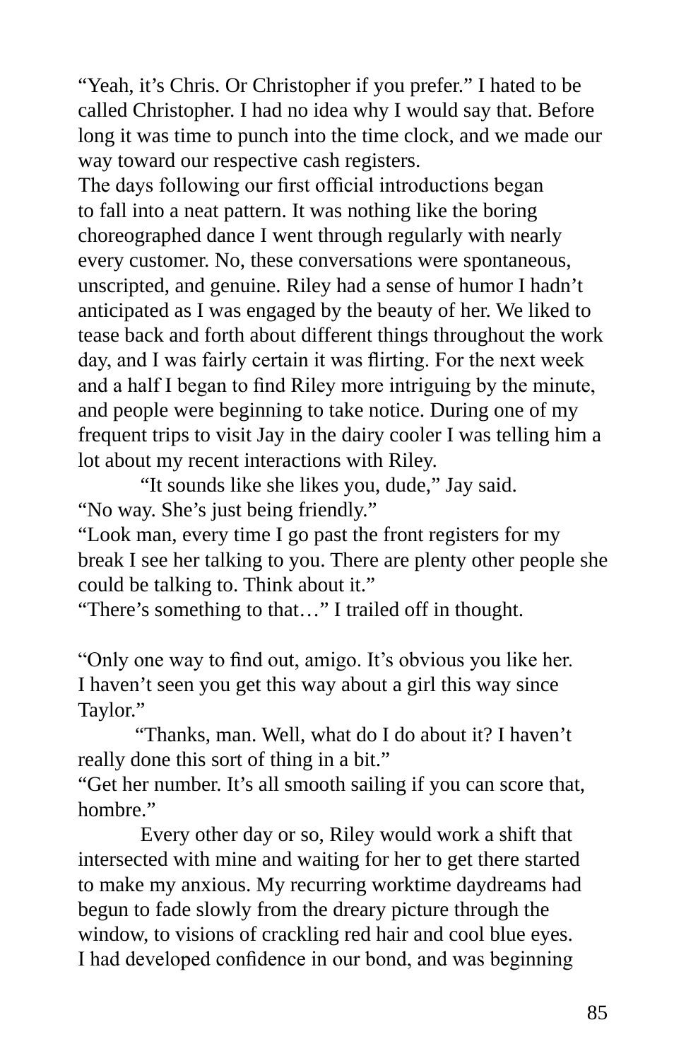"Yeah, it's Chris. Or Christopher if you prefer." I hated to be called Christopher. I had no idea why I would say that. Before long it was time to punch into the time clock, and we made our way toward our respective cash registers.

The days following our first official introductions began to fall into a neat pattern. It was nothing like the boring choreographed dance I went through regularly with nearly every customer. No, these conversations were spontaneous, unscripted, and genuine. Riley had a sense of humor I hadn't anticipated as I was engaged by the beauty of her. We liked to tease back and forth about different things throughout the work day, and I was fairly certain it was flirting. For the next week and a half I began to find Riley more intriguing by the minute, and people were beginning to take notice. During one of my frequent trips to visit Jay in the dairy cooler I was telling him a lot about my recent interactions with Riley.

"It sounds like she likes you, dude," Jay said.

"No way. She's just being friendly."

"Look man, every time I go past the front registers for my break I see her talking to you. There are plenty other people she could be talking to. Think about it."

"There's something to that…" I trailed off in thought.

"Only one way to find out, amigo. It's obvious you like her. I haven't seen you get this way about a girl this way since Taylor."

"Thanks, man. Well, what do I do about it? I haven't really done this sort of thing in a bit."

"Get her number. It's all smooth sailing if you can score that, hombre."

Every other day or so, Riley would work a shift that intersected with mine and waiting for her to get there started to make my anxious. My recurring worktime daydreams had begun to fade slowly from the dreary picture through the window, to visions of crackling red hair and cool blue eyes. I had developed confidence in our bond, and was beginning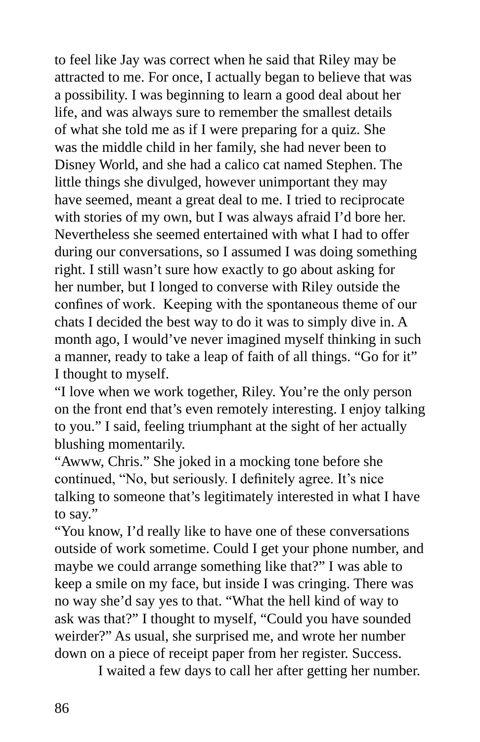to feel like Jay was correct when he said that Riley may be attracted to me. For once, I actually began to believe that was a possibility. I was beginning to learn a good deal about her life, and was always sure to remember the smallest details of what she told me as if I were preparing for a quiz. She was the middle child in her family, she had never been to Disney World, and she had a calico cat named Stephen. The little things she divulged, however unimportant they may have seemed, meant a great deal to me. I tried to reciprocate with stories of my own, but I was always afraid I'd bore her. Nevertheless she seemed entertained with what I had to offer during our conversations, so I assumed I was doing something right. I still wasn't sure how exactly to go about asking for her number, but I longed to converse with Riley outside the confines of work.  Keeping with the spontaneous theme of our chats I decided the best way to do it was to simply dive in. A month ago, I would've never imagined myself thinking in such a manner, ready to take a leap of faith of all things. "Go for it" I thought to myself.

"I love when we work together, Riley. You're the only person on the front end that's even remotely interesting. I enjoy talking to you." I said, feeling triumphant at the sight of her actually blushing momentarily.

"Awww, Chris." She joked in a mocking tone before she continued, "No, but seriously. I definitely agree. It's nice talking to someone that's legitimately interested in what I have to say."

"You know, I'd really like to have one of these conversations outside of work sometime. Could I get your phone number, and maybe we could arrange something like that?" I was able to keep a smile on my face, but inside I was cringing. There was no way she'd say yes to that. "What the hell kind of way to ask was that?" I thought to myself, "Could you have sounded weirder?" As usual, she surprised me, and wrote her number down on a piece of receipt paper from her register. Success.

I waited a few days to call her after getting her number.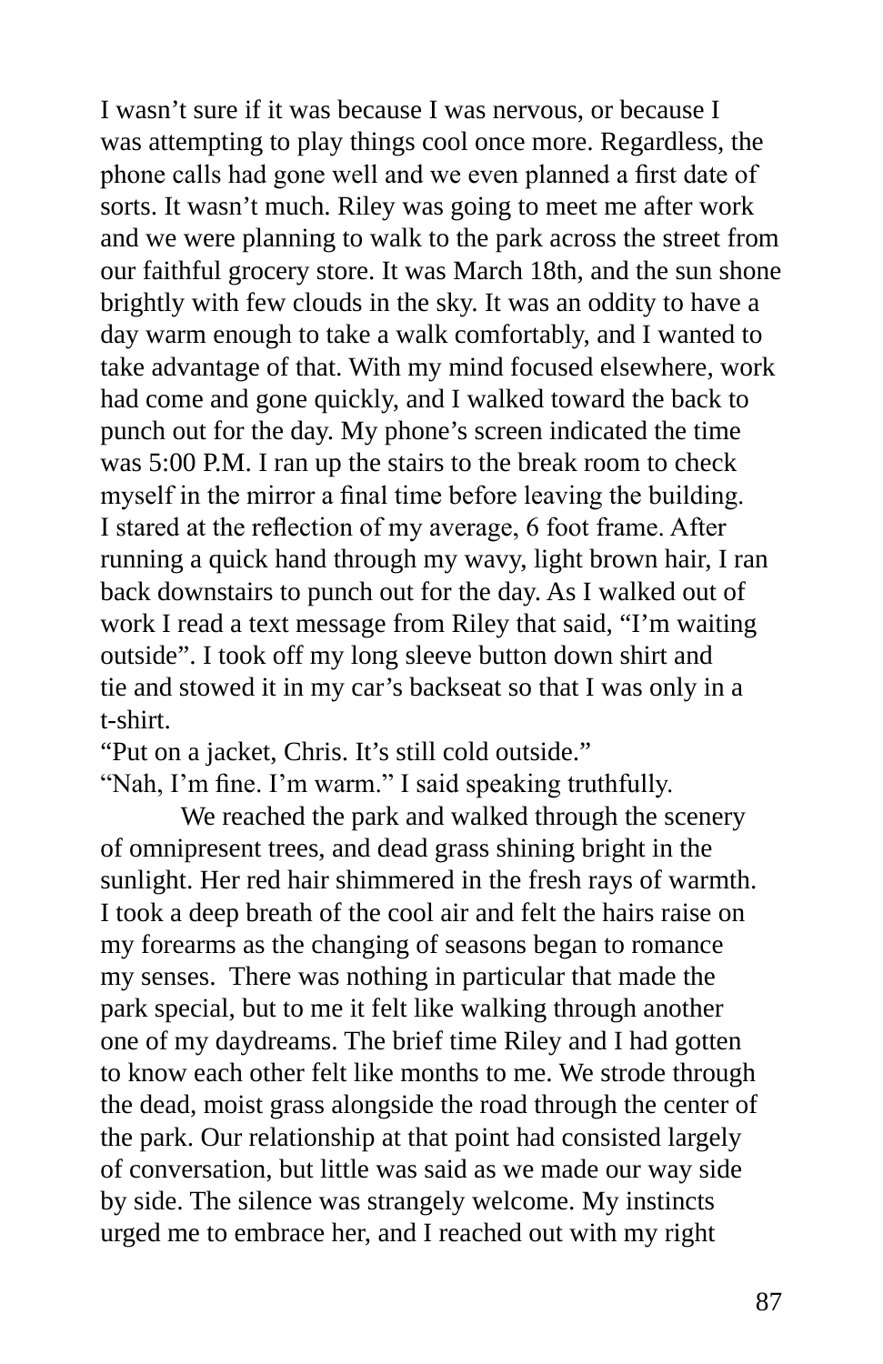I wasn't sure if it was because I was nervous, or because I was attempting to play things cool once more. Regardless, the phone calls had gone well and we even planned a first date of sorts. It wasn't much. Riley was going to meet me after work and we were planning to walk to the park across the street from our faithful grocery store. It was March 18th, and the sun shone brightly with few clouds in the sky. It was an oddity to have a day warm enough to take a walk comfortably, and I wanted to take advantage of that. With my mind focused elsewhere, work had come and gone quickly, and I walked toward the back to punch out for the day. My phone's screen indicated the time was 5:00 P.M. I ran up the stairs to the break room to check myself in the mirror a final time before leaving the building. I stared at the reflection of my average, 6 foot frame. After running a quick hand through my wavy, light brown hair, I ran back downstairs to punch out for the day. As I walked out of work I read a text message from Riley that said, "I'm waiting outside". I took off my long sleeve button down shirt and tie and stowed it in my car's backseat so that I was only in a t-shirt.

"Put on a jacket, Chris. It's still cold outside."

"Nah, I'm fine. I'm warm." I said speaking truthfully.

We reached the park and walked through the scenery of omnipresent trees, and dead grass shining bright in the sunlight. Her red hair shimmered in the fresh rays of warmth. I took a deep breath of the cool air and felt the hairs raise on my forearms as the changing of seasons began to romance my senses. There was nothing in particular that made the park special, but to me it felt like walking through another one of my daydreams. The brief time Riley and I had gotten to know each other felt like months to me. We strode through the dead, moist grass alongside the road through the center of the park. Our relationship at that point had consisted largely of conversation, but little was said as we made our way side by side. The silence was strangely welcome. My instincts urged me to embrace her, and I reached out with my right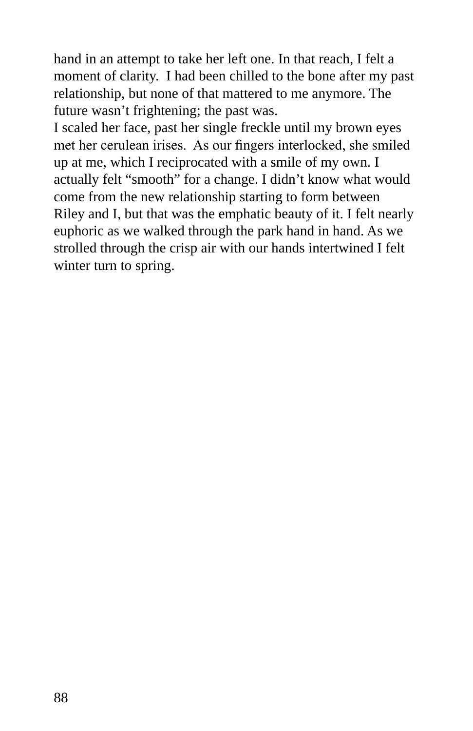hand in an attempt to take her left one. In that reach, I felt a moment of clarity. I had been chilled to the bone after my past relationship, but none of that mattered to me anymore. The future wasn't frightening; the past was.

I scaled her face, past her single freckle until my brown eyes met her cerulean irises. As our fingers interlocked, she smiled up at me, which I reciprocated with a smile of my own. I actually felt "smooth" for a change. I didn't know what would come from the new relationship starting to form between Riley and I, but that was the emphatic beauty of it. I felt nearly euphoric as we walked through the park hand in hand. As we strolled through the crisp air with our hands intertwined I felt winter turn to spring.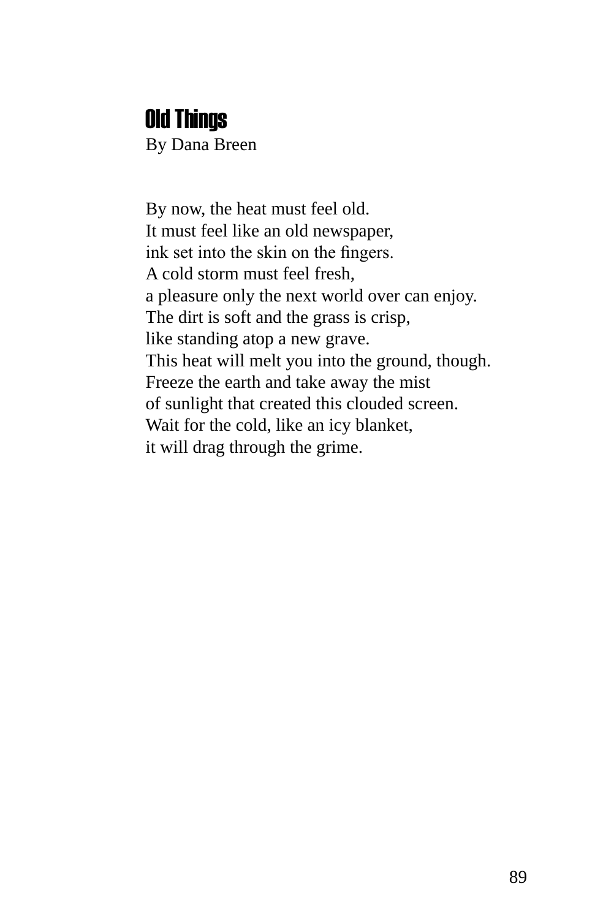## Old Things

By Dana Breen

By now, the heat must feel old.  
It must feel like an old newspaper,  
ink set into the skin on the fingers.  
A cold storm must feel fresh,  
a pleasure only the next world over can enjoy.  
The dirt is soft and the grass is crisp,  
like standing atop a new grave.  
This heat will melt you into the ground, though.  
Freeze the earth and take away the mist  
of sunlight that created this clouded screen.  
Wait for the cold, like an icy blanket,  
it will drag through the grime.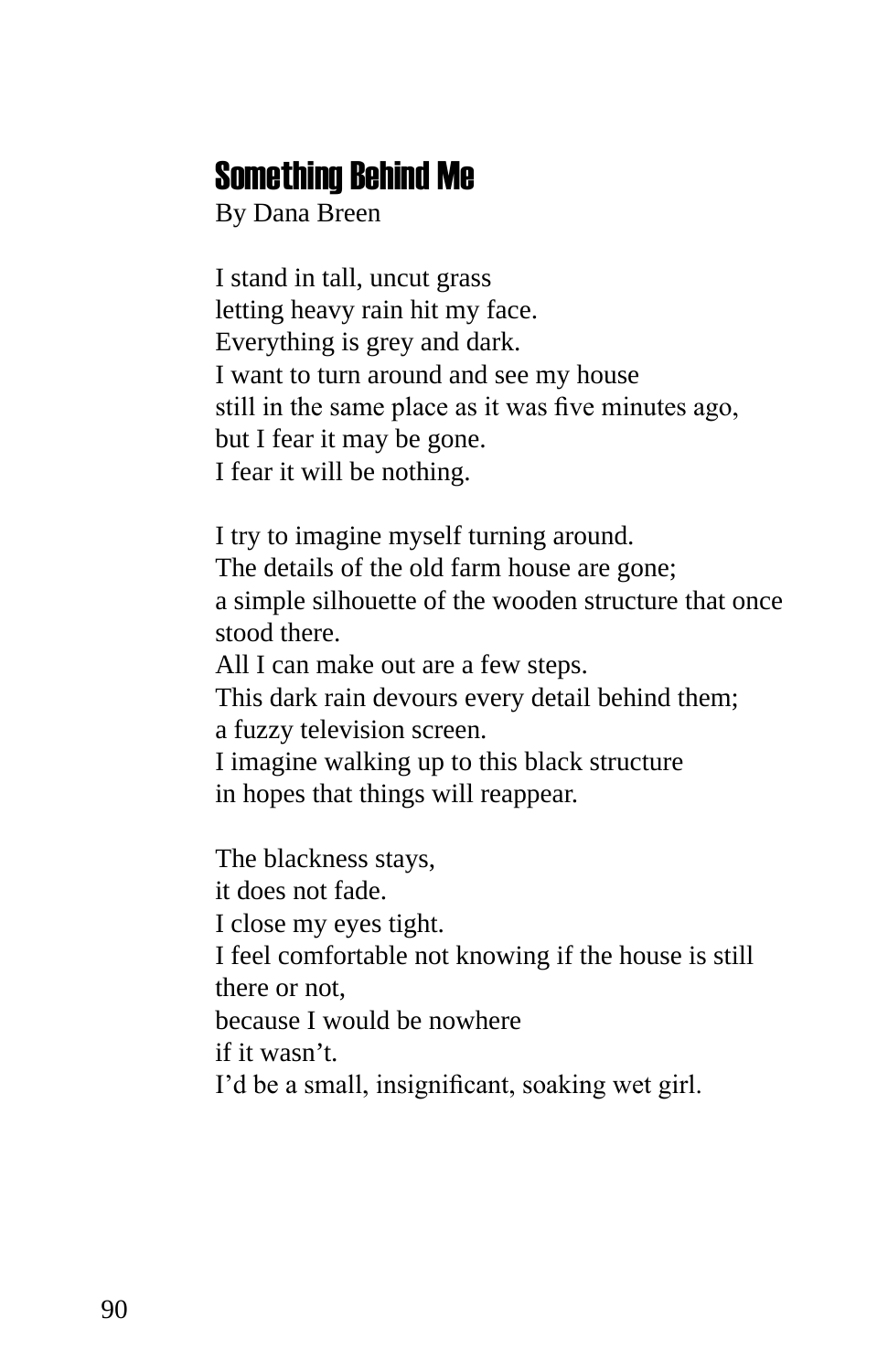# Something Behind Me

By Dana Breen

I stand in tall, uncut grass
letting heavy rain hit my face.
Everything is grey and dark.
I want to turn around and see my house
still in the same place as it was five minutes ago,
but I fear it may be gone.
I fear it will be nothing.

I try to imagine myself turning around.
The details of the old farm house are gone;
a simple silhouette of the wooden structure that once stood there.
All I can make out are a few steps.
This dark rain devours every detail behind them;
a fuzzy television screen.
I imagine walking up to this black structure
in hopes that things will reappear.

The blackness stays,
it does not fade.
I close my eyes tight.
I feel comfortable not knowing if the house is still there or not,
because I would be nowhere
if it wasn't.
I'd be a small, insignificant, soaking wet girl.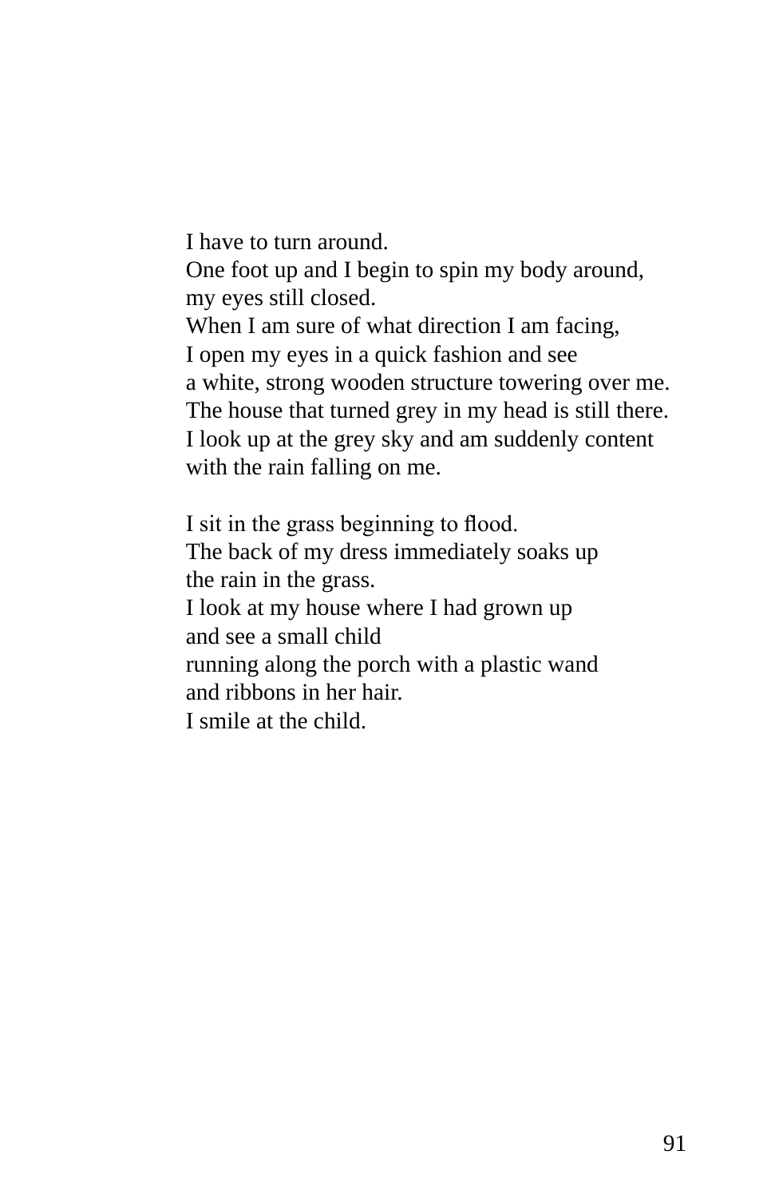I have to turn around.  
One foot up and I begin to spin my body around,  
my eyes still closed.  
When I am sure of what direction I am facing,  
I open my eyes in a quick fashion and see  
a white, strong wooden structure towering over me.  
The house that turned grey in my head is still there.  
I look up at the grey sky and am suddenly content  
with the rain falling on me.

I sit in the grass beginning to flood.  
The back of my dress immediately soaks up  
the rain in the grass.  
I look at my house where I had grown up  
and see a small child  
running along the porch with a plastic wand  
and ribbons in her hair.  
I smile at the child.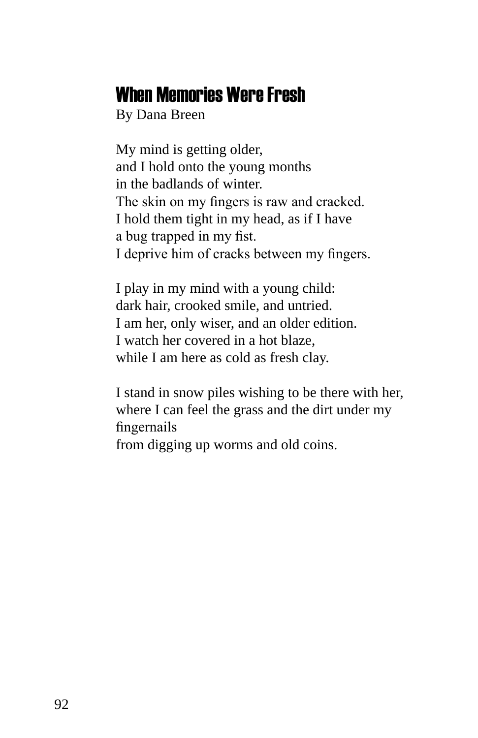## When Memories Were Fresh

By Dana Breen

My mind is getting older,  
and I hold onto the young months  
in the badlands of winter.  
The skin on my fingers is raw and cracked.  
I hold them tight in my head, as if I have  
a bug trapped in my fist.  
I deprive him of cracks between my fingers.

I play in my mind with a young child:  
dark hair, crooked smile, and untried.  
I am her, only wiser, and an older edition.  
I watch her covered in a hot blaze,  
while I am here as cold as fresh clay.

I stand in snow piles wishing to be there with her,  
where I can feel the grass and the dirt under my fingernails  
from digging up worms and old coins.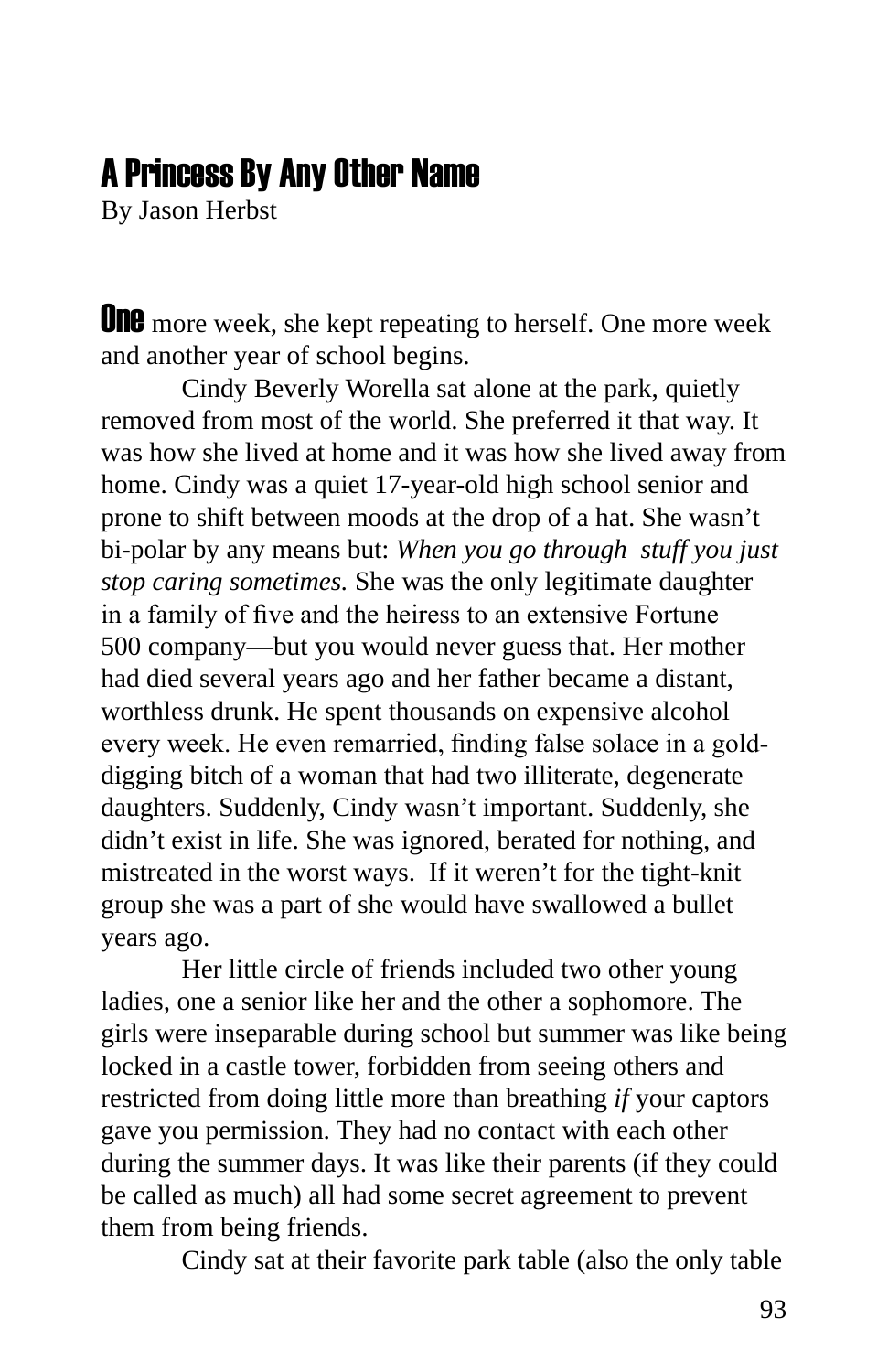# A Princess By Any Other Name

By Jason Herbst

**One** more week, she kept repeating to herself. One more week and another year of school begins.

Cindy Beverly Worella sat alone at the park, quietly removed from most of the world. She preferred it that way. It was how she lived at home and it was how she lived away from home. Cindy was a quiet 17-year-old high school senior and prone to shift between moods at the drop of a hat. She wasn't bi-polar by any means but: *When you go through stuff you just stop caring sometimes.* She was the only legitimate daughter in a family of five and the heiress to an extensive Fortune 500 company—but you would never guess that. Her mother had died several years ago and her father became a distant, worthless drunk. He spent thousands on expensive alcohol every week. He even remarried, finding false solace in a gold-digging bitch of a woman that had two illiterate, degenerate daughters. Suddenly, Cindy wasn't important. Suddenly, she didn't exist in life. She was ignored, berated for nothing, and mistreated in the worst ways. If it weren't for the tight-knit group she was a part of she would have swallowed a bullet years ago.

Her little circle of friends included two other young ladies, one a senior like her and the other a sophomore. The girls were inseparable during school but summer was like being locked in a castle tower, forbidden from seeing others and restricted from doing little more than breathing *if* your captors gave you permission. They had no contact with each other during the summer days. It was like their parents (if they could be called as much) all had some secret agreement to prevent them from being friends.

Cindy sat at their favorite park table (also the only table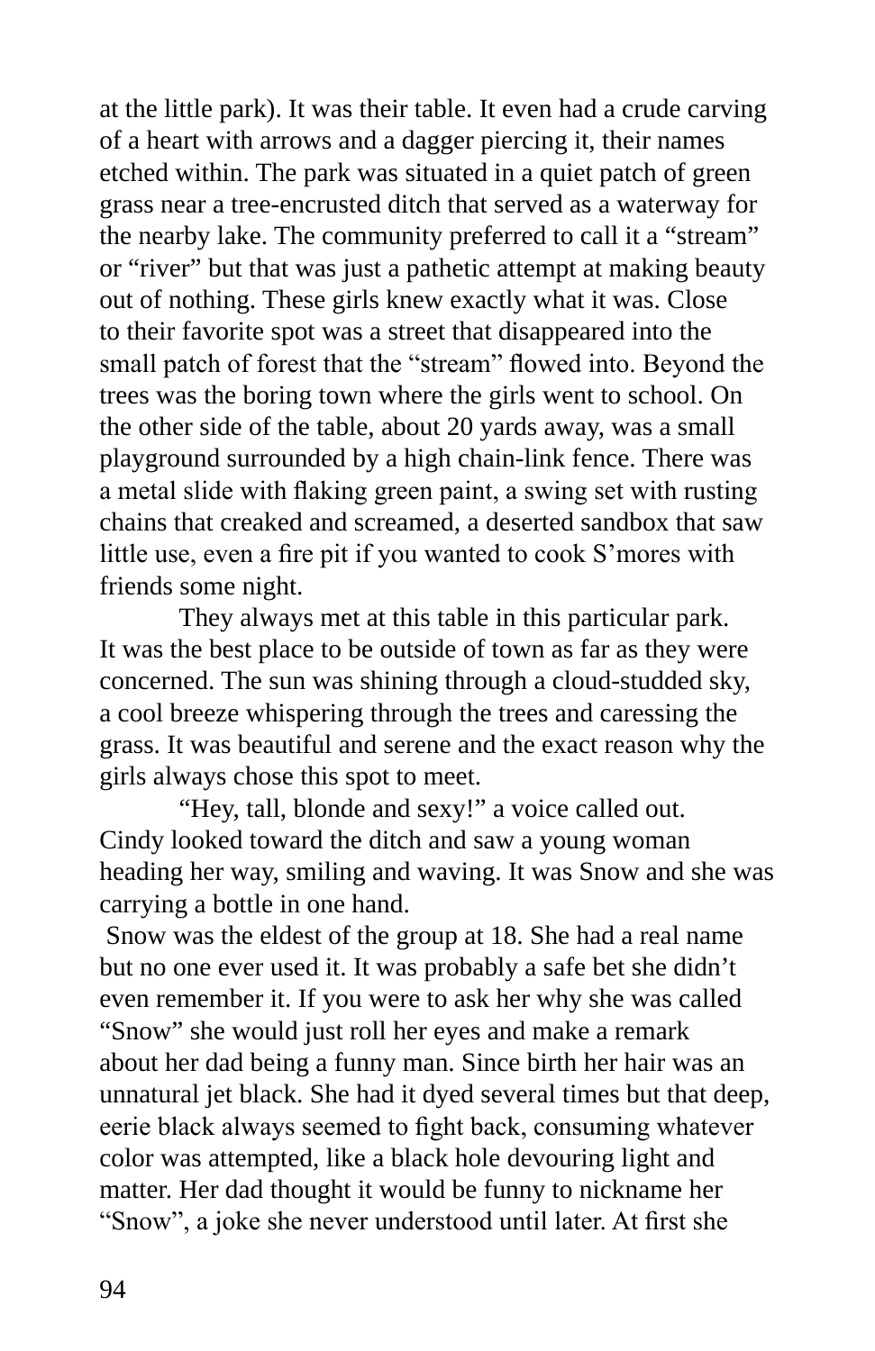at the little park). It was their table. It even had a crude carving of a heart with arrows and a dagger piercing it, their names etched within. The park was situated in a quiet patch of green grass near a tree-encrusted ditch that served as a waterway for the nearby lake. The community preferred to call it a "stream" or "river" but that was just a pathetic attempt at making beauty out of nothing. These girls knew exactly what it was. Close to their favorite spot was a street that disappeared into the small patch of forest that the "stream" flowed into. Beyond the trees was the boring town where the girls went to school. On the other side of the table, about 20 yards away, was a small playground surrounded by a high chain-link fence. There was a metal slide with flaking green paint, a swing set with rusting chains that creaked and screamed, a deserted sandbox that saw little use, even a fire pit if you wanted to cook S'mores with friends some night.

They always met at this table in this particular park. It was the best place to be outside of town as far as they were concerned. The sun was shining through a cloud-studded sky, a cool breeze whispering through the trees and caressing the grass. It was beautiful and serene and the exact reason why the girls always chose this spot to meet.

"Hey, tall, blonde and sexy!" a voice called out. Cindy looked toward the ditch and saw a young woman heading her way, smiling and waving. It was Snow and she was carrying a bottle in one hand.

Snow was the eldest of the group at 18. She had a real name but no one ever used it. It was probably a safe bet she didn't even remember it. If you were to ask her why she was called "Snow" she would just roll her eyes and make a remark about her dad being a funny man. Since birth her hair was an unnatural jet black. She had it dyed several times but that deep, eerie black always seemed to fight back, consuming whatever color was attempted, like a black hole devouring light and matter. Her dad thought it would be funny to nickname her "Snow", a joke she never understood until later. At first she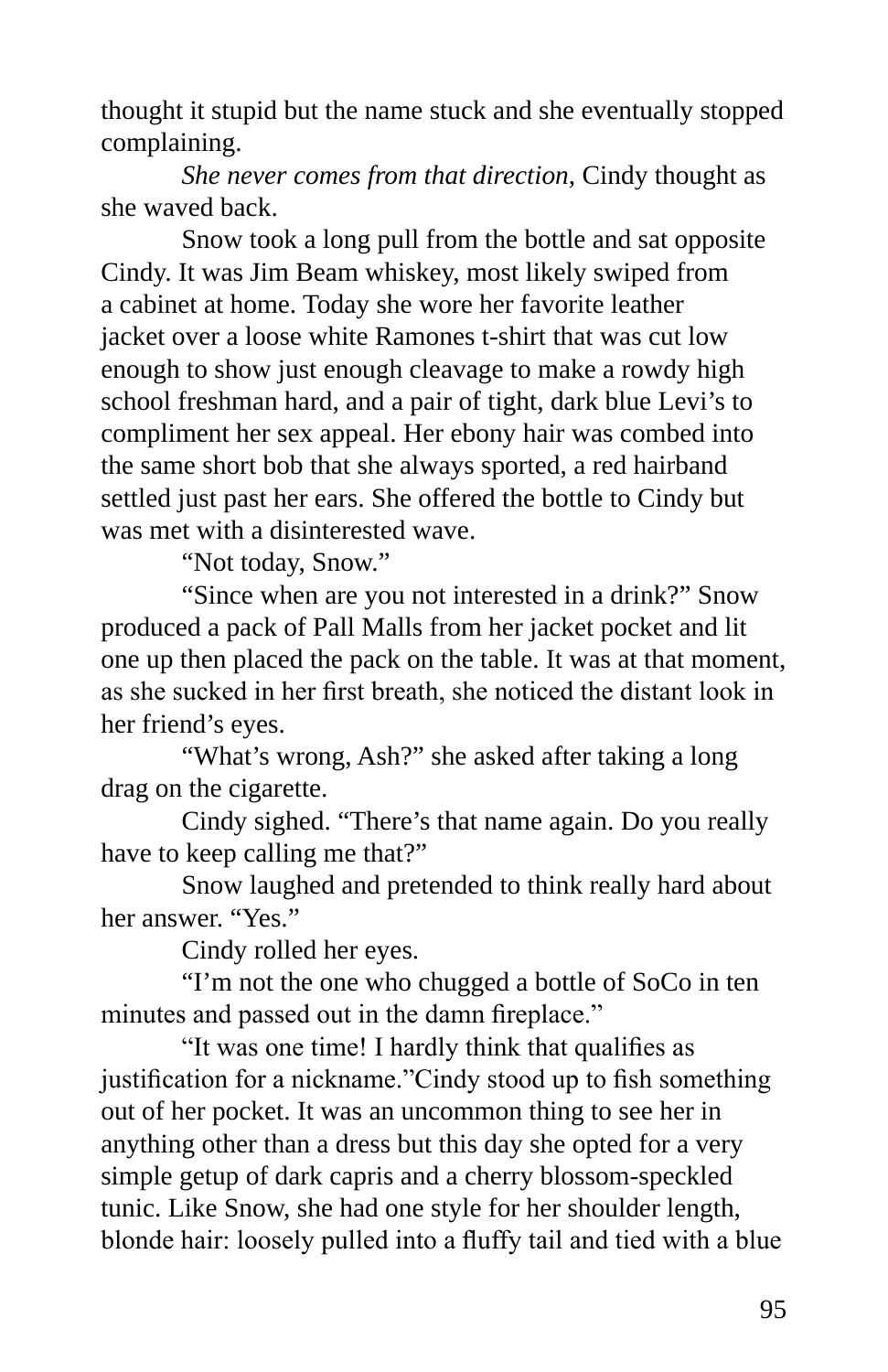thought it stupid but the name stuck and she eventually stopped complaining.

*She never comes from that direction*, Cindy thought as she waved back.

Snow took a long pull from the bottle and sat opposite Cindy. It was Jim Beam whiskey, most likely swiped from a cabinet at home. Today she wore her favorite leather jacket over a loose white Ramones t-shirt that was cut low enough to show just enough cleavage to make a rowdy high school freshman hard, and a pair of tight, dark blue Levi's to compliment her sex appeal. Her ebony hair was combed into the same short bob that she always sported, a red hairband settled just past her ears. She offered the bottle to Cindy but was met with a disinterested wave.

"Not today, Snow."

"Since when are you not interested in a drink?" Snow produced a pack of Pall Malls from her jacket pocket and lit one up then placed the pack on the table. It was at that moment, as she sucked in her first breath, she noticed the distant look in her friend's eyes.

"What's wrong, Ash?" she asked after taking a long drag on the cigarette.

Cindy sighed. "There's that name again. Do you really have to keep calling me that?"

Snow laughed and pretended to think really hard about her answer. "Yes."

Cindy rolled her eyes.

"I'm not the one who chugged a bottle of SoCo in ten minutes and passed out in the damn fireplace."

"It was one time! I hardly think that qualifies as justification for a nickname."Cindy stood up to fish something out of her pocket. It was an uncommon thing to see her in anything other than a dress but this day she opted for a very simple getup of dark capris and a cherry blossom-speckled tunic. Like Snow, she had one style for her shoulder length, blonde hair: loosely pulled into a fluffy tail and tied with a blue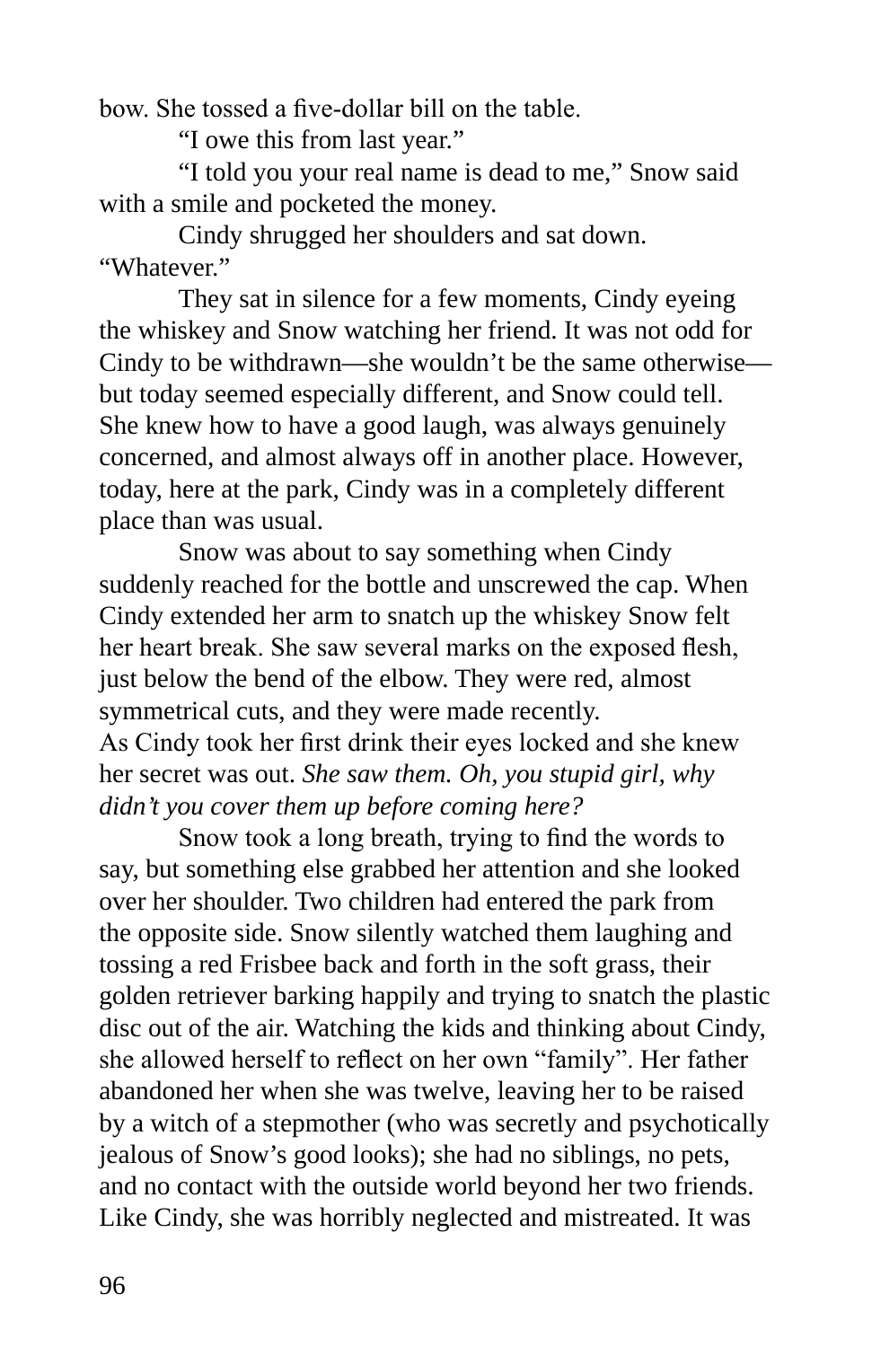bow. She tossed a five-dollar bill on the table.

"I owe this from last year."

"I told you your real name is dead to me," Snow said with a smile and pocketed the money.

Cindy shrugged her shoulders and sat down. "Whatever."

They sat in silence for a few moments, Cindy eyeing the whiskey and Snow watching her friend. It was not odd for Cindy to be withdrawn—she wouldn't be the same otherwise—but today seemed especially different, and Snow could tell. She knew how to have a good laugh, was always genuinely concerned, and almost always off in another place. However, today, here at the park, Cindy was in a completely different place than was usual.

Snow was about to say something when Cindy suddenly reached for the bottle and unscrewed the cap. When Cindy extended her arm to snatch up the whiskey Snow felt her heart break. She saw several marks on the exposed flesh, just below the bend of the elbow. They were red, almost symmetrical cuts, and they were made recently.

As Cindy took her first drink their eyes locked and she knew her secret was out. *She saw them. Oh, you stupid girl, why didn't you cover them up before coming here?*

Snow took a long breath, trying to find the words to say, but something else grabbed her attention and she looked over her shoulder. Two children had entered the park from the opposite side. Snow silently watched them laughing and tossing a red Frisbee back and forth in the soft grass, their golden retriever barking happily and trying to snatch the plastic disc out of the air. Watching the kids and thinking about Cindy, she allowed herself to reflect on her own "family". Her father abandoned her when she was twelve, leaving her to be raised by a witch of a stepmother (who was secretly and psychotically jealous of Snow's good looks); she had no siblings, no pets, and no contact with the outside world beyond her two friends. Like Cindy, she was horribly neglected and mistreated. It was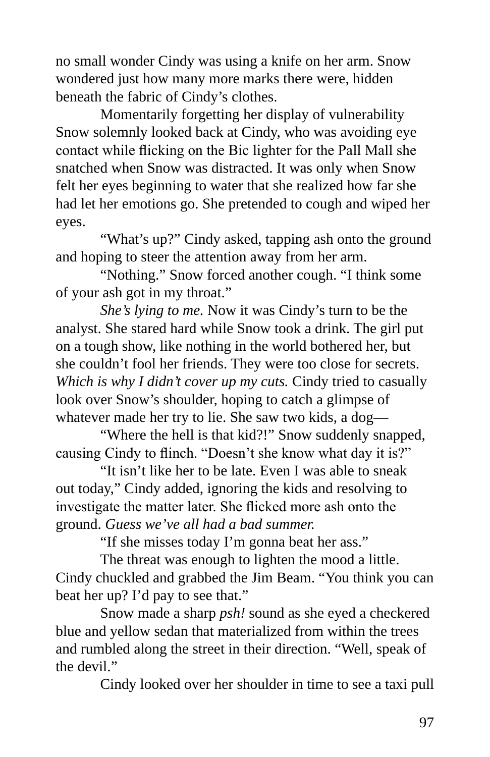no small wonder Cindy was using a knife on her arm. Snow wondered just how many more marks there were, hidden beneath the fabric of Cindy's clothes.

Momentarily forgetting her display of vulnerability Snow solemnly looked back at Cindy, who was avoiding eye contact while flicking on the Bic lighter for the Pall Mall she snatched when Snow was distracted. It was only when Snow felt her eyes beginning to water that she realized how far she had let her emotions go. She pretended to cough and wiped her eyes.

"What's up?" Cindy asked, tapping ash onto the ground and hoping to steer the attention away from her arm.

"Nothing." Snow forced another cough. "I think some of your ash got in my throat."

*She's lying to me.* Now it was Cindy's turn to be the analyst. She stared hard while Snow took a drink. The girl put on a tough show, like nothing in the world bothered her, but she couldn't fool her friends. They were too close for secrets. *Which is why I didn't cover up my cuts.* Cindy tried to casually look over Snow's shoulder, hoping to catch a glimpse of whatever made her try to lie. She saw two kids, a dog—

"Where the hell is that kid?!" Snow suddenly snapped, causing Cindy to flinch. "Doesn't she know what day it is?"

"It isn't like her to be late. Even I was able to sneak out today," Cindy added, ignoring the kids and resolving to investigate the matter later. She flicked more ash onto the ground. *Guess we've all had a bad summer.*

"If she misses today I'm gonna beat her ass."

The threat was enough to lighten the mood a little. Cindy chuckled and grabbed the Jim Beam. "You think you can beat her up? I'd pay to see that."

Snow made a sharp *psh!* sound as she eyed a checkered blue and yellow sedan that materialized from within the trees and rumbled along the street in their direction. "Well, speak of the devil."

Cindy looked over her shoulder in time to see a taxi pull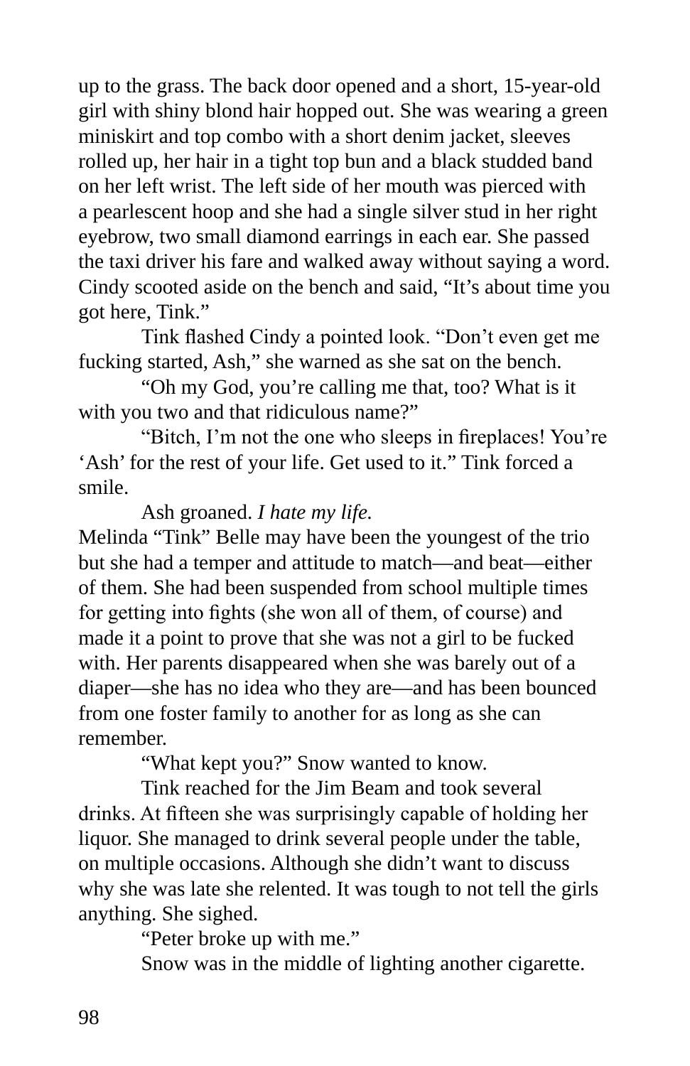up to the grass. The back door opened and a short, 15-year-old girl with shiny blond hair hopped out. She was wearing a green miniskirt and top combo with a short denim jacket, sleeves rolled up, her hair in a tight top bun and a black studded band on her left wrist. The left side of her mouth was pierced with a pearlescent hoop and she had a single silver stud in her right eyebrow, two small diamond earrings in each ear. She passed the taxi driver his fare and walked away without saying a word. Cindy scooted aside on the bench and said, "It's about time you got here, Tink."

Tink flashed Cindy a pointed look. "Don't even get me fucking started, Ash," she warned as she sat on the bench.

"Oh my God, you're calling me that, too? What is it with you two and that ridiculous name?"

"Bitch, I'm not the one who sleeps in fireplaces! You're 'Ash' for the rest of your life. Get used to it." Tink forced a smile.

Ash groaned. *I hate my life.*

Melinda "Tink" Belle may have been the youngest of the trio but she had a temper and attitude to match—and beat—either of them. She had been suspended from school multiple times for getting into fights (she won all of them, of course) and made it a point to prove that she was not a girl to be fucked with. Her parents disappeared when she was barely out of a diaper—she has no idea who they are—and has been bounced from one foster family to another for as long as she can remember.

"What kept you?" Snow wanted to know.

Tink reached for the Jim Beam and took several drinks. At fifteen she was surprisingly capable of holding her liquor. She managed to drink several people under the table, on multiple occasions. Although she didn't want to discuss why she was late she relented. It was tough to not tell the girls anything. She sighed.

"Peter broke up with me."

Snow was in the middle of lighting another cigarette.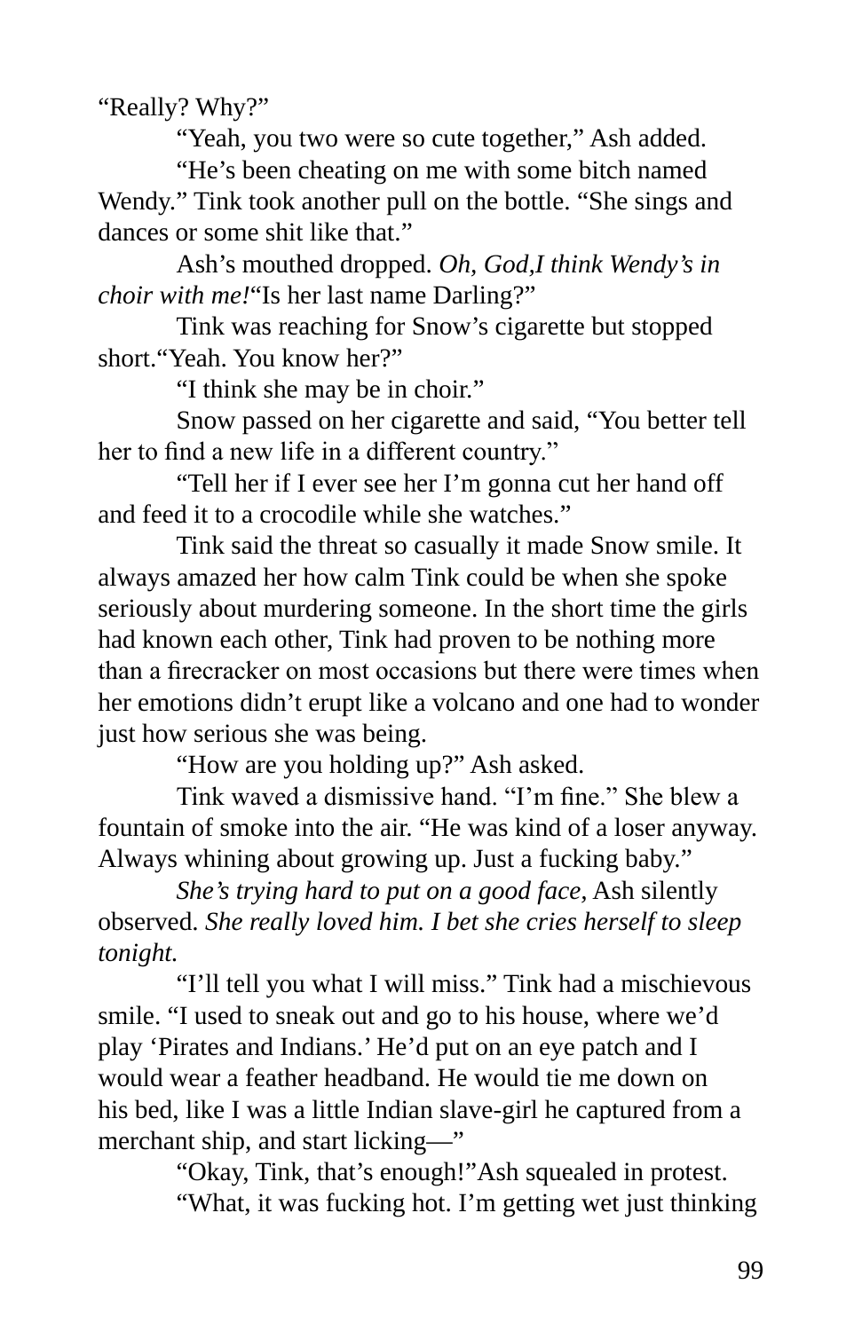"Really? Why?"

"Yeah, you two were so cute together," Ash added.

"He's been cheating on me with some bitch named Wendy." Tink took another pull on the bottle. "She sings and dances or some shit like that."

Ash's mouthed dropped. *Oh, God,I think Wendy's in choir with me!*"Is her last name Darling?"

Tink was reaching for Snow's cigarette but stopped short."Yeah. You know her?"

"I think she may be in choir."

Snow passed on her cigarette and said, "You better tell her to find a new life in a different country."

"Tell her if I ever see her I'm gonna cut her hand off and feed it to a crocodile while she watches."

Tink said the threat so casually it made Snow smile. It always amazed her how calm Tink could be when she spoke seriously about murdering someone. In the short time the girls had known each other, Tink had proven to be nothing more than a firecracker on most occasions but there were times when her emotions didn't erupt like a volcano and one had to wonder just how serious she was being.

"How are you holding up?" Ash asked.

Tink waved a dismissive hand. "I'm fine." She blew a fountain of smoke into the air. "He was kind of a loser anyway. Always whining about growing up. Just a fucking baby."

*She's trying hard to put on a good face,* Ash silently observed. *She really loved him. I bet she cries herself to sleep tonight.*

"I'll tell you what I will miss." Tink had a mischievous smile. "I used to sneak out and go to his house, where we'd play 'Pirates and Indians.' He'd put on an eye patch and I would wear a feather headband. He would tie me down on his bed, like I was a little Indian slave-girl he captured from a merchant ship, and start licking—"

"Okay, Tink, that's enough!"Ash squealed in protest.

"What, it was fucking hot. I'm getting wet just thinking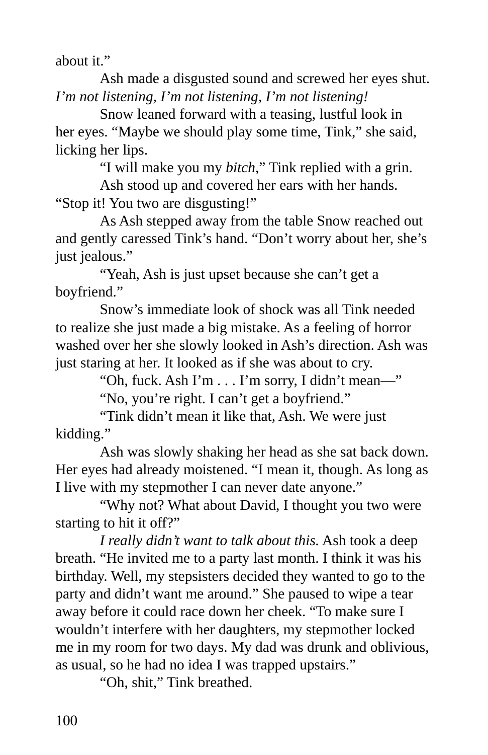about it."

Ash made a disgusted sound and screwed her eyes shut. *I'm not listening, I'm not listening, I'm not listening!*

Snow leaned forward with a teasing, lustful look in her eyes. "Maybe we should play some time, Tink," she said, licking her lips.

"I will make you my *bitch*," Tink replied with a grin.

Ash stood up and covered her ears with her hands. "Stop it! You two are disgusting!"

As Ash stepped away from the table Snow reached out and gently caressed Tink's hand. "Don't worry about her, she's just jealous."

"Yeah, Ash is just upset because she can't get a boyfriend."

Snow's immediate look of shock was all Tink needed to realize she just made a big mistake. As a feeling of horror washed over her she slowly looked in Ash's direction. Ash was just staring at her. It looked as if she was about to cry.

"Oh, fuck. Ash I'm . . . I'm sorry, I didn't mean—"

"No, you're right. I can't get a boyfriend."

"Tink didn't mean it like that, Ash. We were just kidding."

Ash was slowly shaking her head as she sat back down. Her eyes had already moistened. "I mean it, though. As long as I live with my stepmother I can never date anyone."

"Why not? What about David, I thought you two were starting to hit it off?"

*I really didn't want to talk about this.* Ash took a deep breath. "He invited me to a party last month. I think it was his birthday. Well, my stepsisters decided they wanted to go to the party and didn't want me around." She paused to wipe a tear away before it could race down her cheek. "To make sure I wouldn't interfere with her daughters, my stepmother locked me in my room for two days. My dad was drunk and oblivious, as usual, so he had no idea I was trapped upstairs."

"Oh, shit," Tink breathed.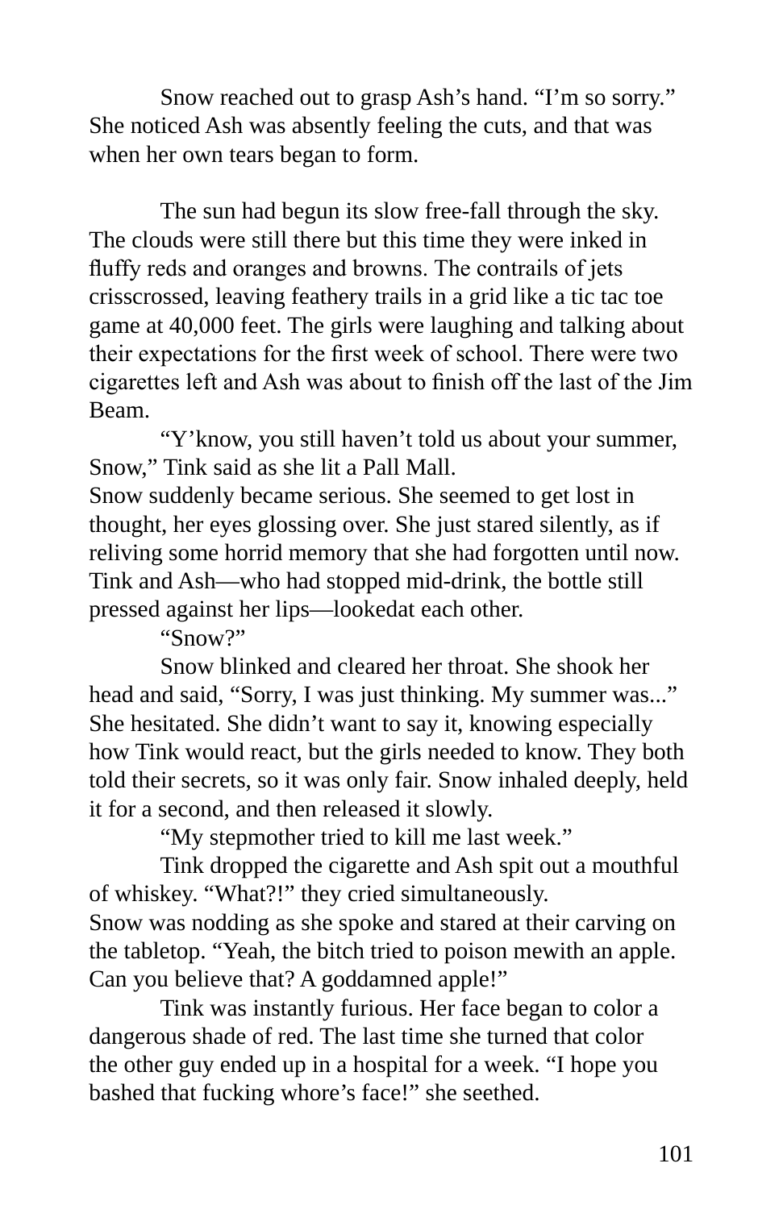Snow reached out to grasp Ash's hand. "I'm so sorry." She noticed Ash was absently feeling the cuts, and that was when her own tears began to form.

The sun had begun its slow free-fall through the sky. The clouds were still there but this time they were inked in fluffy reds and oranges and browns. The contrails of jets crisscrossed, leaving feathery trails in a grid like a tic tac toe game at 40,000 feet. The girls were laughing and talking about their expectations for the first week of school. There were two cigarettes left and Ash was about to finish off the last of the Jim Beam.

"Y'know, you still haven't told us about your summer, Snow," Tink said as she lit a Pall Mall.

Snow suddenly became serious. She seemed to get lost in thought, her eyes glossing over. She just stared silently, as if reliving some horrid memory that she had forgotten until now. Tink and Ash—who had stopped mid-drink, the bottle still pressed against her lips—lookedat each other.

"Snow?"

Snow blinked and cleared her throat. She shook her head and said, "Sorry, I was just thinking. My summer was..." She hesitated. She didn't want to say it, knowing especially how Tink would react, but the girls needed to know. They both told their secrets, so it was only fair. Snow inhaled deeply, held it for a second, and then released it slowly.

"My stepmother tried to kill me last week."

Tink dropped the cigarette and Ash spit out a mouthful of whiskey. "What?!" they cried simultaneously.

Snow was nodding as she spoke and stared at their carving on the tabletop. "Yeah, the bitch tried to poison mewith an apple. Can you believe that? A goddamned apple!"

Tink was instantly furious. Her face began to color a dangerous shade of red. The last time she turned that color the other guy ended up in a hospital for a week. "I hope you bashed that fucking whore's face!" she seethed.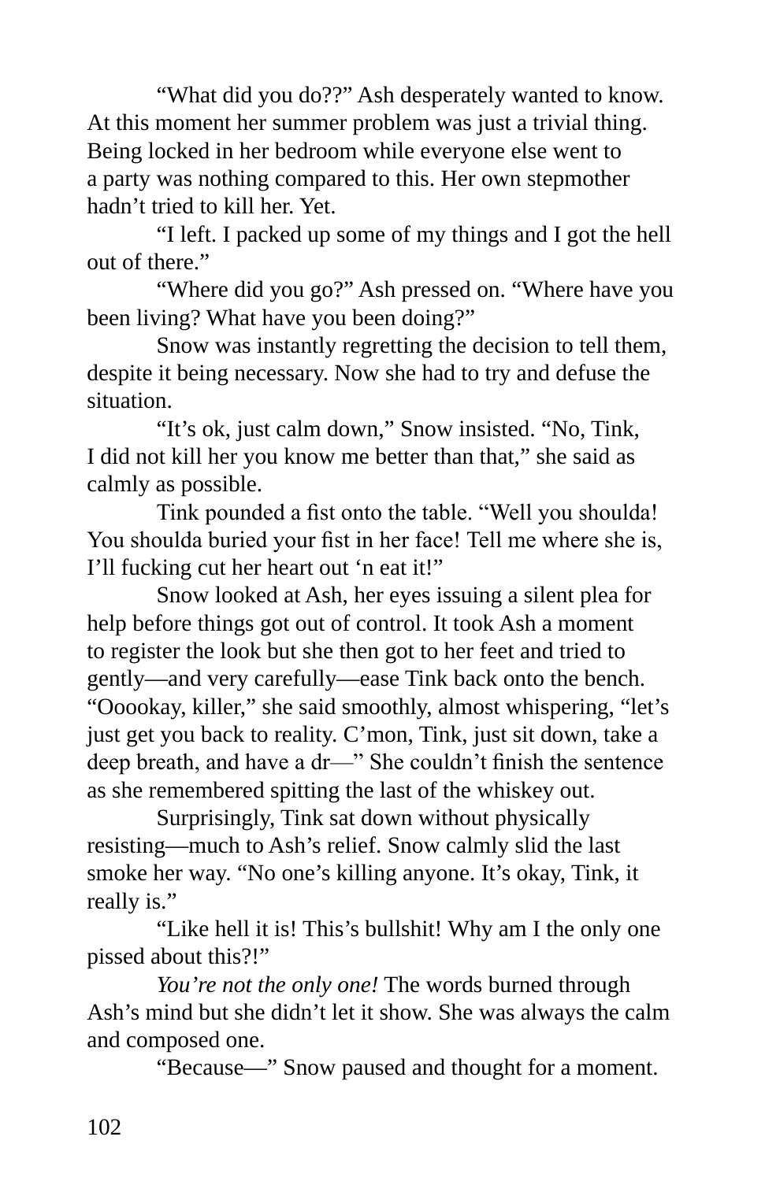"What did you do??" Ash desperately wanted to know. At this moment her summer problem was just a trivial thing. Being locked in her bedroom while everyone else went to a party was nothing compared to this. Her own stepmother hadn't tried to kill her. Yet.

"I left. I packed up some of my things and I got the hell out of there."

"Where did you go?" Ash pressed on. "Where have you been living? What have you been doing?"

Snow was instantly regretting the decision to tell them, despite it being necessary. Now she had to try and defuse the situation.

"It's ok, just calm down," Snow insisted. "No, Tink, I did not kill her you know me better than that," she said as calmly as possible.

Tink pounded a fist onto the table. "Well you shoulda! You shoulda buried your fist in her face! Tell me where she is, I'll fucking cut her heart out 'n eat it!"

Snow looked at Ash, her eyes issuing a silent plea for help before things got out of control. It took Ash a moment to register the look but she then got to her feet and tried to gently—and very carefully—ease Tink back onto the bench. "Ooookay, killer," she said smoothly, almost whispering, "let's just get you back to reality. C'mon, Tink, just sit down, take a deep breath, and have a dr—" She couldn't finish the sentence as she remembered spitting the last of the whiskey out.

Surprisingly, Tink sat down without physically resisting—much to Ash's relief. Snow calmly slid the last smoke her way. "No one's killing anyone. It's okay, Tink, it really is."

"Like hell it is! This's bullshit! Why am I the only one pissed about this?!"

*You're not the only one!* The words burned through Ash's mind but she didn't let it show. She was always the calm and composed one.

"Because—" Snow paused and thought for a moment.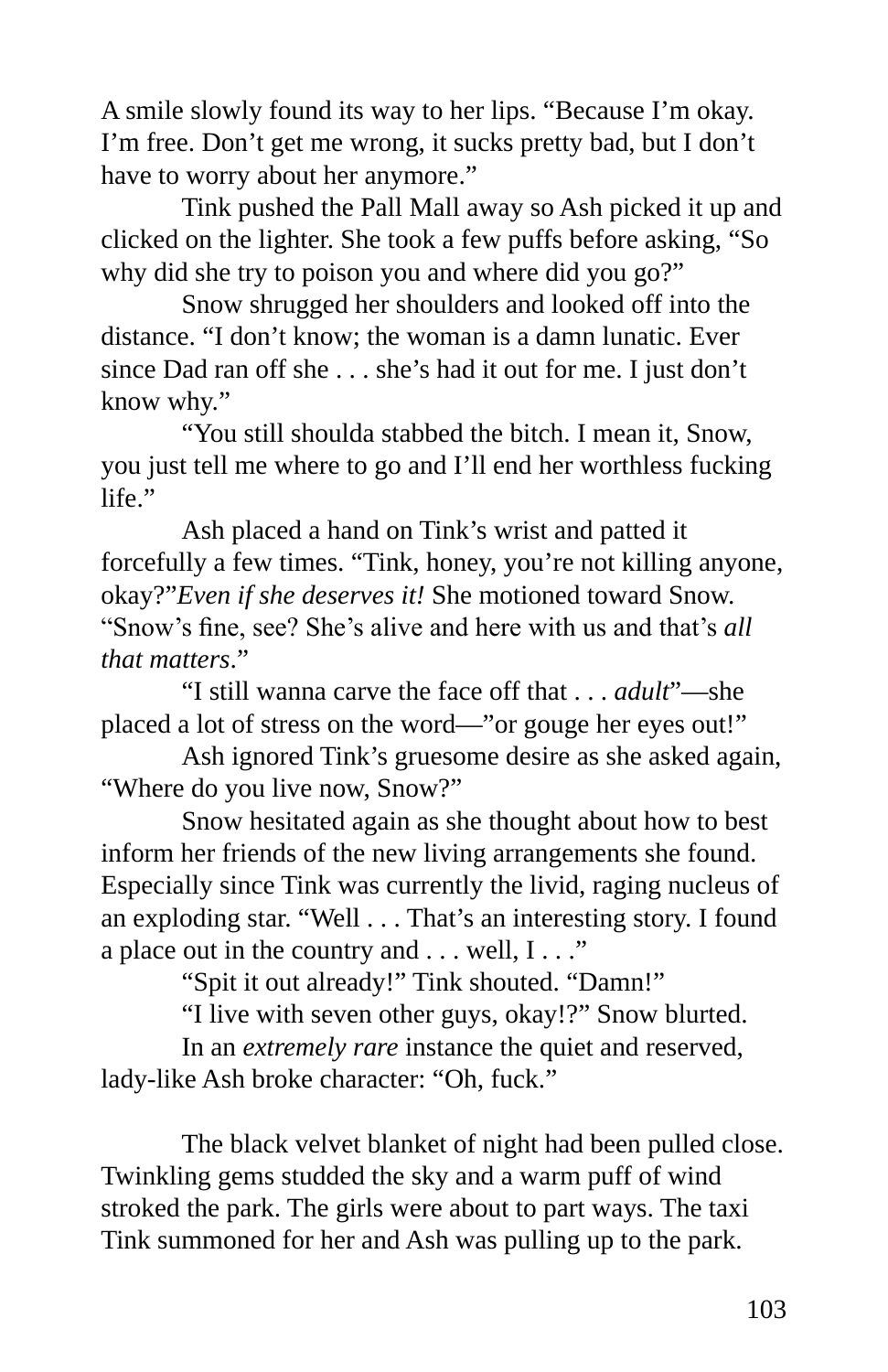A smile slowly found its way to her lips. “Because I’m okay. I’m free. Don’t get me wrong, it sucks pretty bad, but I don’t have to worry about her anymore.”

Tink pushed the Pall Mall away so Ash picked it up and clicked on the lighter. She took a few puffs before asking, “So why did she try to poison you and where did you go?”

Snow shrugged her shoulders and looked off into the distance. “I don’t know; the woman is a damn lunatic. Ever since Dad ran off she . . . she’s had it out for me. I just don’t know why.”

“You still shoulda stabbed the bitch. I mean it, Snow, you just tell me where to go and I’ll end her worthless fucking life.”

Ash placed a hand on Tink’s wrist and patted it forcefully a few times. “Tink, honey, you’re not killing anyone, okay?”*Even if she deserves it!* She motioned toward Snow. “Snow’s fine, see? She’s alive and here with us and that’s *all that matters*.”

“I still wanna carve the face off that . . . *adult*”—she placed a lot of stress on the word—”or gouge her eyes out!”

Ash ignored Tink’s gruesome desire as she asked again, “Where do you live now, Snow?”

Snow hesitated again as she thought about how to best inform her friends of the new living arrangements she found. Especially since Tink was currently the livid, raging nucleus of an exploding star. “Well . . . That’s an interesting story. I found a place out in the country and . . . well, I . . .”

“Spit it out already!” Tink shouted. “Damn!”

“I live with seven other guys, okay!?” Snow blurted.

In an *extremely rare* instance the quiet and reserved, lady-like Ash broke character: “Oh, fuck.”

The black velvet blanket of night had been pulled close. Twinkling gems studded the sky and a warm puff of wind stroked the park. The girls were about to part ways. The taxi Tink summoned for her and Ash was pulling up to the park.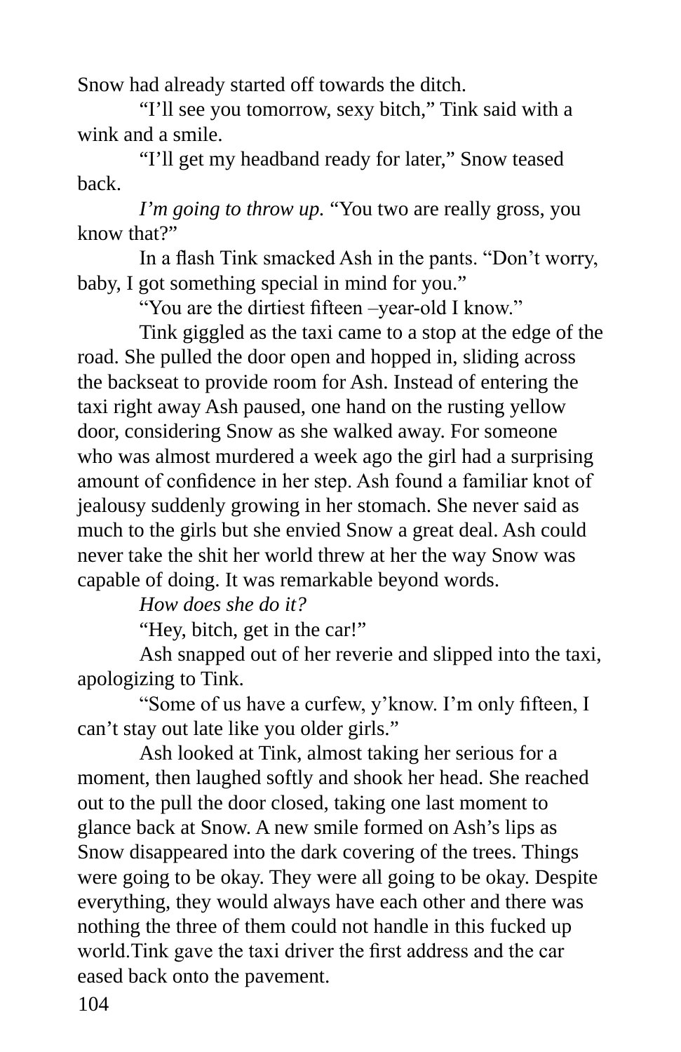Snow had already started off towards the ditch.

"I'll see you tomorrow, sexy bitch," Tink said with a wink and a smile.

"I'll get my headband ready for later," Snow teased back.

*I'm going to throw up.* "You two are really gross, you know that?"

In a flash Tink smacked Ash in the pants. "Don't worry, baby, I got something special in mind for you."

"You are the dirtiest fifteen –year-old I know."

Tink giggled as the taxi came to a stop at the edge of the road. She pulled the door open and hopped in, sliding across the backseat to provide room for Ash. Instead of entering the taxi right away Ash paused, one hand on the rusting yellow door, considering Snow as she walked away. For someone who was almost murdered a week ago the girl had a surprising amount of confidence in her step. Ash found a familiar knot of jealousy suddenly growing in her stomach. She never said as much to the girls but she envied Snow a great deal. Ash could never take the shit her world threw at her the way Snow was capable of doing. It was remarkable beyond words.

*How does she do it?*

"Hey, bitch, get in the car!"

Ash snapped out of her reverie and slipped into the taxi, apologizing to Tink.

"Some of us have a curfew, y'know. I'm only fifteen, I can't stay out late like you older girls."

Ash looked at Tink, almost taking her serious for a moment, then laughed softly and shook her head. She reached out to the pull the door closed, taking one last moment to glance back at Snow. A new smile formed on Ash's lips as Snow disappeared into the dark covering of the trees. Things were going to be okay. They were all going to be okay. Despite everything, they would always have each other and there was nothing the three of them could not handle in this fucked up world.Tink gave the taxi driver the first address and the car eased back onto the pavement.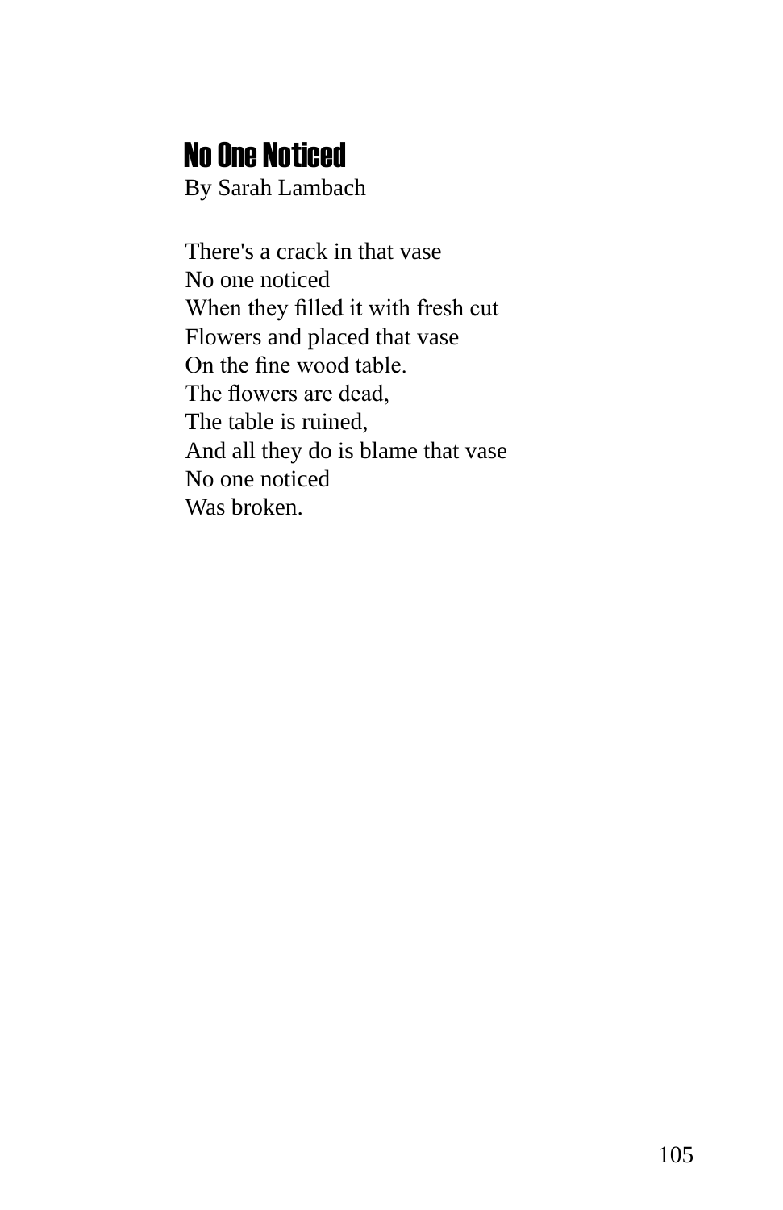## No One Noticed

By Sarah Lambach

There's a crack in that vase  
No one noticed  
When they filled it with fresh cut  
Flowers and placed that vase  
On the fine wood table.  
The flowers are dead,  
The table is ruined,  
And all they do is blame that vase  
No one noticed  
Was broken.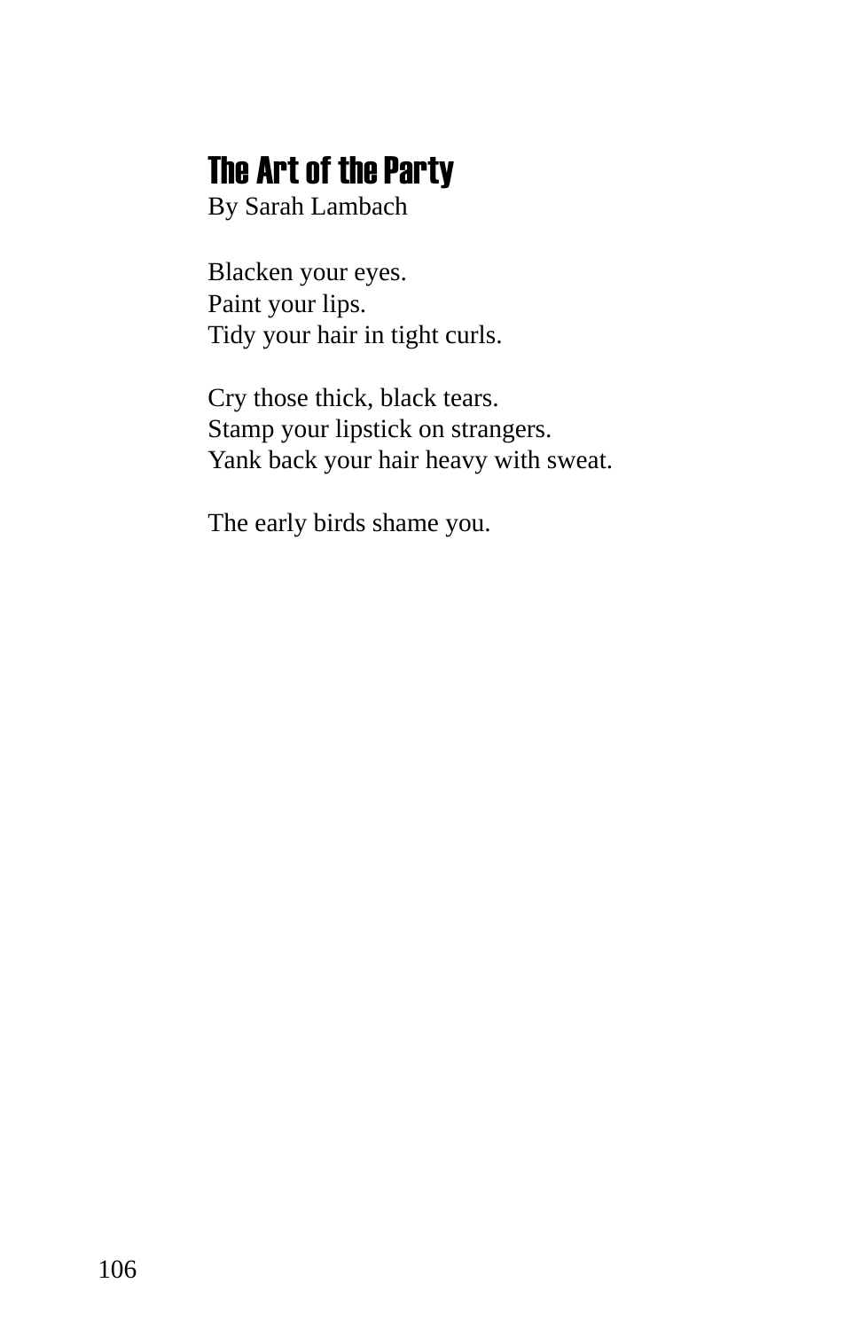# The Art of the Party

By Sarah Lambach

Blacken your eyes.  
Paint your lips.  
Tidy your hair in tight curls.

Cry those thick, black tears.  
Stamp your lipstick on strangers.  
Yank back your hair heavy with sweat.

The early birds shame you.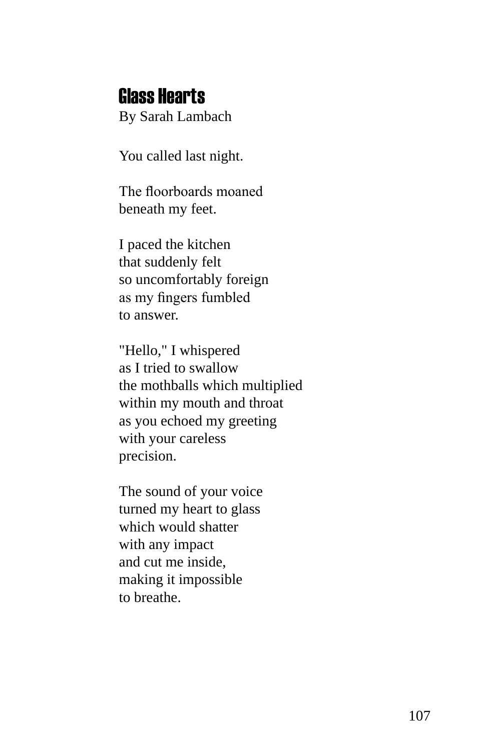# Glass Hearts

By Sarah Lambach

You called last night.

The floorboards moaned  
beneath my feet.

I paced the kitchen  
that suddenly felt  
so uncomfortably foreign  
as my fingers fumbled  
to answer.

"Hello," I whispered  
as I tried to swallow  
the mothballs which multiplied  
within my mouth and throat  
as you echoed my greeting  
with your careless  
precision.

The sound of your voice  
turned my heart to glass  
which would shatter  
with any impact  
and cut me inside,  
making it impossible  
to breathe.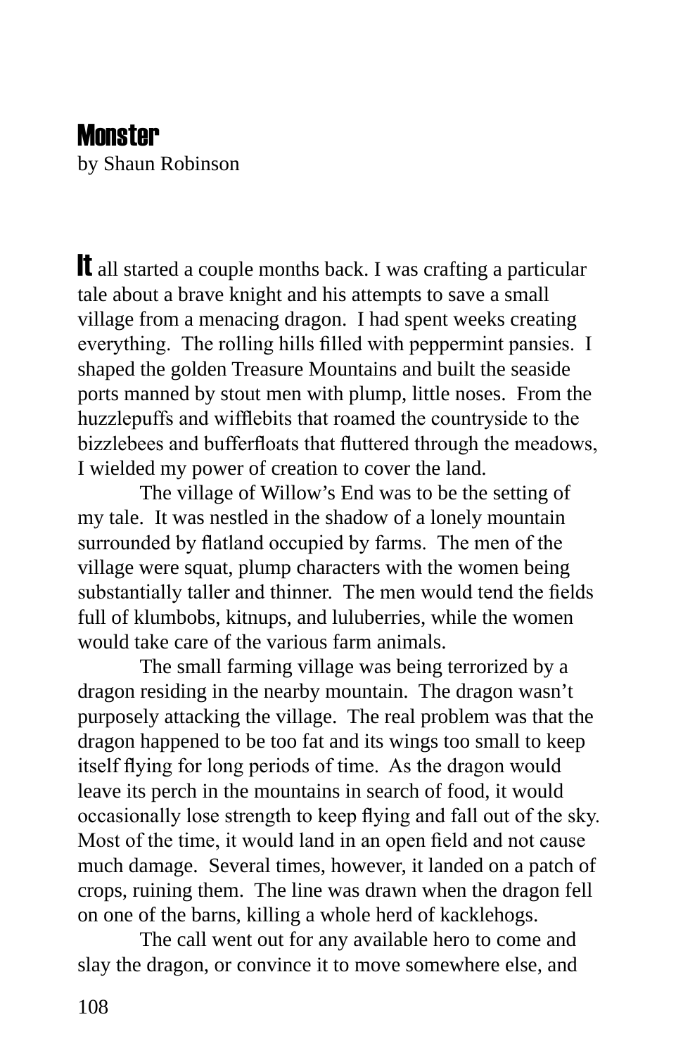# Monster

by Shaun Robinson

It all started a couple months back. I was crafting a particular tale about a brave knight and his attempts to save a small village from a menacing dragon. I had spent weeks creating everything. The rolling hills filled with peppermint pansies. I shaped the golden Treasure Mountains and built the seaside ports manned by stout men with plump, little noses. From the huzzlepuffs and wifflebits that roamed the countryside to the bizzlebees and bufferfloats that fluttered through the meadows, I wielded my power of creation to cover the land.

The village of Willow's End was to be the setting of my tale. It was nestled in the shadow of a lonely mountain surrounded by flatland occupied by farms. The men of the village were squat, plump characters with the women being substantially taller and thinner. The men would tend the fields full of klumbobs, kitnups, and luluberries, while the women would take care of the various farm animals.

The small farming village was being terrorized by a dragon residing in the nearby mountain. The dragon wasn't purposely attacking the village. The real problem was that the dragon happened to be too fat and its wings too small to keep itself flying for long periods of time. As the dragon would leave its perch in the mountains in search of food, it would occasionally lose strength to keep flying and fall out of the sky. Most of the time, it would land in an open field and not cause much damage. Several times, however, it landed on a patch of crops, ruining them. The line was drawn when the dragon fell on one of the barns, killing a whole herd of kacklehogs.

The call went out for any available hero to come and slay the dragon, or convince it to move somewhere else, and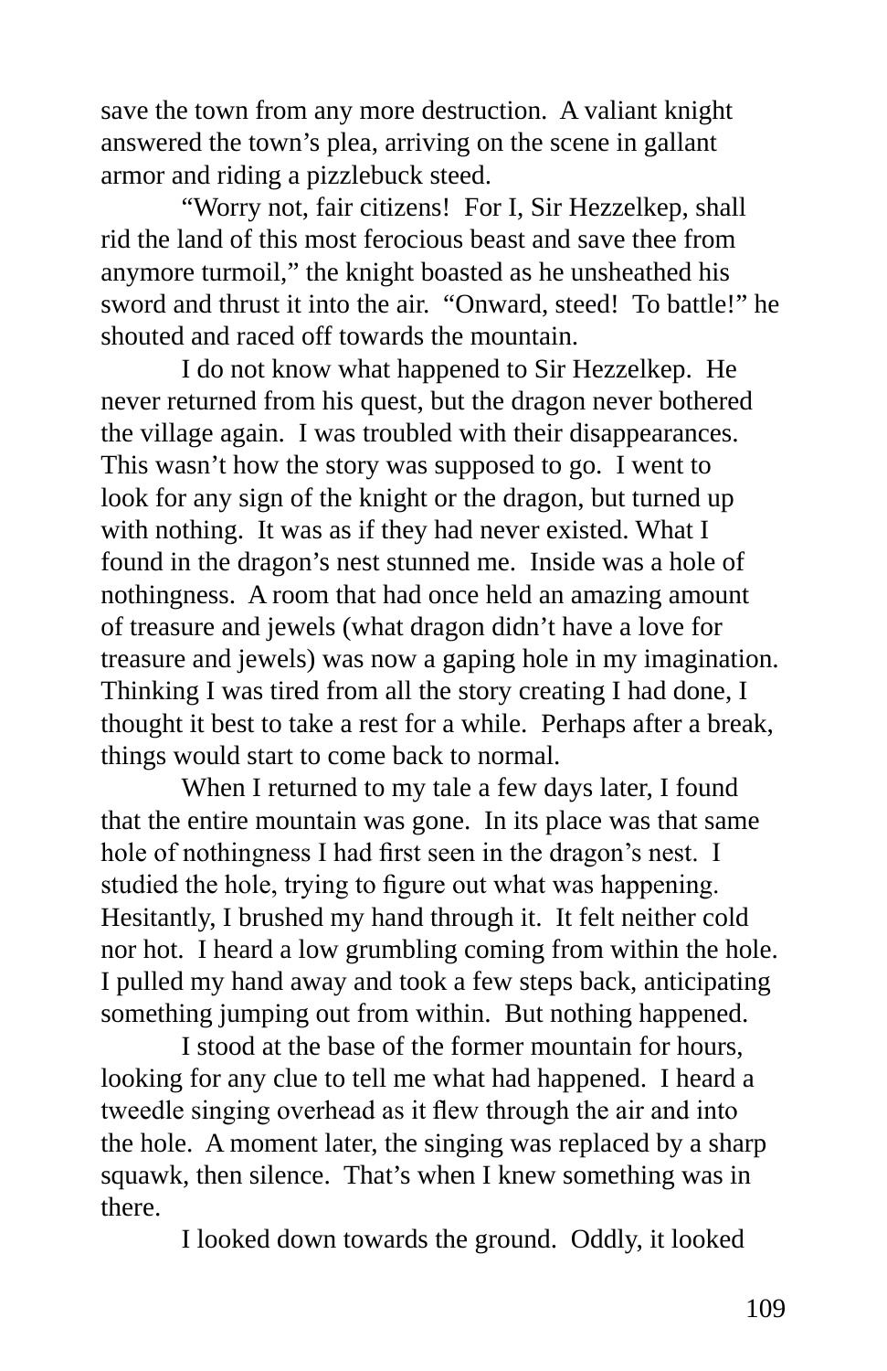save the town from any more destruction. A valiant knight answered the town's plea, arriving on the scene in gallant armor and riding a pizzlebuck steed.

"Worry not, fair citizens! For I, Sir Hezzelkep, shall rid the land of this most ferocious beast and save thee from anymore turmoil," the knight boasted as he unsheathed his sword and thrust it into the air. "Onward, steed! To battle!" he shouted and raced off towards the mountain.

I do not know what happened to Sir Hezzelkep. He never returned from his quest, but the dragon never bothered the village again. I was troubled with their disappearances. This wasn't how the story was supposed to go. I went to look for any sign of the knight or the dragon, but turned up with nothing. It was as if they had never existed. What I found in the dragon's nest stunned me. Inside was a hole of nothingness. A room that had once held an amazing amount of treasure and jewels (what dragon didn't have a love for treasure and jewels) was now a gaping hole in my imagination. Thinking I was tired from all the story creating I had done, I thought it best to take a rest for a while. Perhaps after a break, things would start to come back to normal.

When I returned to my tale a few days later, I found that the entire mountain was gone. In its place was that same hole of nothingness I had first seen in the dragon's nest. I studied the hole, trying to figure out what was happening. Hesitantly, I brushed my hand through it. It felt neither cold nor hot. I heard a low grumbling coming from within the hole. I pulled my hand away and took a few steps back, anticipating something jumping out from within. But nothing happened.

I stood at the base of the former mountain for hours, looking for any clue to tell me what had happened. I heard a tweedle singing overhead as it flew through the air and into the hole. A moment later, the singing was replaced by a sharp squawk, then silence. That's when I knew something was in there.

I looked down towards the ground. Oddly, it looked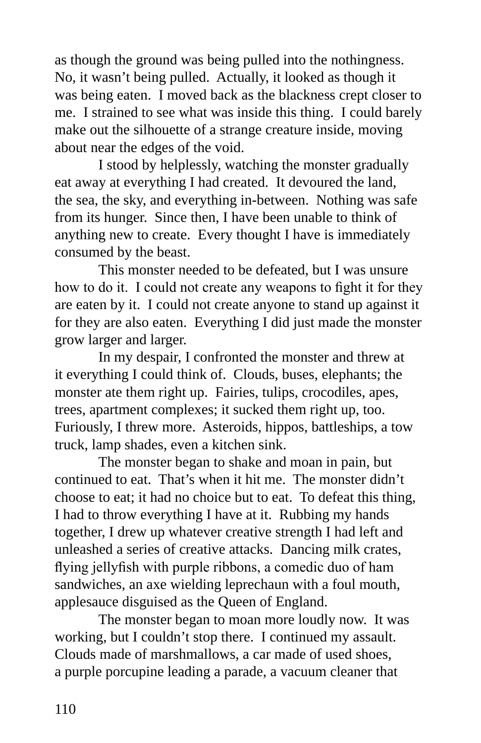as though the ground was being pulled into the nothingness. No, it wasn't being pulled. Actually, it looked as though it was being eaten. I moved back as the blackness crept closer to me. I strained to see what was inside this thing. I could barely make out the silhouette of a strange creature inside, moving about near the edges of the void.

I stood by helplessly, watching the monster gradually eat away at everything I had created. It devoured the land, the sea, the sky, and everything in-between. Nothing was safe from its hunger. Since then, I have been unable to think of anything new to create. Every thought I have is immediately consumed by the beast.

This monster needed to be defeated, but I was unsure how to do it. I could not create any weapons to fight it for they are eaten by it. I could not create anyone to stand up against it for they are also eaten. Everything I did just made the monster grow larger and larger.

In my despair, I confronted the monster and threw at it everything I could think of. Clouds, buses, elephants; the monster ate them right up. Fairies, tulips, crocodiles, apes, trees, apartment complexes; it sucked them right up, too. Furiously, I threw more. Asteroids, hippos, battleships, a tow truck, lamp shades, even a kitchen sink.

The monster began to shake and moan in pain, but continued to eat. That's when it hit me. The monster didn't choose to eat; it had no choice but to eat. To defeat this thing, I had to throw everything I have at it. Rubbing my hands together, I drew up whatever creative strength I had left and unleashed a series of creative attacks. Dancing milk crates, flying jellyfish with purple ribbons, a comedic duo of ham sandwiches, an axe wielding leprechaun with a foul mouth, applesauce disguised as the Queen of England.

The monster began to moan more loudly now. It was working, but I couldn't stop there. I continued my assault. Clouds made of marshmallows, a car made of used shoes, a purple porcupine leading a parade, a vacuum cleaner that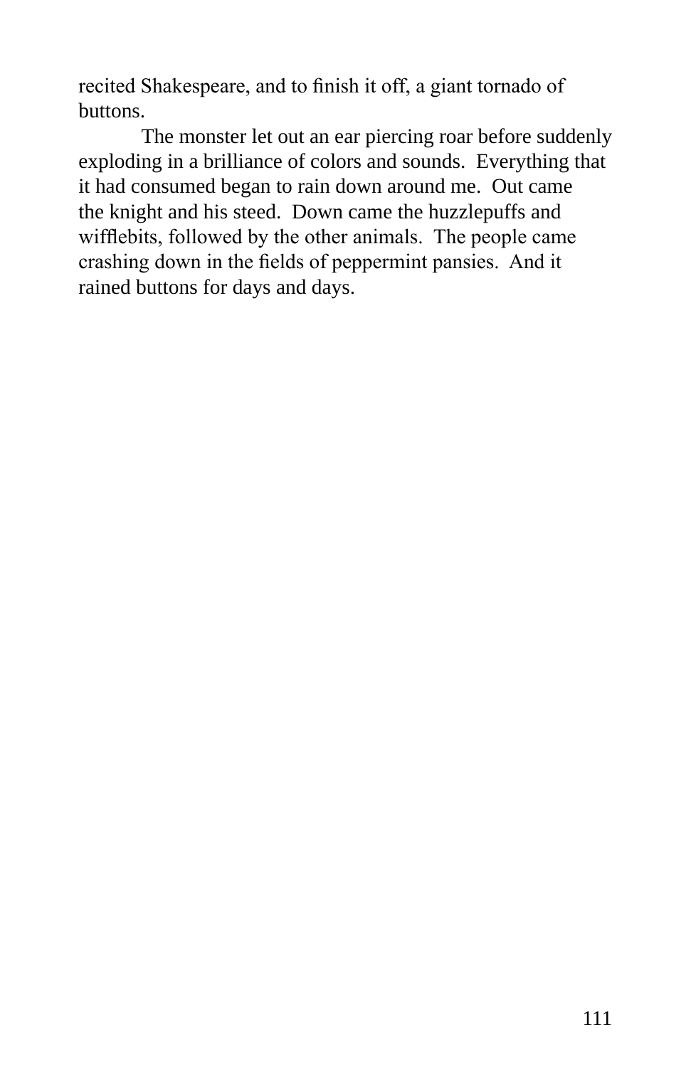recited Shakespeare, and to finish it off, a giant tornado of buttons.

The monster let out an ear piercing roar before suddenly exploding in a brilliance of colors and sounds.  Everything that it had consumed began to rain down around me.  Out came the knight and his steed.  Down came the huzzlepuffs and wifflebits, followed by the other animals.  The people came crashing down in the fields of peppermint pansies.  And it rained buttons for days and days.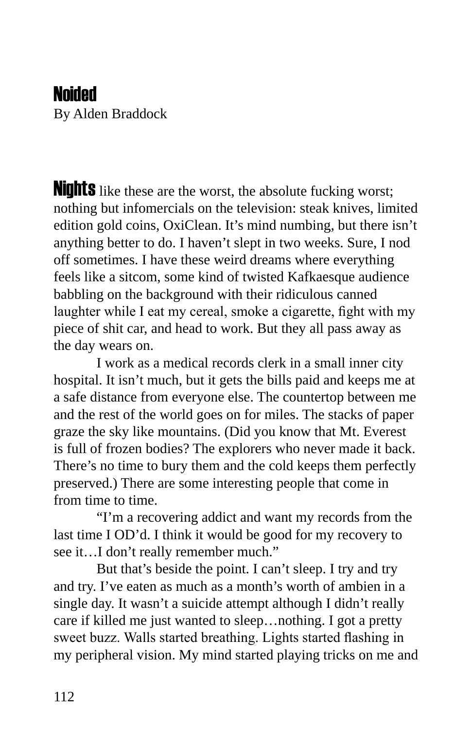# Noided

By Alden Braddock

**Nights** like these are the worst, the absolute fucking worst; nothing but infomercials on the television: steak knives, limited edition gold coins, OxiClean. It's mind numbing, but there isn't anything better to do. I haven't slept in two weeks. Sure, I nod off sometimes. I have these weird dreams where everything feels like a sitcom, some kind of twisted Kafkaesque audience babbling on the background with their ridiculous canned laughter while I eat my cereal, smoke a cigarette, fight with my piece of shit car, and head to work. But they all pass away as the day wears on.

I work as a medical records clerk in a small inner city hospital. It isn't much, but it gets the bills paid and keeps me at a safe distance from everyone else. The countertop between me and the rest of the world goes on for miles. The stacks of paper graze the sky like mountains. (Did you know that Mt. Everest is full of frozen bodies? The explorers who never made it back. There's no time to bury them and the cold keeps them perfectly preserved.) There are some interesting people that come in from time to time.

"I'm a recovering addict and want my records from the last time I OD'd. I think it would be good for my recovery to see it…I don't really remember much."

But that's beside the point. I can't sleep. I try and try and try. I've eaten as much as a month's worth of ambien in a single day. It wasn't a suicide attempt although I didn't really care if killed me just wanted to sleep…nothing. I got a pretty sweet buzz. Walls started breathing. Lights started flashing in my peripheral vision. My mind started playing tricks on me and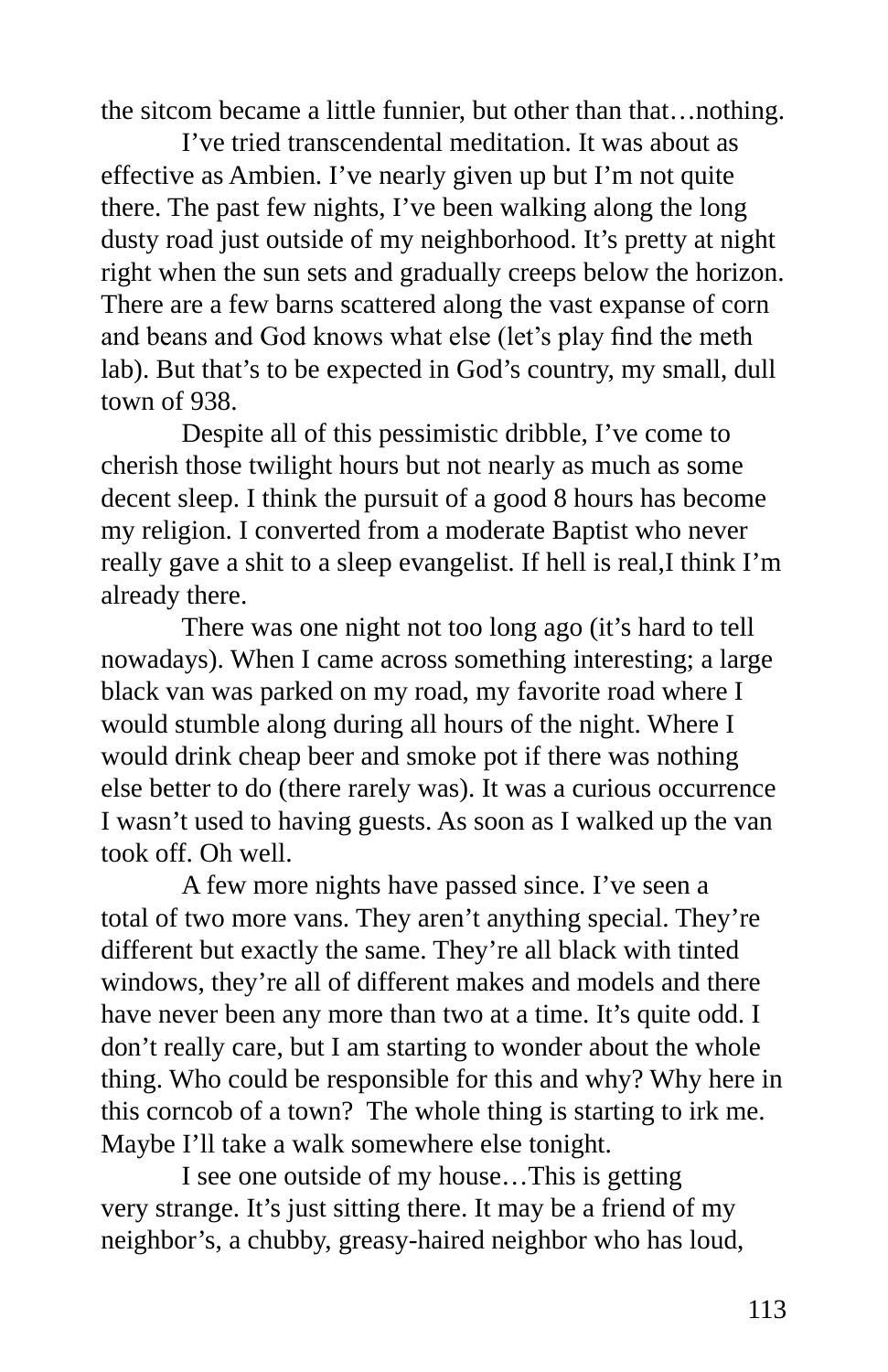the sitcom became a little funnier, but other than that…nothing.

I’ve tried transcendental meditation. It was about as effective as Ambien. I’ve nearly given up but I’m not quite there. The past few nights, I’ve been walking along the long dusty road just outside of my neighborhood. It’s pretty at night right when the sun sets and gradually creeps below the horizon. There are a few barns scattered along the vast expanse of corn and beans and God knows what else (let’s play find the meth lab). But that’s to be expected in God’s country, my small, dull town of 938.

Despite all of this pessimistic dribble, I’ve come to cherish those twilight hours but not nearly as much as some decent sleep. I think the pursuit of a good 8 hours has become my religion. I converted from a moderate Baptist who never really gave a shit to a sleep evangelist. If hell is real,I think I’m already there.

There was one night not too long ago (it’s hard to tell nowadays). When I came across something interesting; a large black van was parked on my road, my favorite road where I would stumble along during all hours of the night. Where I would drink cheap beer and smoke pot if there was nothing else better to do (there rarely was). It was a curious occurrence I wasn’t used to having guests. As soon as I walked up the van took off. Oh well.

A few more nights have passed since. I’ve seen a total of two more vans. They aren’t anything special. They’re different but exactly the same. They’re all black with tinted windows, they’re all of different makes and models and there have never been any more than two at a time. It’s quite odd. I don’t really care, but I am starting to wonder about the whole thing. Who could be responsible for this and why? Why here in this corncob of a town? The whole thing is starting to irk me. Maybe I’ll take a walk somewhere else tonight.

I see one outside of my house…This is getting very strange. It’s just sitting there. It may be a friend of my neighbor’s, a chubby, greasy-haired neighbor who has loud,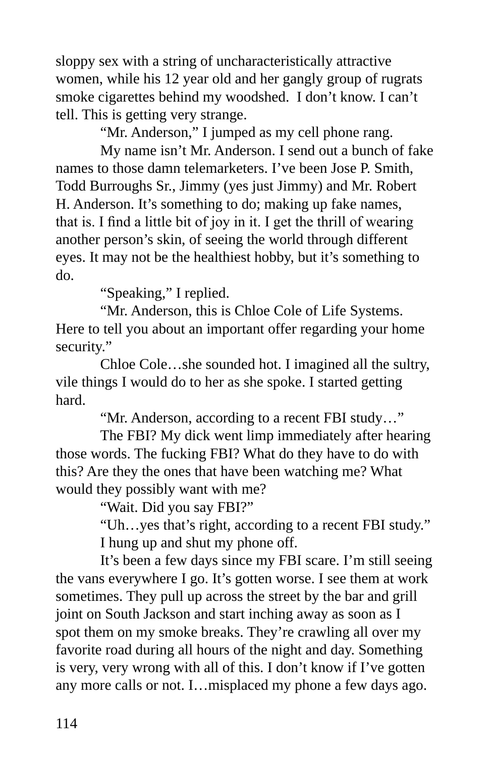sloppy sex with a string of uncharacteristically attractive women, while his 12 year old and her gangly group of rugrats smoke cigarettes behind my woodshed. I don't know. I can't tell. This is getting very strange.

"Mr. Anderson," I jumped as my cell phone rang.

My name isn't Mr. Anderson. I send out a bunch of fake names to those damn telemarketers. I've been Jose P. Smith, Todd Burroughs Sr., Jimmy (yes just Jimmy) and Mr. Robert H. Anderson. It's something to do; making up fake names, that is. I find a little bit of joy in it. I get the thrill of wearing another person's skin, of seeing the world through different eyes. It may not be the healthiest hobby, but it's something to do.

"Speaking," I replied.

"Mr. Anderson, this is Chloe Cole of Life Systems. Here to tell you about an important offer regarding your home security."

Chloe Cole…she sounded hot. I imagined all the sultry, vile things I would do to her as she spoke. I started getting hard.

"Mr. Anderson, according to a recent FBI study…"

The FBI? My dick went limp immediately after hearing those words. The fucking FBI? What do they have to do with this? Are they the ones that have been watching me? What would they possibly want with me?

"Wait. Did you say FBI?"

"Uh…yes that's right, according to a recent FBI study."

I hung up and shut my phone off.

It's been a few days since my FBI scare. I'm still seeing the vans everywhere I go. It's gotten worse. I see them at work sometimes. They pull up across the street by the bar and grill joint on South Jackson and start inching away as soon as I spot them on my smoke breaks. They're crawling all over my favorite road during all hours of the night and day. Something is very, very wrong with all of this. I don't know if I've gotten any more calls or not. I…misplaced my phone a few days ago.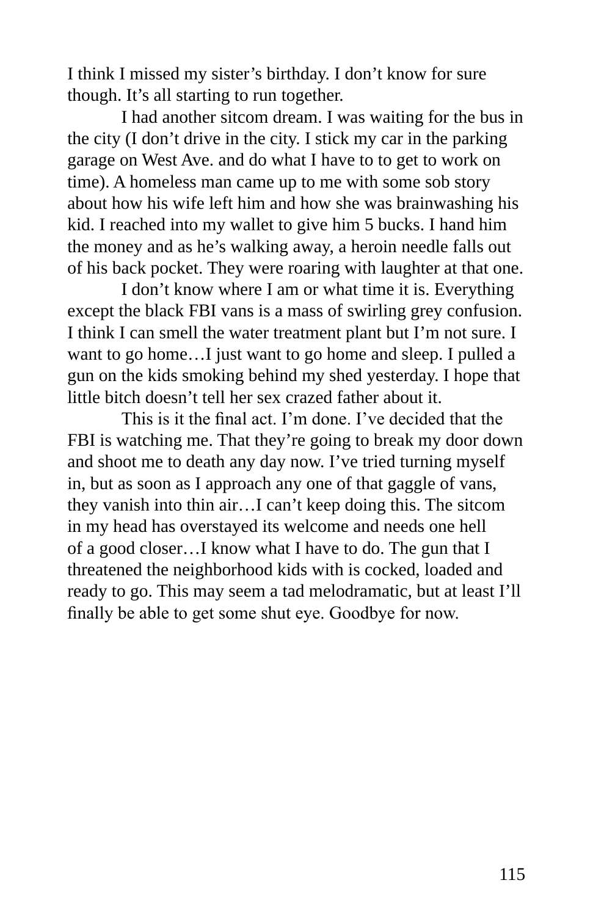I think I missed my sister's birthday. I don't know for sure though. It's all starting to run together.

I had another sitcom dream. I was waiting for the bus in the city (I don't drive in the city. I stick my car in the parking garage on West Ave. and do what I have to to get to work on time). A homeless man came up to me with some sob story about how his wife left him and how she was brainwashing his kid. I reached into my wallet to give him 5 bucks. I hand him the money and as he's walking away, a heroin needle falls out of his back pocket. They were roaring with laughter at that one.

I don't know where I am or what time it is. Everything except the black FBI vans is a mass of swirling grey confusion. I think I can smell the water treatment plant but I'm not sure. I want to go home…I just want to go home and sleep. I pulled a gun on the kids smoking behind my shed yesterday. I hope that little bitch doesn't tell her sex crazed father about it.

This is it the final act. I'm done. I've decided that the FBI is watching me. That they're going to break my door down and shoot me to death any day now. I've tried turning myself in, but as soon as I approach any one of that gaggle of vans, they vanish into thin air…I can't keep doing this. The sitcom in my head has overstayed its welcome and needs one hell of a good closer…I know what I have to do. The gun that I threatened the neighborhood kids with is cocked, loaded and ready to go. This may seem a tad melodramatic, but at least I'll finally be able to get some shut eye. Goodbye for now.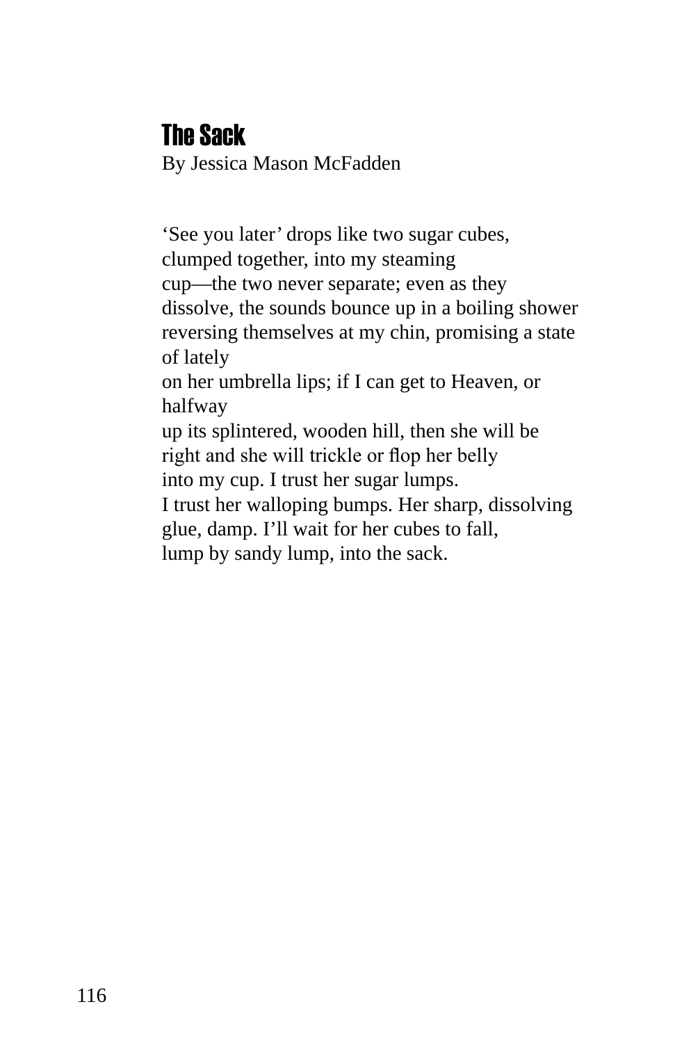# The Sack

By Jessica Mason McFadden

‘See you later’ drops like two sugar cubes,  
clumped together, into my steaming  
cup—the two never separate; even as they  
dissolve, the sounds bounce up in a boiling shower  
reversing themselves at my chin, promising a state of lately  
on her umbrella lips; if I can get to Heaven, or halfway  
up its splintered, wooden hill, then she will be  
right and she will trickle or flop her belly  
into my cup. I trust her sugar lumps.  
I trust her walloping bumps. Her sharp, dissolving  
glue, damp. I’ll wait for her cubes to fall,  
lump by sandy lump, into the sack.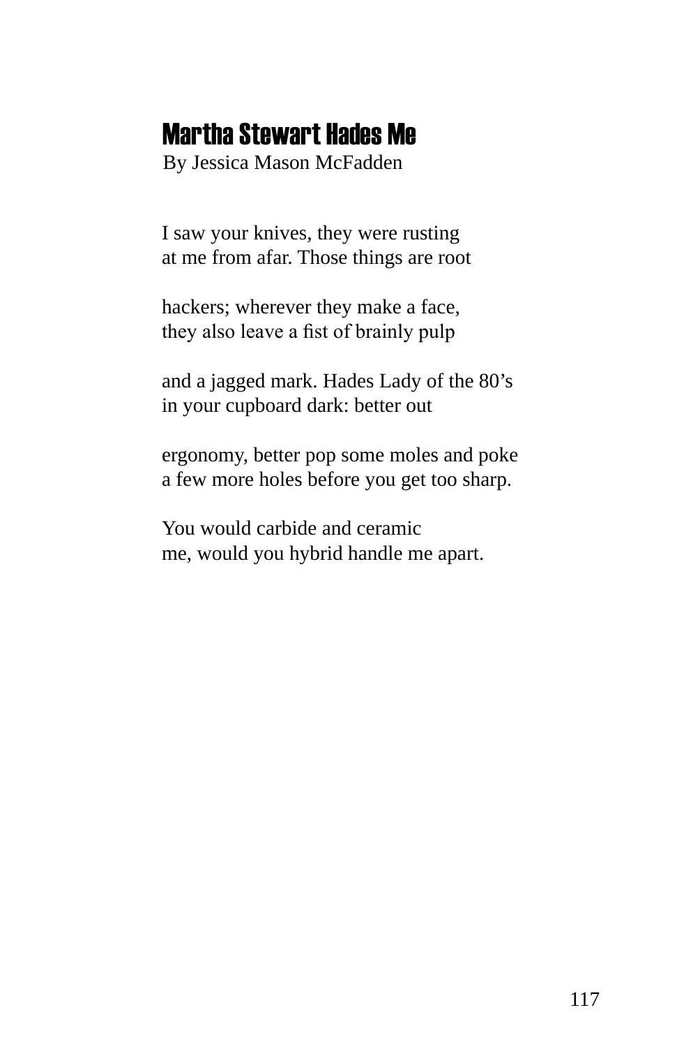# Martha Stewart Hades Me

By Jessica Mason McFadden

I saw your knives, they were rusting
at me from afar. Those things are root

hackers; wherever they make a face,
they also leave a fist of brainly pulp

and a jagged mark. Hades Lady of the 80's
in your cupboard dark: better out

ergonomy, better pop some moles and poke
a few more holes before you get too sharp.

You would carbide and ceramic
me, would you hybrid handle me apart.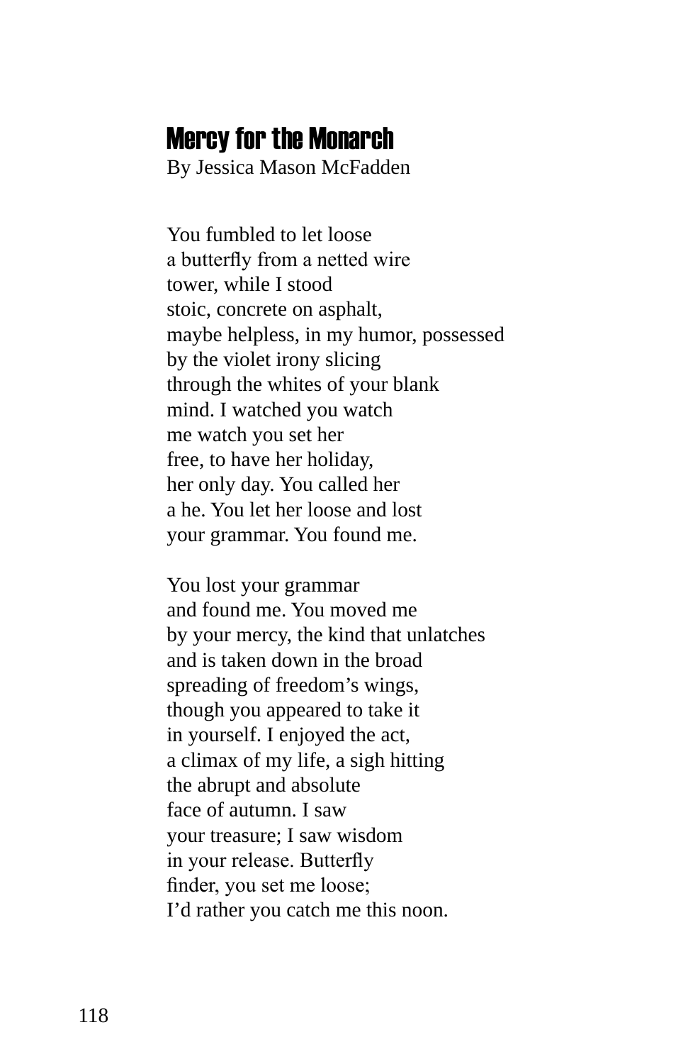# Mercy for the Monarch

By Jessica Mason McFadden

You fumbled to let loose  
a butterfly from a netted wire  
tower, while I stood  
stoic, concrete on asphalt,  
maybe helpless, in my humor, possessed  
by the violet irony slicing  
through the whites of your blank  
mind. I watched you watch  
me watch you set her  
free, to have her holiday,  
her only day. You called her  
a he. You let her loose and lost  
your grammar. You found me.

You lost your grammar  
and found me. You moved me  
by your mercy, the kind that unlatches  
and is taken down in the broad  
spreading of freedom's wings,  
though you appeared to take it  
in yourself. I enjoyed the act,  
a climax of my life, a sigh hitting  
the abrupt and absolute  
face of autumn. I saw  
your treasure; I saw wisdom  
in your release. Butterfly  
finder, you set me loose;  
I'd rather you catch me this noon.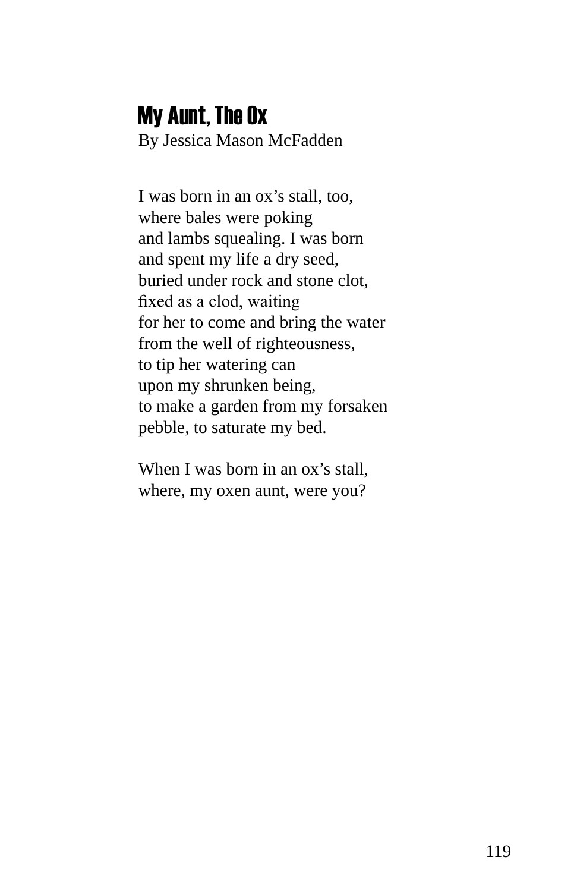# My Aunt, The Ox

By Jessica Mason McFadden

I was born in an ox's stall, too,  
where bales were poking  
and lambs squealing. I was born  
and spent my life a dry seed,  
buried under rock and stone clot,  
fixed as a clod, waiting  
for her to come and bring the water  
from the well of righteousness,  
to tip her watering can  
upon my shrunken being,  
to make a garden from my forsaken  
pebble, to saturate my bed.

When I was born in an ox's stall,  
where, my oxen aunt, were you?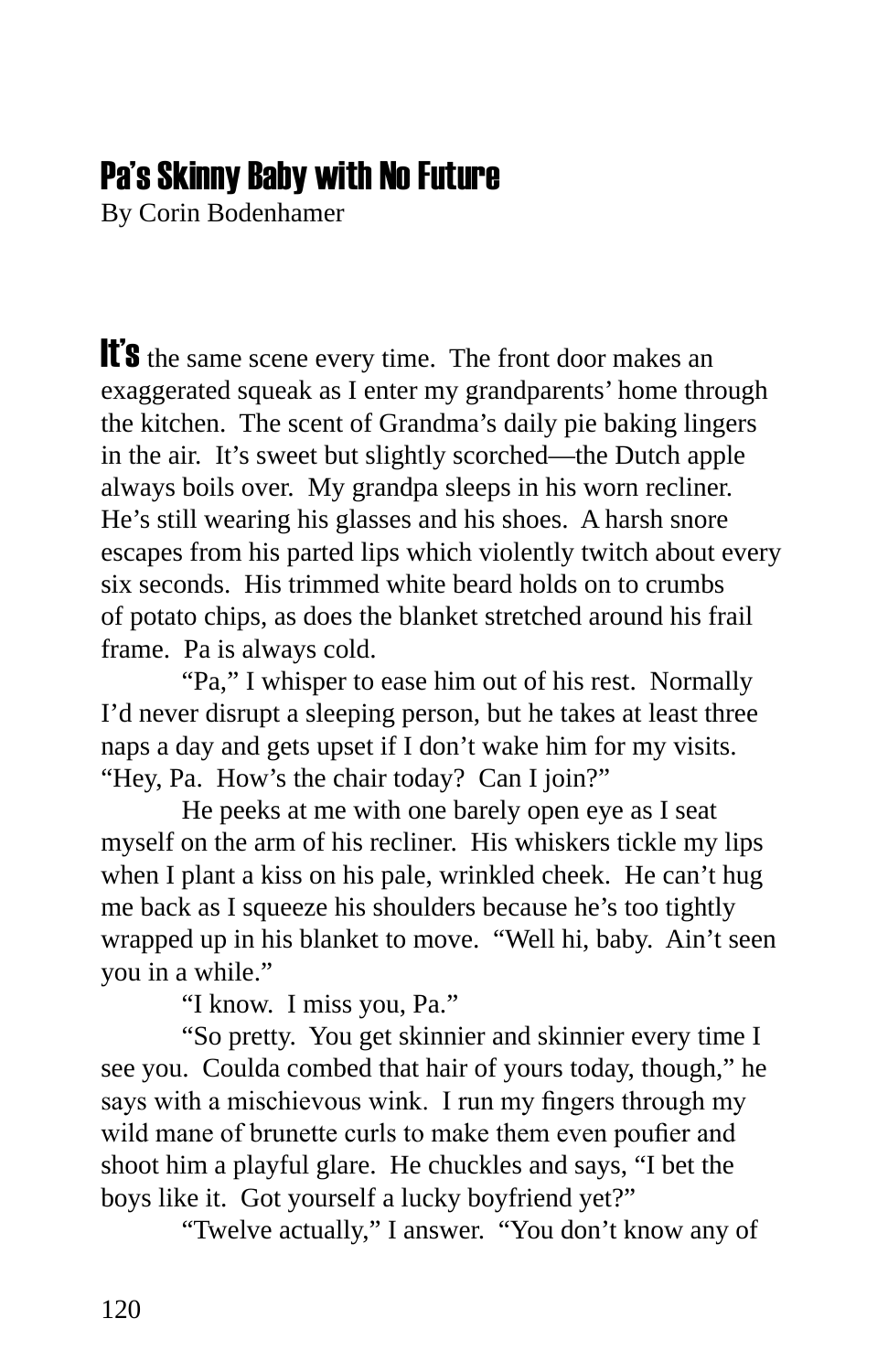# Pa's Skinny Baby with No Future

By Corin Bodenhamer

**It's** the same scene every time. The front door makes an exaggerated squeak as I enter my grandparents' home through the kitchen. The scent of Grandma's daily pie baking lingers in the air. It's sweet but slightly scorched—the Dutch apple always boils over. My grandpa sleeps in his worn recliner. He's still wearing his glasses and his shoes. A harsh snore escapes from his parted lips which violently twitch about every six seconds. His trimmed white beard holds on to crumbs of potato chips, as does the blanket stretched around his frail frame. Pa is always cold.

"Pa," I whisper to ease him out of his rest. Normally I'd never disrupt a sleeping person, but he takes at least three naps a day and gets upset if I don't wake him for my visits. "Hey, Pa. How's the chair today? Can I join?"

He peeks at me with one barely open eye as I seat myself on the arm of his recliner. His whiskers tickle my lips when I plant a kiss on his pale, wrinkled cheek. He can't hug me back as I squeeze his shoulders because he's too tightly wrapped up in his blanket to move. "Well hi, baby. Ain't seen you in a while."

"I know. I miss you, Pa."

"So pretty. You get skinnier and skinnier every time I see you. Coulda combed that hair of yours today, though," he says with a mischievous wink. I run my fingers through my wild mane of brunette curls to make them even poufier and shoot him a playful glare. He chuckles and says, "I bet the boys like it. Got yourself a lucky boyfriend yet?"

"Twelve actually," I answer. "You don't know any of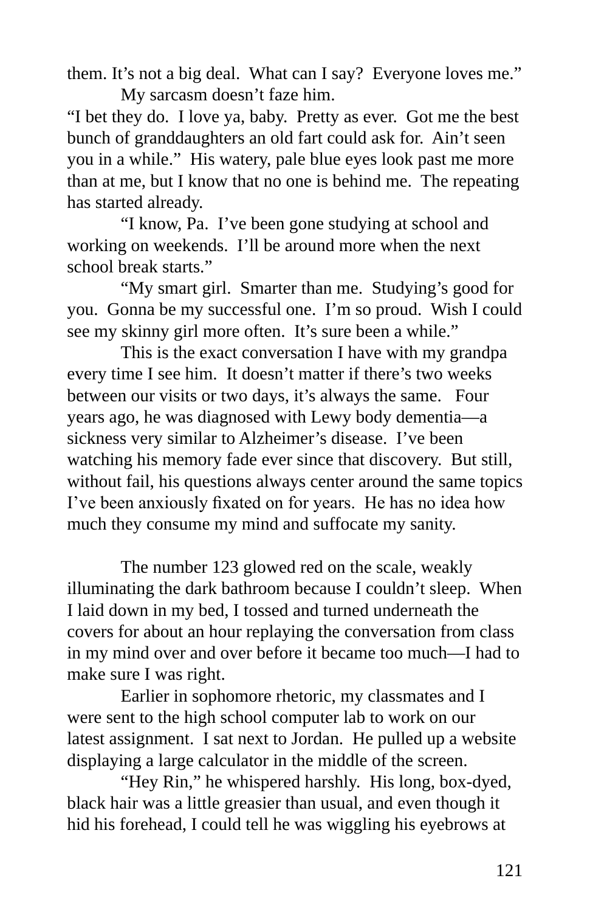them. It's not a big deal. What can I say? Everyone loves me."

My sarcasm doesn't faze him.

"I bet they do. I love ya, baby. Pretty as ever. Got me the best bunch of granddaughters an old fart could ask for. Ain't seen you in a while." His watery, pale blue eyes look past me more than at me, but I know that no one is behind me. The repeating has started already.

"I know, Pa. I've been gone studying at school and working on weekends. I'll be around more when the next school break starts."

"My smart girl. Smarter than me. Studying's good for you. Gonna be my successful one. I'm so proud. Wish I could see my skinny girl more often. It's sure been a while."

This is the exact conversation I have with my grandpa every time I see him. It doesn't matter if there's two weeks between our visits or two days, it's always the same. Four years ago, he was diagnosed with Lewy body dementia—a sickness very similar to Alzheimer's disease. I've been watching his memory fade ever since that discovery. But still, without fail, his questions always center around the same topics I've been anxiously fixated on for years. He has no idea how much they consume my mind and suffocate my sanity.

The number 123 glowed red on the scale, weakly illuminating the dark bathroom because I couldn't sleep. When I laid down in my bed, I tossed and turned underneath the covers for about an hour replaying the conversation from class in my mind over and over before it became too much—I had to make sure I was right.

Earlier in sophomore rhetoric, my classmates and I were sent to the high school computer lab to work on our latest assignment. I sat next to Jordan. He pulled up a website displaying a large calculator in the middle of the screen.

"Hey Rin," he whispered harshly. His long, box-dyed, black hair was a little greasier than usual, and even though it hid his forehead, I could tell he was wiggling his eyebrows at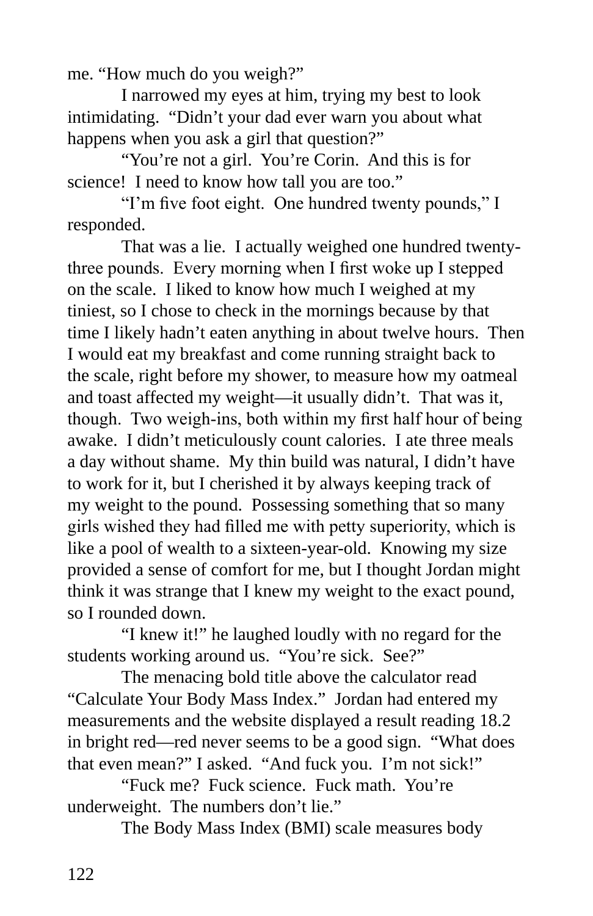me. "How much do you weigh?"

I narrowed my eyes at him, trying my best to look intimidating. "Didn't your dad ever warn you about what happens when you ask a girl that question?"

"You're not a girl. You're Corin. And this is for science! I need to know how tall you are too."

"I'm five foot eight. One hundred twenty pounds," I responded.

That was a lie. I actually weighed one hundred twenty-three pounds. Every morning when I first woke up I stepped on the scale. I liked to know how much I weighed at my tiniest, so I chose to check in the mornings because by that time I likely hadn't eaten anything in about twelve hours. Then I would eat my breakfast and come running straight back to the scale, right before my shower, to measure how my oatmeal and toast affected my weight—it usually didn't. That was it, though. Two weigh-ins, both within my first half hour of being awake. I didn't meticulously count calories. I ate three meals a day without shame. My thin build was natural, I didn't have to work for it, but I cherished it by always keeping track of my weight to the pound. Possessing something that so many girls wished they had filled me with petty superiority, which is like a pool of wealth to a sixteen-year-old. Knowing my size provided a sense of comfort for me, but I thought Jordan might think it was strange that I knew my weight to the exact pound, so I rounded down.

"I knew it!" he laughed loudly with no regard for the students working around us. "You're sick. See?"

The menacing bold title above the calculator read "Calculate Your Body Mass Index." Jordan had entered my measurements and the website displayed a result reading 18.2 in bright red—red never seems to be a good sign. "What does that even mean?" I asked. "And fuck you. I'm not sick!"

"Fuck me? Fuck science. Fuck math. You're underweight. The numbers don't lie."

The Body Mass Index (BMI) scale measures body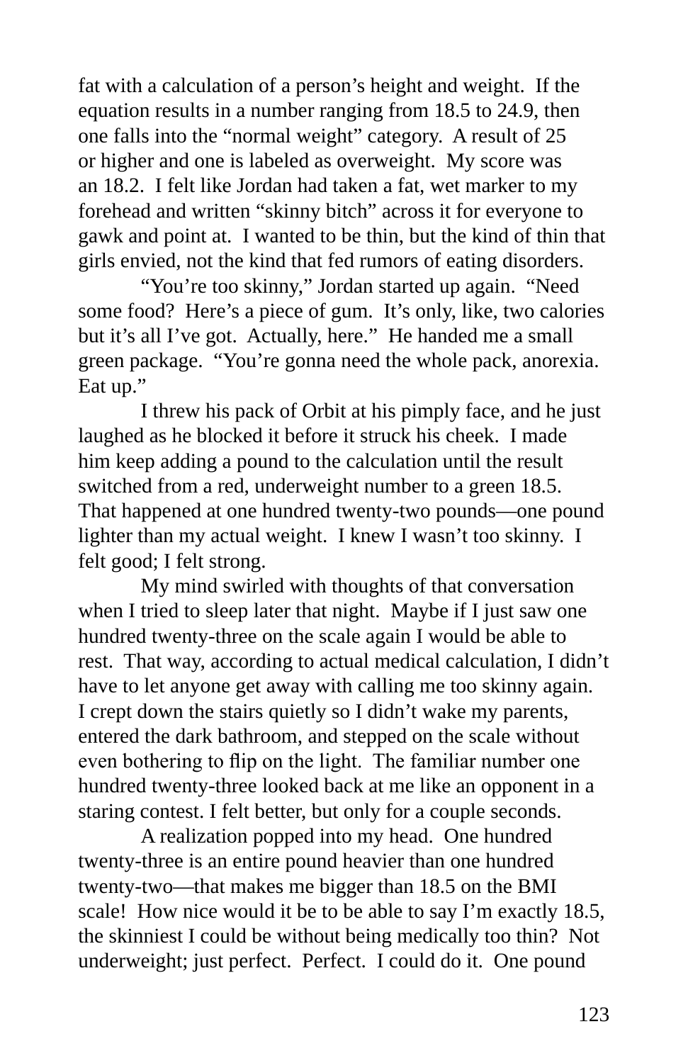fat with a calculation of a person's height and weight. If the equation results in a number ranging from 18.5 to 24.9, then one falls into the "normal weight" category. A result of 25 or higher and one is labeled as overweight. My score was an 18.2. I felt like Jordan had taken a fat, wet marker to my forehead and written "skinny bitch" across it for everyone to gawk and point at. I wanted to be thin, but the kind of thin that girls envied, not the kind that fed rumors of eating disorders.

"You're too skinny," Jordan started up again. "Need some food? Here's a piece of gum. It's only, like, two calories but it's all I've got. Actually, here." He handed me a small green package. "You're gonna need the whole pack, anorexia. Eat up."

I threw his pack of Orbit at his pimply face, and he just laughed as he blocked it before it struck his cheek. I made him keep adding a pound to the calculation until the result switched from a red, underweight number to a green 18.5. That happened at one hundred twenty-two pounds—one pound lighter than my actual weight. I knew I wasn't too skinny. I felt good; I felt strong.

My mind swirled with thoughts of that conversation when I tried to sleep later that night. Maybe if I just saw one hundred twenty-three on the scale again I would be able to rest. That way, according to actual medical calculation, I didn't have to let anyone get away with calling me too skinny again. I crept down the stairs quietly so I didn't wake my parents, entered the dark bathroom, and stepped on the scale without even bothering to flip on the light. The familiar number one hundred twenty-three looked back at me like an opponent in a staring contest. I felt better, but only for a couple seconds.

A realization popped into my head. One hundred twenty-three is an entire pound heavier than one hundred twenty-two—that makes me bigger than 18.5 on the BMI scale! How nice would it be to be able to say I'm exactly 18.5, the skinniest I could be without being medically too thin? Not underweight; just perfect. Perfect. I could do it. One pound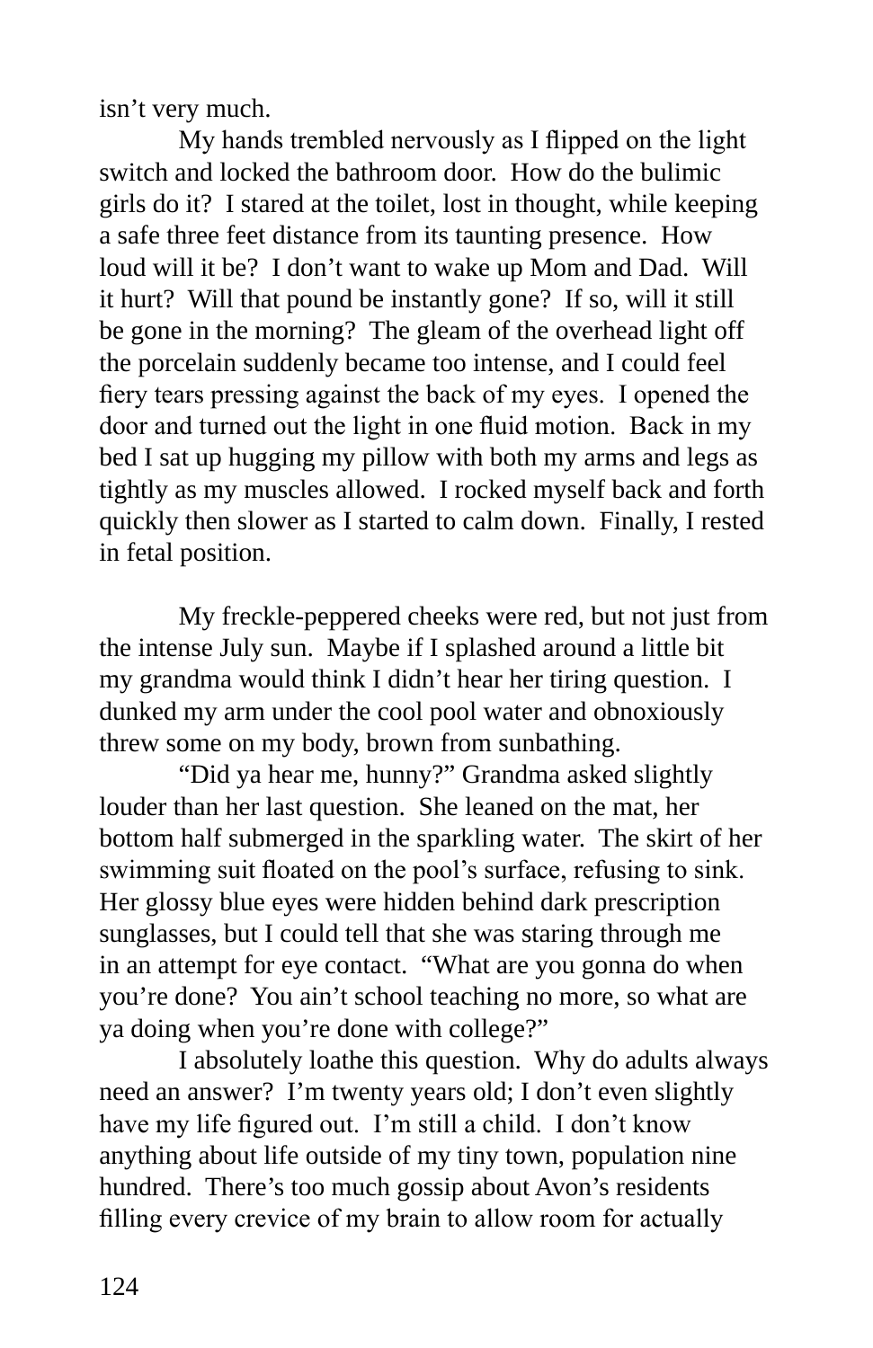isn't very much.

My hands trembled nervously as I flipped on the light switch and locked the bathroom door. How do the bulimic girls do it? I stared at the toilet, lost in thought, while keeping a safe three feet distance from its taunting presence. How loud will it be? I don't want to wake up Mom and Dad. Will it hurt? Will that pound be instantly gone? If so, will it still be gone in the morning? The gleam of the overhead light off the porcelain suddenly became too intense, and I could feel fiery tears pressing against the back of my eyes. I opened the door and turned out the light in one fluid motion. Back in my bed I sat up hugging my pillow with both my arms and legs as tightly as my muscles allowed. I rocked myself back and forth quickly then slower as I started to calm down. Finally, I rested in fetal position.

My freckle-peppered cheeks were red, but not just from the intense July sun. Maybe if I splashed around a little bit my grandma would think I didn't hear her tiring question. I dunked my arm under the cool pool water and obnoxiously threw some on my body, brown from sunbathing.

"Did ya hear me, hunny?" Grandma asked slightly louder than her last question. She leaned on the mat, her bottom half submerged in the sparkling water. The skirt of her swimming suit floated on the pool's surface, refusing to sink. Her glossy blue eyes were hidden behind dark prescription sunglasses, but I could tell that she was staring through me in an attempt for eye contact. "What are you gonna do when you're done? You ain't school teaching no more, so what are ya doing when you're done with college?"

I absolutely loathe this question. Why do adults always need an answer? I'm twenty years old; I don't even slightly have my life figured out. I'm still a child. I don't know anything about life outside of my tiny town, population nine hundred. There's too much gossip about Avon's residents filling every crevice of my brain to allow room for actually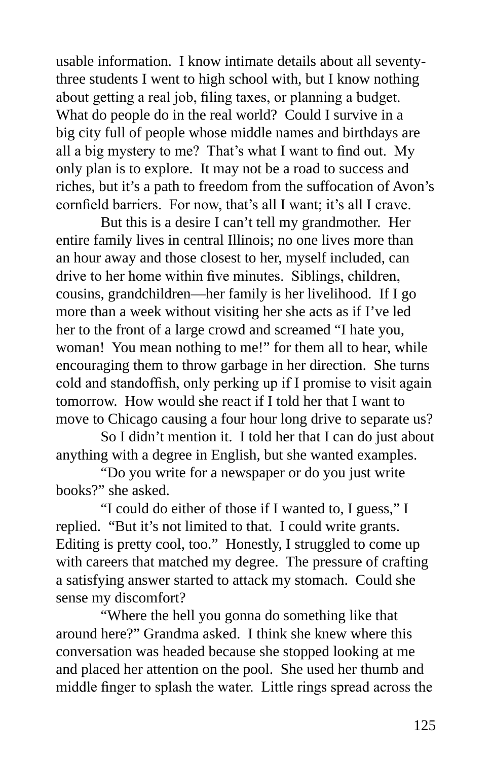usable information. I know intimate details about all seventy-three students I went to high school with, but I know nothing about getting a real job, filing taxes, or planning a budget. What do people do in the real world? Could I survive in a big city full of people whose middle names and birthdays are all a big mystery to me? That's what I want to find out. My only plan is to explore. It may not be a road to success and riches, but it's a path to freedom from the suffocation of Avon's cornfield barriers. For now, that's all I want; it's all I crave.

But this is a desire I can't tell my grandmother. Her entire family lives in central Illinois; no one lives more than an hour away and those closest to her, myself included, can drive to her home within five minutes. Siblings, children, cousins, grandchildren—her family is her livelihood. If I go more than a week without visiting her she acts as if I've led her to the front of a large crowd and screamed "I hate you, woman! You mean nothing to me!" for them all to hear, while encouraging them to throw garbage in her direction. She turns cold and standoffish, only perking up if I promise to visit again tomorrow. How would she react if I told her that I want to move to Chicago causing a four hour long drive to separate us?

So I didn't mention it. I told her that I can do just about anything with a degree in English, but she wanted examples.

"Do you write for a newspaper or do you just write books?" she asked.

"I could do either of those if I wanted to, I guess," I replied. "But it's not limited to that. I could write grants. Editing is pretty cool, too." Honestly, I struggled to come up with careers that matched my degree. The pressure of crafting a satisfying answer started to attack my stomach. Could she sense my discomfort?

"Where the hell you gonna do something like that around here?" Grandma asked. I think she knew where this conversation was headed because she stopped looking at me and placed her attention on the pool. She used her thumb and middle finger to splash the water. Little rings spread across the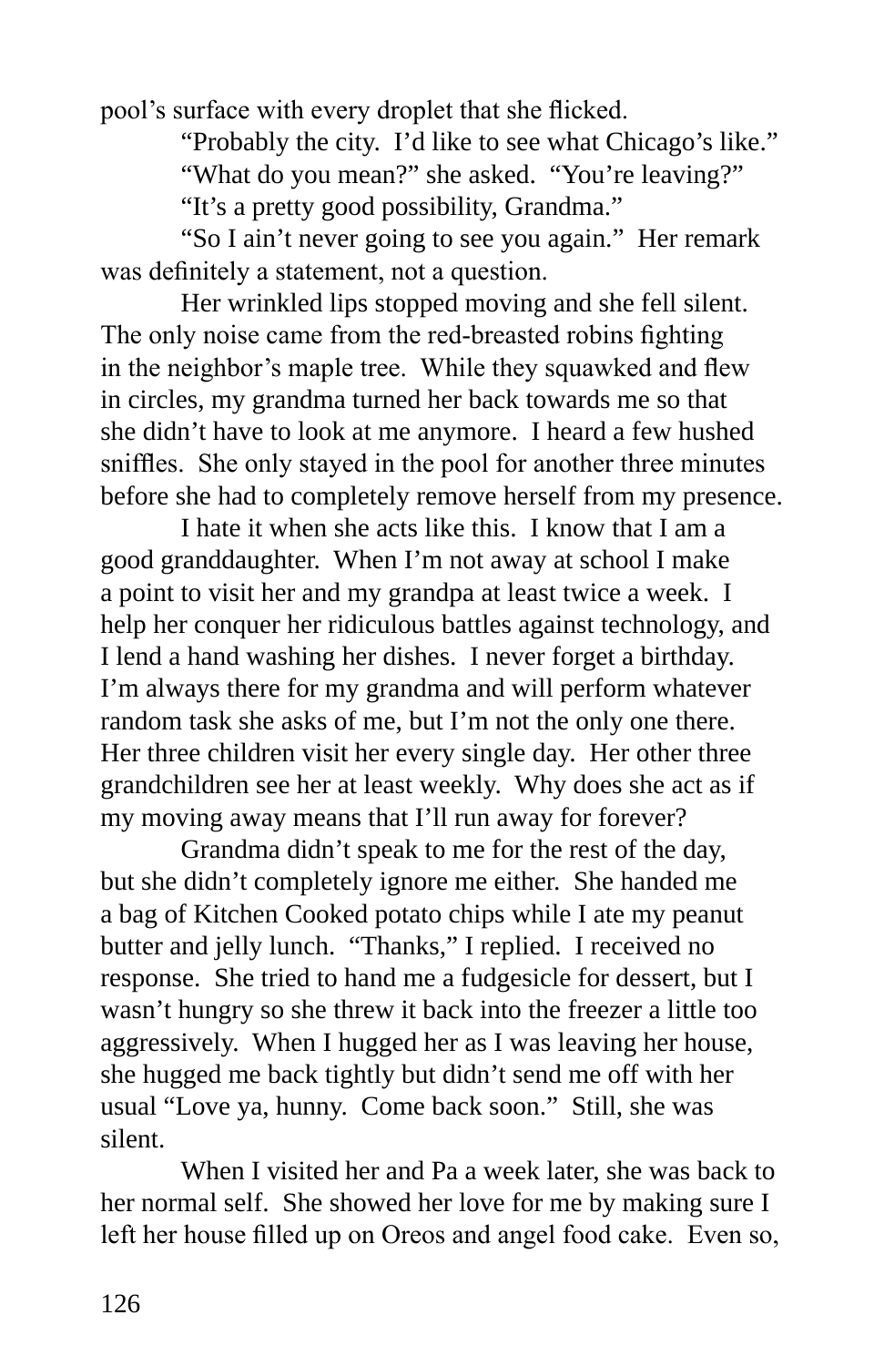pool's surface with every droplet that she flicked.

"Probably the city. I'd like to see what Chicago's like."

"What do you mean?" she asked. "You're leaving?"

"It's a pretty good possibility, Grandma."

"So I ain't never going to see you again." Her remark was definitely a statement, not a question.

Her wrinkled lips stopped moving and she fell silent. The only noise came from the red-breasted robins fighting in the neighbor's maple tree. While they squawked and flew in circles, my grandma turned her back towards me so that she didn't have to look at me anymore. I heard a few hushed sniffles. She only stayed in the pool for another three minutes before she had to completely remove herself from my presence.

I hate it when she acts like this. I know that I am a good granddaughter. When I'm not away at school I make a point to visit her and my grandpa at least twice a week. I help her conquer her ridiculous battles against technology, and I lend a hand washing her dishes. I never forget a birthday. I'm always there for my grandma and will perform whatever random task she asks of me, but I'm not the only one there. Her three children visit her every single day. Her other three grandchildren see her at least weekly. Why does she act as if my moving away means that I'll run away for forever?

Grandma didn't speak to me for the rest of the day, but she didn't completely ignore me either. She handed me a bag of Kitchen Cooked potato chips while I ate my peanut butter and jelly lunch. "Thanks," I replied. I received no response. She tried to hand me a fudgesicle for dessert, but I wasn't hungry so she threw it back into the freezer a little too aggressively. When I hugged her as I was leaving her house, she hugged me back tightly but didn't send me off with her usual "Love ya, hunny. Come back soon." Still, she was silent.

When I visited her and Pa a week later, she was back to her normal self. She showed her love for me by making sure I left her house filled up on Oreos and angel food cake. Even so,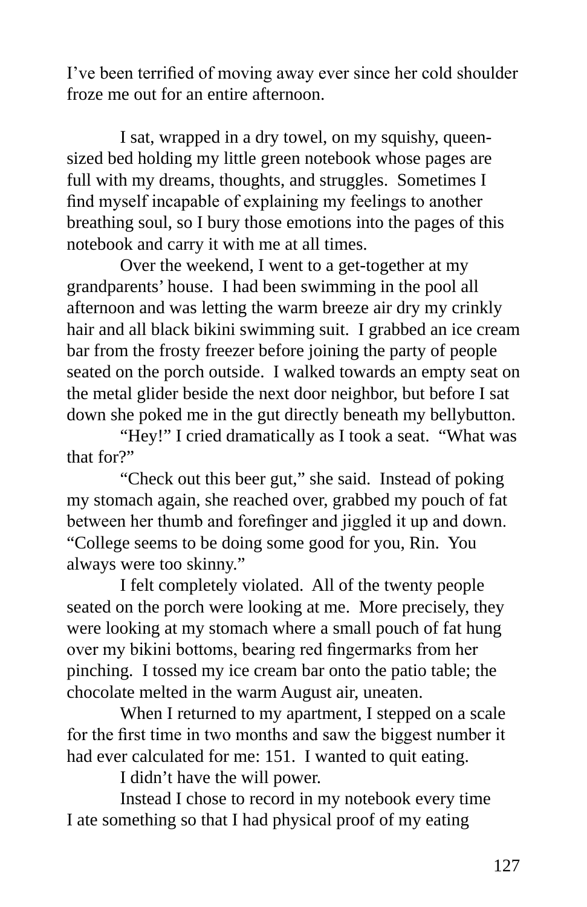I've been terrified of moving away ever since her cold shoulder froze me out for an entire afternoon.

I sat, wrapped in a dry towel, on my squishy, queen-sized bed holding my little green notebook whose pages are full with my dreams, thoughts, and struggles. Sometimes I find myself incapable of explaining my feelings to another breathing soul, so I bury those emotions into the pages of this notebook and carry it with me at all times.

Over the weekend, I went to a get-together at my grandparents' house. I had been swimming in the pool all afternoon and was letting the warm breeze air dry my crinkly hair and all black bikini swimming suit. I grabbed an ice cream bar from the frosty freezer before joining the party of people seated on the porch outside. I walked towards an empty seat on the metal glider beside the next door neighbor, but before I sat down she poked me in the gut directly beneath my bellybutton.

"Hey!" I cried dramatically as I took a seat. "What was that for?"

"Check out this beer gut," she said. Instead of poking my stomach again, she reached over, grabbed my pouch of fat between her thumb and forefinger and jiggled it up and down. "College seems to be doing some good for you, Rin. You always were too skinny."

I felt completely violated. All of the twenty people seated on the porch were looking at me. More precisely, they were looking at my stomach where a small pouch of fat hung over my bikini bottoms, bearing red fingermarks from her pinching. I tossed my ice cream bar onto the patio table; the chocolate melted in the warm August air, uneaten.

When I returned to my apartment, I stepped on a scale for the first time in two months and saw the biggest number it had ever calculated for me: 151. I wanted to quit eating.

I didn't have the will power.

Instead I chose to record in my notebook every time I ate something so that I had physical proof of my eating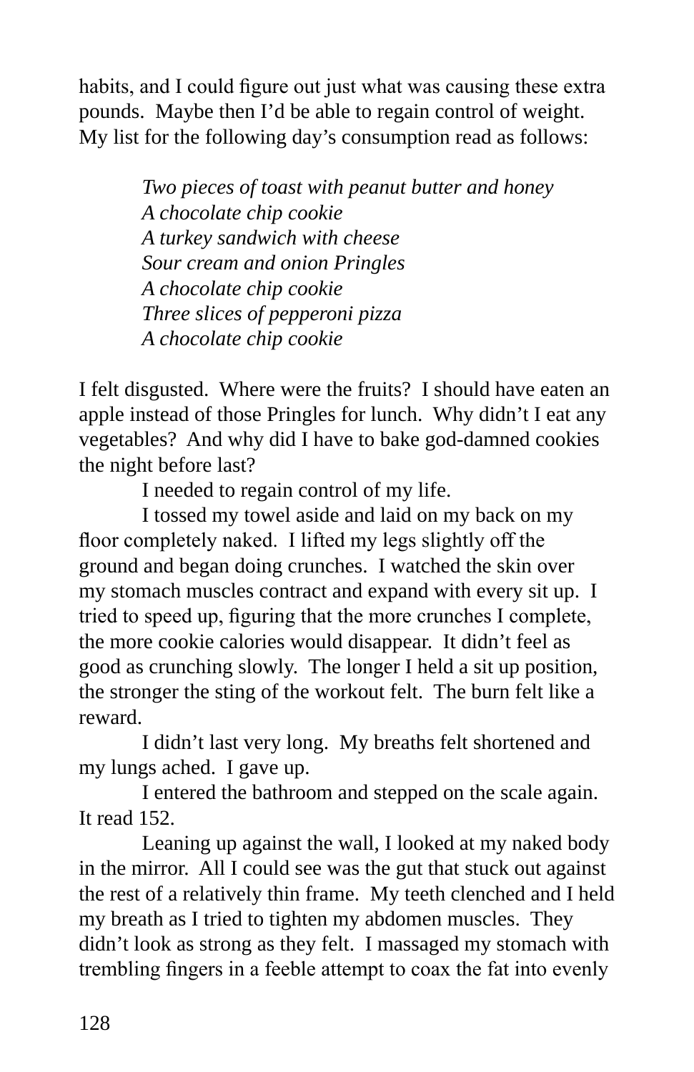habits, and I could figure out just what was causing these extra pounds. Maybe then I'd be able to regain control of weight. My list for the following day's consumption read as follows:

*Two pieces of toast with peanut butter and honey*
*A chocolate chip cookie*
*A turkey sandwich with cheese*
*Sour cream and onion Pringles*
*A chocolate chip cookie*
*Three slices of pepperoni pizza*
*A chocolate chip cookie*

I felt disgusted. Where were the fruits? I should have eaten an apple instead of those Pringles for lunch. Why didn't I eat any vegetables? And why did I have to bake god-damned cookies the night before last?

I needed to regain control of my life.

I tossed my towel aside and laid on my back on my floor completely naked. I lifted my legs slightly off the ground and began doing crunches. I watched the skin over my stomach muscles contract and expand with every sit up. I tried to speed up, figuring that the more crunches I complete, the more cookie calories would disappear. It didn't feel as good as crunching slowly. The longer I held a sit up position, the stronger the sting of the workout felt. The burn felt like a reward.

I didn't last very long. My breaths felt shortened and my lungs ached. I gave up.

I entered the bathroom and stepped on the scale again. It read 152.

Leaning up against the wall, I looked at my naked body in the mirror. All I could see was the gut that stuck out against the rest of a relatively thin frame. My teeth clenched and I held my breath as I tried to tighten my abdomen muscles. They didn't look as strong as they felt. I massaged my stomach with trembling fingers in a feeble attempt to coax the fat into evenly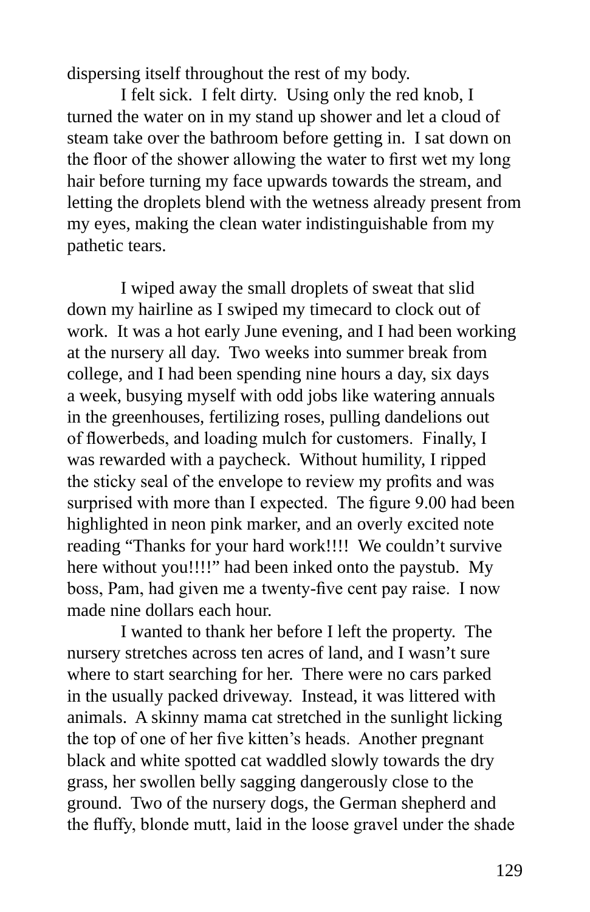dispersing itself throughout the rest of my body.

I felt sick. I felt dirty. Using only the red knob, I turned the water on in my stand up shower and let a cloud of steam take over the bathroom before getting in. I sat down on the floor of the shower allowing the water to first wet my long hair before turning my face upwards towards the stream, and letting the droplets blend with the wetness already present from my eyes, making the clean water indistinguishable from my pathetic tears.

I wiped away the small droplets of sweat that slid down my hairline as I swiped my timecard to clock out of work. It was a hot early June evening, and I had been working at the nursery all day. Two weeks into summer break from college, and I had been spending nine hours a day, six days a week, busying myself with odd jobs like watering annuals in the greenhouses, fertilizing roses, pulling dandelions out of flowerbeds, and loading mulch for customers. Finally, I was rewarded with a paycheck. Without humility, I ripped the sticky seal of the envelope to review my profits and was surprised with more than I expected. The figure 9.00 had been highlighted in neon pink marker, and an overly excited note reading "Thanks for your hard work!!!! We couldn't survive here without you!!!!" had been inked onto the paystub. My boss, Pam, had given me a twenty-five cent pay raise. I now made nine dollars each hour.

I wanted to thank her before I left the property. The nursery stretches across ten acres of land, and I wasn't sure where to start searching for her. There were no cars parked in the usually packed driveway. Instead, it was littered with animals. A skinny mama cat stretched in the sunlight licking the top of one of her five kitten's heads. Another pregnant black and white spotted cat waddled slowly towards the dry grass, her swollen belly sagging dangerously close to the ground. Two of the nursery dogs, the German shepherd and the fluffy, blonde mutt, laid in the loose gravel under the shade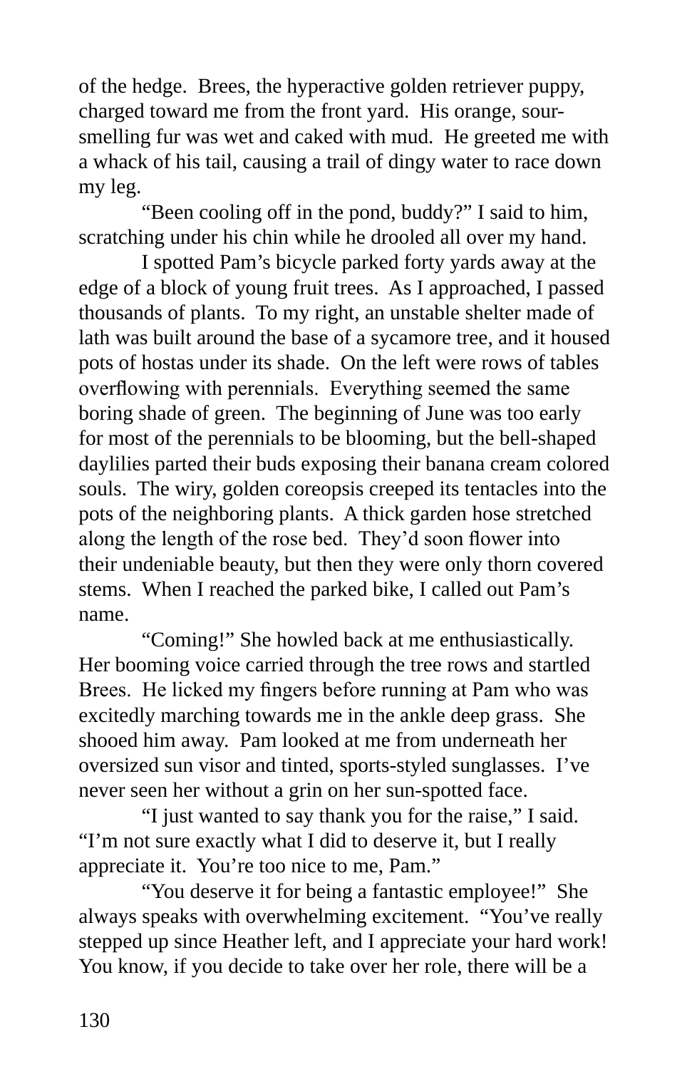of the hedge. Brees, the hyperactive golden retriever puppy, charged toward me from the front yard. His orange, sour-smelling fur was wet and caked with mud. He greeted me with a whack of his tail, causing a trail of dingy water to race down my leg.

"Been cooling off in the pond, buddy?" I said to him, scratching under his chin while he drooled all over my hand.

I spotted Pam's bicycle parked forty yards away at the edge of a block of young fruit trees. As I approached, I passed thousands of plants. To my right, an unstable shelter made of lath was built around the base of a sycamore tree, and it housed pots of hostas under its shade. On the left were rows of tables overflowing with perennials. Everything seemed the same boring shade of green. The beginning of June was too early for most of the perennials to be blooming, but the bell-shaped daylilies parted their buds exposing their banana cream colored souls. The wiry, golden coreopsis creeped its tentacles into the pots of the neighboring plants. A thick garden hose stretched along the length of the rose bed. They'd soon flower into their undeniable beauty, but then they were only thorn covered stems. When I reached the parked bike, I called out Pam's name.

"Coming!" She howled back at me enthusiastically. Her booming voice carried through the tree rows and startled Brees. He licked my fingers before running at Pam who was excitedly marching towards me in the ankle deep grass. She shooed him away. Pam looked at me from underneath her oversized sun visor and tinted, sports-styled sunglasses. I've never seen her without a grin on her sun-spotted face.

"I just wanted to say thank you for the raise," I said. "I'm not sure exactly what I did to deserve it, but I really appreciate it. You're too nice to me, Pam."

"You deserve it for being a fantastic employee!" She always speaks with overwhelming excitement. "You've really stepped up since Heather left, and I appreciate your hard work! You know, if you decide to take over her role, there will be a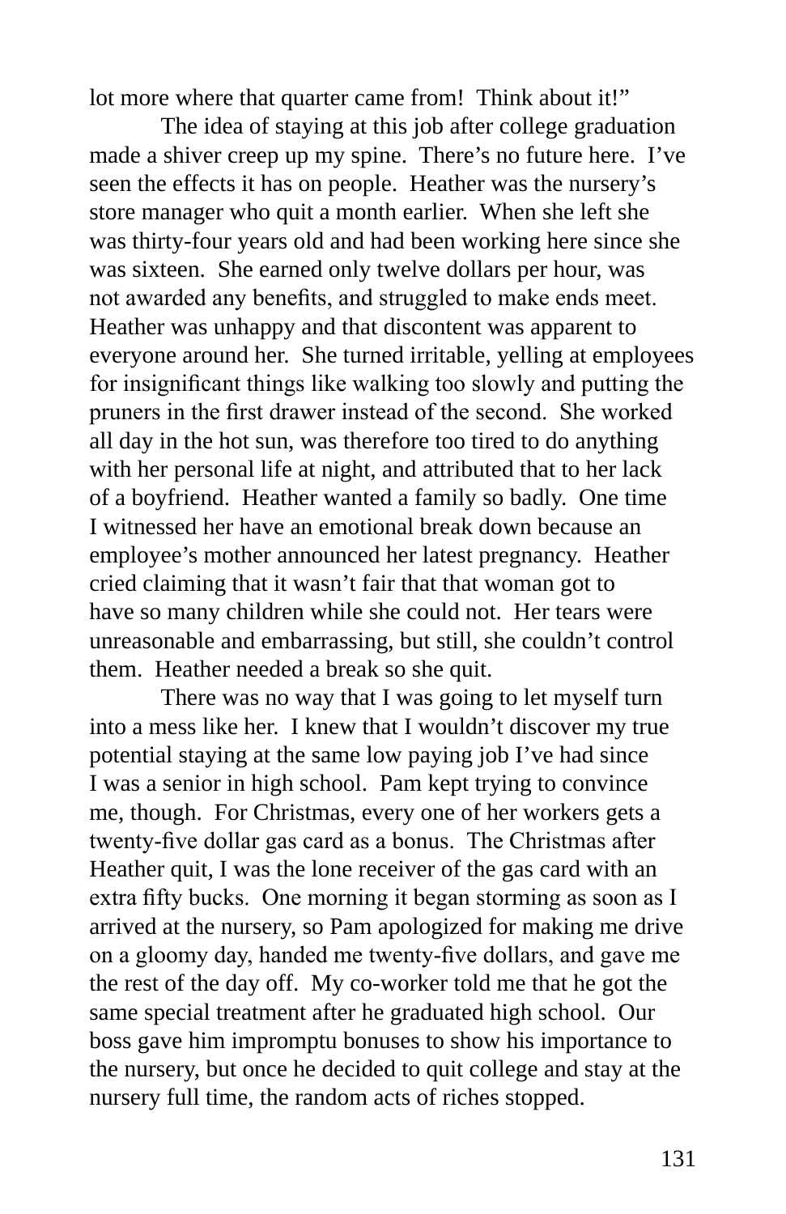lot more where that quarter came from! Think about it!"

The idea of staying at this job after college graduation made a shiver creep up my spine. There's no future here. I've seen the effects it has on people. Heather was the nursery's store manager who quit a month earlier. When she left she was thirty-four years old and had been working here since she was sixteen. She earned only twelve dollars per hour, was not awarded any benefits, and struggled to make ends meet. Heather was unhappy and that discontent was apparent to everyone around her. She turned irritable, yelling at employees for insignificant things like walking too slowly and putting the pruners in the first drawer instead of the second. She worked all day in the hot sun, was therefore too tired to do anything with her personal life at night, and attributed that to her lack of a boyfriend. Heather wanted a family so badly. One time I witnessed her have an emotional break down because an employee's mother announced her latest pregnancy. Heather cried claiming that it wasn't fair that that woman got to have so many children while she could not. Her tears were unreasonable and embarrassing, but still, she couldn't control them. Heather needed a break so she quit.

There was no way that I was going to let myself turn into a mess like her. I knew that I wouldn't discover my true potential staying at the same low paying job I've had since I was a senior in high school. Pam kept trying to convince me, though. For Christmas, every one of her workers gets a twenty-five dollar gas card as a bonus. The Christmas after Heather quit, I was the lone receiver of the gas card with an extra fifty bucks. One morning it began storming as soon as I arrived at the nursery, so Pam apologized for making me drive on a gloomy day, handed me twenty-five dollars, and gave me the rest of the day off. My co-worker told me that he got the same special treatment after he graduated high school. Our boss gave him impromptu bonuses to show his importance to the nursery, but once he decided to quit college and stay at the nursery full time, the random acts of riches stopped.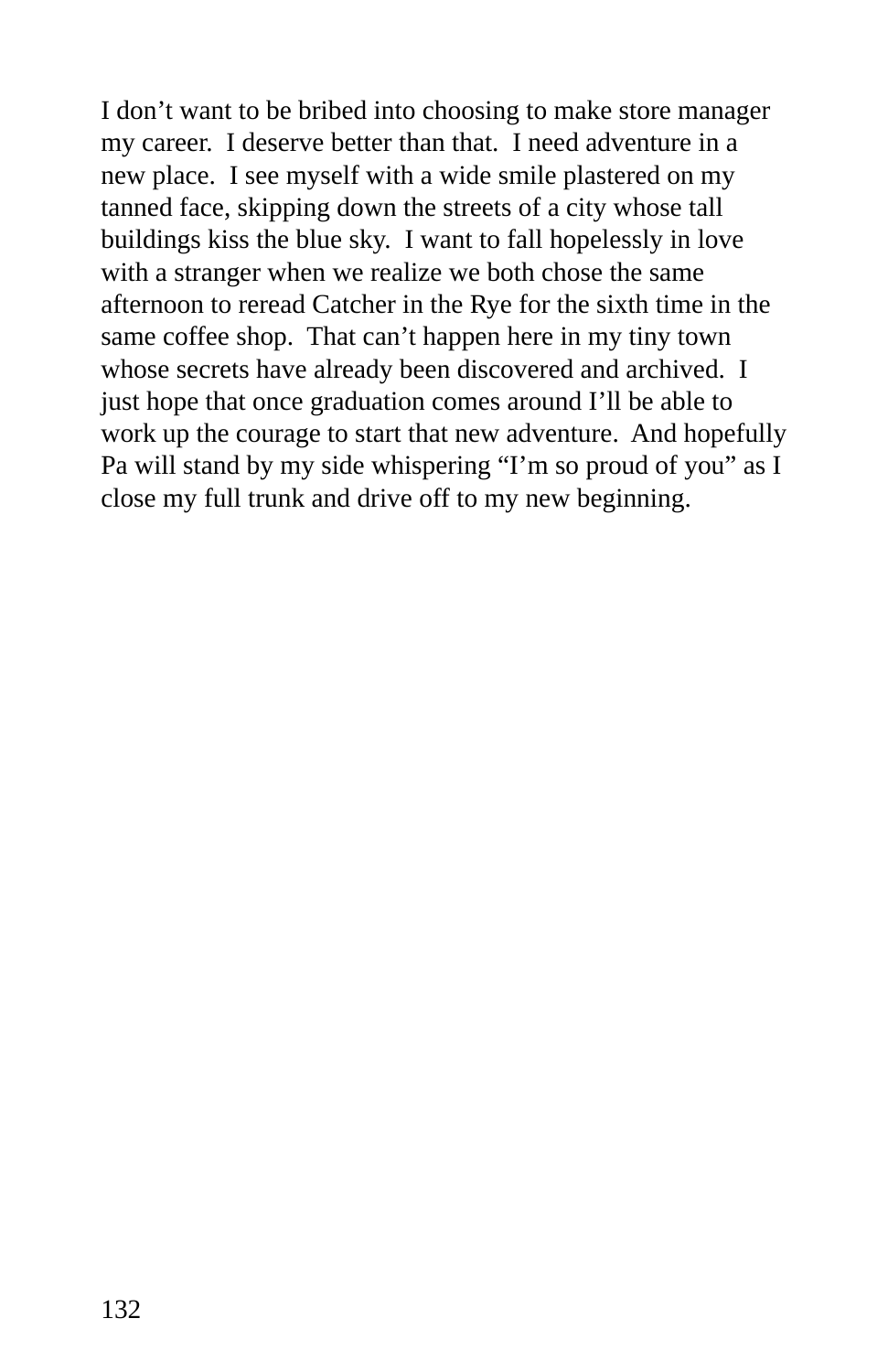I don’t want to be bribed into choosing to make store manager my career. I deserve better than that. I need adventure in a new place. I see myself with a wide smile plastered on my tanned face, skipping down the streets of a city whose tall buildings kiss the blue sky. I want to fall hopelessly in love with a stranger when we realize we both chose the same afternoon to reread Catcher in the Rye for the sixth time in the same coffee shop. That can’t happen here in my tiny town whose secrets have already been discovered and archived. I just hope that once graduation comes around I’ll be able to work up the courage to start that new adventure. And hopefully Pa will stand by my side whispering “I’m so proud of you” as I close my full trunk and drive off to my new beginning.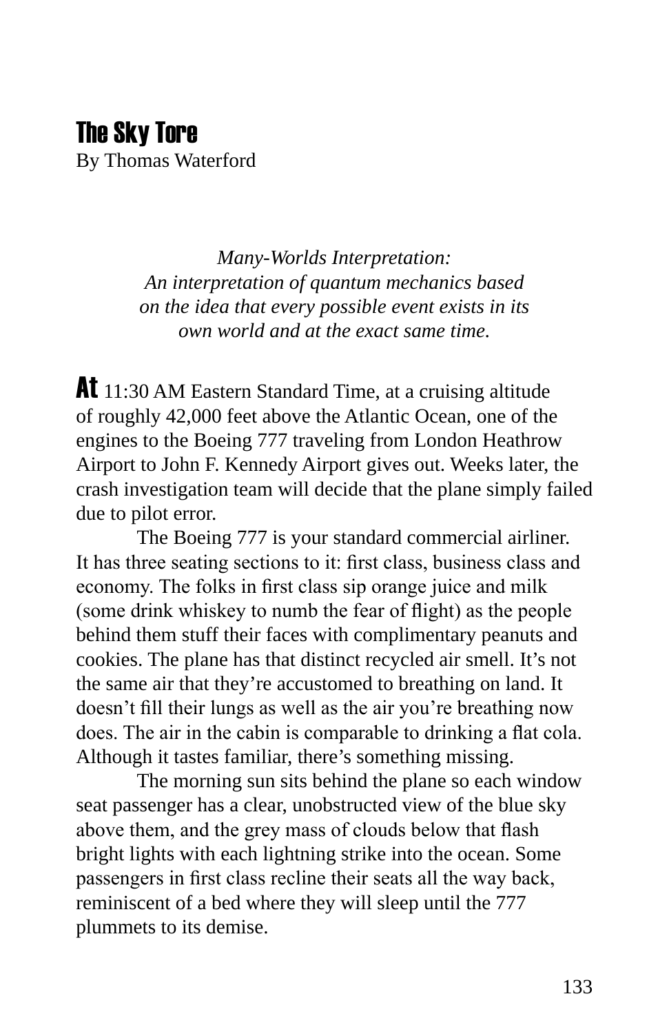# The Sky Tore

By Thomas Waterford

*Many-Worlds Interpretation:*
*An interpretation of quantum mechanics based on the idea that every possible event exists in its own world and at the exact same time.*

**At** 11:30 AM Eastern Standard Time, at a cruising altitude of roughly 42,000 feet above the Atlantic Ocean, one of the engines to the Boeing 777 traveling from London Heathrow Airport to John F. Kennedy Airport gives out. Weeks later, the crash investigation team will decide that the plane simply failed due to pilot error.

The Boeing 777 is your standard commercial airliner. It has three seating sections to it: first class, business class and economy. The folks in first class sip orange juice and milk (some drink whiskey to numb the fear of flight) as the people behind them stuff their faces with complimentary peanuts and cookies. The plane has that distinct recycled air smell. It's not the same air that they're accustomed to breathing on land. It doesn't fill their lungs as well as the air you're breathing now does. The air in the cabin is comparable to drinking a flat cola. Although it tastes familiar, there's something missing.

The morning sun sits behind the plane so each window seat passenger has a clear, unobstructed view of the blue sky above them, and the grey mass of clouds below that flash bright lights with each lightning strike into the ocean. Some passengers in first class recline their seats all the way back, reminiscent of a bed where they will sleep until the 777 plummets to its demise.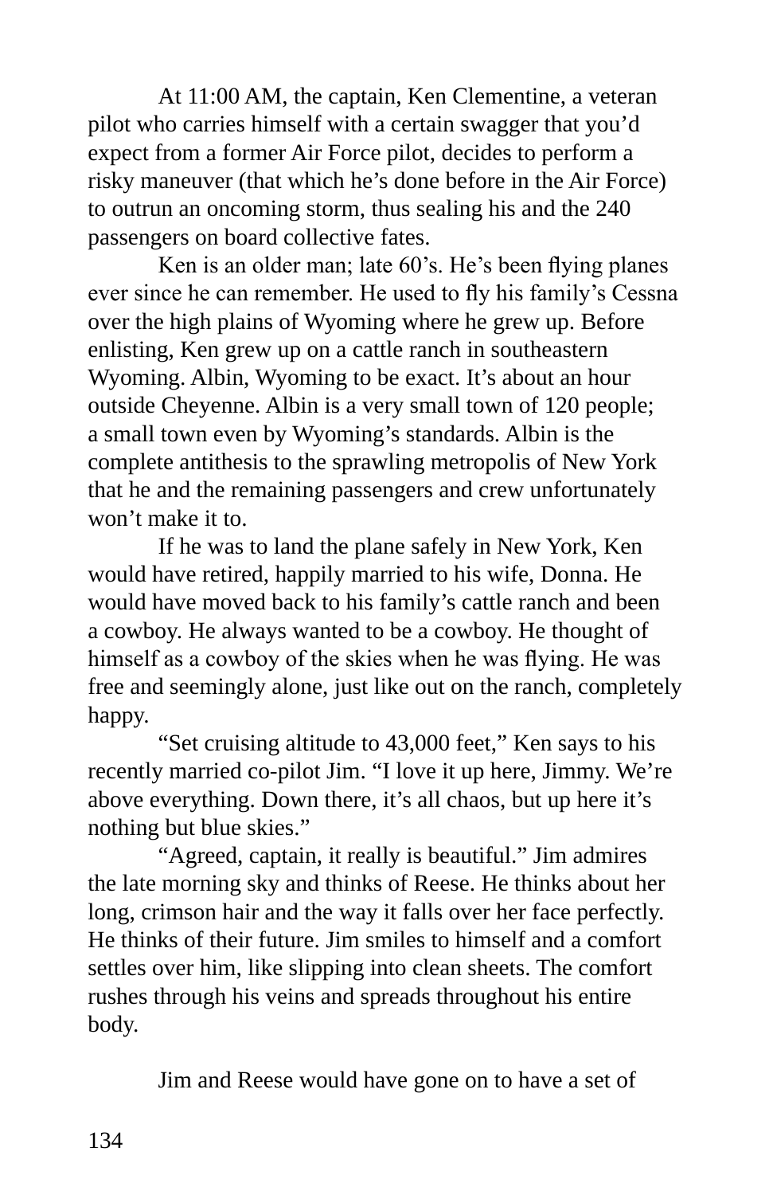At 11:00 AM, the captain, Ken Clementine, a veteran pilot who carries himself with a certain swagger that you'd expect from a former Air Force pilot, decides to perform a risky maneuver (that which he's done before in the Air Force) to outrun an oncoming storm, thus sealing his and the 240 passengers on board collective fates.

Ken is an older man; late 60's. He's been flying planes ever since he can remember. He used to fly his family's Cessna over the high plains of Wyoming where he grew up. Before enlisting, Ken grew up on a cattle ranch in southeastern Wyoming. Albin, Wyoming to be exact. It's about an hour outside Cheyenne. Albin is a very small town of 120 people; a small town even by Wyoming's standards. Albin is the complete antithesis to the sprawling metropolis of New York that he and the remaining passengers and crew unfortunately won't make it to.

If he was to land the plane safely in New York, Ken would have retired, happily married to his wife, Donna. He would have moved back to his family's cattle ranch and been a cowboy. He always wanted to be a cowboy. He thought of himself as a cowboy of the skies when he was flying. He was free and seemingly alone, just like out on the ranch, completely happy.

"Set cruising altitude to 43,000 feet," Ken says to his recently married co-pilot Jim. "I love it up here, Jimmy. We're above everything. Down there, it's all chaos, but up here it's nothing but blue skies."

"Agreed, captain, it really is beautiful." Jim admires the late morning sky and thinks of Reese. He thinks about her long, crimson hair and the way it falls over her face perfectly. He thinks of their future. Jim smiles to himself and a comfort settles over him, like slipping into clean sheets. The comfort rushes through his veins and spreads throughout his entire body.

Jim and Reese would have gone on to have a set of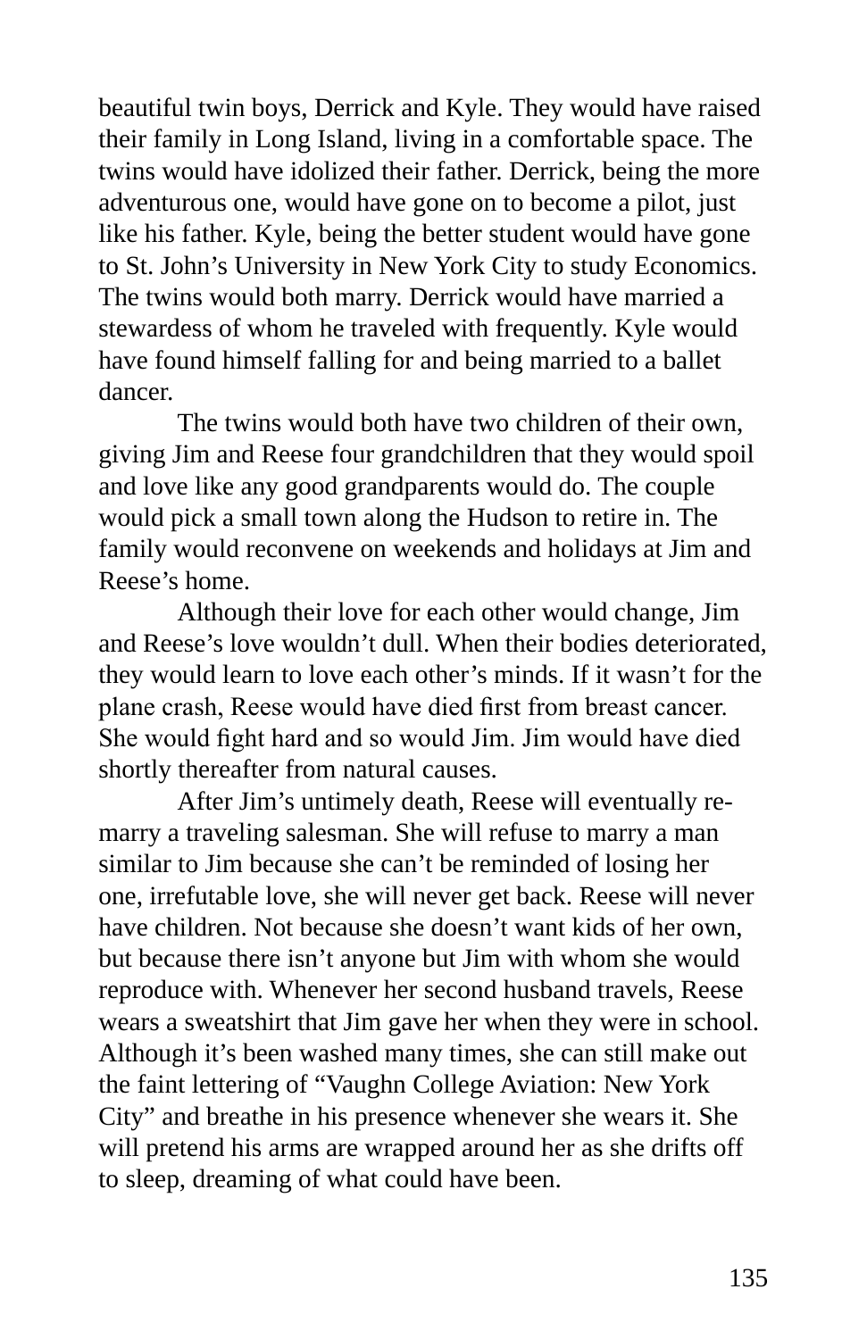beautiful twin boys, Derrick and Kyle. They would have raised their family in Long Island, living in a comfortable space. The twins would have idolized their father. Derrick, being the more adventurous one, would have gone on to become a pilot, just like his father. Kyle, being the better student would have gone to St. John's University in New York City to study Economics. The twins would both marry. Derrick would have married a stewardess of whom he traveled with frequently. Kyle would have found himself falling for and being married to a ballet dancer.

The twins would both have two children of their own, giving Jim and Reese four grandchildren that they would spoil and love like any good grandparents would do. The couple would pick a small town along the Hudson to retire in. The family would reconvene on weekends and holidays at Jim and Reese's home.

Although their love for each other would change, Jim and Reese's love wouldn't dull. When their bodies deteriorated, they would learn to love each other's minds. If it wasn't for the plane crash, Reese would have died first from breast cancer. She would fight hard and so would Jim. Jim would have died shortly thereafter from natural causes.

After Jim's untimely death, Reese will eventually re-marry a traveling salesman. She will refuse to marry a man similar to Jim because she can't be reminded of losing her one, irrefutable love, she will never get back. Reese will never have children. Not because she doesn't want kids of her own, but because there isn't anyone but Jim with whom she would reproduce with. Whenever her second husband travels, Reese wears a sweatshirt that Jim gave her when they were in school. Although it's been washed many times, she can still make out the faint lettering of "Vaughn College Aviation: New York City" and breathe in his presence whenever she wears it. She will pretend his arms are wrapped around her as she drifts off to sleep, dreaming of what could have been.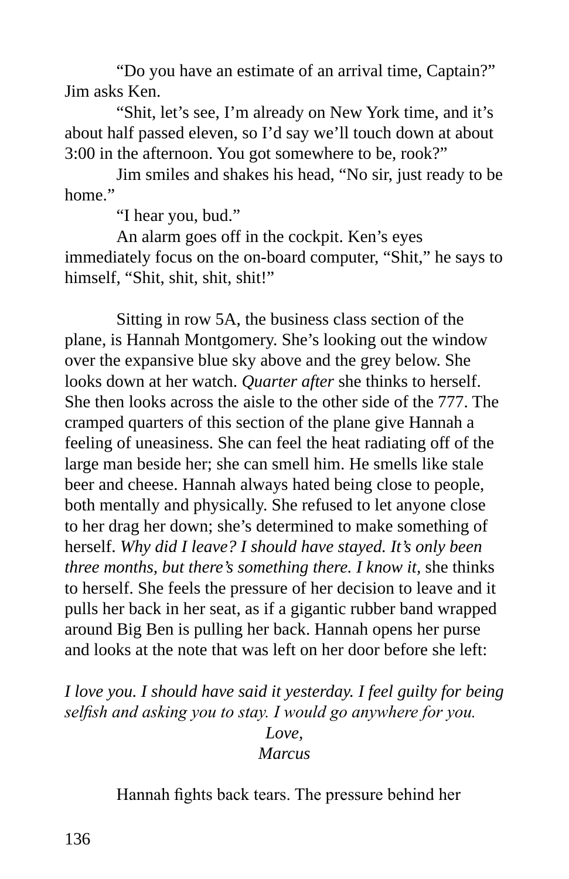"Do you have an estimate of an arrival time, Captain?" Jim asks Ken.

"Shit, let's see, I'm already on New York time, and it's about half passed eleven, so I'd say we'll touch down at about 3:00 in the afternoon. You got somewhere to be, rook?"

Jim smiles and shakes his head, "No sir, just ready to be home."

"I hear you, bud."

An alarm goes off in the cockpit. Ken's eyes immediately focus on the on-board computer, "Shit," he says to himself, "Shit, shit, shit, shit!"

Sitting in row 5A, the business class section of the plane, is Hannah Montgomery. She's looking out the window over the expansive blue sky above and the grey below. She looks down at her watch. *Quarter after* she thinks to herself. She then looks across the aisle to the other side of the 777. The cramped quarters of this section of the plane give Hannah a feeling of uneasiness. She can feel the heat radiating off of the large man beside her; she can smell him. He smells like stale beer and cheese. Hannah always hated being close to people, both mentally and physically. She refused to let anyone close to her drag her down; she's determined to make something of herself. *Why did I leave? I should have stayed. It's only been three months, but there's something there. I know it*, she thinks to herself. She feels the pressure of her decision to leave and it pulls her back in her seat, as if a gigantic rubber band wrapped around Big Ben is pulling her back. Hannah opens her purse and looks at the note that was left on her door before she left:

*I love you. I should have said it yesterday. I feel guilty for being selfish and asking you to stay. I would go anywhere for you.*

*Love,*
*Marcus*

Hannah fights back tears. The pressure behind her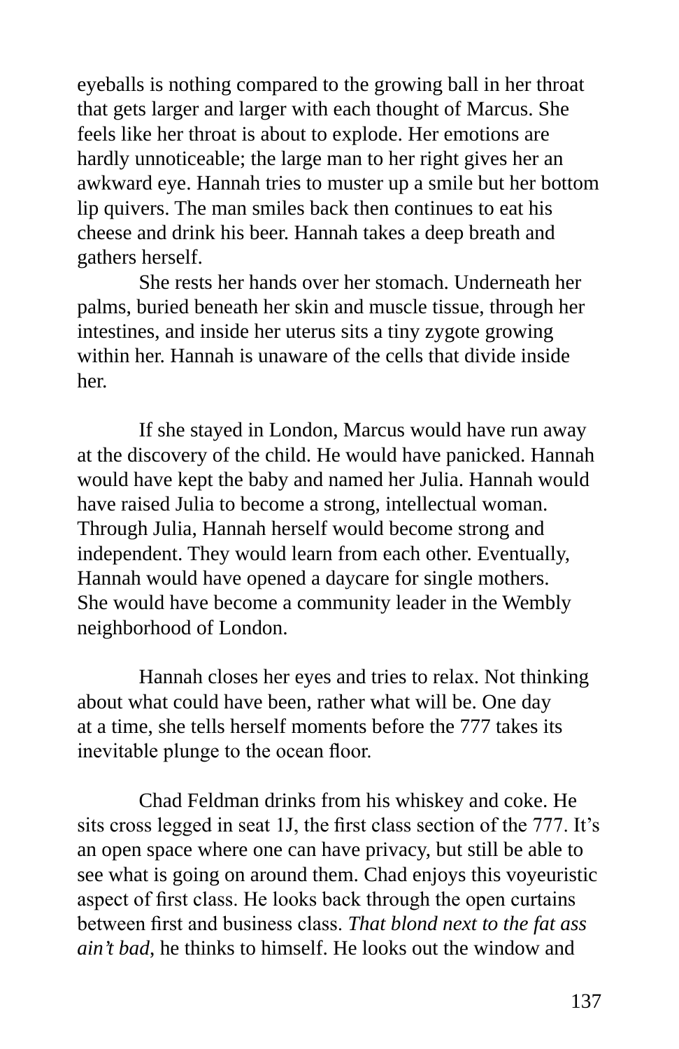eyeballs is nothing compared to the growing ball in her throat that gets larger and larger with each thought of Marcus. She feels like her throat is about to explode. Her emotions are hardly unnoticeable; the large man to her right gives her an awkward eye. Hannah tries to muster up a smile but her bottom lip quivers. The man smiles back then continues to eat his cheese and drink his beer. Hannah takes a deep breath and gathers herself.

She rests her hands over her stomach. Underneath her palms, buried beneath her skin and muscle tissue, through her intestines, and inside her uterus sits a tiny zygote growing within her. Hannah is unaware of the cells that divide inside her.

If she stayed in London, Marcus would have run away at the discovery of the child. He would have panicked. Hannah would have kept the baby and named her Julia. Hannah would have raised Julia to become a strong, intellectual woman. Through Julia, Hannah herself would become strong and independent. They would learn from each other. Eventually, Hannah would have opened a daycare for single mothers. She would have become a community leader in the Wembly neighborhood of London.

Hannah closes her eyes and tries to relax. Not thinking about what could have been, rather what will be. One day at a time, she tells herself moments before the 777 takes its inevitable plunge to the ocean floor.

Chad Feldman drinks from his whiskey and coke. He sits cross legged in seat 1J, the first class section of the 777. It's an open space where one can have privacy, but still be able to see what is going on around them. Chad enjoys this voyeuristic aspect of first class. He looks back through the open curtains between first and business class. *That blond next to the fat ass ain't bad*, he thinks to himself. He looks out the window and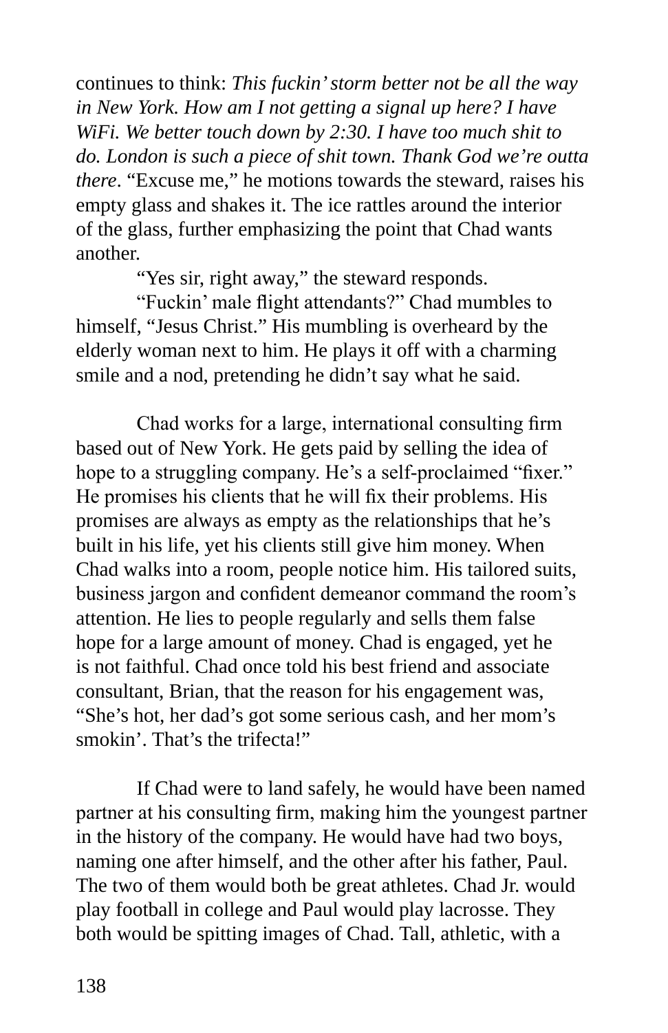continues to think: *This fuckin' storm better not be all the way in New York. How am I not getting a signal up here? I have WiFi. We better touch down by 2:30. I have too much shit to do. London is such a piece of shit town. Thank God we're outta there*. "Excuse me," he motions towards the steward, raises his empty glass and shakes it. The ice rattles around the interior of the glass, further emphasizing the point that Chad wants another.

"Yes sir, right away," the steward responds.

"Fuckin' male flight attendants?" Chad mumbles to himself, "Jesus Christ." His mumbling is overheard by the elderly woman next to him. He plays it off with a charming smile and a nod, pretending he didn't say what he said.

Chad works for a large, international consulting firm based out of New York. He gets paid by selling the idea of hope to a struggling company. He's a self-proclaimed "fixer." He promises his clients that he will fix their problems. His promises are always as empty as the relationships that he's built in his life, yet his clients still give him money. When Chad walks into a room, people notice him. His tailored suits, business jargon and confident demeanor command the room's attention. He lies to people regularly and sells them false hope for a large amount of money. Chad is engaged, yet he is not faithful. Chad once told his best friend and associate consultant, Brian, that the reason for his engagement was, "She's hot, her dad's got some serious cash, and her mom's smokin'. That's the trifecta!"

If Chad were to land safely, he would have been named partner at his consulting firm, making him the youngest partner in the history of the company. He would have had two boys, naming one after himself, and the other after his father, Paul. The two of them would both be great athletes. Chad Jr. would play football in college and Paul would play lacrosse. They both would be spitting images of Chad. Tall, athletic, with a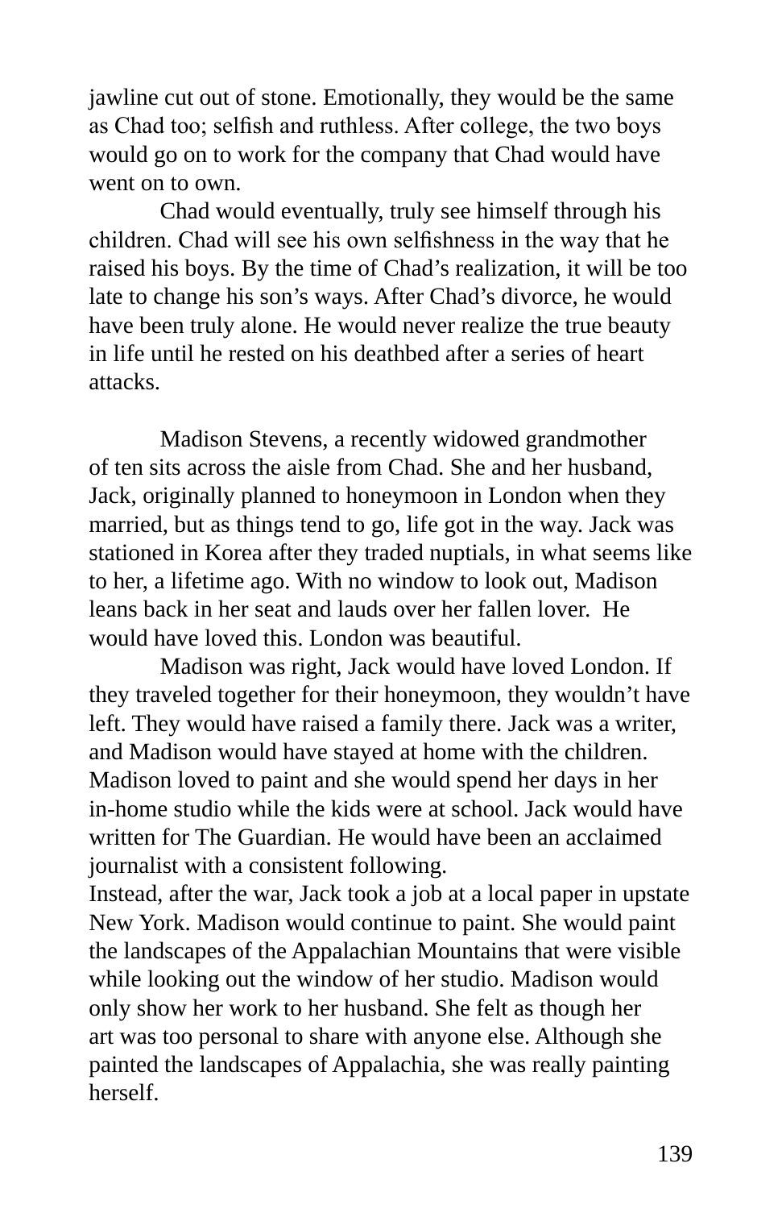jawline cut out of stone. Emotionally, they would be the same as Chad too; selfish and ruthless. After college, the two boys would go on to work for the company that Chad would have went on to own.

Chad would eventually, truly see himself through his children. Chad will see his own selfishness in the way that he raised his boys. By the time of Chad's realization, it will be too late to change his son's ways. After Chad's divorce, he would have been truly alone. He would never realize the true beauty in life until he rested on his deathbed after a series of heart attacks.

Madison Stevens, a recently widowed grandmother of ten sits across the aisle from Chad. She and her husband, Jack, originally planned to honeymoon in London when they married, but as things tend to go, life got in the way. Jack was stationed in Korea after they traded nuptials, in what seems like to her, a lifetime ago. With no window to look out, Madison leans back in her seat and lauds over her fallen lover. He would have loved this. London was beautiful.

Madison was right, Jack would have loved London. If they traveled together for their honeymoon, they wouldn't have left. They would have raised a family there. Jack was a writer, and Madison would have stayed at home with the children. Madison loved to paint and she would spend her days in her in-home studio while the kids were at school. Jack would have written for The Guardian. He would have been an acclaimed journalist with a consistent following.
Instead, after the war, Jack took a job at a local paper in upstate New York. Madison would continue to paint. She would paint the landscapes of the Appalachian Mountains that were visible while looking out the window of her studio. Madison would only show her work to her husband. She felt as though her art was too personal to share with anyone else. Although she painted the landscapes of Appalachia, she was really painting herself.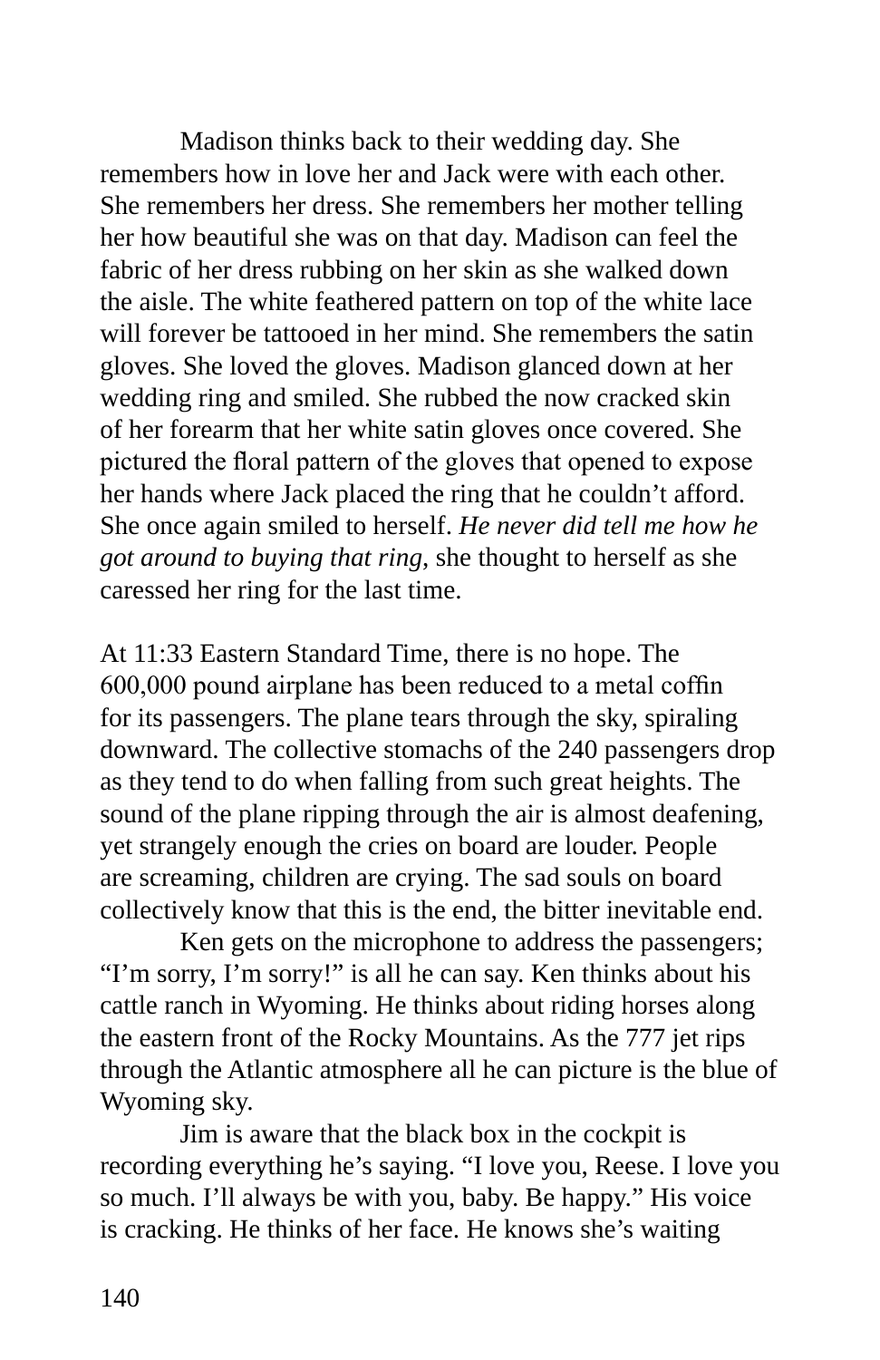Madison thinks back to their wedding day. She remembers how in love her and Jack were with each other. She remembers her dress. She remembers her mother telling her how beautiful she was on that day. Madison can feel the fabric of her dress rubbing on her skin as she walked down the aisle. The white feathered pattern on top of the white lace will forever be tattooed in her mind. She remembers the satin gloves. She loved the gloves. Madison glanced down at her wedding ring and smiled. She rubbed the now cracked skin of her forearm that her white satin gloves once covered. She pictured the floral pattern of the gloves that opened to expose her hands where Jack placed the ring that he couldn't afford. She once again smiled to herself. *He never did tell me how he got around to buying that ring*, she thought to herself as she caressed her ring for the last time.

At 11:33 Eastern Standard Time, there is no hope. The 600,000 pound airplane has been reduced to a metal coffin for its passengers. The plane tears through the sky, spiraling downward. The collective stomachs of the 240 passengers drop as they tend to do when falling from such great heights. The sound of the plane ripping through the air is almost deafening, yet strangely enough the cries on board are louder. People are screaming, children are crying. The sad souls on board collectively know that this is the end, the bitter inevitable end.

Ken gets on the microphone to address the passengers; "I'm sorry, I'm sorry!" is all he can say. Ken thinks about his cattle ranch in Wyoming. He thinks about riding horses along the eastern front of the Rocky Mountains. As the 777 jet rips through the Atlantic atmosphere all he can picture is the blue of Wyoming sky.

Jim is aware that the black box in the cockpit is recording everything he's saying. "I love you, Reese. I love you so much. I'll always be with you, baby. Be happy." His voice is cracking. He thinks of her face. He knows she's waiting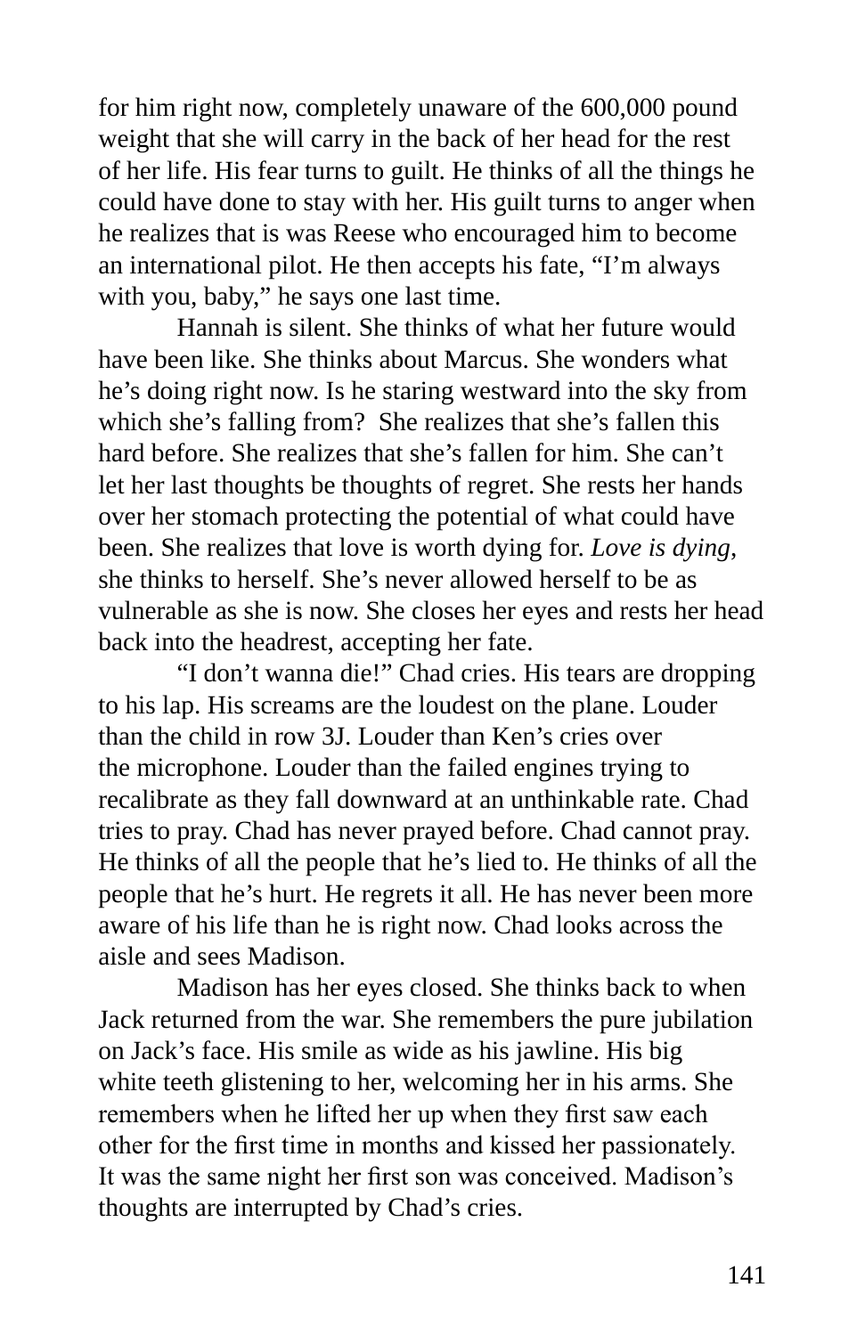for him right now, completely unaware of the 600,000 pound weight that she will carry in the back of her head for the rest of her life. His fear turns to guilt. He thinks of all the things he could have done to stay with her. His guilt turns to anger when he realizes that is was Reese who encouraged him to become an international pilot. He then accepts his fate, "I'm always with you, baby," he says one last time.

Hannah is silent. She thinks of what her future would have been like. She thinks about Marcus. She wonders what he's doing right now. Is he staring westward into the sky from which she's falling from? She realizes that she's fallen this hard before. She realizes that she's fallen for him. She can't let her last thoughts be thoughts of regret. She rests her hands over her stomach protecting the potential of what could have been. She realizes that love is worth dying for. *Love is dying*, she thinks to herself. She's never allowed herself to be as vulnerable as she is now. She closes her eyes and rests her head back into the headrest, accepting her fate.

"I don't wanna die!" Chad cries. His tears are dropping to his lap. His screams are the loudest on the plane. Louder than the child in row 3J. Louder than Ken's cries over the microphone. Louder than the failed engines trying to recalibrate as they fall downward at an unthinkable rate. Chad tries to pray. Chad has never prayed before. Chad cannot pray. He thinks of all the people that he's lied to. He thinks of all the people that he's hurt. He regrets it all. He has never been more aware of his life than he is right now. Chad looks across the aisle and sees Madison.

Madison has her eyes closed. She thinks back to when Jack returned from the war. She remembers the pure jubilation on Jack's face. His smile as wide as his jawline. His big white teeth glistening to her, welcoming her in his arms. She remembers when he lifted her up when they first saw each other for the first time in months and kissed her passionately. It was the same night her first son was conceived. Madison's thoughts are interrupted by Chad's cries.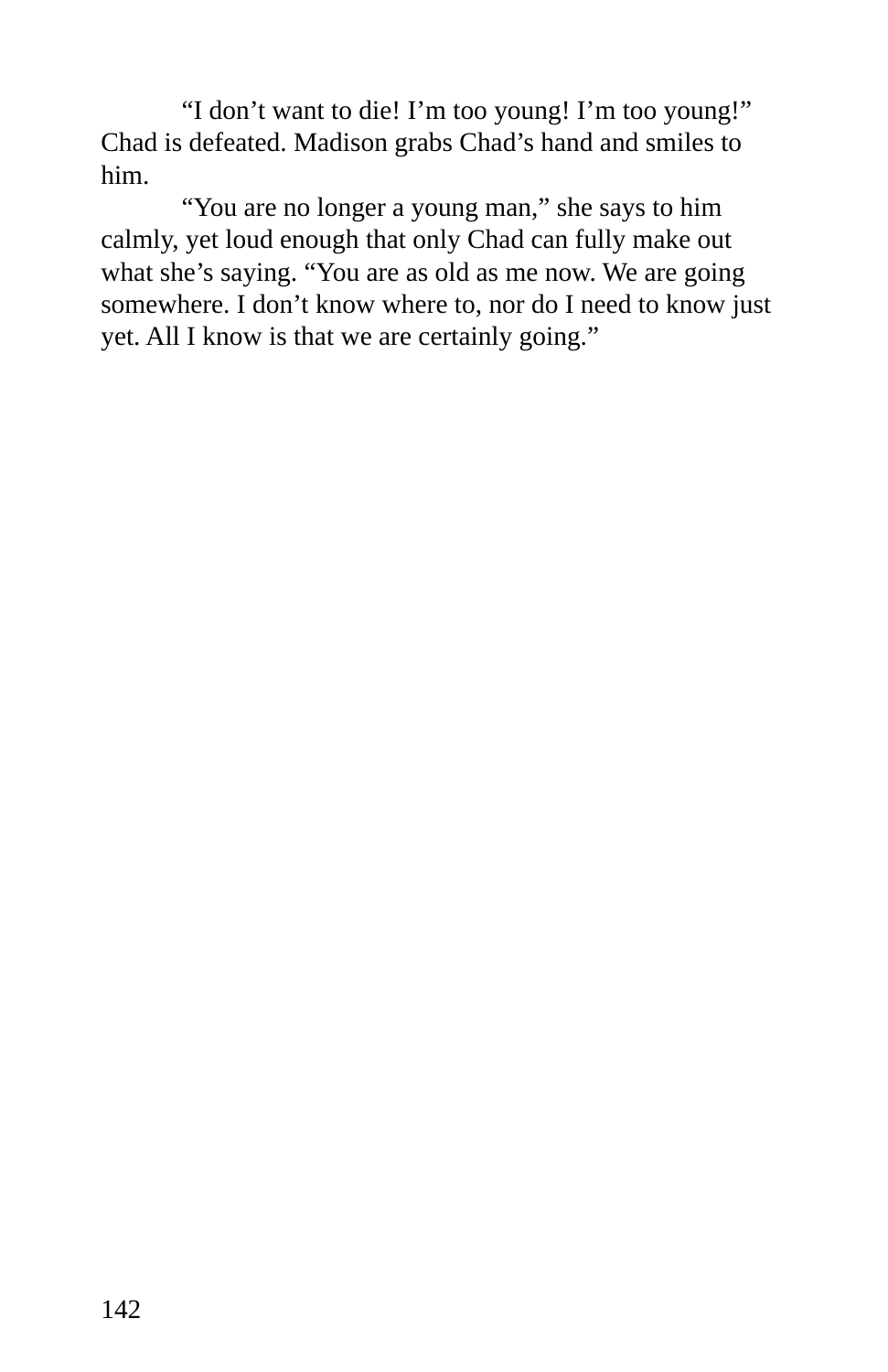"I don't want to die! I'm too young! I'm too young!" Chad is defeated. Madison grabs Chad's hand and smiles to him.

"You are no longer a young man," she says to him calmly, yet loud enough that only Chad can fully make out what she's saying. "You are as old as me now. We are going somewhere. I don't know where to, nor do I need to know just yet. All I know is that we are certainly going."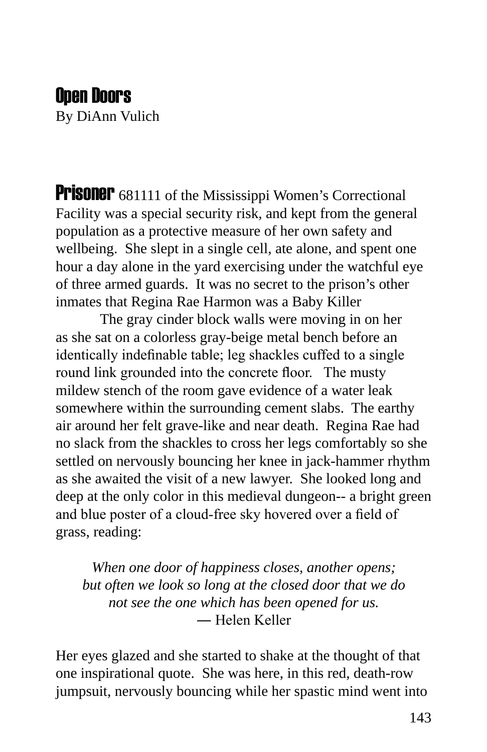# Open Doors

By DiAnn Vulich

**Prisoner** 681111 of the Mississippi Women's Correctional Facility was a special security risk, and kept from the general population as a protective measure of her own safety and wellbeing. She slept in a single cell, ate alone, and spent one hour a day alone in the yard exercising under the watchful eye of three armed guards. It was no secret to the prison's other inmates that Regina Rae Harmon was a Baby Killer

The gray cinder block walls were moving in on her as she sat on a colorless gray-beige metal bench before an identically indefinable table; leg shackles cuffed to a single round link grounded into the concrete floor. The musty mildew stench of the room gave evidence of a water leak somewhere within the surrounding cement slabs. The earthy air around her felt grave-like and near death. Regina Rae had no slack from the shackles to cross her legs comfortably so she settled on nervously bouncing her knee in jack-hammer rhythm as she awaited the visit of a new lawyer. She looked long and deep at the only color in this medieval dungeon-- a bright green and blue poster of a cloud-free sky hovered over a field of grass, reading:

*When one door of happiness closes, another opens;*
*but often we look so long at the closed door that we do*
*not see the one which has been opened for us.*
― Helen Keller

Her eyes glazed and she started to shake at the thought of that one inspirational quote. She was here, in this red, death-row jumpsuit, nervously bouncing while her spastic mind went into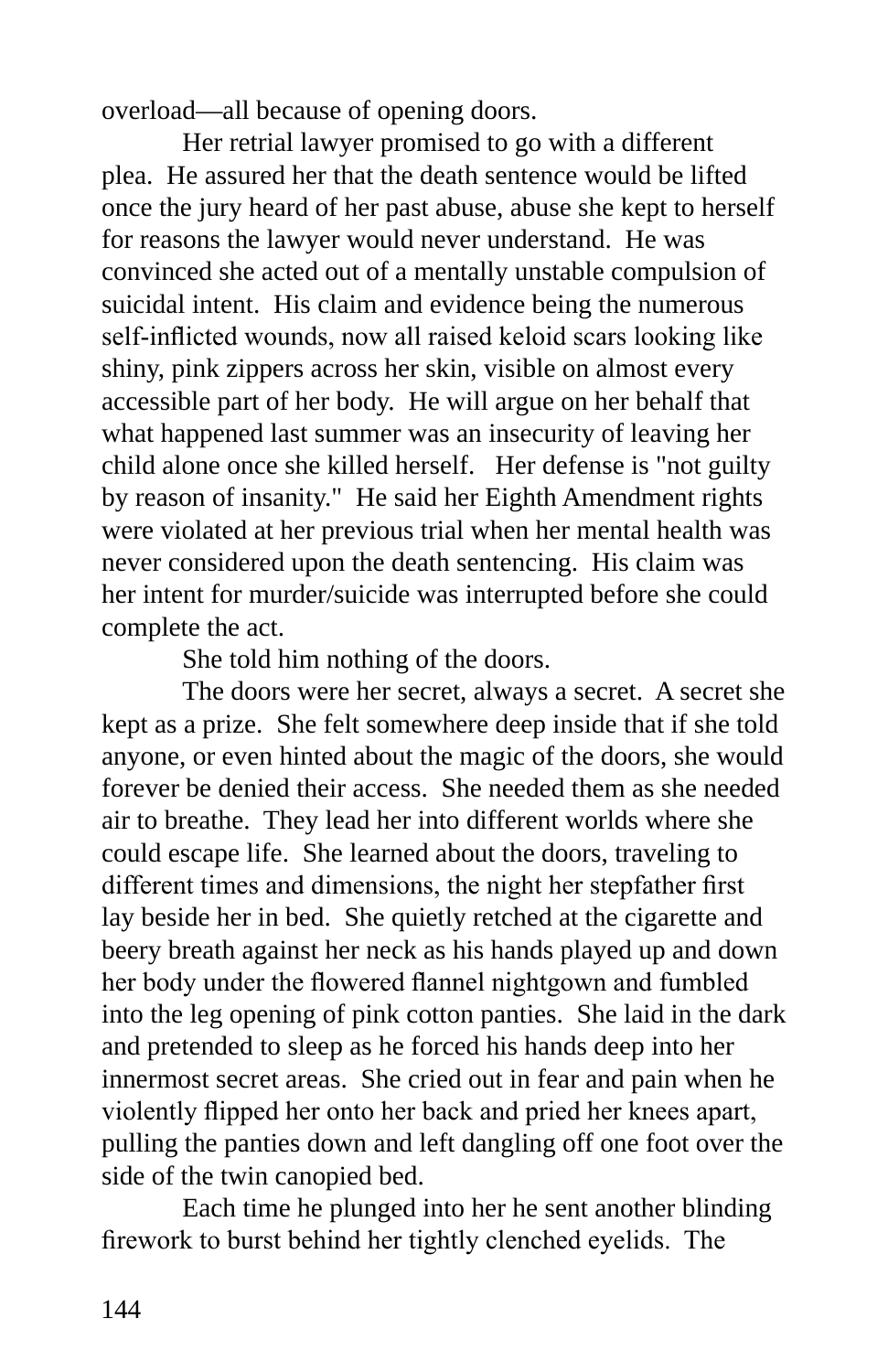overload—all because of opening doors.

Her retrial lawyer promised to go with a different plea. He assured her that the death sentence would be lifted once the jury heard of her past abuse, abuse she kept to herself for reasons the lawyer would never understand. He was convinced she acted out of a mentally unstable compulsion of suicidal intent. His claim and evidence being the numerous self-inflicted wounds, now all raised keloid scars looking like shiny, pink zippers across her skin, visible on almost every accessible part of her body. He will argue on her behalf that what happened last summer was an insecurity of leaving her child alone once she killed herself. Her defense is "not guilty by reason of insanity." He said her Eighth Amendment rights were violated at her previous trial when her mental health was never considered upon the death sentencing. His claim was her intent for murder/suicide was interrupted before she could complete the act.

She told him nothing of the doors.

The doors were her secret, always a secret. A secret she kept as a prize. She felt somewhere deep inside that if she told anyone, or even hinted about the magic of the doors, she would forever be denied their access. She needed them as she needed air to breathe. They lead her into different worlds where she could escape life. She learned about the doors, traveling to different times and dimensions, the night her stepfather first lay beside her in bed. She quietly retched at the cigarette and beery breath against her neck as his hands played up and down her body under the flowered flannel nightgown and fumbled into the leg opening of pink cotton panties. She laid in the dark and pretended to sleep as he forced his hands deep into her innermost secret areas. She cried out in fear and pain when he violently flipped her onto her back and pried her knees apart, pulling the panties down and left dangling off one foot over the side of the twin canopied bed.

Each time he plunged into her he sent another blinding firework to burst behind her tightly clenched eyelids. The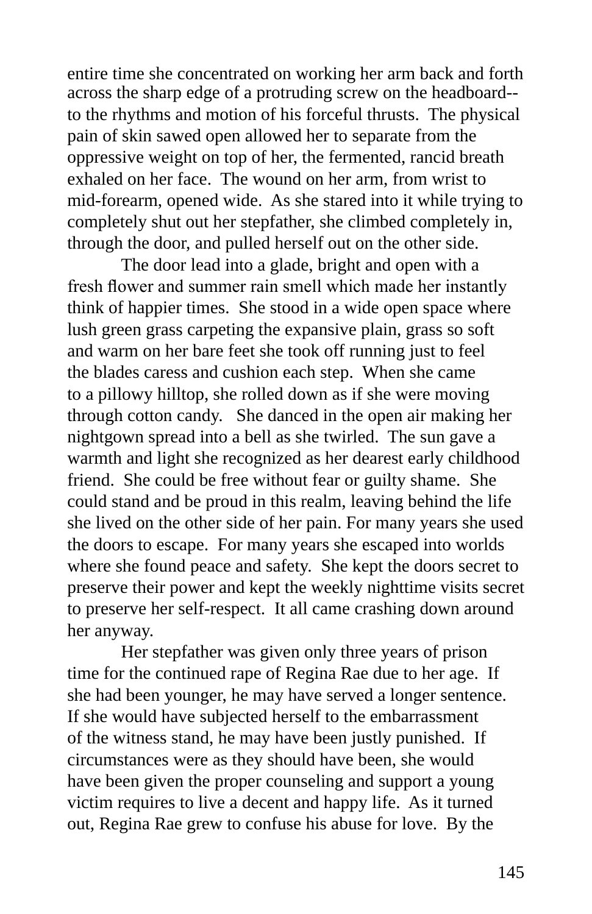entire time she concentrated on working her arm back and forth across the sharp edge of a protruding screw on the headboard--to the rhythms and motion of his forceful thrusts. The physical pain of skin sawed open allowed her to separate from the oppressive weight on top of her, the fermented, rancid breath exhaled on her face. The wound on her arm, from wrist to mid-forearm, opened wide. As she stared into it while trying to completely shut out her stepfather, she climbed completely in, through the door, and pulled herself out on the other side.

The door lead into a glade, bright and open with a fresh flower and summer rain smell which made her instantly think of happier times. She stood in a wide open space where lush green grass carpeting the expansive plain, grass so soft and warm on her bare feet she took off running just to feel the blades caress and cushion each step. When she came to a pillowy hilltop, she rolled down as if she were moving through cotton candy. She danced in the open air making her nightgown spread into a bell as she twirled. The sun gave a warmth and light she recognized as her dearest early childhood friend. She could be free without fear or guilty shame. She could stand and be proud in this realm, leaving behind the life she lived on the other side of her pain. For many years she used the doors to escape. For many years she escaped into worlds where she found peace and safety. She kept the doors secret to preserve their power and kept the weekly nighttime visits secret to preserve her self-respect. It all came crashing down around her anyway.

Her stepfather was given only three years of prison time for the continued rape of Regina Rae due to her age. If she had been younger, he may have served a longer sentence. If she would have subjected herself to the embarrassment of the witness stand, he may have been justly punished. If circumstances were as they should have been, she would have been given the proper counseling and support a young victim requires to live a decent and happy life. As it turned out, Regina Rae grew to confuse his abuse for love. By the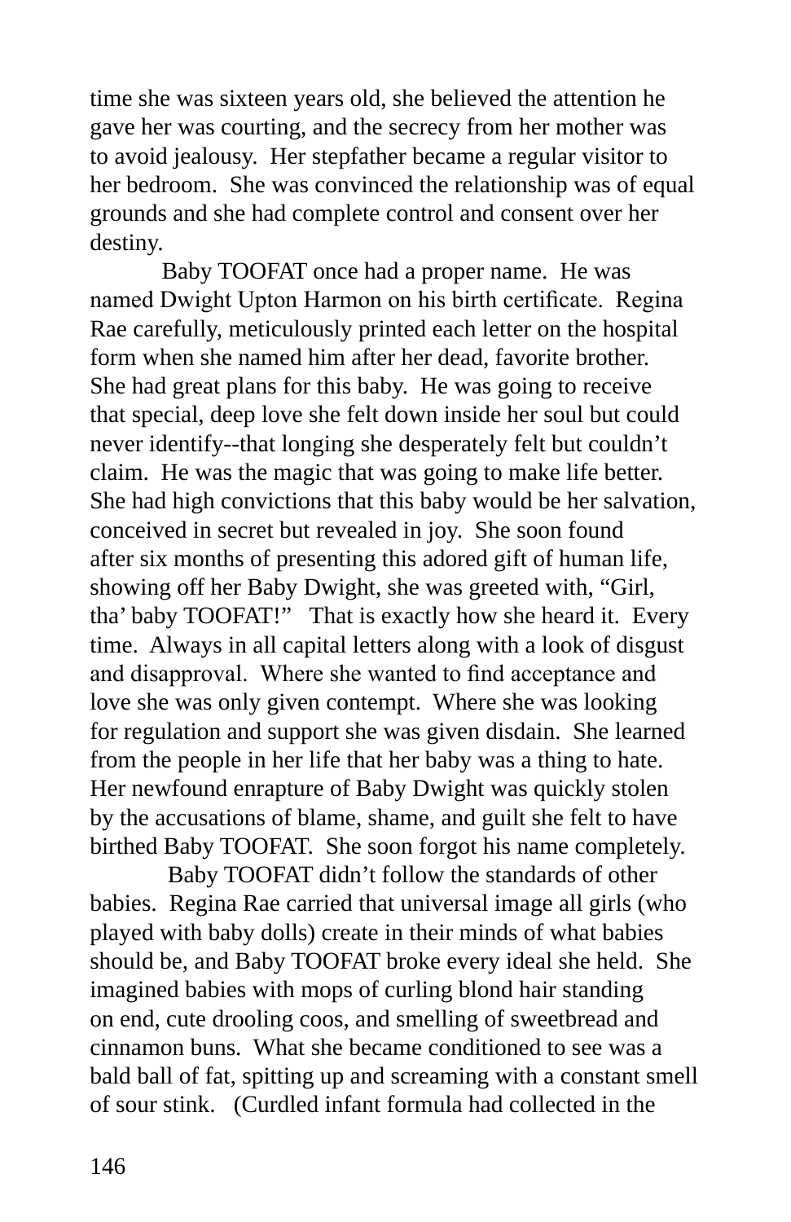time she was sixteen years old, she believed the attention he gave her was courting, and the secrecy from her mother was to avoid jealousy. Her stepfather became a regular visitor to her bedroom. She was convinced the relationship was of equal grounds and she had complete control and consent over her destiny.

Baby TOOFAT once had a proper name. He was named Dwight Upton Harmon on his birth certificate. Regina Rae carefully, meticulously printed each letter on the hospital form when she named him after her dead, favorite brother. She had great plans for this baby. He was going to receive that special, deep love she felt down inside her soul but could never identify--that longing she desperately felt but couldn't claim. He was the magic that was going to make life better. She had high convictions that this baby would be her salvation, conceived in secret but revealed in joy. She soon found after six months of presenting this adored gift of human life, showing off her Baby Dwight, she was greeted with, "Girl, tha' baby TOOFAT!" That is exactly how she heard it. Every time. Always in all capital letters along with a look of disgust and disapproval. Where she wanted to find acceptance and love she was only given contempt. Where she was looking for regulation and support she was given disdain. She learned from the people in her life that her baby was a thing to hate. Her newfound enrapture of Baby Dwight was quickly stolen by the accusations of blame, shame, and guilt she felt to have birthed Baby TOOFAT. She soon forgot his name completely.

Baby TOOFAT didn't follow the standards of other babies. Regina Rae carried that universal image all girls (who played with baby dolls) create in their minds of what babies should be, and Baby TOOFAT broke every ideal she held. She imagined babies with mops of curling blond hair standing on end, cute drooling coos, and smelling of sweetbread and cinnamon buns. What she became conditioned to see was a bald ball of fat, spitting up and screaming with a constant smell of sour stink. (Curdled infant formula had collected in the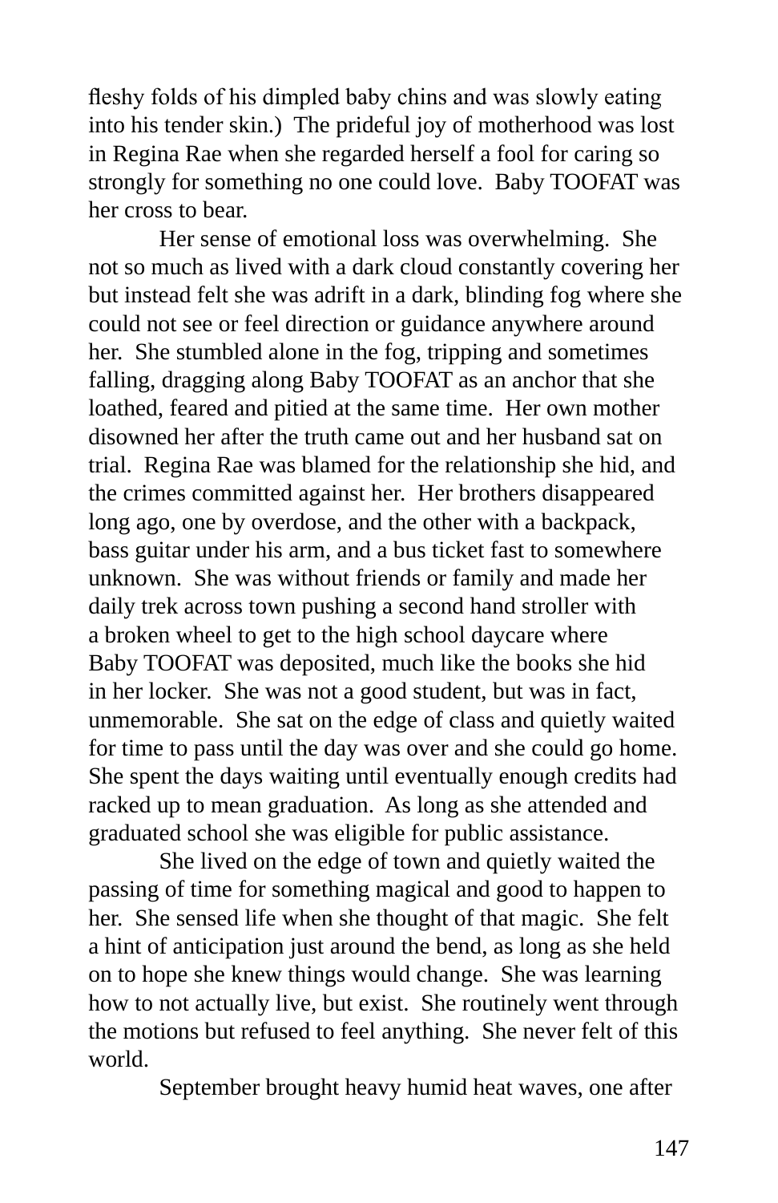fleshy folds of his dimpled baby chins and was slowly eating into his tender skin.) The prideful joy of motherhood was lost in Regina Rae when she regarded herself a fool for caring so strongly for something no one could love. Baby TOOFAT was her cross to bear.

Her sense of emotional loss was overwhelming. She not so much as lived with a dark cloud constantly covering her but instead felt she was adrift in a dark, blinding fog where she could not see or feel direction or guidance anywhere around her. She stumbled alone in the fog, tripping and sometimes falling, dragging along Baby TOOFAT as an anchor that she loathed, feared and pitied at the same time. Her own mother disowned her after the truth came out and her husband sat on trial. Regina Rae was blamed for the relationship she hid, and the crimes committed against her. Her brothers disappeared long ago, one by overdose, and the other with a backpack, bass guitar under his arm, and a bus ticket fast to somewhere unknown. She was without friends or family and made her daily trek across town pushing a second hand stroller with a broken wheel to get to the high school daycare where Baby TOOFAT was deposited, much like the books she hid in her locker. She was not a good student, but was in fact, unmemorable. She sat on the edge of class and quietly waited for time to pass until the day was over and she could go home. She spent the days waiting until eventually enough credits had racked up to mean graduation. As long as she attended and graduated school she was eligible for public assistance.

She lived on the edge of town and quietly waited the passing of time for something magical and good to happen to her. She sensed life when she thought of that magic. She felt a hint of anticipation just around the bend, as long as she held on to hope she knew things would change. She was learning how to not actually live, but exist. She routinely went through the motions but refused to feel anything. She never felt of this world.

September brought heavy humid heat waves, one after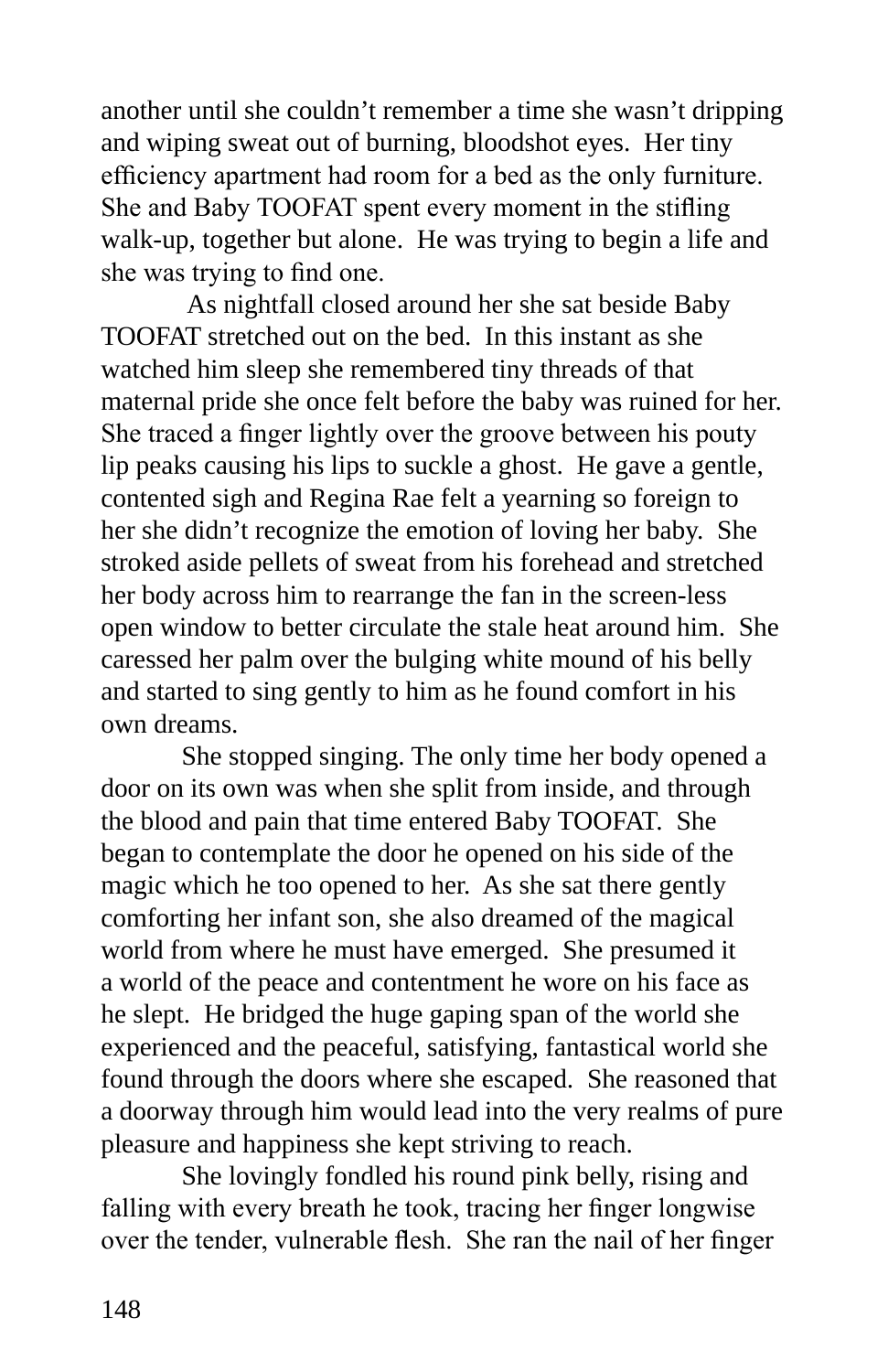another until she couldn't remember a time she wasn't dripping and wiping sweat out of burning, bloodshot eyes. Her tiny efficiency apartment had room for a bed as the only furniture. She and Baby TOOFAT spent every moment in the stifling walk-up, together but alone. He was trying to begin a life and she was trying to find one.

As nightfall closed around her she sat beside Baby TOOFAT stretched out on the bed. In this instant as she watched him sleep she remembered tiny threads of that maternal pride she once felt before the baby was ruined for her. She traced a finger lightly over the groove between his pouty lip peaks causing his lips to suckle a ghost. He gave a gentle, contented sigh and Regina Rae felt a yearning so foreign to her she didn't recognize the emotion of loving her baby. She stroked aside pellets of sweat from his forehead and stretched her body across him to rearrange the fan in the screen-less open window to better circulate the stale heat around him. She caressed her palm over the bulging white mound of his belly and started to sing gently to him as he found comfort in his own dreams.

She stopped singing. The only time her body opened a door on its own was when she split from inside, and through the blood and pain that time entered Baby TOOFAT. She began to contemplate the door he opened on his side of the magic which he too opened to her. As she sat there gently comforting her infant son, she also dreamed of the magical world from where he must have emerged. She presumed it a world of the peace and contentment he wore on his face as he slept. He bridged the huge gaping span of the world she experienced and the peaceful, satisfying, fantastical world she found through the doors where she escaped. She reasoned that a doorway through him would lead into the very realms of pure pleasure and happiness she kept striving to reach.

She lovingly fondled his round pink belly, rising and falling with every breath he took, tracing her finger longwise over the tender, vulnerable flesh. She ran the nail of her finger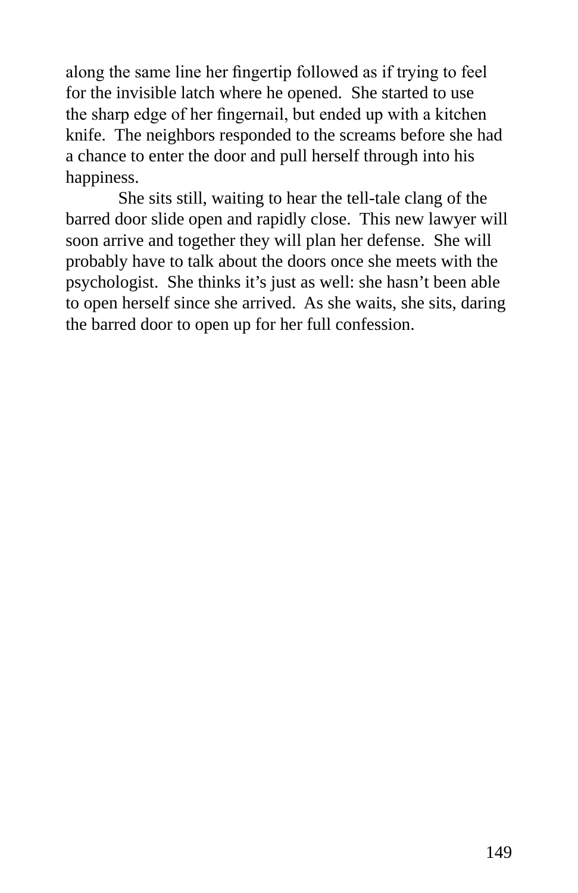along the same line her fingertip followed as if trying to feel for the invisible latch where he opened. She started to use the sharp edge of her fingernail, but ended up with a kitchen knife. The neighbors responded to the screams before she had a chance to enter the door and pull herself through into his happiness.

She sits still, waiting to hear the tell-tale clang of the barred door slide open and rapidly close. This new lawyer will soon arrive and together they will plan her defense. She will probably have to talk about the doors once she meets with the psychologist. She thinks it's just as well: she hasn't been able to open herself since she arrived. As she waits, she sits, daring the barred door to open up for her full confession.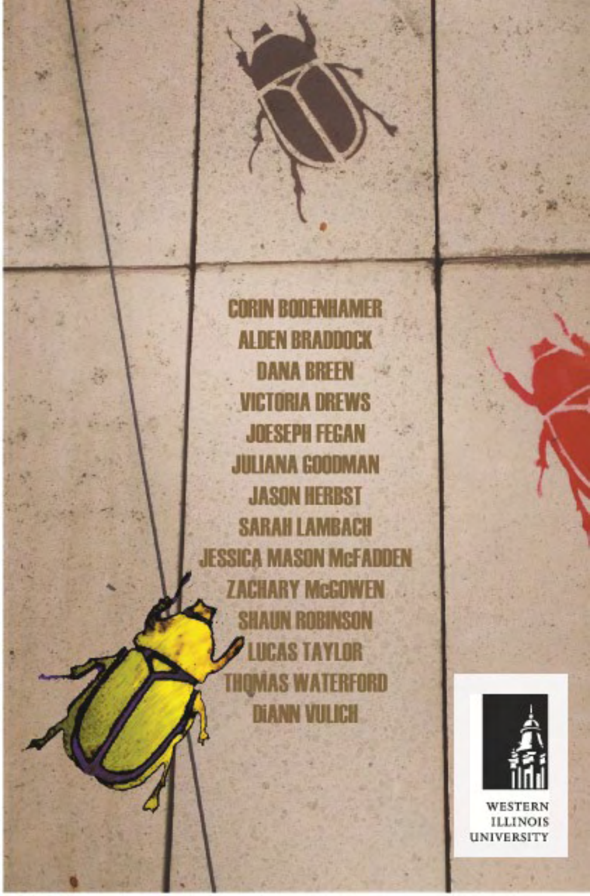CORIN BODENHAMER
ALDEN BRADDOCK
DANA BREEN
VICTORIA DREWS
JOESEPH FEGAN
JULIANA GOODMAN
JASON HERBST
SARAH LAMBACH
JESSICA MASON McFADDEN
ZACHARY McGOWEN
SHAUN ROBINSON
LUCAS TAYLOR
THOMAS WATERFORD
DiANN VULICH

WESTERN ILLINOIS UNIVERSITY